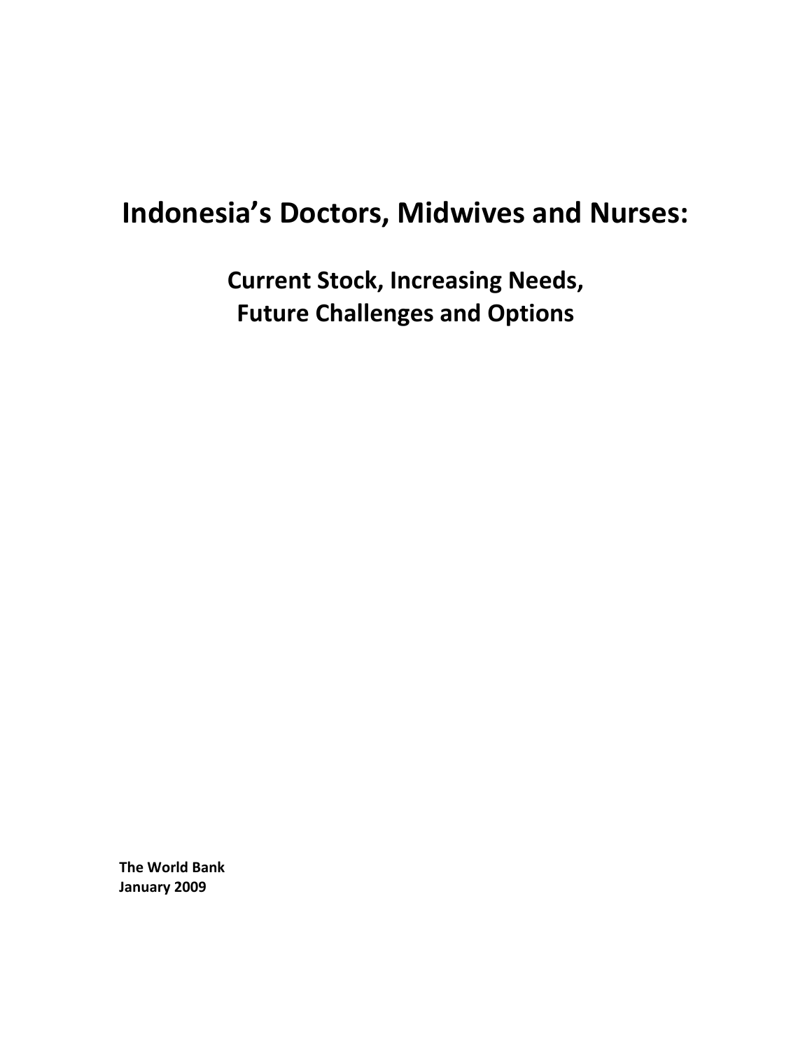# Indonesia's Doctors, Midwives and Nurses:

## Current Stock, Increasing Needs, Future Challenges and Options

**The World Bank**
**January 2009**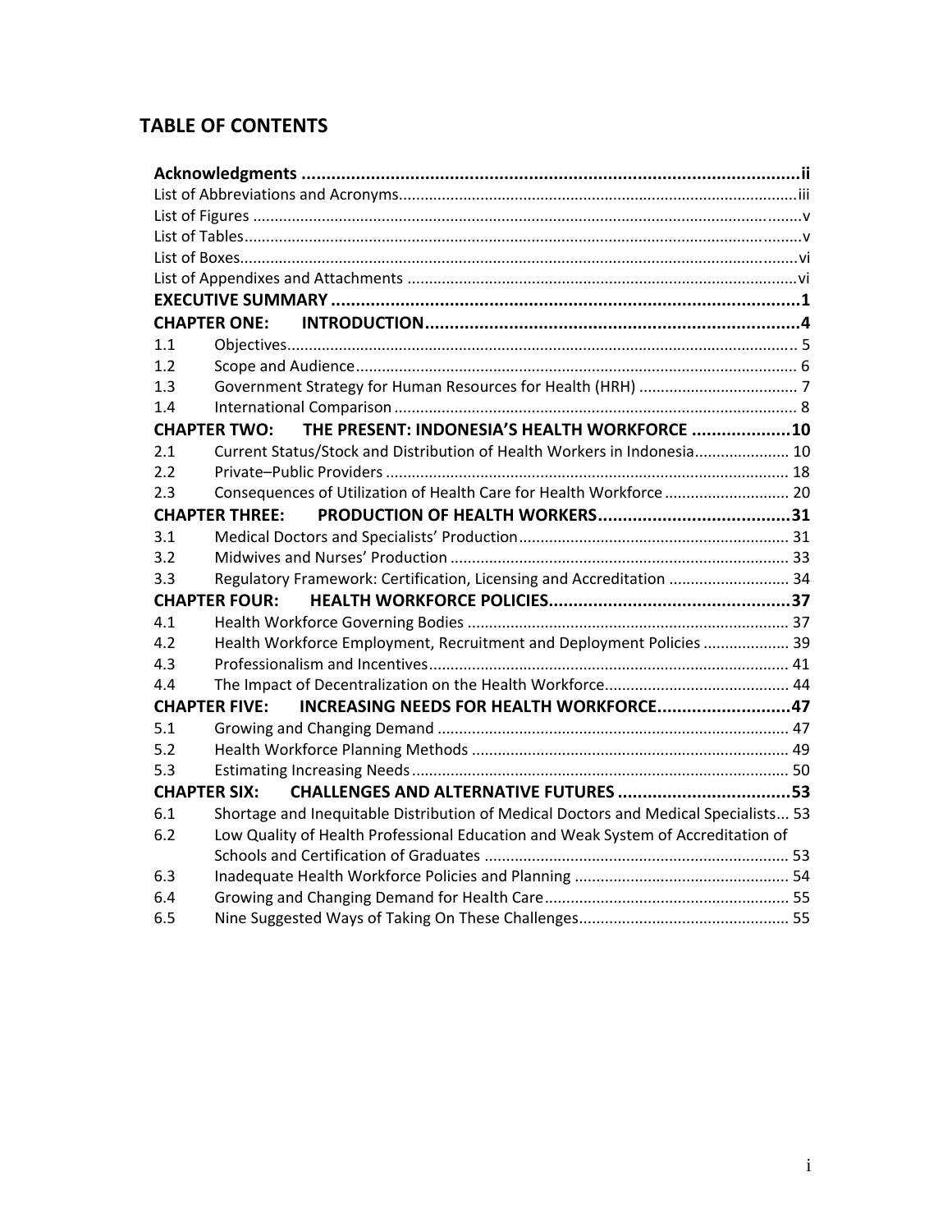# TABLE OF CONTENTS

| | | |
|---|---|---|
| **Acknowledgments** | | **ii** |
| List of Abbreviations and Acronyms | | iii |
| List of Figures | | v |
| List of Tables | | v |
| List of Boxes | | vi |
| List of Appendixes and Attachments | | vi |
| **EXECUTIVE SUMMARY** | | **1** |
| **CHAPTER ONE:** | **INTRODUCTION** | **4** |
| 1.1 | Objectives | 5 |
| 1.2 | Scope and Audience | 6 |
| 1.3 | Government Strategy for Human Resources for Health (HRH) | 7 |
| 1.4 | International Comparison | 8 |
| **CHAPTER TWO:** | **THE PRESENT: INDONESIA'S HEALTH WORKFORCE** | **10** |
| 2.1 | Current Status/Stock and Distribution of Health Workers in Indonesia | 10 |
| 2.2 | Private–Public Providers | 18 |
| 2.3 | Consequences of Utilization of Health Care for Health Workforce | 20 |
| **CHAPTER THREE:** | **PRODUCTION OF HEALTH WORKERS** | **31** |
| 3.1 | Medical Doctors and Specialists' Production | 31 |
| 3.2 | Midwives and Nurses' Production | 33 |
| 3.3 | Regulatory Framework: Certification, Licensing and Accreditation | 34 |
| **CHAPTER FOUR:** | **HEALTH WORKFORCE POLICIES** | **37** |
| 4.1 | Health Workforce Governing Bodies | 37 |
| 4.2 | Health Workforce Employment, Recruitment and Deployment Policies | 39 |
| 4.3 | Professionalism and Incentives | 41 |
| 4.4 | The Impact of Decentralization on the Health Workforce | 44 |
| **CHAPTER FIVE:** | **INCREASING NEEDS FOR HEALTH WORKFORCE** | **47** |
| 5.1 | Growing and Changing Demand | 47 |
| 5.2 | Health Workforce Planning Methods | 49 |
| 5.3 | Estimating Increasing Needs | 50 |
| **CHAPTER SIX:** | **CHALLENGES AND ALTERNATIVE FUTURES** | **53** |
| 6.1 | Shortage and Inequitable Distribution of Medical Doctors and Medical Specialists | 53 |
| 6.2 | Low Quality of Health Professional Education and Weak System of Accreditation of Schools and Certification of Graduates | 53 |
| 6.3 | Inadequate Health Workforce Policies and Planning | 54 |
| 6.4 | Growing and Changing Demand for Health Care | 55 |
| 6.5 | Nine Suggested Ways of Taking On These Challenges | 55 |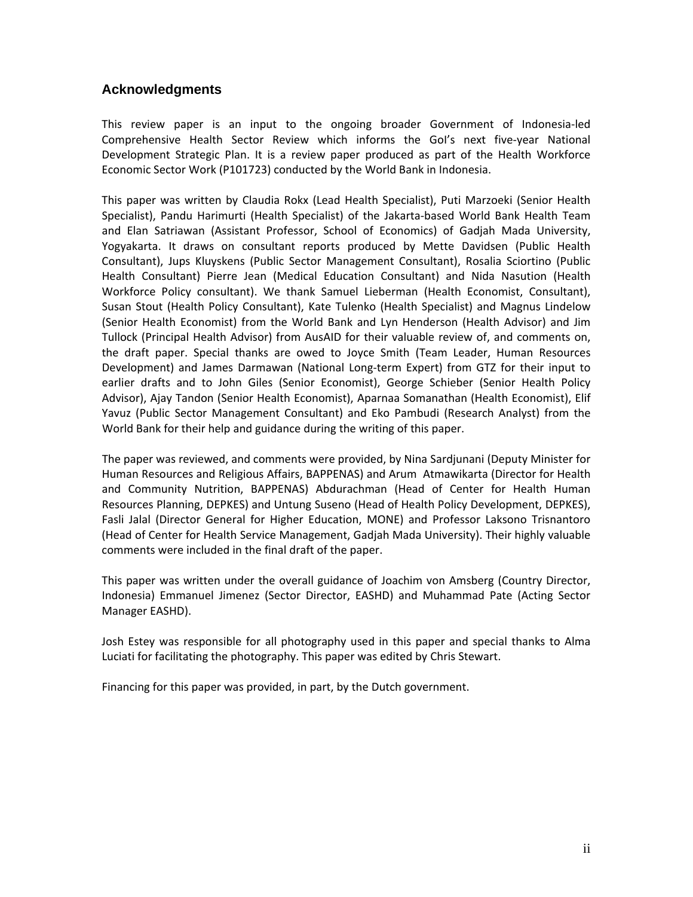## Acknowledgments

This review paper is an input to the ongoing broader Government of Indonesia-led Comprehensive Health Sector Review which informs the GoI's next five-year National Development Strategic Plan. It is a review paper produced as part of the Health Workforce Economic Sector Work (P101723) conducted by the World Bank in Indonesia.

This paper was written by Claudia Rokx (Lead Health Specialist), Puti Marzoeki (Senior Health Specialist), Pandu Harimurti (Health Specialist) of the Jakarta-based World Bank Health Team and Elan Satriawan (Assistant Professor, School of Economics) of Gadjah Mada University, Yogyakarta. It draws on consultant reports produced by Mette Davidsen (Public Health Consultant), Jups Kluyskens (Public Sector Management Consultant), Rosalia Sciortino (Public Health Consultant) Pierre Jean (Medical Education Consultant) and Nida Nasution (Health Workforce Policy consultant). We thank Samuel Lieberman (Health Economist, Consultant), Susan Stout (Health Policy Consultant), Kate Tulenko (Health Specialist) and Magnus Lindelow (Senior Health Economist) from the World Bank and Lyn Henderson (Health Advisor) and Jim Tullock (Principal Health Advisor) from AusAID for their valuable review of, and comments on, the draft paper. Special thanks are owed to Joyce Smith (Team Leader, Human Resources Development) and James Darmawan (National Long-term Expert) from GTZ for their input to earlier drafts and to John Giles (Senior Economist), George Schieber (Senior Health Policy Advisor), Ajay Tandon (Senior Health Economist), Aparnaa Somanathan (Health Economist), Elif Yavuz (Public Sector Management Consultant) and Eko Pambudi (Research Analyst) from the World Bank for their help and guidance during the writing of this paper.

The paper was reviewed, and comments were provided, by Nina Sardjunani (Deputy Minister for Human Resources and Religious Affairs, BAPPENAS) and Arum Atmawikarta (Director for Health and Community Nutrition, BAPPENAS) Abdurachman (Head of Center for Health Human Resources Planning, DEPKES) and Untung Suseno (Head of Health Policy Development, DEPKES), Fasli Jalal (Director General for Higher Education, MONE) and Professor Laksono Trisnantoro (Head of Center for Health Service Management, Gadjah Mada University). Their highly valuable comments were included in the final draft of the paper.

This paper was written under the overall guidance of Joachim von Amsberg (Country Director, Indonesia) Emmanuel Jimenez (Sector Director, EASHD) and Muhammad Pate (Acting Sector Manager EASHD).

Josh Estey was responsible for all photography used in this paper and special thanks to Alma Luciati for facilitating the photography. This paper was edited by Chris Stewart.

Financing for this paper was provided, in part, by the Dutch government.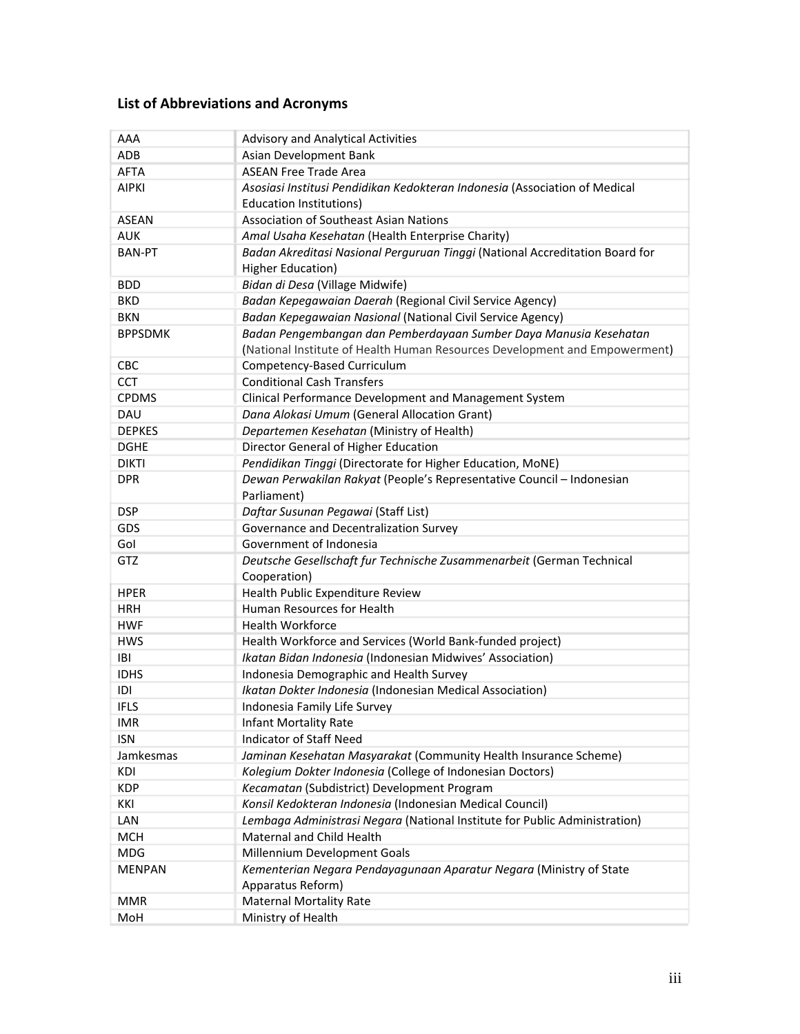## List of Abbreviations and Acronyms

| | |
|---|---|
| AAA | Advisory and Analytical Activities |
| ADB | Asian Development Bank |
| AFTA | ASEAN Free Trade Area |
| AIPKI | *Asosiasi Institusi Pendidikan Kedokteran Indonesia* (Association of Medical Education Institutions) |
| ASEAN | Association of Southeast Asian Nations |
| AUK | *Amal Usaha Kesehatan* (Health Enterprise Charity) |
| BAN-PT | *Badan Akreditasi Nasional Perguruan Tinggi* (National Accreditation Board for Higher Education) |
| BDD | *Bidan di Desa* (Village Midwife) |
| BKD | *Badan Kepegawaian Daerah* (Regional Civil Service Agency) |
| BKN | *Badan Kepegawaian Nasional* (National Civil Service Agency) |
| BPPSDMK | *Badan Pengembangan dan Pemberdayaan Sumber Daya Manusia Kesehatan* (National Institute of Health Human Resources Development and Empowerment) |
| CBC | Competency-Based Curriculum |
| CCT | Conditional Cash Transfers |
| CPDMS | Clinical Performance Development and Management System |
| DAU | *Dana Alokasi Umum* (General Allocation Grant) |
| DEPKES | *Departemen Kesehatan* (Ministry of Health) |
| DGHE | Director General of Higher Education |
| DIKTI | *Pendidikan Tinggi* (Directorate for Higher Education, MoNE) |
| DPR | *Dewan Perwakilan Rakyat* (People's Representative Council – Indonesian Parliament) |
| DSP | *Daftar Susunan Pegawai* (Staff List) |
| GDS | Governance and Decentralization Survey |
| GoI | Government of Indonesia |
| GTZ | *Deutsche Gesellschaft fur Technische Zusammenarbeit* (German Technical Cooperation) |
| HPER | Health Public Expenditure Review |
| HRH | Human Resources for Health |
| HWF | Health Workforce |
| HWS | Health Workforce and Services (World Bank-funded project) |
| IBI | *Ikatan Bidan Indonesia* (Indonesian Midwives' Association) |
| IDHS | Indonesia Demographic and Health Survey |
| IDI | *Ikatan Dokter Indonesia* (Indonesian Medical Association) |
| IFLS | Indonesia Family Life Survey |
| IMR | Infant Mortality Rate |
| ISN | Indicator of Staff Need |
| Jamkesmas | *Jaminan Kesehatan Masyarakat* (Community Health Insurance Scheme) |
| KDI | *Kolegium Dokter Indonesia* (College of Indonesian Doctors) |
| KDP | *Kecamatan* (Subdistrict) Development Program |
| KKI | *Konsil Kedokteran Indonesia* (Indonesian Medical Council) |
| LAN | *Lembaga Administrasi Negara* (National Institute for Public Administration) |
| MCH | Maternal and Child Health |
| MDG | Millennium Development Goals |
| MENPAN | *Kementerian Negara Pendayagunaan Aparatur Negara* (Ministry of State Apparatus Reform) |
| MMR | Maternal Mortality Rate |
| MoH | Ministry of Health |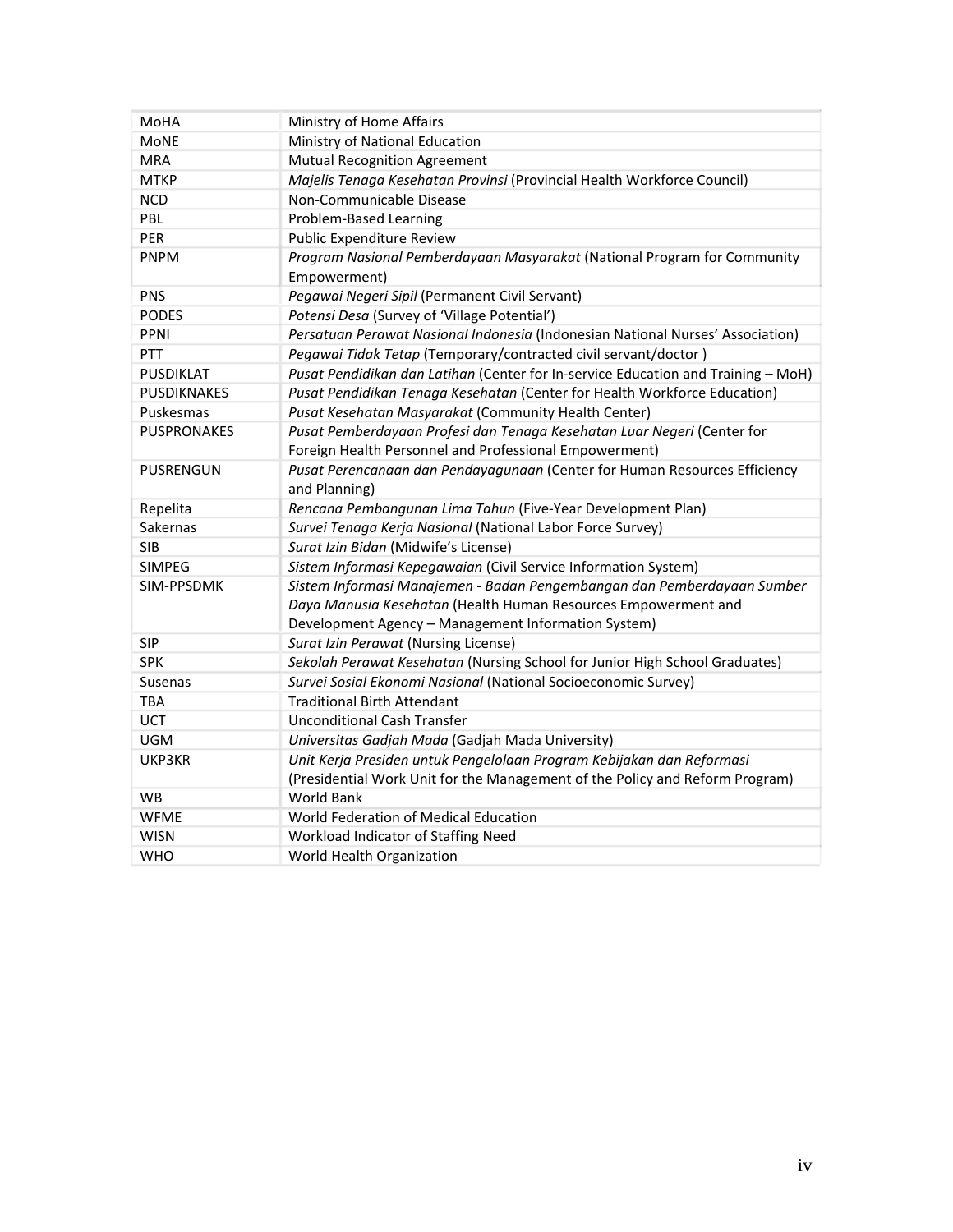| | |
|---|---|
| MoHA | Ministry of Home Affairs |
| MoNE | Ministry of National Education |
| MRA | Mutual Recognition Agreement |
| MTKP | *Majelis Tenaga Kesehatan Provinsi* (Provincial Health Workforce Council) |
| NCD | Non-Communicable Disease |
| PBL | Problem-Based Learning |
| PER | Public Expenditure Review |
| PNPM | *Program Nasional Pemberdayaan Masyarakat* (National Program for Community Empowerment) |
| PNS | *Pegawai Negeri Sipil* (Permanent Civil Servant) |
| PODES | *Potensi Desa* (Survey of 'Village Potential') |
| PPNI | *Persatuan Perawat Nasional Indonesia* (Indonesian National Nurses' Association) |
| PTT | *Pegawai Tidak Tetap* (Temporary/contracted civil servant/doctor ) |
| PUSDIKLAT | *Pusat Pendidikan dan Latihan* (Center for In-service Education and Training – MoH) |
| PUSDIKNAKES | *Pusat Pendidikan Tenaga Kesehatan* (Center for Health Workforce Education) |
| Puskesmas | *Pusat Kesehatan Masyarakat* (Community Health Center) |
| PUSPRONAKES | *Pusat Pemberdayaan Profesi dan Tenaga Kesehatan Luar Negeri* (Center for Foreign Health Personnel and Professional Empowerment) |
| PUSRENGUN | *Pusat Perencanaan dan Pendayagunaan* (Center for Human Resources Efficiency and Planning) |
| Repelita | *Rencana Pembangunan Lima Tahun* (Five-Year Development Plan) |
| Sakernas | *Survei Tenaga Kerja Nasional* (National Labor Force Survey) |
| SIB | *Surat Izin Bidan* (Midwife's License) |
| SIMPEG | *Sistem Informasi Kepegawaian* (Civil Service Information System) |
| SIM-PPSDMK | *Sistem Informasi Manajemen - Badan Pengembangan dan Pemberdayaan Sumber Daya Manusia Kesehatan* (Health Human Resources Empowerment and Development Agency – Management Information System) |
| SIP | *Surat Izin Perawat* (Nursing License) |
| SPK | *Sekolah Perawat Kesehatan* (Nursing School for Junior High School Graduates) |
| Susenas | *Survei Sosial Ekonomi Nasional* (National Socioeconomic Survey) |
| TBA | Traditional Birth Attendant |
| UCT | Unconditional Cash Transfer |
| UGM | *Universitas Gadjah Mada* (Gadjah Mada University) |
| UKP3KR | *Unit Kerja Presiden untuk Pengelolaan Program Kebijakan dan Reformasi* (Presidential Work Unit for the Management of the Policy and Reform Program) |
| WB | World Bank |
| WFME | World Federation of Medical Education |
| WISN | Workload Indicator of Staffing Need |
| WHO | World Health Organization |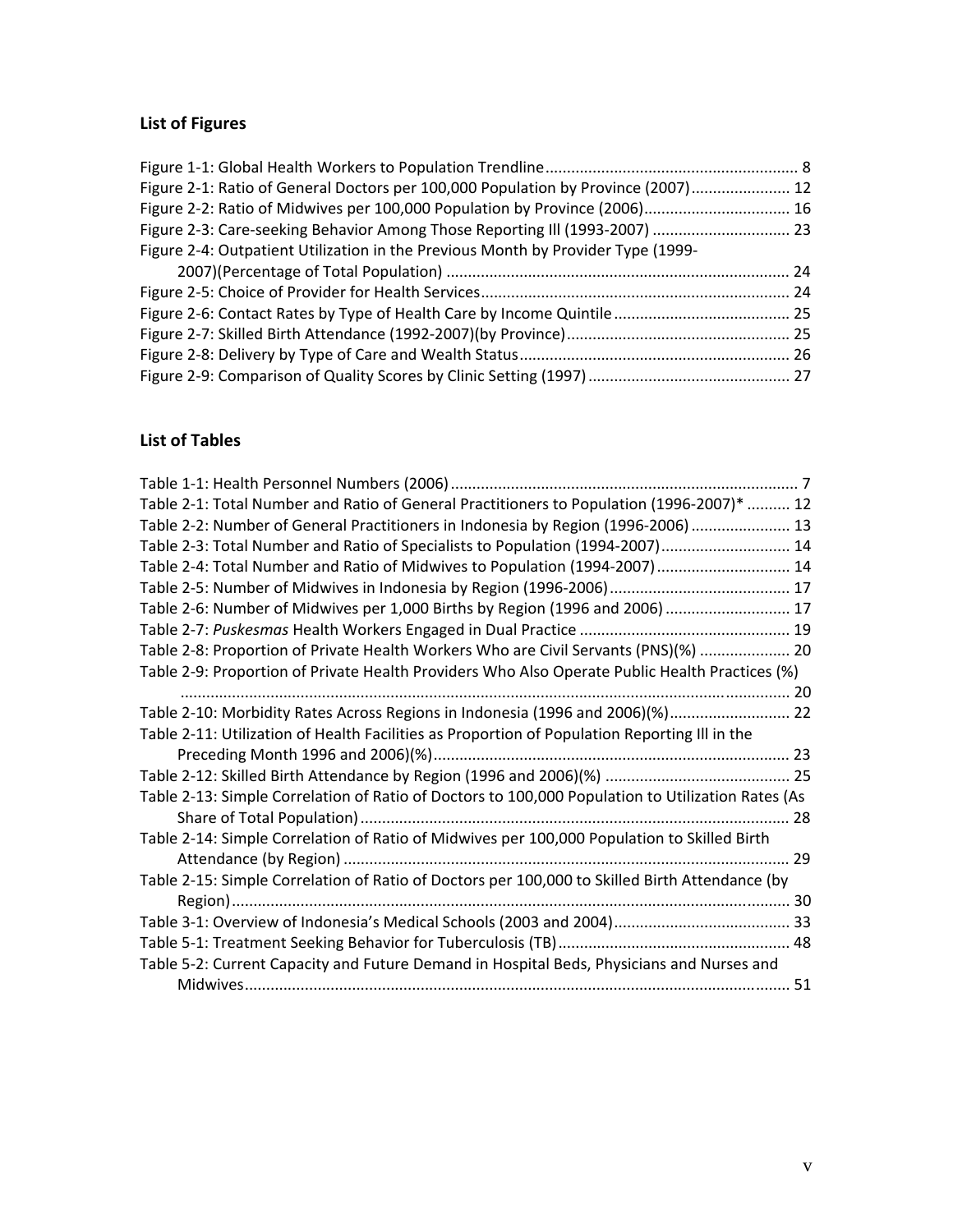## List of Figures

Figure 1-1: Global Health Workers to Population Trendline ........................................................... 8
Figure 2-1: Ratio of General Doctors per 100,000 Population by Province (2007)....................... 12
Figure 2-2: Ratio of Midwives per 100,000 Population by Province (2006).................................. 16
Figure 2-3: Care-seeking Behavior Among Those Reporting Ill (1993-2007) ................................ 23
Figure 2-4: Outpatient Utilization in the Previous Month by Provider Type (1999-2007)(Percentage of Total Population) ................................................................................ 24
Figure 2-5: Choice of Provider for Health Services........................................................................ 24
Figure 2-6: Contact Rates by Type of Health Care by Income Quintile ......................................... 25
Figure 2-7: Skilled Birth Attendance (1992-2007)(by Province).................................................... 25
Figure 2-8: Delivery by Type of Care and Wealth Status............................................................... 26
Figure 2-9: Comparison of Quality Scores by Clinic Setting (1997) ............................................... 27

## List of Tables

Table 1-1: Health Personnel Numbers (2006) ................................................................................. 7
Table 2-1: Total Number and Ratio of General Practitioners to Population (1996-2007)* .......... 12
Table 2-2: Number of General Practitioners in Indonesia by Region (1996-2006) ....................... 13
Table 2-3: Total Number and Ratio of Specialists to Population (1994-2007).............................. 14
Table 2-4: Total Number and Ratio of Midwives to Population (1994-2007)............................... 14
Table 2-5: Number of Midwives in Indonesia by Region (1996-2006).......................................... 17
Table 2-6: Number of Midwives per 1,000 Births by Region (1996 and 2006) ............................. 17
Table 2-7: *Puskesmas* Health Workers Engaged in Dual Practice ................................................. 19
Table 2-8: Proportion of Private Health Workers Who are Civil Servants (PNS)(%) ..................... 20
Table 2-9: Proportion of Private Health Providers Who Also Operate Public Health Practices (%) ............................................................................................................................................. 20
Table 2-10: Morbidity Rates Across Regions in Indonesia (1996 and 2006)(%)............................ 22
Table 2-11: Utilization of Health Facilities as Proportion of Population Reporting Ill in the Preceding Month 1996 and 2006)(%)................................................................................... 23
Table 2-12: Skilled Birth Attendance by Region (1996 and 2006)(%) ........................................... 25
Table 2-13: Simple Correlation of Ratio of Doctors to 100,000 Population to Utilization Rates (As Share of Total Population)..................................................................................................... 28
Table 2-14: Simple Correlation of Ratio of Midwives per 100,000 Population to Skilled Birth Attendance (by Region) ........................................................................................................ 29
Table 2-15: Simple Correlation of Ratio of Doctors per 100,000 to Skilled Birth Attendance (by Region).................................................................................................................................. 30
Table 3-1: Overview of Indonesia's Medical Schools (2003 and 2004)......................................... 33
Table 5-1: Treatment Seeking Behavior for Tuberculosis (TB)...................................................... 48
Table 5-2: Current Capacity and Future Demand in Hospital Beds, Physicians and Nurses and Midwives............................................................................................................................... 51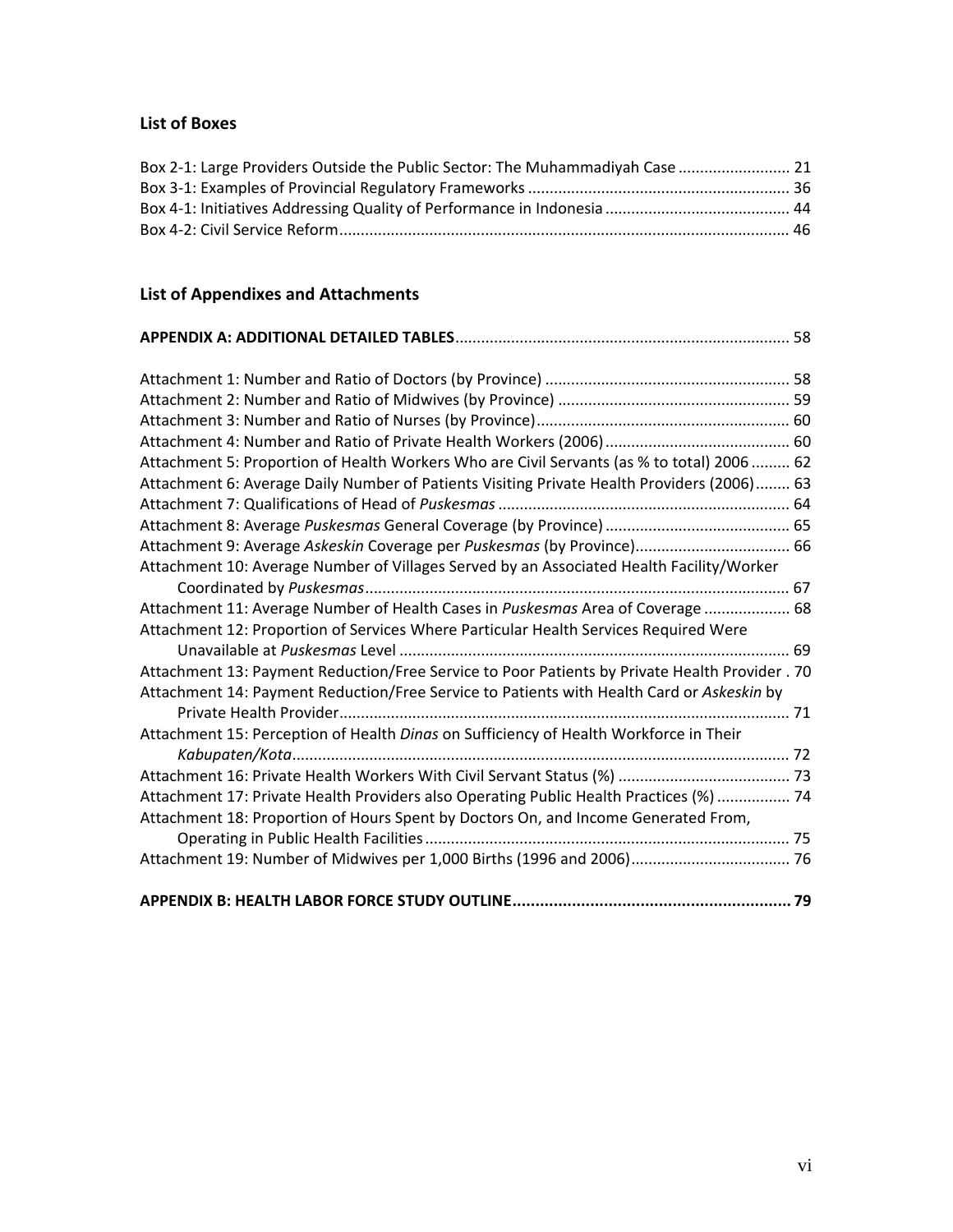### List of Boxes

Box 2-1: Large Providers Outside the Public Sector: The Muhammadiyah Case .......................... 21
Box 3-1: Examples of Provincial Regulatory Frameworks ............................................................ 36
Box 4-1: Initiatives Addressing Quality of Performance in Indonesia ........................................... 44
Box 4-2: Civil Service Reform........................................................................................................ 46

### List of Appendixes and Attachments

**APPENDIX A: ADDITIONAL DETAILED TABLES**............................................................................. 58

Attachment 1: Number and Ratio of Doctors (by Province) ......................................................... 58
Attachment 2: Number and Ratio of Midwives (by Province) ...................................................... 59
Attachment 3: Number and Ratio of Nurses (by Province)........................................................... 60
Attachment 4: Number and Ratio of Private Health Workers (2006) ........................................... 60
Attachment 5: Proportion of Health Workers Who are Civil Servants (as % to total) 2006 ......... 62
Attachment 6: Average Daily Number of Patients Visiting Private Health Providers (2006)........ 63
Attachment 7: Qualifications of Head of *Puskesmas* .................................................................... 64
Attachment 8: Average *Puskesmas* General Coverage (by Province) ........................................... 65
Attachment 9: Average *Askeskin* Coverage per *Puskesmas* (by Province)..................................... 66
Attachment 10: Average Number of Villages Served by an Associated Health Facility/Worker Coordinated by *Puskesmas*.................................................................................................. 67
Attachment 11: Average Number of Health Cases in *Puskesmas* Area of Coverage .................... 68
Attachment 12: Proportion of Services Where Particular Health Services Required Were Unavailable at *Puskesmas* Level .......................................................................................... 69
Attachment 13: Payment Reduction/Free Service to Poor Patients by Private Health Provider . 70
Attachment 14: Payment Reduction/Free Service to Patients with Health Card or *Askeskin* by Private Health Provider........................................................................................................ 71
Attachment 15: Perception of Health *Dinas* on Sufficiency of Health Workforce in Their *Kabupaten/Kota*................................................................................................................... 72
Attachment 16: Private Health Workers With Civil Servant Status (%) ........................................ 73
Attachment 17: Private Health Providers also Operating Public Health Practices (%) ................. 74
Attachment 18: Proportion of Hours Spent by Doctors On, and Income Generated From, Operating in Public Health Facilities.................................................................................... 75
Attachment 19: Number of Midwives per 1,000 Births (1996 and 2006)..................................... 76

**APPENDIX B: HEALTH LABOR FORCE STUDY OUTLINE............................................................. 79**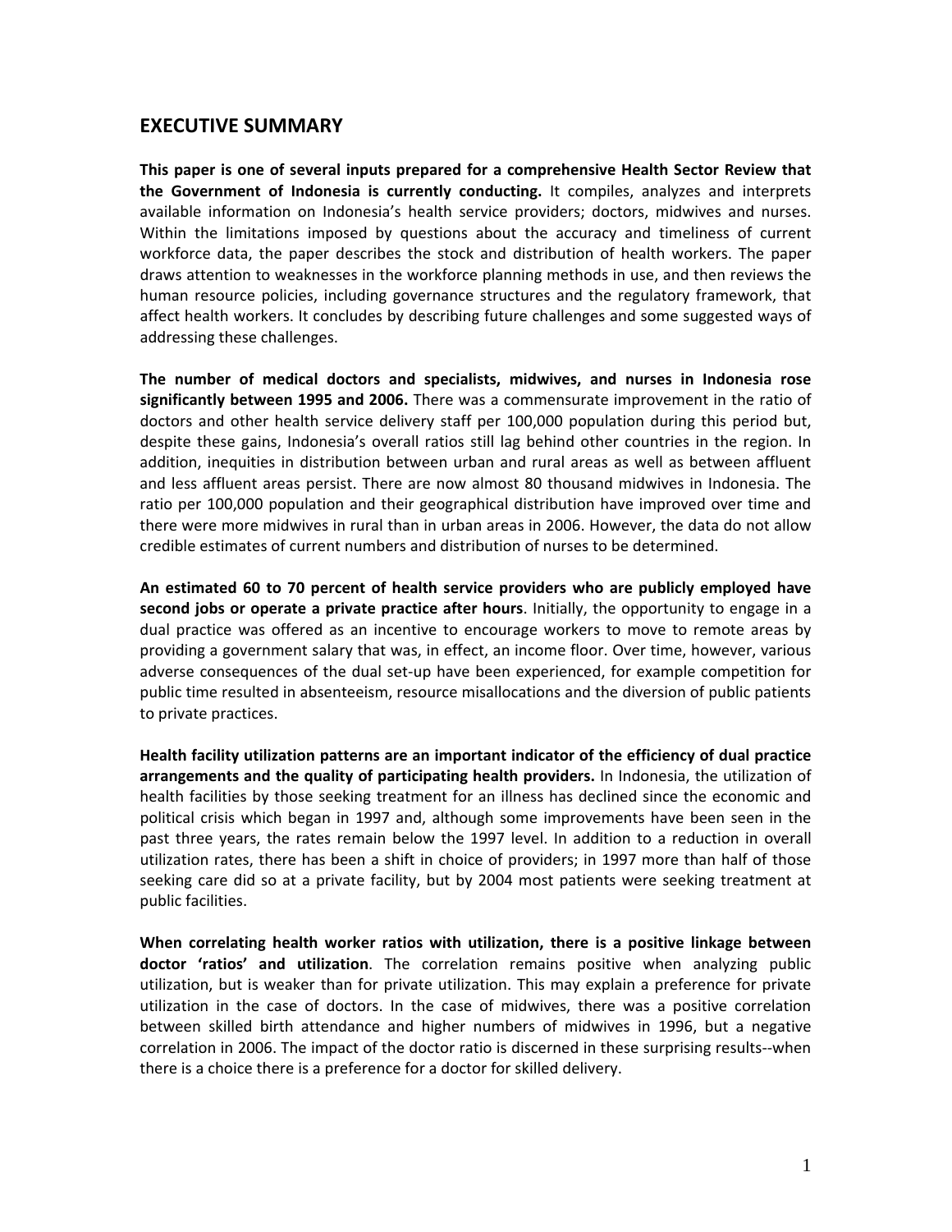## EXECUTIVE SUMMARY

**This paper is one of several inputs prepared for a comprehensive Health Sector Review that the Government of Indonesia is currently conducting.** It compiles, analyzes and interprets available information on Indonesia's health service providers; doctors, midwives and nurses. Within the limitations imposed by questions about the accuracy and timeliness of current workforce data, the paper describes the stock and distribution of health workers. The paper draws attention to weaknesses in the workforce planning methods in use, and then reviews the human resource policies, including governance structures and the regulatory framework, that affect health workers. It concludes by describing future challenges and some suggested ways of addressing these challenges.

**The number of medical doctors and specialists, midwives, and nurses in Indonesia rose significantly between 1995 and 2006.** There was a commensurate improvement in the ratio of doctors and other health service delivery staff per 100,000 population during this period but, despite these gains, Indonesia's overall ratios still lag behind other countries in the region. In addition, inequities in distribution between urban and rural areas as well as between affluent and less affluent areas persist. There are now almost 80 thousand midwives in Indonesia. The ratio per 100,000 population and their geographical distribution have improved over time and there were more midwives in rural than in urban areas in 2006. However, the data do not allow credible estimates of current numbers and distribution of nurses to be determined.

**An estimated 60 to 70 percent of health service providers who are publicly employed have second jobs or operate a private practice after hours**. Initially, the opportunity to engage in a dual practice was offered as an incentive to encourage workers to move to remote areas by providing a government salary that was, in effect, an income floor. Over time, however, various adverse consequences of the dual set-up have been experienced, for example competition for public time resulted in absenteeism, resource misallocations and the diversion of public patients to private practices.

**Health facility utilization patterns are an important indicator of the efficiency of dual practice arrangements and the quality of participating health providers.** In Indonesia, the utilization of health facilities by those seeking treatment for an illness has declined since the economic and political crisis which began in 1997 and, although some improvements have been seen in the past three years, the rates remain below the 1997 level. In addition to a reduction in overall utilization rates, there has been a shift in choice of providers; in 1997 more than half of those seeking care did so at a private facility, but by 2004 most patients were seeking treatment at public facilities.

**When correlating health worker ratios with utilization, there is a positive linkage between doctor 'ratios' and utilization**. The correlation remains positive when analyzing public utilization, but is weaker than for private utilization. This may explain a preference for private utilization in the case of doctors. In the case of midwives, there was a positive correlation between skilled birth attendance and higher numbers of midwives in 1996, but a negative correlation in 2006. The impact of the doctor ratio is discerned in these surprising results--when there is a choice there is a preference for a doctor for skilled delivery.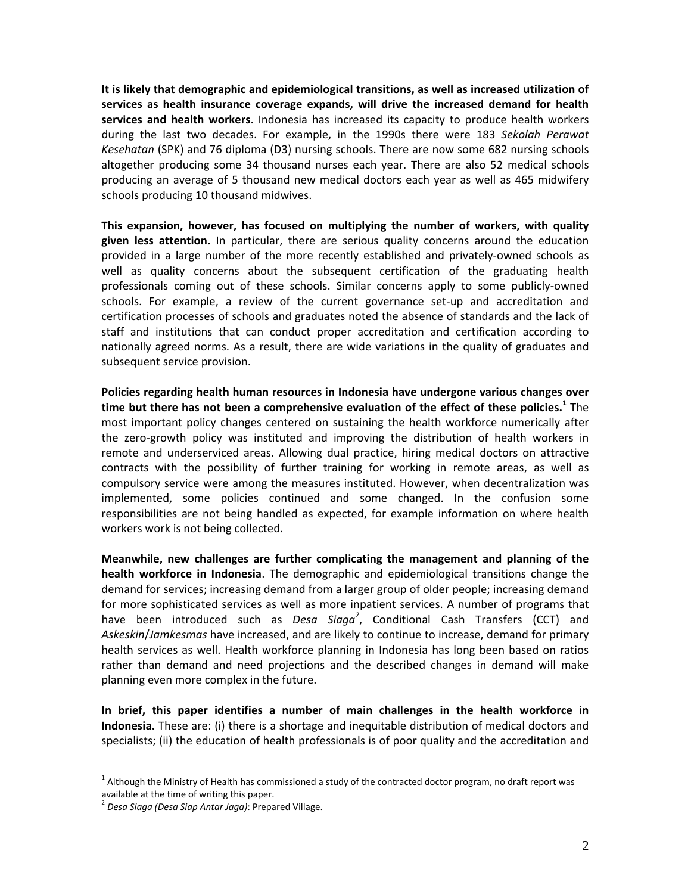**It is likely that demographic and epidemiological transitions, as well as increased utilization of services as health insurance coverage expands, will drive the increased demand for health services and health workers**. Indonesia has increased its capacity to produce health workers during the last two decades. For example, in the 1990s there were 183 *Sekolah Perawat Kesehatan* (SPK) and 76 diploma (D3) nursing schools. There are now some 682 nursing schools altogether producing some 34 thousand nurses each year. There are also 52 medical schools producing an average of 5 thousand new medical doctors each year as well as 465 midwifery schools producing 10 thousand midwives.

**This expansion, however, has focused on multiplying the number of workers, with quality given less attention.** In particular, there are serious quality concerns around the education provided in a large number of the more recently established and privately-owned schools as well as quality concerns about the subsequent certification of the graduating health professionals coming out of these schools. Similar concerns apply to some publicly-owned schools. For example, a review of the current governance set-up and accreditation and certification processes of schools and graduates noted the absence of standards and the lack of staff and institutions that can conduct proper accreditation and certification according to nationally agreed norms. As a result, there are wide variations in the quality of graduates and subsequent service provision.

**Policies regarding health human resources in Indonesia have undergone various changes over time but there has not been a comprehensive evaluation of the effect of these policies.**[1] The most important policy changes centered on sustaining the health workforce numerically after the zero-growth policy was instituted and improving the distribution of health workers in remote and underserviced areas. Allowing dual practice, hiring medical doctors on attractive contracts with the possibility of further training for working in remote areas, as well as compulsory service were among the measures instituted. However, when decentralization was implemented, some policies continued and some changed. In the confusion some responsibilities are not being handled as expected, for example information on where health workers work is not being collected.

**Meanwhile, new challenges are further complicating the management and planning of the health workforce in Indonesia**. The demographic and epidemiological transitions change the demand for services; increasing demand from a larger group of older people; increasing demand for more sophisticated services as well as more inpatient services. A number of programs that have been introduced such as *Desa Siaga*[2], Conditional Cash Transfers (CCT) and *Askeskin*/*Jamkesmas* have increased, and are likely to continue to increase, demand for primary health services as well. Health workforce planning in Indonesia has long been based on ratios rather than demand and need projections and the described changes in demand will make planning even more complex in the future.

**In brief, this paper identifies a number of main challenges in the health workforce in Indonesia.** These are: (i) there is a shortage and inequitable distribution of medical doctors and specialists; (ii) the education of health professionals is of poor quality and the accreditation and

---

[1] Although the Ministry of Health has commissioned a study of the contracted doctor program, no draft report was available at the time of writing this paper.

[2] *Desa Siaga (Desa Siap Antar Jaga)*: Prepared Village.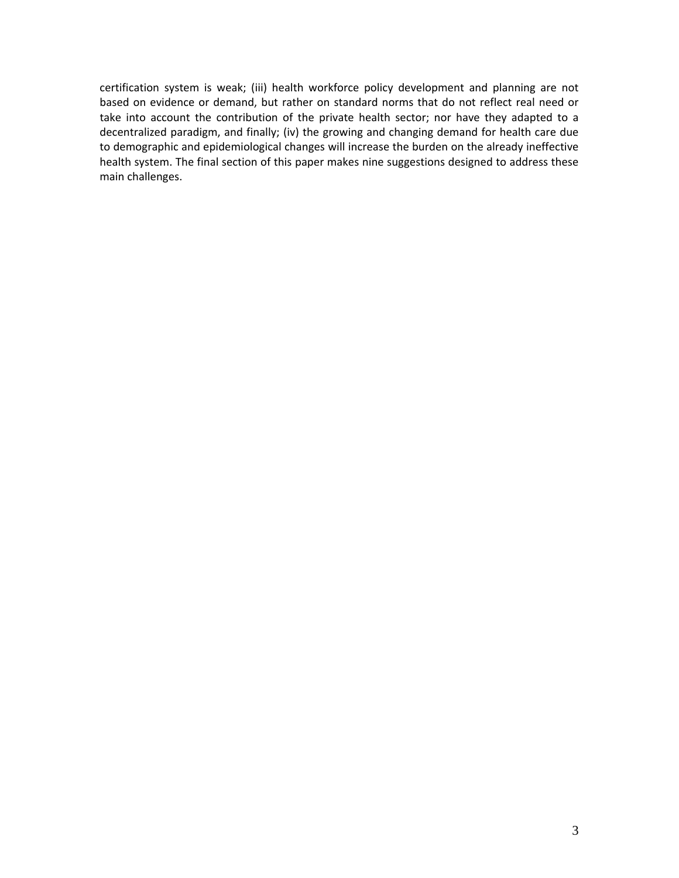certification system is weak; (iii) health workforce policy development and planning are not based on evidence or demand, but rather on standard norms that do not reflect real need or take into account the contribution of the private health sector; nor have they adapted to a decentralized paradigm, and finally; (iv) the growing and changing demand for health care due to demographic and epidemiological changes will increase the burden on the already ineffective health system. The final section of this paper makes nine suggestions designed to address these main challenges.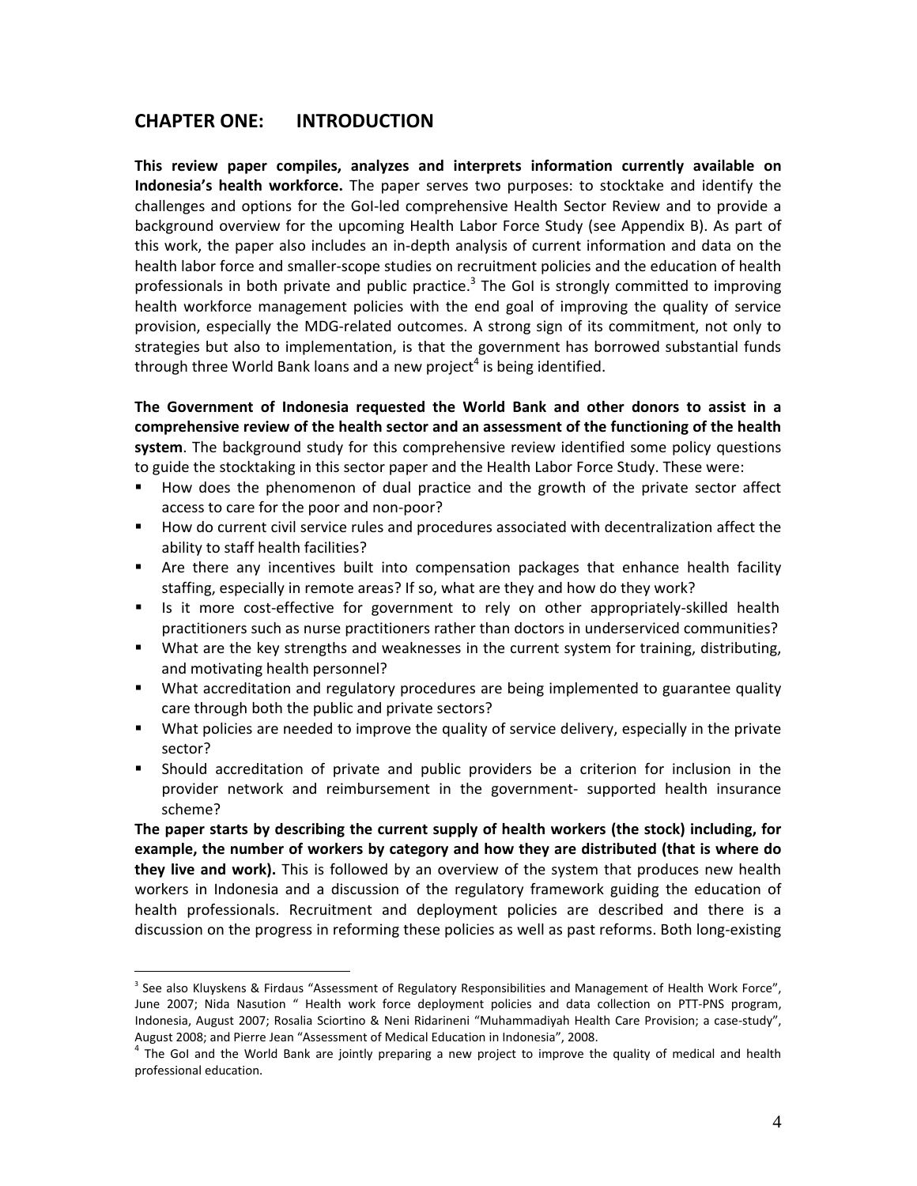## CHAPTER ONE: INTRODUCTION

**This review paper compiles, analyzes and interprets information currently available on Indonesia's health workforce.** The paper serves two purposes: to stocktake and identify the challenges and options for the GoI-led comprehensive Health Sector Review and to provide a background overview for the upcoming Health Labor Force Study (see Appendix B). As part of this work, the paper also includes an in-depth analysis of current information and data on the health labor force and smaller-scope studies on recruitment policies and the education of health professionals in both private and public practice.[3] The GoI is strongly committed to improving health workforce management policies with the end goal of improving the quality of service provision, especially the MDG-related outcomes. A strong sign of its commitment, not only to strategies but also to implementation, is that the government has borrowed substantial funds through three World Bank loans and a new project[4] is being identified.

**The Government of Indonesia requested the World Bank and other donors to assist in a comprehensive review of the health sector and an assessment of the functioning of the health system**. The background study for this comprehensive review identified some policy questions to guide the stocktaking in this sector paper and the Health Labor Force Study. These were:

- How does the phenomenon of dual practice and the growth of the private sector affect access to care for the poor and non-poor?
- How do current civil service rules and procedures associated with decentralization affect the ability to staff health facilities?
- Are there any incentives built into compensation packages that enhance health facility staffing, especially in remote areas? If so, what are they and how do they work?
- Is it more cost-effective for government to rely on other appropriately-skilled health practitioners such as nurse practitioners rather than doctors in underserviced communities?
- What are the key strengths and weaknesses in the current system for training, distributing, and motivating health personnel?
- What accreditation and regulatory procedures are being implemented to guarantee quality care through both the public and private sectors?
- What policies are needed to improve the quality of service delivery, especially in the private sector?
- Should accreditation of private and public providers be a criterion for inclusion in the provider network and reimbursement in the government- supported health insurance scheme?

**The paper starts by describing the current supply of health workers (the stock) including, for example, the number of workers by category and how they are distributed (that is where do they live and work).** This is followed by an overview of the system that produces new health workers in Indonesia and a discussion of the regulatory framework guiding the education of health professionals. Recruitment and deployment policies are described and there is a discussion on the progress in reforming these policies as well as past reforms. Both long-existing

---

[3] See also Kluyskens & Firdaus "Assessment of Regulatory Responsibilities and Management of Health Work Force", June 2007; Nida Nasution " Health work force deployment policies and data collection on PTT-PNS program, Indonesia, August 2007; Rosalia Sciortino & Neni Ridarineni "Muhammadiyah Health Care Provision; a case-study", August 2008; and Pierre Jean "Assessment of Medical Education in Indonesia", 2008.

[4] The GoI and the World Bank are jointly preparing a new project to improve the quality of medical and health professional education.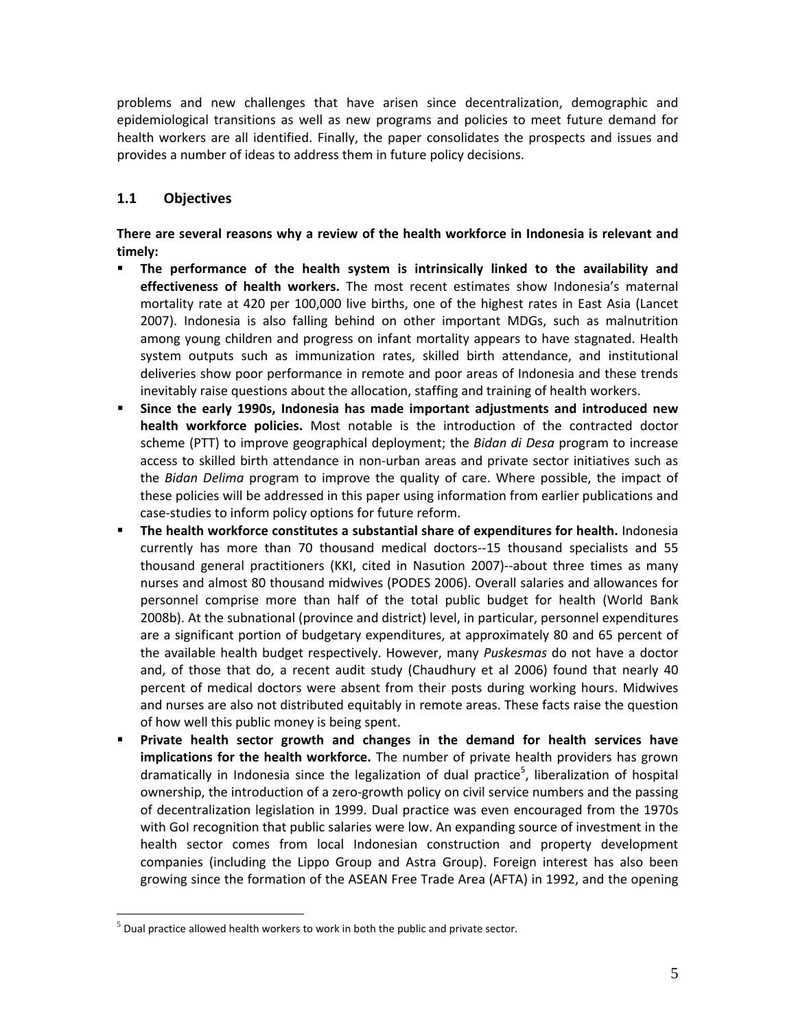problems and new challenges that have arisen since decentralization, demographic and epidemiological transitions as well as new programs and policies to meet future demand for health workers are all identified. Finally, the paper consolidates the prospects and issues and provides a number of ideas to address them in future policy decisions.

## 1.1 Objectives

**There are several reasons why a review of the health workforce in Indonesia is relevant and timely:**

- **The performance of the health system is intrinsically linked to the availability and effectiveness of health workers.** The most recent estimates show Indonesia's maternal mortality rate at 420 per 100,000 live births, one of the highest rates in East Asia (Lancet 2007). Indonesia is also falling behind on other important MDGs, such as malnutrition among young children and progress on infant mortality appears to have stagnated. Health system outputs such as immunization rates, skilled birth attendance, and institutional deliveries show poor performance in remote and poor areas of Indonesia and these trends inevitably raise questions about the allocation, staffing and training of health workers.
- **Since the early 1990s, Indonesia has made important adjustments and introduced new health workforce policies.** Most notable is the introduction of the contracted doctor scheme (PTT) to improve geographical deployment; the *Bidan di Desa* program to increase access to skilled birth attendance in non-urban areas and private sector initiatives such as the *Bidan Delima* program to improve the quality of care. Where possible, the impact of these policies will be addressed in this paper using information from earlier publications and case-studies to inform policy options for future reform.
- **The health workforce constitutes a substantial share of expenditures for health.** Indonesia currently has more than 70 thousand medical doctors--15 thousand specialists and 55 thousand general practitioners (KKI, cited in Nasution 2007)--about three times as many nurses and almost 80 thousand midwives (PODES 2006). Overall salaries and allowances for personnel comprise more than half of the total public budget for health (World Bank 2008b). At the subnational (province and district) level, in particular, personnel expenditures are a significant portion of budgetary expenditures, at approximately 80 and 65 percent of the available health budget respectively. However, many *Puskesmas* do not have a doctor and, of those that do, a recent audit study (Chaudhury et al 2006) found that nearly 40 percent of medical doctors were absent from their posts during working hours. Midwives and nurses are also not distributed equitably in remote areas. These facts raise the question of how well this public money is being spent.
- **Private health sector growth and changes in the demand for health services have implications for the health workforce.** The number of private health providers has grown dramatically in Indonesia since the legalization of dual practice[5], liberalization of hospital ownership, the introduction of a zero-growth policy on civil service numbers and the passing of decentralization legislation in 1999. Dual practice was even encouraged from the 1970s with GoI recognition that public salaries were low. An expanding source of investment in the health sector comes from local Indonesian construction and property development companies (including the Lippo Group and Astra Group). Foreign interest has also been growing since the formation of the ASEAN Free Trade Area (AFTA) in 1992, and the opening

[5] Dual practice allowed health workers to work in both the public and private sector.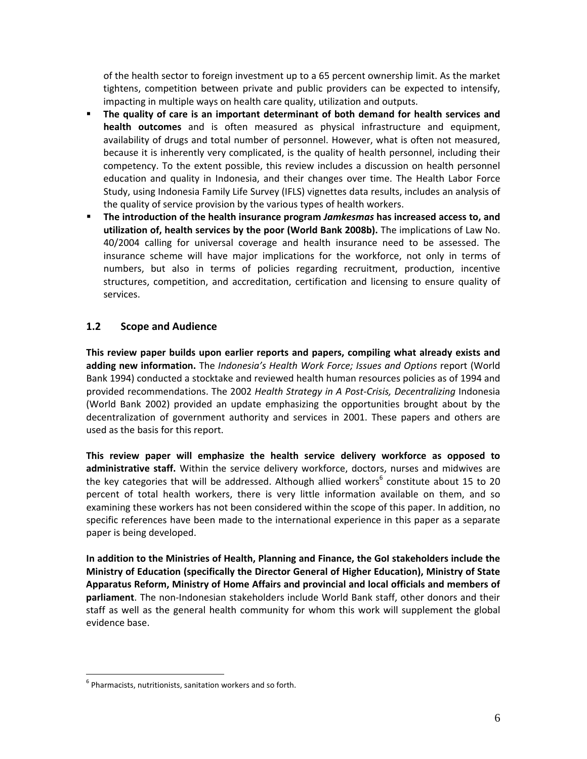of the health sector to foreign investment up to a 65 percent ownership limit. As the market tightens, competition between private and public providers can be expected to intensify, impacting in multiple ways on health care quality, utilization and outputs.

- **The quality of care is an important determinant of both demand for health services and health outcomes** and is often measured as physical infrastructure and equipment, availability of drugs and total number of personnel. However, what is often not measured, because it is inherently very complicated, is the quality of health personnel, including their competency. To the extent possible, this review includes a discussion on health personnel education and quality in Indonesia, and their changes over time. The Health Labor Force Study, using Indonesia Family Life Survey (IFLS) vignettes data results, includes an analysis of the quality of service provision by the various types of health workers.
- **The introduction of the health insurance program *Jamkesmas* has increased access to, and utilization of, health services by the poor (World Bank 2008b).** The implications of Law No. 40/2004 calling for universal coverage and health insurance need to be assessed. The insurance scheme will have major implications for the workforce, not only in terms of numbers, but also in terms of policies regarding recruitment, production, incentive structures, competition, and accreditation, certification and licensing to ensure quality of services.

## 1.2 Scope and Audience

**This review paper builds upon earlier reports and papers, compiling what already exists and adding new information.** The *Indonesia's Health Work Force; Issues and Options* report (World Bank 1994) conducted a stocktake and reviewed health human resources policies as of 1994 and provided recommendations. The 2002 *Health Strategy in A Post-Crisis, Decentralizing* Indonesia (World Bank 2002) provided an update emphasizing the opportunities brought about by the decentralization of government authority and services in 2001. These papers and others are used as the basis for this report.

**This review paper will emphasize the health service delivery workforce as opposed to administrative staff.** Within the service delivery workforce, doctors, nurses and midwives are the key categories that will be addressed. Although allied workers[6] constitute about 15 to 20 percent of total health workers, there is very little information available on them, and so examining these workers has not been considered within the scope of this paper. In addition, no specific references have been made to the international experience in this paper as a separate paper is being developed.

**In addition to the Ministries of Health, Planning and Finance, the GoI stakeholders include the Ministry of Education (specifically the Director General of Higher Education), Ministry of State Apparatus Reform, Ministry of Home Affairs and provincial and local officials and members of parliament**. The non-Indonesian stakeholders include World Bank staff, other donors and their staff as well as the general health community for whom this work will supplement the global evidence base.

---

[6] Pharmacists, nutritionists, sanitation workers and so forth.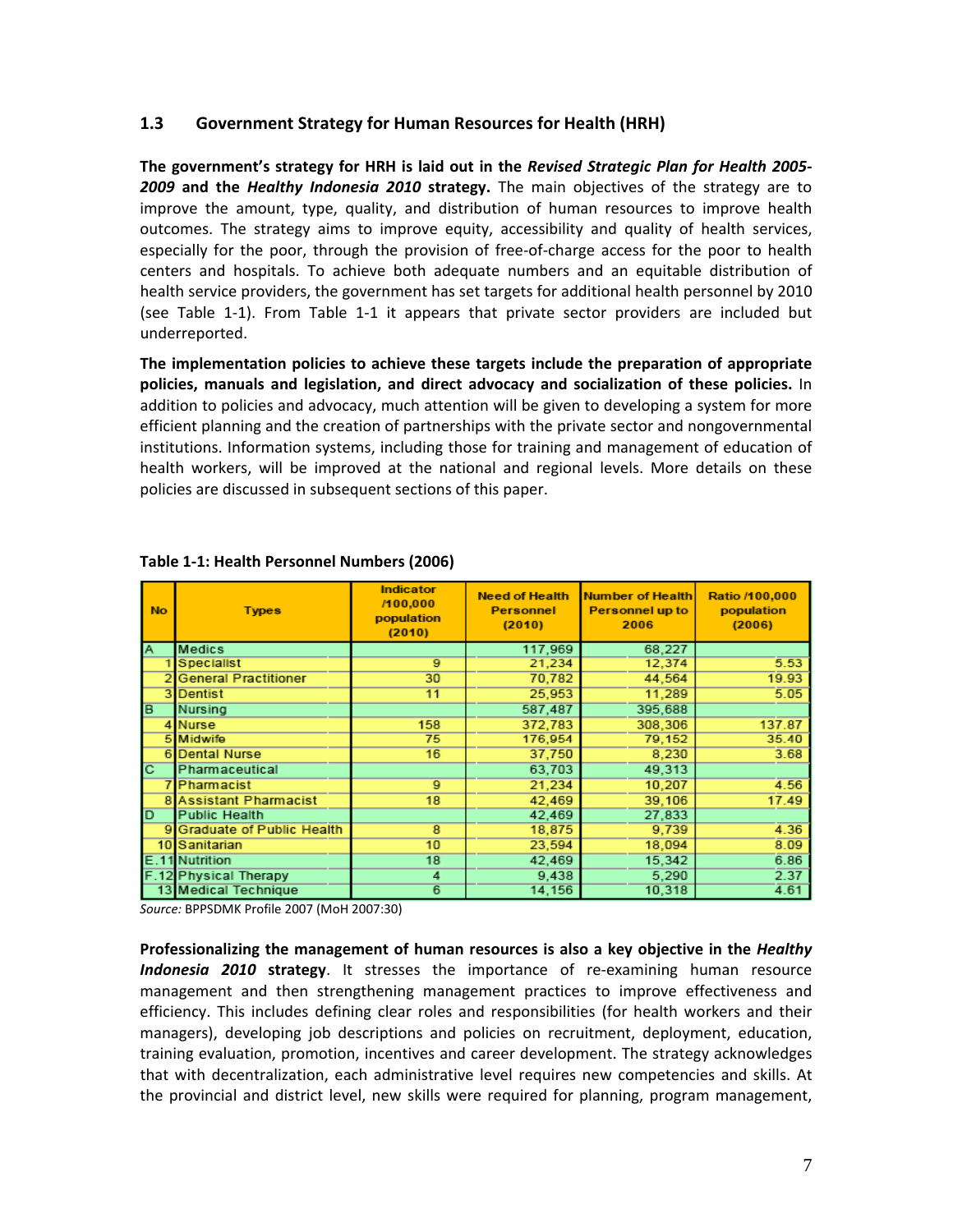## 1.3 Government Strategy for Human Resources for Health (HRH)

**The government's strategy for HRH is laid out in the *Revised Strategic Plan for Health 2005-2009* and the *Healthy Indonesia 2010* strategy.** The main objectives of the strategy are to improve the amount, type, quality, and distribution of human resources to improve health outcomes. The strategy aims to improve equity, accessibility and quality of health services, especially for the poor, through the provision of free-of-charge access for the poor to health centers and hospitals. To achieve both adequate numbers and an equitable distribution of health service providers, the government has set targets for additional health personnel by 2010 (see Table 1-1). From Table 1-1 it appears that private sector providers are included but underreported.

**The implementation policies to achieve these targets include the preparation of appropriate policies, manuals and legislation, and direct advocacy and socialization of these policies.** In addition to policies and advocacy, much attention will be given to developing a system for more efficient planning and the creation of partnerships with the private sector and nongovernmental institutions. Information systems, including those for training and management of education of health workers, will be improved at the national and regional levels. More details on these policies are discussed in subsequent sections of this paper.

**Table 1-1: Health Personnel Numbers (2006)**

| No | Types | Indicator /100,000 population (2010) | Need of Health Personnel (2010) | Number of Health Personnel up to 2006 | Ratio /100,000 population (2006) |
|---|---|---|---|---|---|
| A | Medics | | 117,969 | 68,227 | |
| 1 | Specialist | 9 | 21,234 | 12,374 | 5.53 |
| 2 | General Practitioner | 30 | 70,782 | 44,564 | 19.93 |
| 3 | Dentist | 11 | 25,953 | 11,289 | 5.05 |
| B | Nursing | | 587,487 | 395,688 | |
| 4 | Nurse | 158 | 372,783 | 308,306 | 137.87 |
| 5 | Midwife | 75 | 176,954 | 79,152 | 35.40 |
| 6 | Dental Nurse | 16 | 37,750 | 8,230 | 3.68 |
| C | Pharmaceutical | | 63,703 | 49,313 | |
| 7 | Pharmacist | 9 | 21,234 | 10,207 | 4.56 |
| 8 | Assistant Pharmacist | 18 | 42,469 | 39,106 | 17.49 |
| D | Public Health | | 42,469 | 27,833 | |
| 9 | Graduate of Public Health | 8 | 18,875 | 9,739 | 4.36 |
| 10 | Sanitarian | 10 | 23,594 | 18,094 | 8.09 |
| E.11 | Nutrition | 18 | 42,469 | 15,342 | 6.86 |
| F.12 | Physical Therapy | 4 | 9,438 | 5,290 | 2.37 |
| 13 | Medical Technique | 6 | 14,156 | 10,318 | 4.61 |

*Source:* BPPSDMK Profile 2007 (MoH 2007:30)

**Professionalizing the management of human resources is also a key objective in the *Healthy Indonesia 2010* strategy**. It stresses the importance of re-examining human resource management and then strengthening management practices to improve effectiveness and efficiency. This includes defining clear roles and responsibilities (for health workers and their managers), developing job descriptions and policies on recruitment, deployment, education, training evaluation, promotion, incentives and career development. The strategy acknowledges that with decentralization, each administrative level requires new competencies and skills. At the provincial and district level, new skills were required for planning, program management,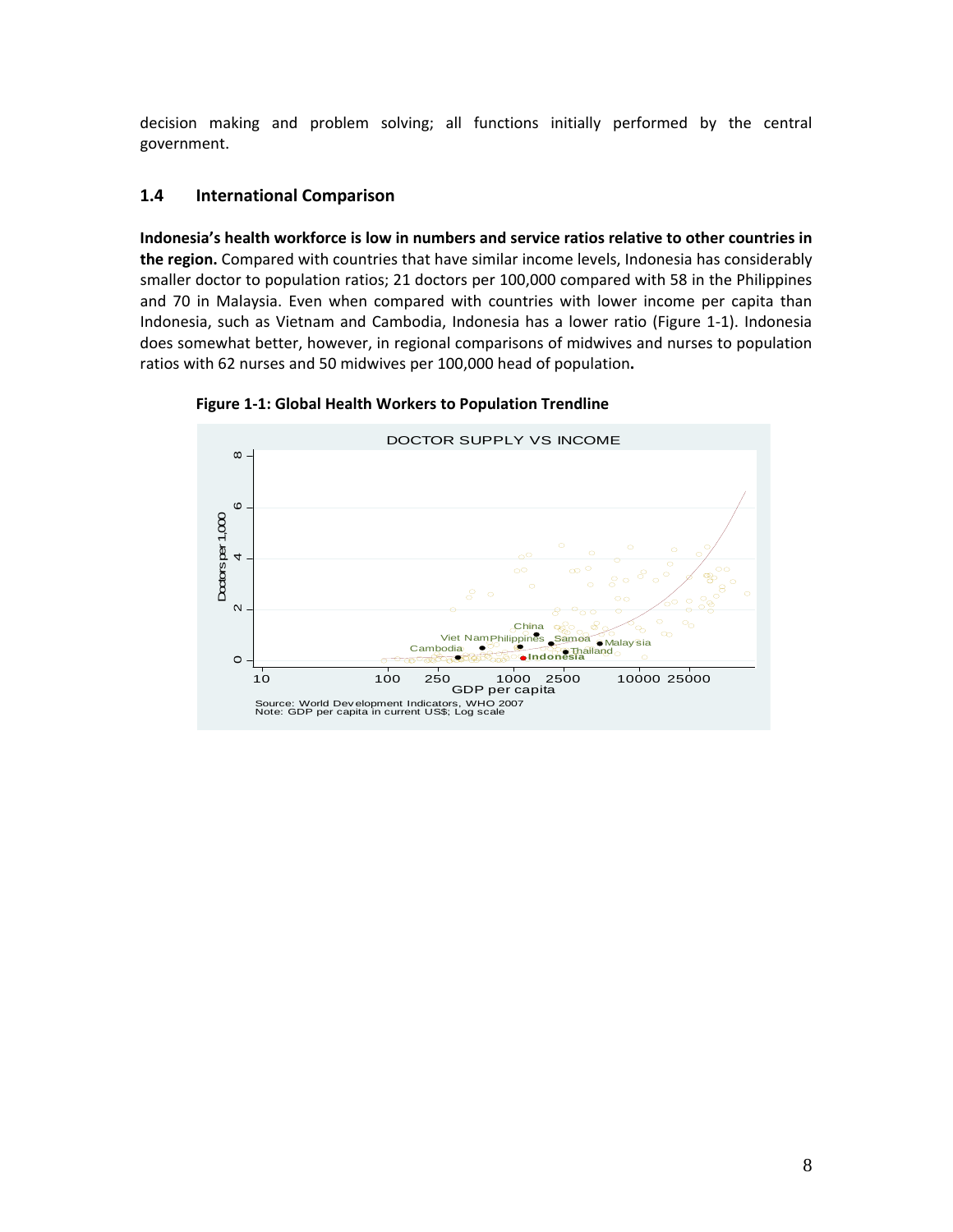decision making and problem solving; all functions initially performed by the central government.

## 1.4 International Comparison

**Indonesia's health workforce is low in numbers and service ratios relative to other countries in the region.** Compared with countries that have similar income levels, Indonesia has considerably smaller doctor to population ratios; 21 doctors per 100,000 compared with 58 in the Philippines and 70 in Malaysia. Even when compared with countries with lower income per capita than Indonesia, such as Vietnam and Cambodia, Indonesia has a lower ratio (Figure 1-1). Indonesia does somewhat better, however, in regional comparisons of midwives and nurses to population ratios with 62 nurses and 50 midwives per 100,000 head of population**.**

**Figure 1-1: Global Health Workers to Population Trendline**

DOCTOR SUPPLY VS INCOME

Source: World Development Indicators, WHO 2007
Note: GDP per capita in current US$; Log scale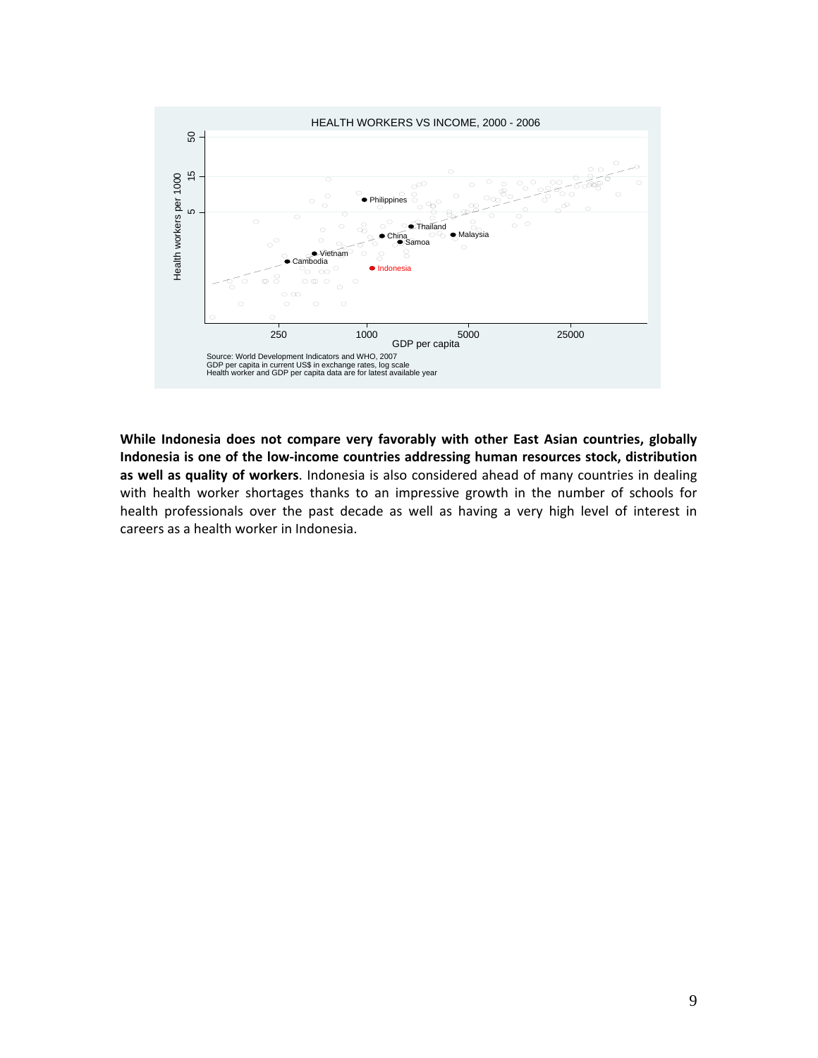HEALTH WORKERS VS INCOME, 2000 - 2006

Source: World Development Indicators and WHO, 2007
GDP per capita in current US$ in exchange rates, log scale
Health worker and GDP per capita data are for latest available year

**While Indonesia does not compare very favorably with other East Asian countries, globally Indonesia is one of the low-income countries addressing human resources stock, distribution as well as quality of workers**. Indonesia is also considered ahead of many countries in dealing with health worker shortages thanks to an impressive growth in the number of schools for health professionals over the past decade as well as having a very high level of interest in careers as a health worker in Indonesia.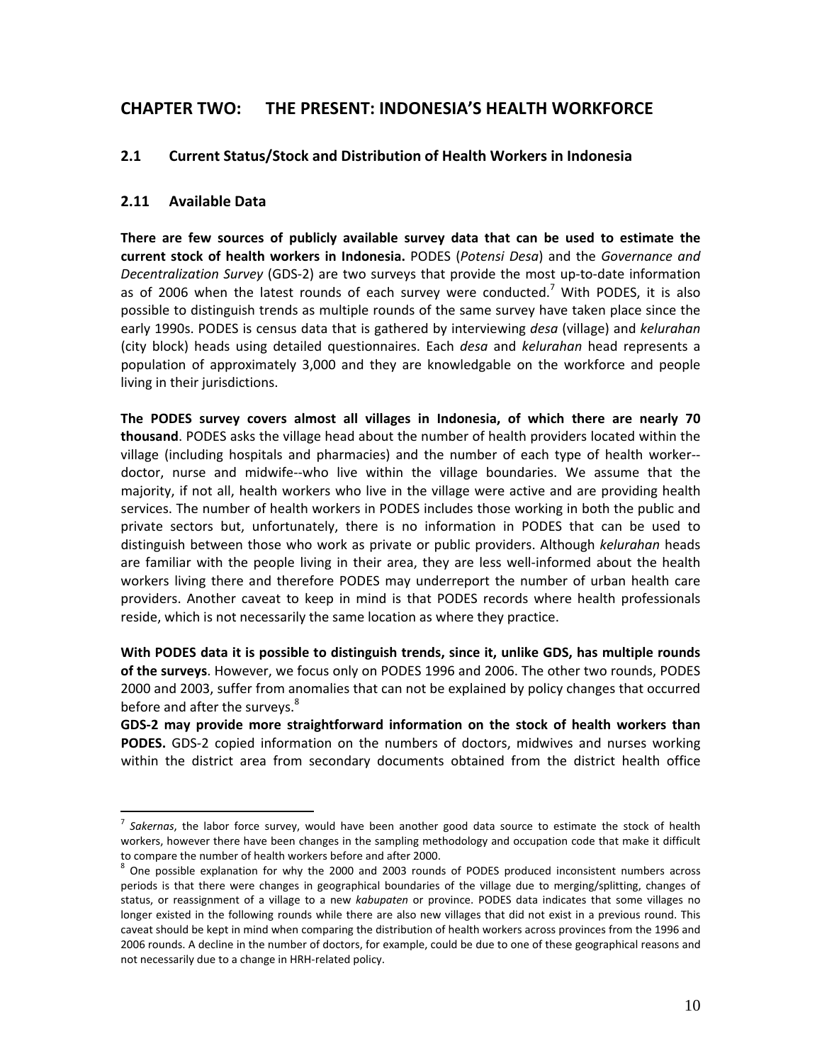# CHAPTER TWO: THE PRESENT: INDONESIA'S HEALTH WORKFORCE

## 2.1 Current Status/Stock and Distribution of Health Workers in Indonesia

### 2.11 Available Data

**There are few sources of publicly available survey data that can be used to estimate the current stock of health workers in Indonesia.** PODES (*Potensi Desa*) and the *Governance and Decentralization Survey* (GDS-2) are two surveys that provide the most up-to-date information as of 2006 when the latest rounds of each survey were conducted.[7] With PODES, it is also possible to distinguish trends as multiple rounds of the same survey have taken place since the early 1990s. PODES is census data that is gathered by interviewing *desa* (village) and *kelurahan* (city block) heads using detailed questionnaires. Each *desa* and *kelurahan* head represents a population of approximately 3,000 and they are knowledgable on the workforce and people living in their jurisdictions.

**The PODES survey covers almost all villages in Indonesia, of which there are nearly 70 thousand**. PODES asks the village head about the number of health providers located within the village (including hospitals and pharmacies) and the number of each type of health worker--doctor, nurse and midwife--who live within the village boundaries. We assume that the majority, if not all, health workers who live in the village were active and are providing health services. The number of health workers in PODES includes those working in both the public and private sectors but, unfortunately, there is no information in PODES that can be used to distinguish between those who work as private or public providers. Although *kelurahan* heads are familiar with the people living in their area, they are less well-informed about the health workers living there and therefore PODES may underreport the number of urban health care providers. Another caveat to keep in mind is that PODES records where health professionals reside, which is not necessarily the same location as where they practice.

**With PODES data it is possible to distinguish trends, since it, unlike GDS, has multiple rounds of the surveys**. However, we focus only on PODES 1996 and 2006. The other two rounds, PODES 2000 and 2003, suffer from anomalies that can not be explained by policy changes that occurred before and after the surveys.[8]

**GDS-2 may provide more straightforward information on the stock of health workers than PODES.** GDS-2 copied information on the numbers of doctors, midwives and nurses working within the district area from secondary documents obtained from the district health office

---

[7] *Sakernas*, the labor force survey, would have been another good data source to estimate the stock of health workers, however there have been changes in the sampling methodology and occupation code that make it difficult to compare the number of health workers before and after 2000.

[8] One possible explanation for why the 2000 and 2003 rounds of PODES produced inconsistent numbers across periods is that there were changes in geographical boundaries of the village due to merging/splitting, changes of status, or reassignment of a village to a new *kabupaten* or province. PODES data indicates that some villages no longer existed in the following rounds while there are also new villages that did not exist in a previous round. This caveat should be kept in mind when comparing the distribution of health workers across provinces from the 1996 and 2006 rounds. A decline in the number of doctors, for example, could be due to one of these geographical reasons and not necessarily due to a change in HRH-related policy.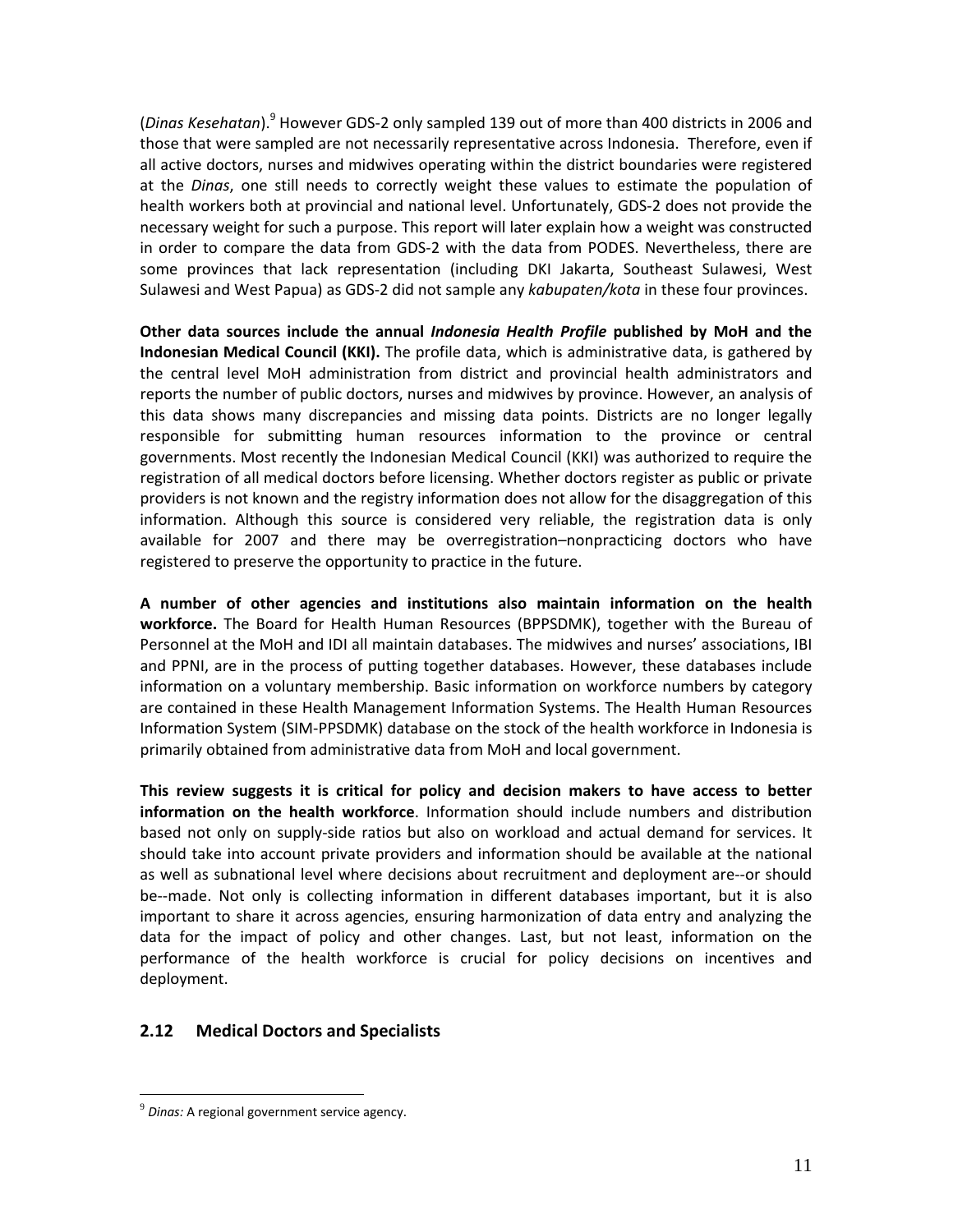(*Dinas Kesehatan*).[9] However GDS-2 only sampled 139 out of more than 400 districts in 2006 and those that were sampled are not necessarily representative across Indonesia. Therefore, even if all active doctors, nurses and midwives operating within the district boundaries were registered at the *Dinas*, one still needs to correctly weight these values to estimate the population of health workers both at provincial and national level. Unfortunately, GDS-2 does not provide the necessary weight for such a purpose. This report will later explain how a weight was constructed in order to compare the data from GDS-2 with the data from PODES. Nevertheless, there are some provinces that lack representation (including DKI Jakarta, Southeast Sulawesi, West Sulawesi and West Papua) as GDS-2 did not sample any *kabupaten/kota* in these four provinces.

**Other data sources include the annual *Indonesia Health Profile* published by MoH and the Indonesian Medical Council (KKI).** The profile data, which is administrative data, is gathered by the central level MoH administration from district and provincial health administrators and reports the number of public doctors, nurses and midwives by province. However, an analysis of this data shows many discrepancies and missing data points. Districts are no longer legally responsible for submitting human resources information to the province or central governments. Most recently the Indonesian Medical Council (KKI) was authorized to require the registration of all medical doctors before licensing. Whether doctors register as public or private providers is not known and the registry information does not allow for the disaggregation of this information. Although this source is considered very reliable, the registration data is only available for 2007 and there may be overregistration–nonpracticing doctors who have registered to preserve the opportunity to practice in the future.

**A number of other agencies and institutions also maintain information on the health workforce.** The Board for Health Human Resources (BPPSDMK), together with the Bureau of Personnel at the MoH and IDI all maintain databases. The midwives and nurses' associations, IBI and PPNI, are in the process of putting together databases. However, these databases include information on a voluntary membership. Basic information on workforce numbers by category are contained in these Health Management Information Systems. The Health Human Resources Information System (SIM-PPSDMK) database on the stock of the health workforce in Indonesia is primarily obtained from administrative data from MoH and local government.

**This review suggests it is critical for policy and decision makers to have access to better information on the health workforce**. Information should include numbers and distribution based not only on supply-side ratios but also on workload and actual demand for services. It should take into account private providers and information should be available at the national as well as subnational level where decisions about recruitment and deployment are--or should be--made. Not only is collecting information in different databases important, but it is also important to share it across agencies, ensuring harmonization of data entry and analyzing the data for the impact of policy and other changes. Last, but not least, information on the performance of the health workforce is crucial for policy decisions on incentives and deployment.

## 2.12 Medical Doctors and Specialists

[9] *Dinas:* A regional government service agency.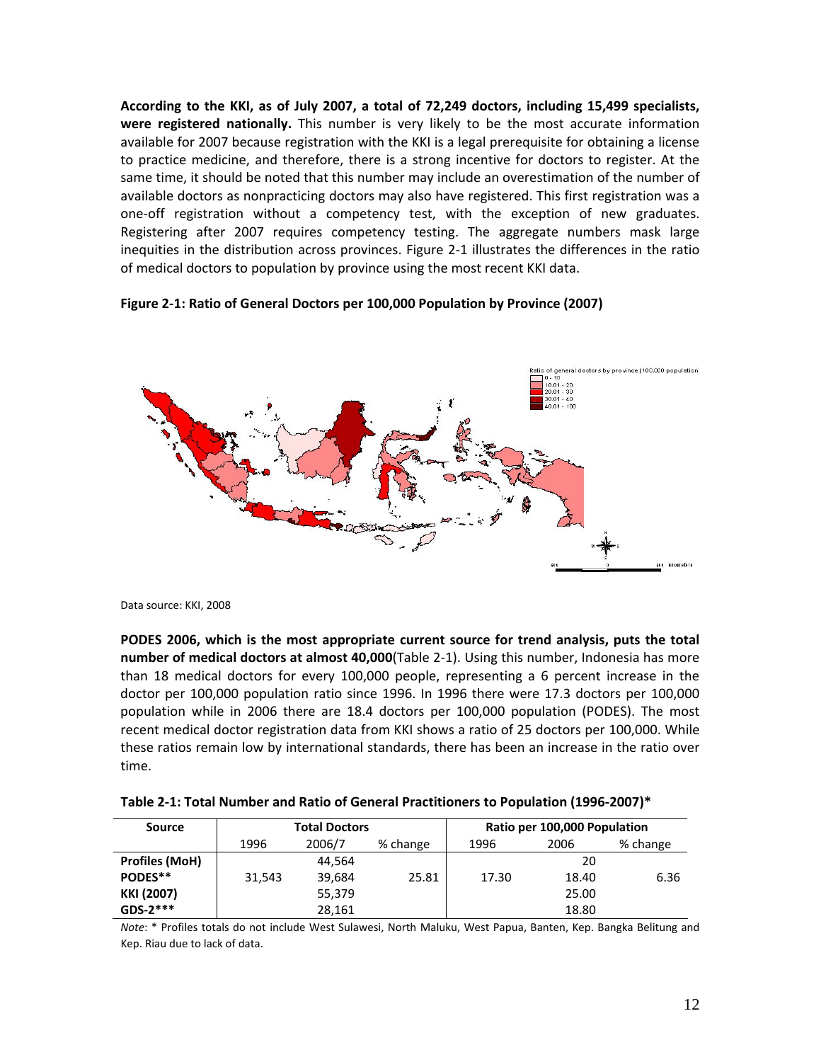**According to the KKI, as of July 2007, a total of 72,249 doctors, including 15,499 specialists, were registered nationally.** This number is very likely to be the most accurate information available for 2007 because registration with the KKI is a legal prerequisite for obtaining a license to practice medicine, and therefore, there is a strong incentive for doctors to register. At the same time, it should be noted that this number may include an overestimation of the number of available doctors as nonpracticing doctors may also have registered. This first registration was a one-off registration without a competency test, with the exception of new graduates. Registering after 2007 requires competency testing. The aggregate numbers mask large inequities in the distribution across provinces. Figure 2-1 illustrates the differences in the ratio of medical doctors to population by province using the most recent KKI data.

**Figure 2-1: Ratio of General Doctors per 100,000 Population by Province (2007)**

Data source: KKI, 2008

**PODES 2006, which is the most appropriate current source for trend analysis, puts the total number of medical doctors at almost 40,000**(Table 2-1). Using this number, Indonesia has more than 18 medical doctors for every 100,000 people, representing a 6 percent increase in the doctor per 100,000 population ratio since 1996. In 1996 there were 17.3 doctors per 100,000 population while in 2006 there are 18.4 doctors per 100,000 population (PODES). The most recent medical doctor registration data from KKI shows a ratio of 25 doctors per 100,000. While these ratios remain low by international standards, there has been an increase in the ratio over time.

**Table 2-1: Total Number and Ratio of General Practitioners to Population (1996-2007)***

| Source | Total Doctors | | | Ratio per 100,000 Population | | |
|---|---|---|---|---|---|---|
| | 1996 | 2006/7 | % change | 1996 | 2006 | % change |
| **Profiles (MoH)** | | 44,564 | | | 20 | |
| **PODES**** | 31,543 | 39,684 | 25.81 | 17.30 | 18.40 | 6.36 |
| **KKI (2007)** | | 55,379 | | | 25.00 | |
| **GDS-2***** | | 28,161 | | | 18.80 | |

*Note*: * Profiles totals do not include West Sulawesi, North Maluku, West Papua, Banten, Kep. Bangka Belitung and Kep. Riau due to lack of data.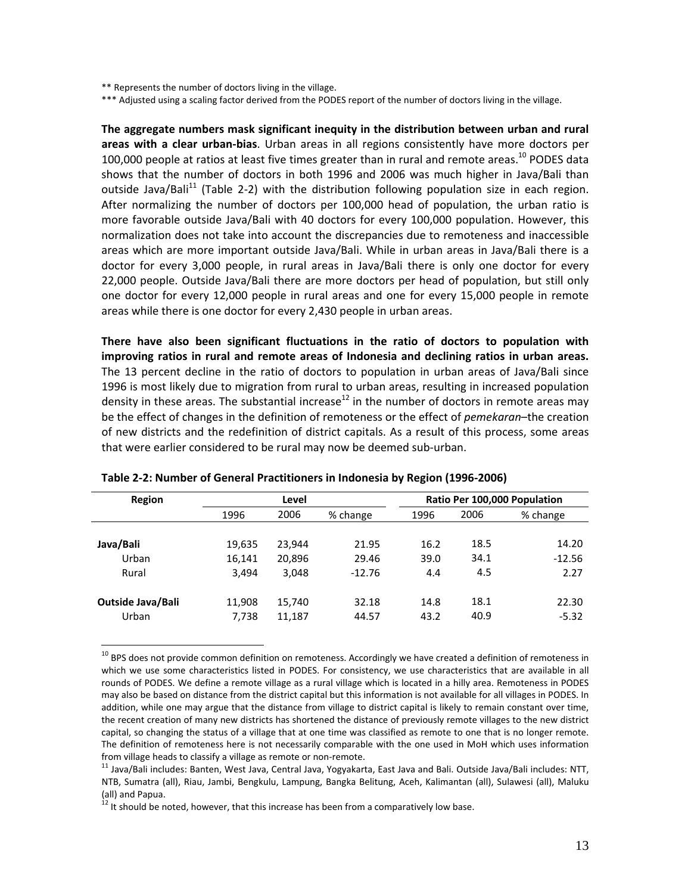** Represents the number of doctors living in the village.

*** Adjusted using a scaling factor derived from the PODES report of the number of doctors living in the village.

**The aggregate numbers mask significant inequity in the distribution between urban and rural areas with a clear urban-bias**. Urban areas in all regions consistently have more doctors per 100,000 people at ratios at least five times greater than in rural and remote areas.[10] PODES data shows that the number of doctors in both 1996 and 2006 was much higher in Java/Bali than outside Java/Bali[11] (Table 2-2) with the distribution following population size in each region. After normalizing the number of doctors per 100,000 head of population, the urban ratio is more favorable outside Java/Bali with 40 doctors for every 100,000 population. However, this normalization does not take into account the discrepancies due to remoteness and inaccessible areas which are more important outside Java/Bali. While in urban areas in Java/Bali there is a doctor for every 3,000 people, in rural areas in Java/Bali there is only one doctor for every 22,000 people. Outside Java/Bali there are more doctors per head of population, but still only one doctor for every 12,000 people in rural areas and one for every 15,000 people in remote areas while there is one doctor for every 2,430 people in urban areas.

**There have also been significant fluctuations in the ratio of doctors to population with improving ratios in rural and remote areas of Indonesia and declining ratios in urban areas.** The 13 percent decline in the ratio of doctors to population in urban areas of Java/Bali since 1996 is most likely due to migration from rural to urban areas, resulting in increased population density in these areas. The substantial increase[12] in the number of doctors in remote areas may be the effect of changes in the definition of remoteness or the effect of *pemekaran*–the creation of new districts and the redefinition of district capitals. As a result of this process, some areas that were earlier considered to be rural may now be deemed sub-urban.

**Table 2-2: Number of General Practitioners in Indonesia by Region (1996-2006)**

| Region | Level | | | Ratio Per 100,000 Population | | |
|---|---|---|---|---|---|---|
| | 1996 | 2006 | % change | 1996 | 2006 | % change |
| **Java/Bali** | 19,635 | 23,944 | 21.95 | 16.2 | 18.5 | 14.20 |
| Urban | 16,141 | 20,896 | 29.46 | 39.0 | 34.1 | -12.56 |
| Rural | 3,494 | 3,048 | -12.76 | 4.4 | 4.5 | 2.27 |
| **Outside Java/Bali** | 11,908 | 15,740 | 32.18 | 14.8 | 18.1 | 22.30 |
| Urban | 7,738 | 11,187 | 44.57 | 43.2 | 40.9 | -5.32 |

[10] BPS does not provide common definition on remoteness. Accordingly we have created a definition of remoteness in which we use some characteristics listed in PODES. For consistency, we use characteristics that are available in all rounds of PODES. We define a remote village as a rural village which is located in a hilly area. Remoteness in PODES may also be based on distance from the district capital but this information is not available for all villages in PODES. In addition, while one may argue that the distance from village to district capital is likely to remain constant over time, the recent creation of many new districts has shortened the distance of previously remote villages to the new district capital, so changing the status of a village that at one time was classified as remote to one that is no longer remote. The definition of remoteness here is not necessarily comparable with the one used in MoH which uses information from village heads to classify a village as remote or non-remote.

[11] Java/Bali includes: Banten, West Java, Central Java, Yogyakarta, East Java and Bali. Outside Java/Bali includes: NTT, NTB, Sumatra (all), Riau, Jambi, Bengkulu, Lampung, Bangka Belitung, Aceh, Kalimantan (all), Sulawesi (all), Maluku (all) and Papua.

[12] It should be noted, however, that this increase has been from a comparatively low base.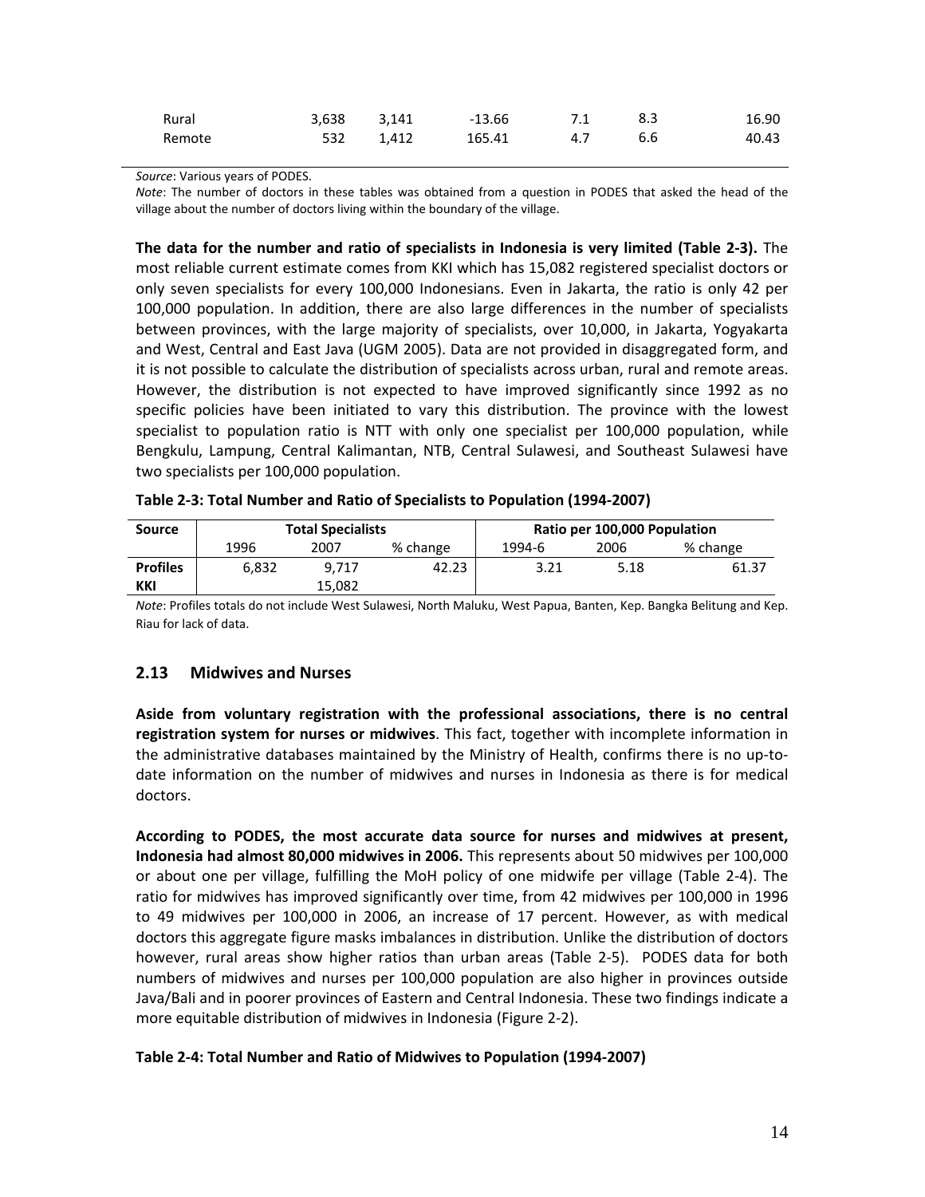| | | | | | | |
|---|---|---|---|---|---|---|
| Rural | 3,638 | 3,141 | -13.66 | 7.1 | 8.3 | 16.90 |
| Remote | 532 | 1,412 | 165.41 | 4.7 | 6.6 | 40.43 |

*Source*: Various years of PODES.

*Note*: The number of doctors in these tables was obtained from a question in PODES that asked the head of the village about the number of doctors living within the boundary of the village.

**The data for the number and ratio of specialists in Indonesia is very limited (Table 2-3).** The most reliable current estimate comes from KKI which has 15,082 registered specialist doctors or only seven specialists for every 100,000 Indonesians. Even in Jakarta, the ratio is only 42 per 100,000 population. In addition, there are also large differences in the number of specialists between provinces, with the large majority of specialists, over 10,000, in Jakarta, Yogyakarta and West, Central and East Java (UGM 2005). Data are not provided in disaggregated form, and it is not possible to calculate the distribution of specialists across urban, rural and remote areas. However, the distribution is not expected to have improved significantly since 1992 as no specific policies have been initiated to vary this distribution. The province with the lowest specialist to population ratio is NTT with only one specialist per 100,000 population, while Bengkulu, Lampung, Central Kalimantan, NTB, Central Sulawesi, and Southeast Sulawesi have two specialists per 100,000 population.

**Table 2-3: Total Number and Ratio of Specialists to Population (1994-2007)**

| Source | Total Specialists | | | Ratio per 100,000 Population | | |
|---|---|---|---|---|---|---|
| | 1996 | 2007 | % change | 1994-6 | 2006 | % change |
| **Profiles** | 6,832 | 9,717 | 42.23 | 3.21 | 5.18 | 61.37 |
| **KKI** | | 15,082 | | | | |

*Note*: Profiles totals do not include West Sulawesi, North Maluku, West Papua, Banten, Kep. Bangka Belitung and Kep. Riau for lack of data.

## 2.13 Midwives and Nurses

**Aside from voluntary registration with the professional associations, there is no central registration system for nurses or midwives**. This fact, together with incomplete information in the administrative databases maintained by the Ministry of Health, confirms there is no up-to-date information on the number of midwives and nurses in Indonesia as there is for medical doctors.

**According to PODES, the most accurate data source for nurses and midwives at present, Indonesia had almost 80,000 midwives in 2006.** This represents about 50 midwives per 100,000 or about one per village, fulfilling the MoH policy of one midwife per village (Table 2-4). The ratio for midwives has improved significantly over time, from 42 midwives per 100,000 in 1996 to 49 midwives per 100,000 in 2006, an increase of 17 percent. However, as with medical doctors this aggregate figure masks imbalances in distribution. Unlike the distribution of doctors however, rural areas show higher ratios than urban areas (Table 2-5). PODES data for both numbers of midwives and nurses per 100,000 population are also higher in provinces outside Java/Bali and in poorer provinces of Eastern and Central Indonesia. These two findings indicate a more equitable distribution of midwives in Indonesia (Figure 2-2).

**Table 2-4: Total Number and Ratio of Midwives to Population (1994-2007)**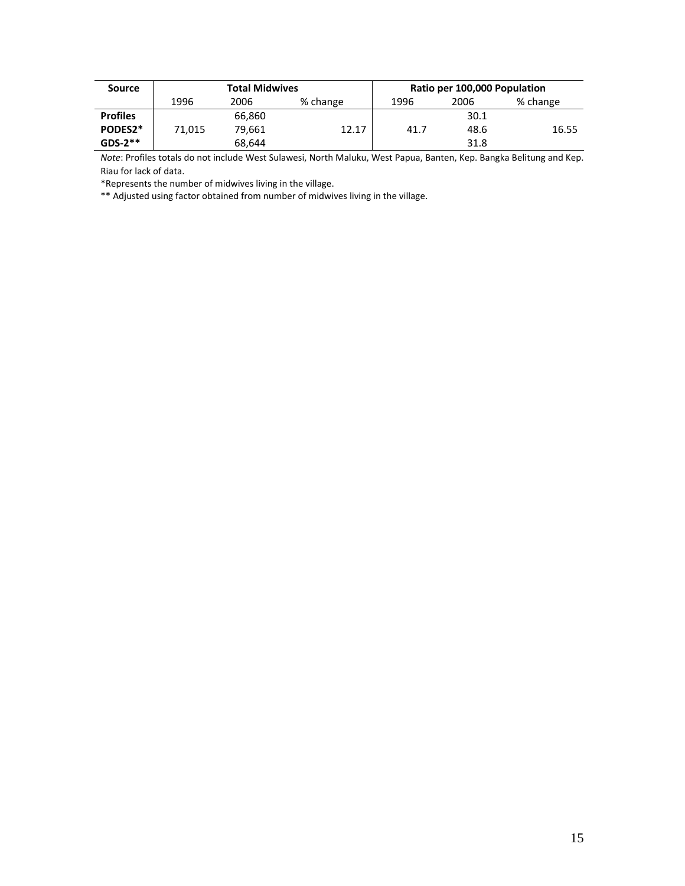| Source | Total Midwives | | | Ratio per 100,000 Population | | |
|---|---|---|---|---|---|---|
| | 1996 | 2006 | % change | 1996 | 2006 | % change |
| **Profiles** | | 66,860 | | | 30.1 | |
| **PODES2*** | 71,015 | 79,661 | 12.17 | 41.7 | 48.6 | 16.55 |
| **GDS-2**** | | 68,644 | | | 31.8 | |

*Note*: Profiles totals do not include West Sulawesi, North Maluku, West Papua, Banten, Kep. Bangka Belitung and Kep. Riau for lack of data.

*Represents the number of midwives living in the village.

** Adjusted using factor obtained from number of midwives living in the village.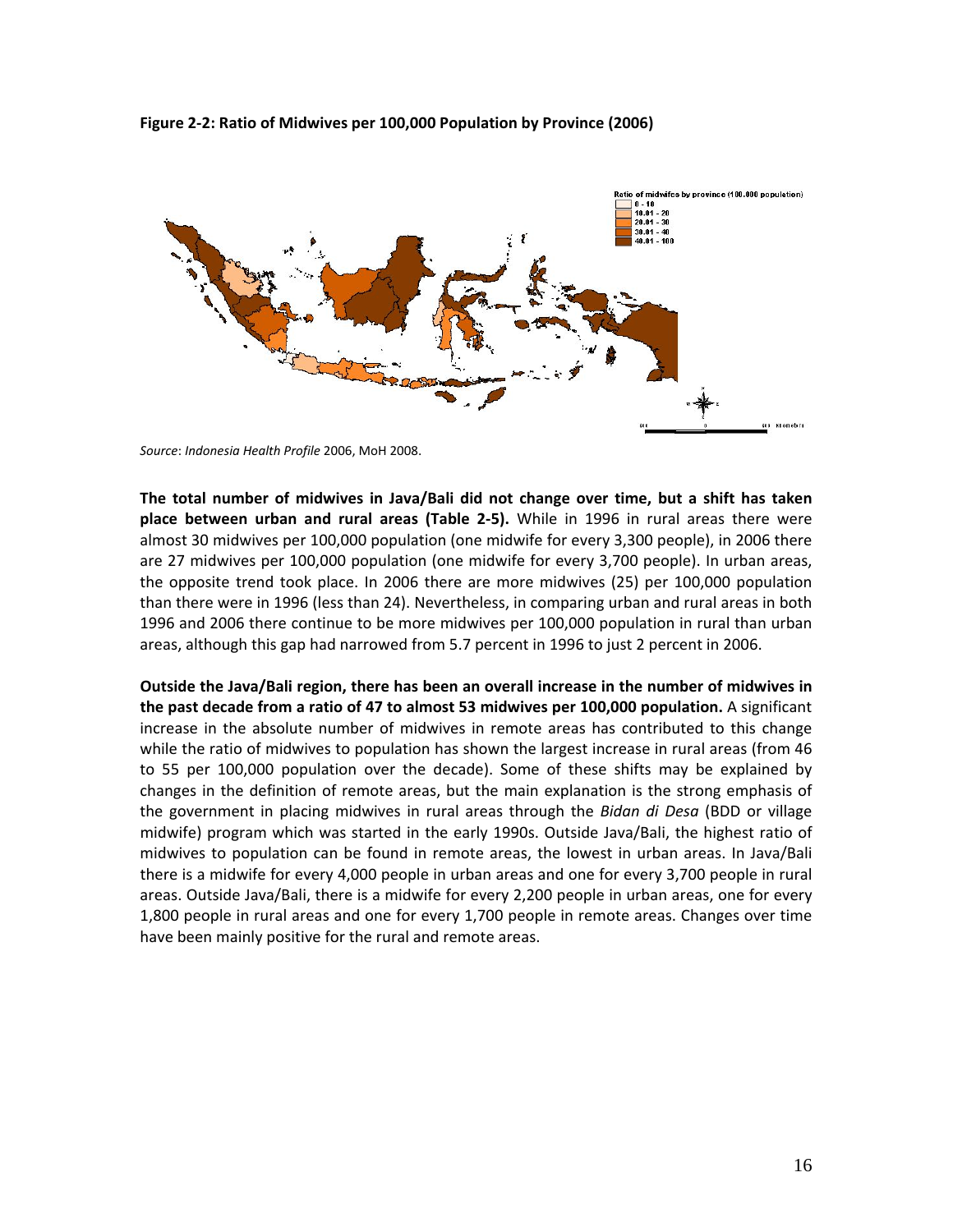**Figure 2-2: Ratio of Midwives per 100,000 Population by Province (2006)**

*Source*: *Indonesia Health Profile* 2006, MoH 2008.

**The total number of midwives in Java/Bali did not change over time, but a shift has taken place between urban and rural areas (Table 2-5).** While in 1996 in rural areas there were almost 30 midwives per 100,000 population (one midwife for every 3,300 people), in 2006 there are 27 midwives per 100,000 population (one midwife for every 3,700 people). In urban areas, the opposite trend took place. In 2006 there are more midwives (25) per 100,000 population than there were in 1996 (less than 24). Nevertheless, in comparing urban and rural areas in both 1996 and 2006 there continue to be more midwives per 100,000 population in rural than urban areas, although this gap had narrowed from 5.7 percent in 1996 to just 2 percent in 2006.

**Outside the Java/Bali region, there has been an overall increase in the number of midwives in the past decade from a ratio of 47 to almost 53 midwives per 100,000 population.** A significant increase in the absolute number of midwives in remote areas has contributed to this change while the ratio of midwives to population has shown the largest increase in rural areas (from 46 to 55 per 100,000 population over the decade). Some of these shifts may be explained by changes in the definition of remote areas, but the main explanation is the strong emphasis of the government in placing midwives in rural areas through the *Bidan di Desa* (BDD or village midwife) program which was started in the early 1990s. Outside Java/Bali, the highest ratio of midwives to population can be found in remote areas, the lowest in urban areas. In Java/Bali there is a midwife for every 4,000 people in urban areas and one for every 3,700 people in rural areas. Outside Java/Bali, there is a midwife for every 2,200 people in urban areas, one for every 1,800 people in rural areas and one for every 1,700 people in remote areas. Changes over time have been mainly positive for the rural and remote areas.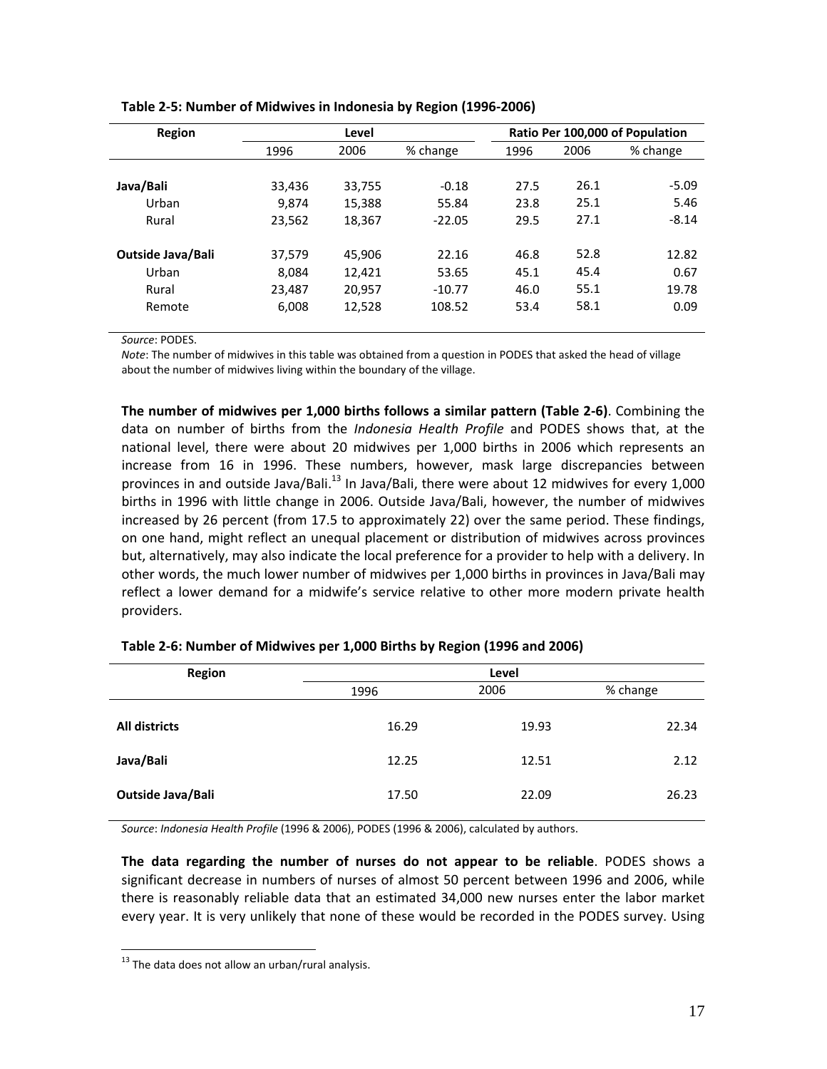**Table 2-5: Number of Midwives in Indonesia by Region (1996-2006)**

| Region | Level | | | Ratio Per 100,000 of Population | | |
|---|---|---|---|---|---|---|
| | 1996 | 2006 | % change | 1996 | 2006 | % change |
| **Java/Bali** | 33,436 | 33,755 | -0.18 | 27.5 | 26.1 | -5.09 |
| Urban | 9,874 | 15,388 | 55.84 | 23.8 | 25.1 | 5.46 |
| Rural | 23,562 | 18,367 | -22.05 | 29.5 | 27.1 | -8.14 |
| **Outside Java/Bali** | 37,579 | 45,906 | 22.16 | 46.8 | 52.8 | 12.82 |
| Urban | 8,084 | 12,421 | 53.65 | 45.1 | 45.4 | 0.67 |
| Rural | 23,487 | 20,957 | -10.77 | 46.0 | 55.1 | 19.78 |
| Remote | 6,008 | 12,528 | 108.52 | 53.4 | 58.1 | 0.09 |

*Source*: PODES.
*Note*: The number of midwives in this table was obtained from a question in PODES that asked the head of village about the number of midwives living within the boundary of the village.

**The number of midwives per 1,000 births follows a similar pattern (Table 2-6)**. Combining the data on number of births from the *Indonesia Health Profile* and PODES shows that, at the national level, there were about 20 midwives per 1,000 births in 2006 which represents an increase from 16 in 1996. These numbers, however, mask large discrepancies between provinces in and outside Java/Bali.[13] In Java/Bali, there were about 12 midwives for every 1,000 births in 1996 with little change in 2006. Outside Java/Bali, however, the number of midwives increased by 26 percent (from 17.5 to approximately 22) over the same period. These findings, on one hand, might reflect an unequal placement or distribution of midwives across provinces but, alternatively, may also indicate the local preference for a provider to help with a delivery. In other words, the much lower number of midwives per 1,000 births in provinces in Java/Bali may reflect a lower demand for a midwife's service relative to other more modern private health providers.

**Table 2-6: Number of Midwives per 1,000 Births by Region (1996 and 2006)**

| Region | Level | | |
|---|---|---|---|
| | 1996 | 2006 | % change |
| **All districts** | 16.29 | 19.93 | 22.34 |
| **Java/Bali** | 12.25 | 12.51 | 2.12 |
| **Outside Java/Bali** | 17.50 | 22.09 | 26.23 |

*Source*: *Indonesia Health Profile* (1996 & 2006), PODES (1996 & 2006), calculated by authors.

**The data regarding the number of nurses do not appear to be reliable**. PODES shows a significant decrease in numbers of nurses of almost 50 percent between 1996 and 2006, while there is reasonably reliable data that an estimated 34,000 new nurses enter the labor market every year. It is very unlikely that none of these would be recorded in the PODES survey. Using

[13] The data does not allow an urban/rural analysis.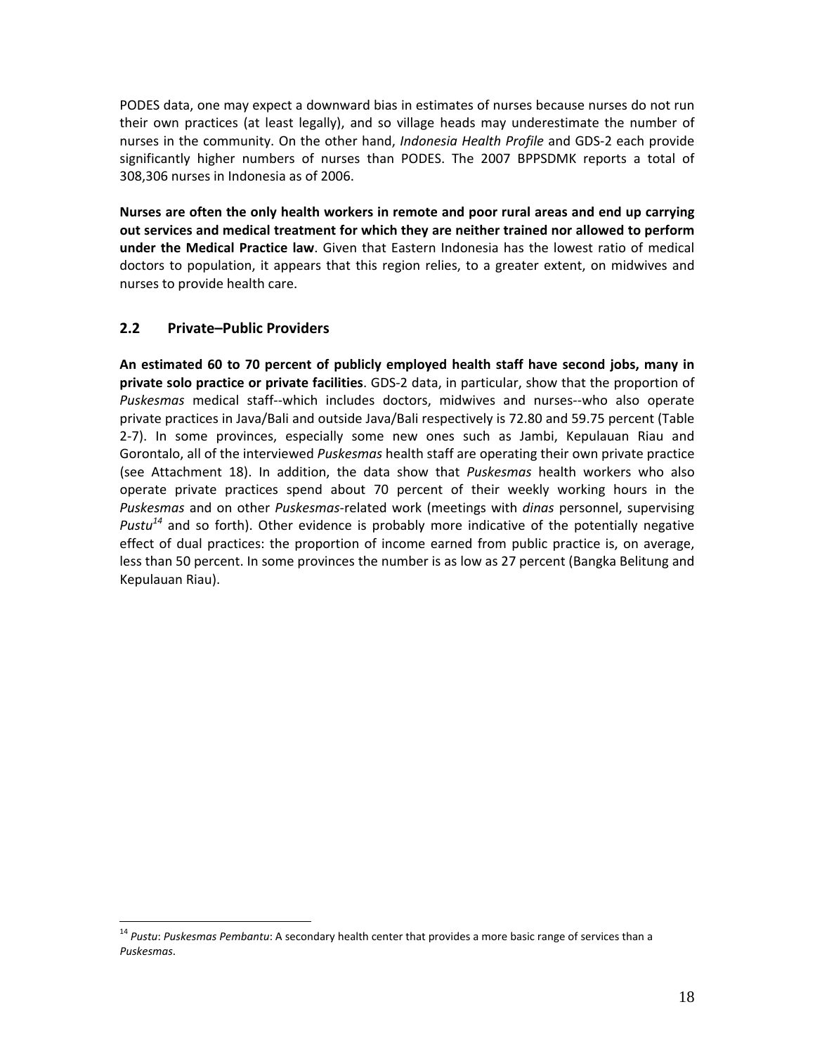PODES data, one may expect a downward bias in estimates of nurses because nurses do not run their own practices (at least legally), and so village heads may underestimate the number of nurses in the community. On the other hand, *Indonesia Health Profile* and GDS-2 each provide significantly higher numbers of nurses than PODES. The 2007 BPPSDMK reports a total of 308,306 nurses in Indonesia as of 2006.

**Nurses are often the only health workers in remote and poor rural areas and end up carrying out services and medical treatment for which they are neither trained nor allowed to perform under the Medical Practice law**. Given that Eastern Indonesia has the lowest ratio of medical doctors to population, it appears that this region relies, to a greater extent, on midwives and nurses to provide health care.

## 2.2 Private–Public Providers

**An estimated 60 to 70 percent of publicly employed health staff have second jobs, many in private solo practice or private facilities**. GDS-2 data, in particular, show that the proportion of *Puskesmas* medical staff--which includes doctors, midwives and nurses--who also operate private practices in Java/Bali and outside Java/Bali respectively is 72.80 and 59.75 percent (Table 2-7). In some provinces, especially some new ones such as Jambi, Kepulauan Riau and Gorontalo, all of the interviewed *Puskesmas* health staff are operating their own private practice (see Attachment 18). In addition, the data show that *Puskesmas* health workers who also operate private practices spend about 70 percent of their weekly working hours in the *Puskesmas* and on other *Puskesmas*-related work (meetings with *dinas* personnel, supervising *Pustu*[14] and so forth). Other evidence is probably more indicative of the potentially negative effect of dual practices: the proportion of income earned from public practice is, on average, less than 50 percent. In some provinces the number is as low as 27 percent (Bangka Belitung and Kepulauan Riau).

[14] *Pustu*: *Puskesmas Pembantu*: A secondary health center that provides a more basic range of services than a *Puskesmas*.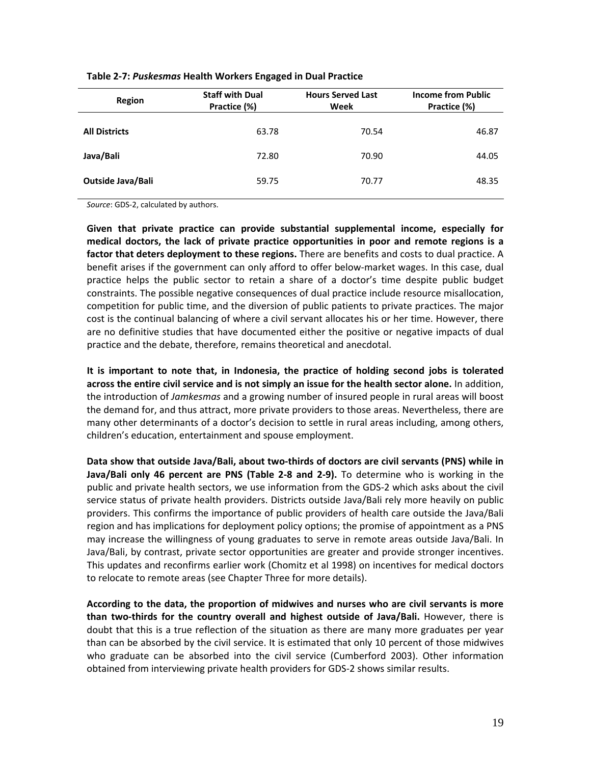**Table 2-7: *Puskesmas* Health Workers Engaged in Dual Practice**

| Region | Staff with Dual Practice (%) | Hours Served Last Week | Income from Public Practice (%) |
|---|---|---|---|
| **All Districts** | 63.78 | 70.54 | 46.87 |
| **Java/Bali** | 72.80 | 70.90 | 44.05 |
| **Outside Java/Bali** | 59.75 | 70.77 | 48.35 |

*Source*: GDS-2, calculated by authors.

**Given that private practice can provide substantial supplemental income, especially for medical doctors, the lack of private practice opportunities in poor and remote regions is a factor that deters deployment to these regions.** There are benefits and costs to dual practice. A benefit arises if the government can only afford to offer below-market wages. In this case, dual practice helps the public sector to retain a share of a doctor's time despite public budget constraints. The possible negative consequences of dual practice include resource misallocation, competition for public time, and the diversion of public patients to private practices. The major cost is the continual balancing of where a civil servant allocates his or her time. However, there are no definitive studies that have documented either the positive or negative impacts of dual practice and the debate, therefore, remains theoretical and anecdotal.

**It is important to note that, in Indonesia, the practice of holding second jobs is tolerated across the entire civil service and is not simply an issue for the health sector alone.** In addition, the introduction of *Jamkesmas* and a growing number of insured people in rural areas will boost the demand for, and thus attract, more private providers to those areas. Nevertheless, there are many other determinants of a doctor's decision to settle in rural areas including, among others, children's education, entertainment and spouse employment.

**Data show that outside Java/Bali, about two-thirds of doctors are civil servants (PNS) while in Java/Bali only 46 percent are PNS (Table 2-8 and 2-9).** To determine who is working in the public and private health sectors, we use information from the GDS-2 which asks about the civil service status of private health providers. Districts outside Java/Bali rely more heavily on public providers. This confirms the importance of public providers of health care outside the Java/Bali region and has implications for deployment policy options; the promise of appointment as a PNS may increase the willingness of young graduates to serve in remote areas outside Java/Bali. In Java/Bali, by contrast, private sector opportunities are greater and provide stronger incentives. This updates and reconfirms earlier work (Chomitz et al 1998) on incentives for medical doctors to relocate to remote areas (see Chapter Three for more details).

**According to the data, the proportion of midwives and nurses who are civil servants is more than two-thirds for the country overall and highest outside of Java/Bali.** However, there is doubt that this is a true reflection of the situation as there are many more graduates per year than can be absorbed by the civil service. It is estimated that only 10 percent of those midwives who graduate can be absorbed into the civil service (Cumberford 2003). Other information obtained from interviewing private health providers for GDS-2 shows similar results.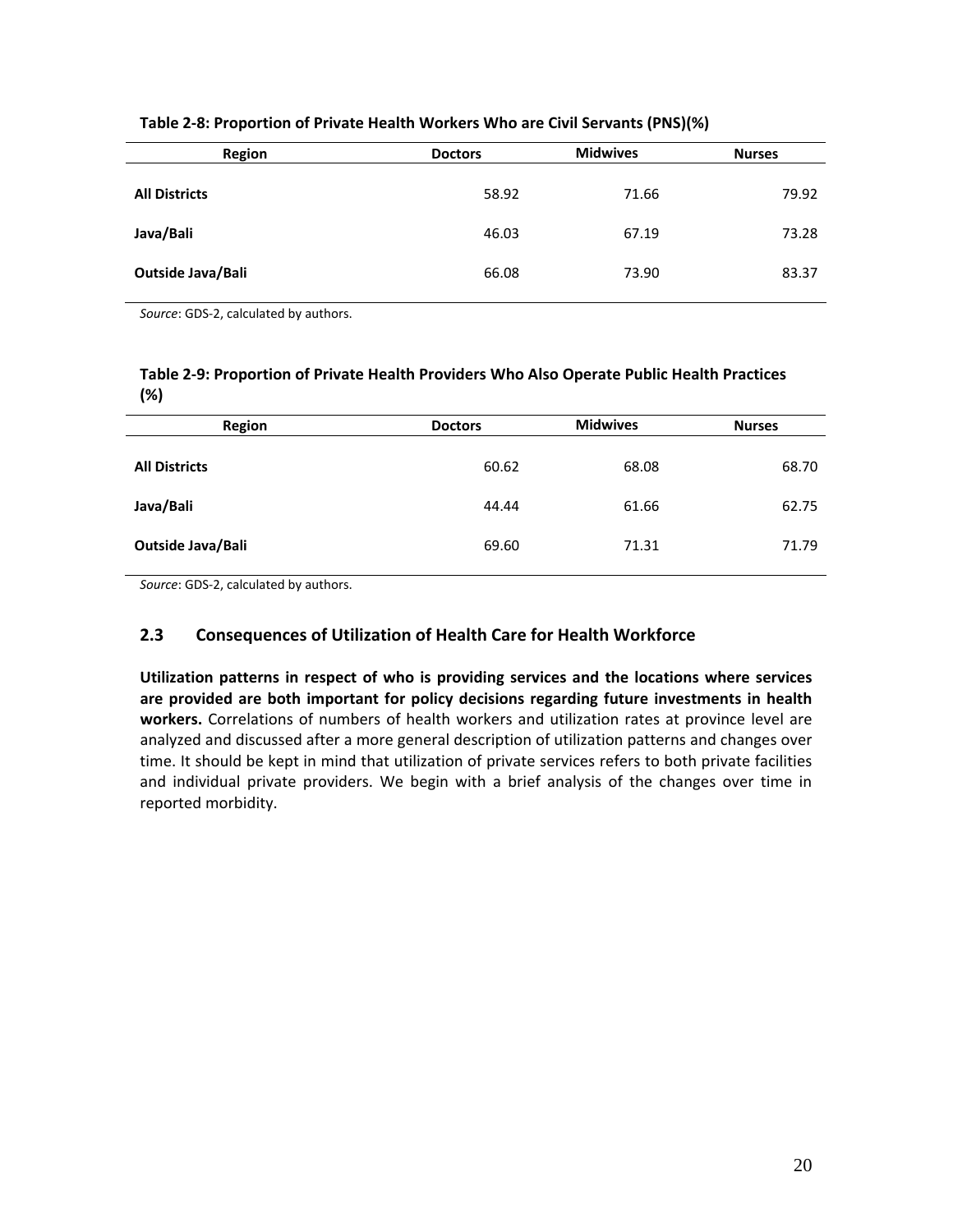**Table 2-8: Proportion of Private Health Workers Who are Civil Servants (PNS)(%)**

| Region | Doctors | Midwives | Nurses |
|---|---|---|---|
| **All Districts** | 58.92 | 71.66 | 79.92 |
| **Java/Bali** | 46.03 | 67.19 | 73.28 |
| **Outside Java/Bali** | 66.08 | 73.90 | 83.37 |

*Source*: GDS-2, calculated by authors.

**Table 2-9: Proportion of Private Health Providers Who Also Operate Public Health Practices (%)**

| Region | Doctors | Midwives | Nurses |
|---|---|---|---|
| **All Districts** | 60.62 | 68.08 | 68.70 |
| **Java/Bali** | 44.44 | 61.66 | 62.75 |
| **Outside Java/Bali** | 69.60 | 71.31 | 71.79 |

*Source*: GDS-2, calculated by authors.

## 2.3 Consequences of Utilization of Health Care for Health Workforce

**Utilization patterns in respect of who is providing services and the locations where services are provided are both important for policy decisions regarding future investments in health workers.** Correlations of numbers of health workers and utilization rates at province level are analyzed and discussed after a more general description of utilization patterns and changes over time. It should be kept in mind that utilization of private services refers to both private facilities and individual private providers. We begin with a brief analysis of the changes over time in reported morbidity.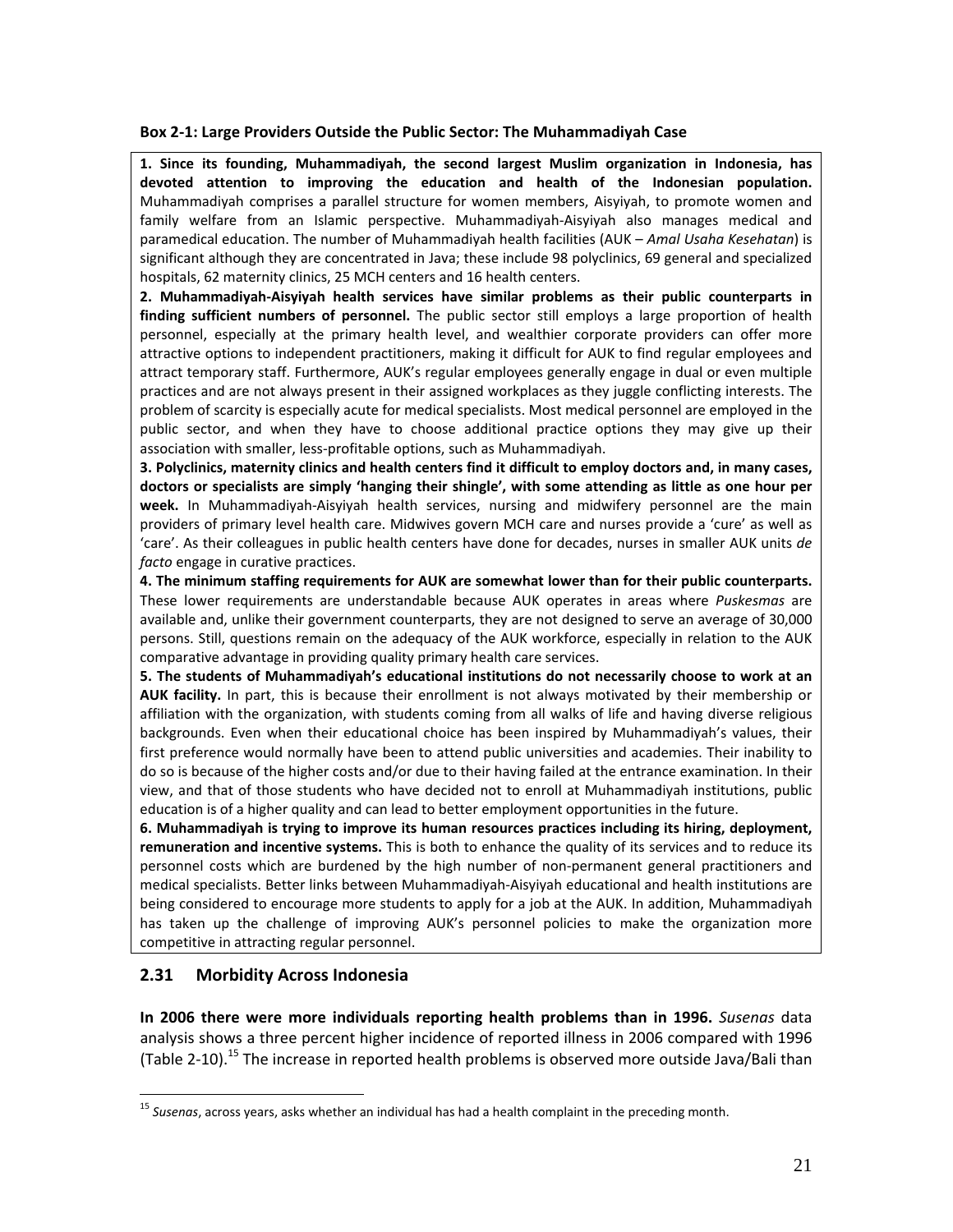**Box 2-1: Large Providers Outside the Public Sector: The Muhammadiyah Case**

**1. Since its founding, Muhammadiyah, the second largest Muslim organization in Indonesia, has devoted attention to improving the education and health of the Indonesian population.** Muhammadiyah comprises a parallel structure for women members, Aisyiyah, to promote women and family welfare from an Islamic perspective. Muhammadiyah-Aisyiyah also manages medical and paramedical education. The number of Muhammadiyah health facilities (AUK – *Amal Usaha Kesehatan*) is significant although they are concentrated in Java; these include 98 polyclinics, 69 general and specialized hospitals, 62 maternity clinics, 25 MCH centers and 16 health centers.

**2. Muhammadiyah-Aisyiyah health services have similar problems as their public counterparts in finding sufficient numbers of personnel.** The public sector still employs a large proportion of health personnel, especially at the primary health level, and wealthier corporate providers can offer more attractive options to independent practitioners, making it difficult for AUK to find regular employees and attract temporary staff. Furthermore, AUK's regular employees generally engage in dual or even multiple practices and are not always present in their assigned workplaces as they juggle conflicting interests. The problem of scarcity is especially acute for medical specialists. Most medical personnel are employed in the public sector, and when they have to choose additional practice options they may give up their association with smaller, less-profitable options, such as Muhammadiyah.

**3. Polyclinics, maternity clinics and health centers find it difficult to employ doctors and, in many cases, doctors or specialists are simply 'hanging their shingle', with some attending as little as one hour per week.** In Muhammadiyah-Aisyiyah health services, nursing and midwifery personnel are the main providers of primary level health care. Midwives govern MCH care and nurses provide a 'cure' as well as 'care'. As their colleagues in public health centers have done for decades, nurses in smaller AUK units *de facto* engage in curative practices.

**4. The minimum staffing requirements for AUK are somewhat lower than for their public counterparts.** These lower requirements are understandable because AUK operates in areas where *Puskesmas* are available and, unlike their government counterparts, they are not designed to serve an average of 30,000 persons. Still, questions remain on the adequacy of the AUK workforce, especially in relation to the AUK comparative advantage in providing quality primary health care services.

**5. The students of Muhammadiyah's educational institutions do not necessarily choose to work at an AUK facility.** In part, this is because their enrollment is not always motivated by their membership or affiliation with the organization, with students coming from all walks of life and having diverse religious backgrounds. Even when their educational choice has been inspired by Muhammadiyah's values, their first preference would normally have been to attend public universities and academies. Their inability to do so is because of the higher costs and/or due to their having failed at the entrance examination. In their view, and that of those students who have decided not to enroll at Muhammadiyah institutions, public education is of a higher quality and can lead to better employment opportunities in the future.

**6. Muhammadiyah is trying to improve its human resources practices including its hiring, deployment, remuneration and incentive systems.** This is both to enhance the quality of its services and to reduce its personnel costs which are burdened by the high number of non-permanent general practitioners and medical specialists. Better links between Muhammadiyah-Aisyiyah educational and health institutions are being considered to encourage more students to apply for a job at the AUK. In addition, Muhammadiyah has taken up the challenge of improving AUK's personnel policies to make the organization more competitive in attracting regular personnel.

## 2.31 Morbidity Across Indonesia

**In 2006 there were more individuals reporting health problems than in 1996.** *Susenas* data analysis shows a three percent higher incidence of reported illness in 2006 compared with 1996 (Table 2-10).[15] The increase in reported health problems is observed more outside Java/Bali than

[15] *Susenas*, across years, asks whether an individual has had a health complaint in the preceding month.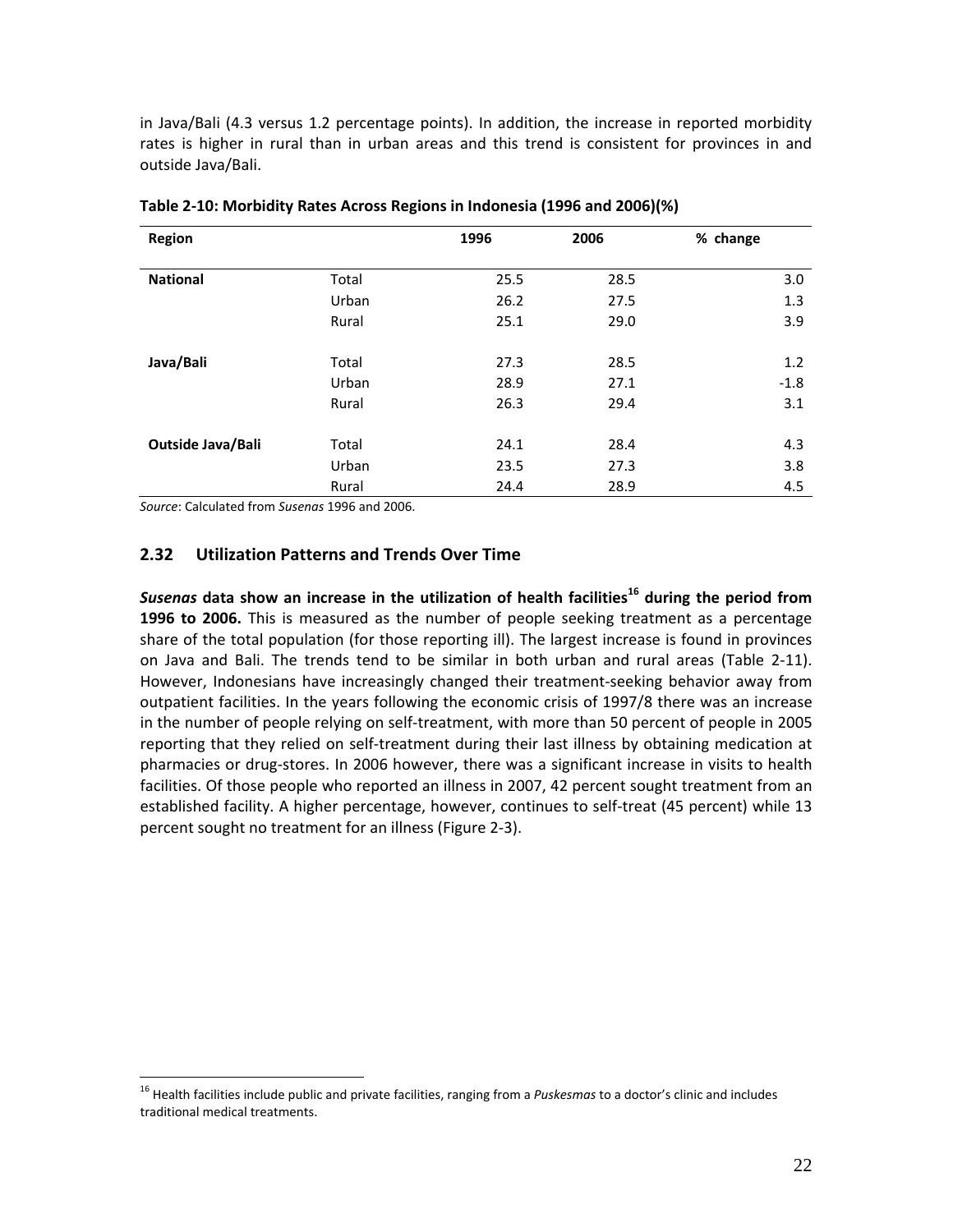in Java/Bali (4.3 versus 1.2 percentage points). In addition, the increase in reported morbidity rates is higher in rural than in urban areas and this trend is consistent for provinces in and outside Java/Bali.

**Table 2-10: Morbidity Rates Across Regions in Indonesia (1996 and 2006)(%)**

| Region | | 1996 | 2006 | % change |
|---|---|---|---|---|
| **National** | Total | 25.5 | 28.5 | 3.0 |
| | Urban | 26.2 | 27.5 | 1.3 |
| | Rural | 25.1 | 29.0 | 3.9 |
| **Java/Bali** | Total | 27.3 | 28.5 | 1.2 |
| | Urban | 28.9 | 27.1 | -1.8 |
| | Rural | 26.3 | 29.4 | 3.1 |
| **Outside Java/Bali** | Total | 24.1 | 28.4 | 4.3 |
| | Urban | 23.5 | 27.3 | 3.8 |
| | Rural | 24.4 | 28.9 | 4.5 |

*Source*: Calculated from *Susenas* 1996 and 2006.

## 2.32 Utilization Patterns and Trends Over Time

***Susenas* data show an increase in the utilization of health facilities[16] during the period from 1996 to 2006.** This is measured as the number of people seeking treatment as a percentage share of the total population (for those reporting ill). The largest increase is found in provinces on Java and Bali. The trends tend to be similar in both urban and rural areas (Table 2-11). However, Indonesians have increasingly changed their treatment-seeking behavior away from outpatient facilities. In the years following the economic crisis of 1997/8 there was an increase in the number of people relying on self-treatment, with more than 50 percent of people in 2005 reporting that they relied on self-treatment during their last illness by obtaining medication at pharmacies or drug-stores. In 2006 however, there was a significant increase in visits to health facilities. Of those people who reported an illness in 2007, 42 percent sought treatment from an established facility. A higher percentage, however, continues to self-treat (45 percent) while 13 percent sought no treatment for an illness (Figure 2-3).

[16] Health facilities include public and private facilities, ranging from a *Puskesmas* to a doctor's clinic and includes traditional medical treatments.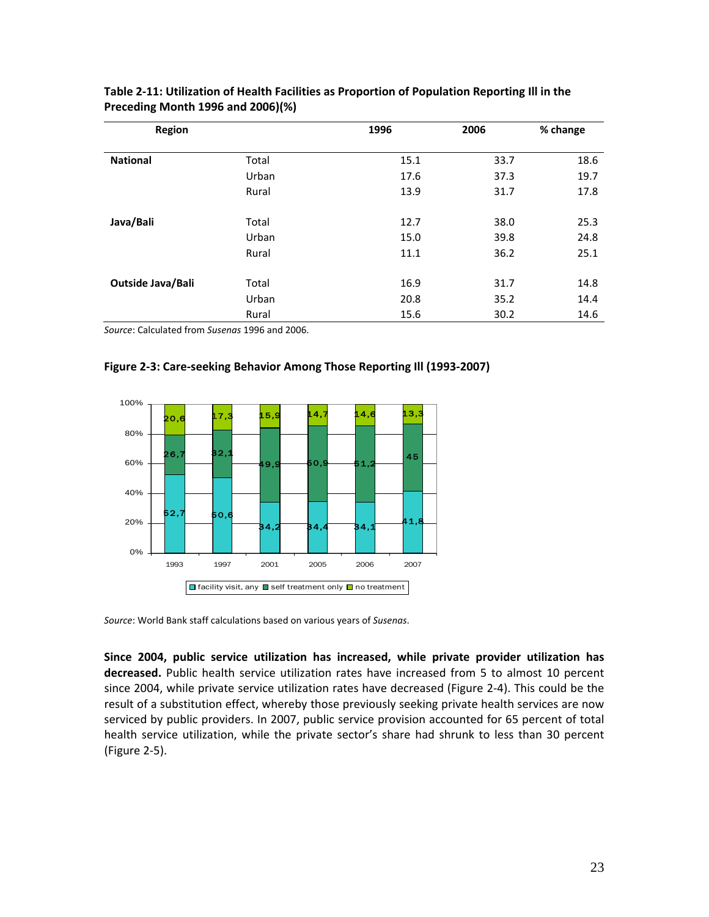**Table 2-11: Utilization of Health Facilities as Proportion of Population Reporting Ill in the Preceding Month 1996 and 2006)(%)**

| Region | | 1996 | 2006 | % change |
|---|---|---|---|---|
| **National** | Total | 15.1 | 33.7 | 18.6 |
| | Urban | 17.6 | 37.3 | 19.7 |
| | Rural | 13.9 | 31.7 | 17.8 |
| **Java/Bali** | Total | 12.7 | 38.0 | 25.3 |
| | Urban | 15.0 | 39.8 | 24.8 |
| | Rural | 11.1 | 36.2 | 25.1 |
| **Outside Java/Bali** | Total | 16.9 | 31.7 | 14.8 |
| | Urban | 20.8 | 35.2 | 14.4 |
| | Rural | 15.6 | 30.2 | 14.6 |

*Source*: Calculated from *Susenas* 1996 and 2006.

**Figure 2-3: Care-seeking Behavior Among Those Reporting Ill (1993-2007)**

| | 1993 | 1997 | 2001 | 2005 | 2006 | 2007 |
|---|---|---|---|---|---|---|
| facility visit, any | 52,7 | 50,6 | 34,2 | 34,4 | 34,1 | 41,8 |
| self treatment only | 26,7 | 32,1 | 49,9 | 50,9 | 51,2 | 45 |
| no treatment | 20,6 | 17,3 | 15,9 | 14,7 | 14,6 | 13,3 |

*Source*: World Bank staff calculations based on various years of *Susenas*.

**Since 2004, public service utilization has increased, while private provider utilization has decreased.** Public health service utilization rates have increased from 5 to almost 10 percent since 2004, while private service utilization rates have decreased (Figure 2-4). This could be the result of a substitution effect, whereby those previously seeking private health services are now serviced by public providers. In 2007, public service provision accounted for 65 percent of total health service utilization, while the private sector's share had shrunk to less than 30 percent (Figure 2-5).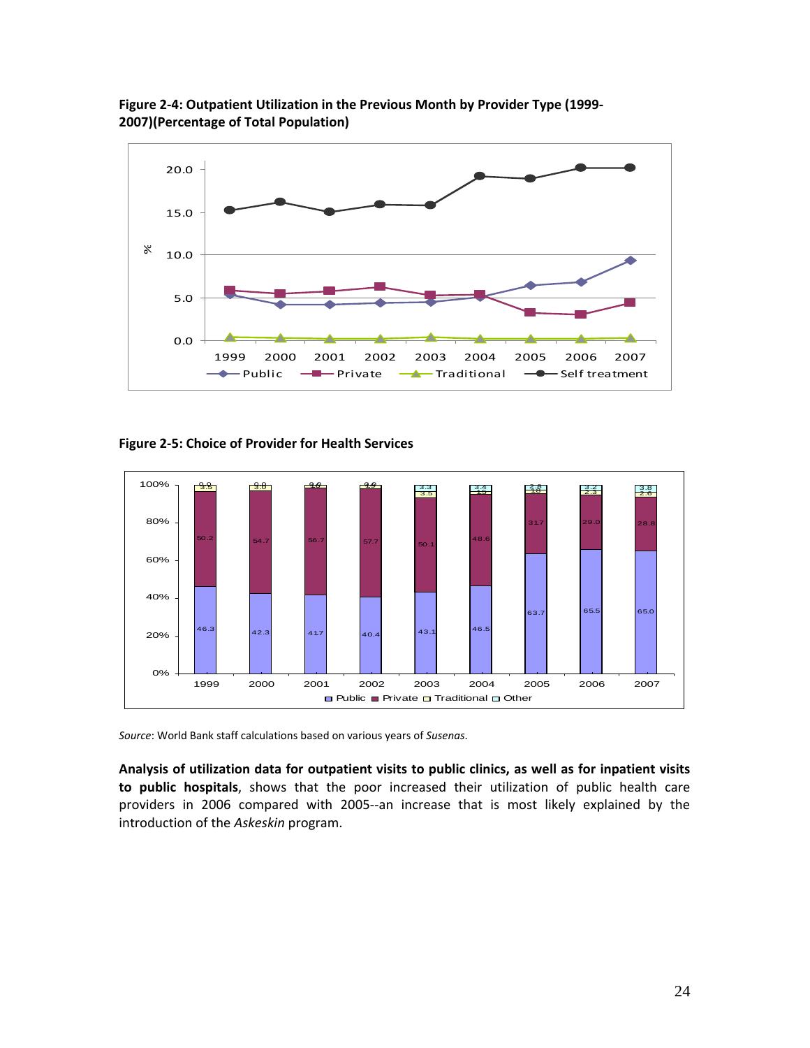**Figure 2-4: Outpatient Utilization in the Previous Month by Provider Type (1999-2007)(Percentage of Total Population)**

**Figure 2-5: Choice of Provider for Health Services**

*Source*: World Bank staff calculations based on various years of *Susenas*.

**Analysis of utilization data for outpatient visits to public clinics, as well as for inpatient visits to public hospitals**, shows that the poor increased their utilization of public health care providers in 2006 compared with 2005--an increase that is most likely explained by the introduction of the *Askeskin* program.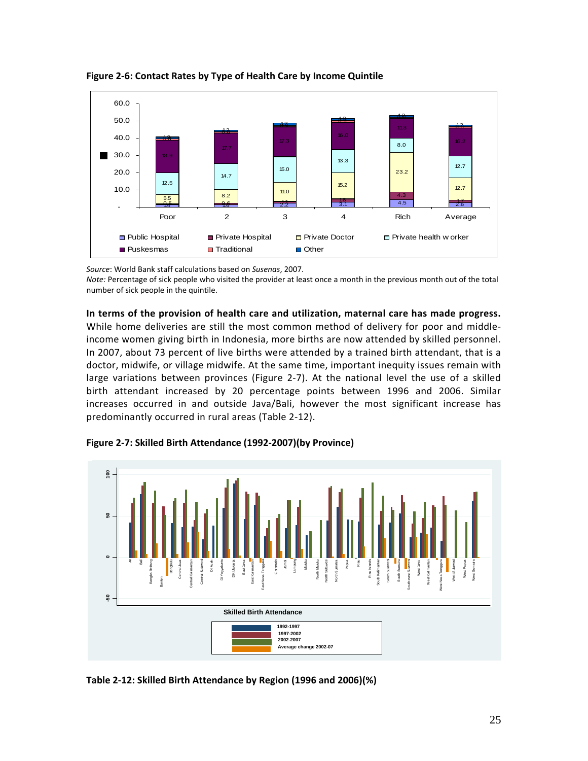**Figure 2-6: Contact Rates by Type of Health Care by Income Quintile**

*Source*: World Bank staff calculations based on *Susenas*, 2007.

*Note:* Percentage of sick people who visited the provider at least once a month in the previous month out of the total number of sick people in the quintile.

**In terms of the provision of health care and utilization, maternal care has made progress.** While home deliveries are still the most common method of delivery for poor and middle-income women giving birth in Indonesia, more births are now attended by skilled personnel. In 2007, about 73 percent of live births were attended by a trained birth attendant, that is a doctor, midwife, or village midwife. At the same time, important inequity issues remain with large variations between provinces (Figure 2-7). At the national level the use of a skilled birth attendant increased by 20 percentage points between 1996 and 2006. Similar increases occurred in and outside Java/Bali, however the most significant increase has predominantly occurred in rural areas (Table 2-12).

**Figure 2-7: Skilled Birth Attendance (1992-2007)(by Province)**

**Table 2-12: Skilled Birth Attendance by Region (1996 and 2006)(%)**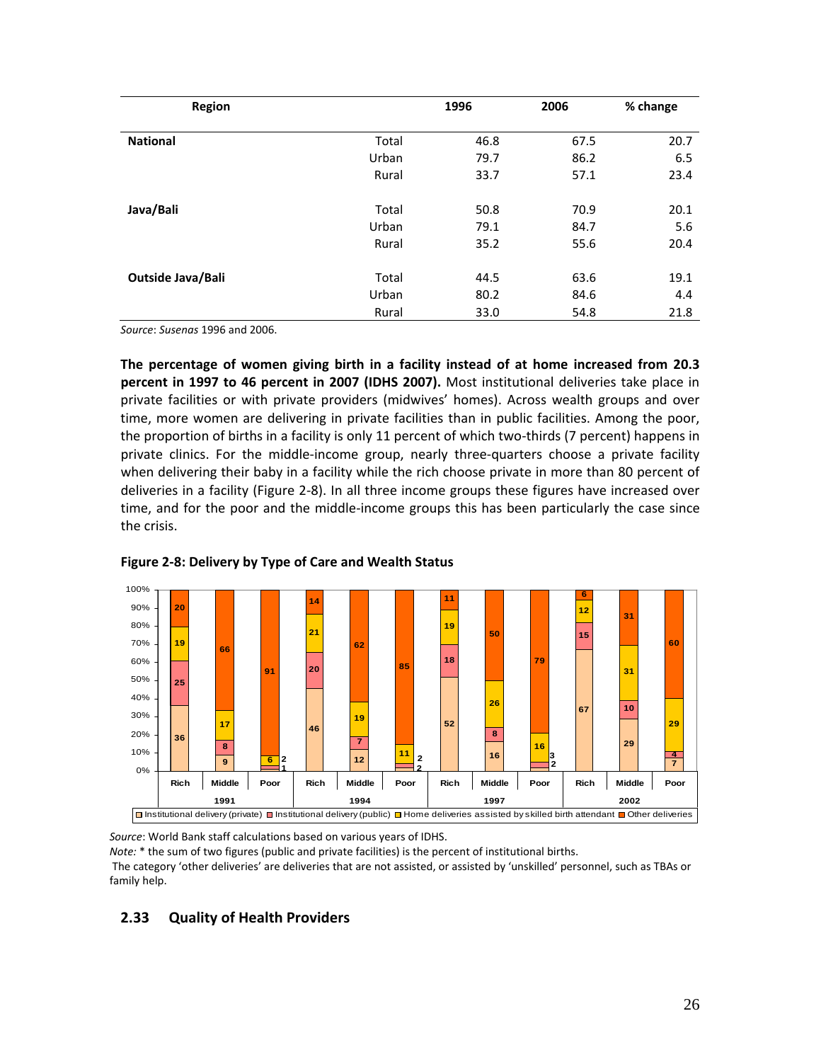| Region | | 1996 | 2006 | % change |
|---|---|---|---|---|
| **National** | Total | 46.8 | 67.5 | 20.7 |
| | Urban | 79.7 | 86.2 | 6.5 |
| | Rural | 33.7 | 57.1 | 23.4 |
| **Java/Bali** | Total | 50.8 | 70.9 | 20.1 |
| | Urban | 79.1 | 84.7 | 5.6 |
| | Rural | 35.2 | 55.6 | 20.4 |
| **Outside Java/Bali** | Total | 44.5 | 63.6 | 19.1 |
| | Urban | 80.2 | 84.6 | 4.4 |
| | Rural | 33.0 | 54.8 | 21.8 |

*Source*: *Susenas* 1996 and 2006.

**The percentage of women giving birth in a facility instead of at home increased from 20.3 percent in 1997 to 46 percent in 2007 (IDHS 2007).** Most institutional deliveries take place in private facilities or with private providers (midwives' homes). Across wealth groups and over time, more women are delivering in private facilities than in public facilities. Among the poor, the proportion of births in a facility is only 11 percent of which two-thirds (7 percent) happens in private clinics. For the middle-income group, nearly three-quarters choose a private facility when delivering their baby in a facility while the rich choose private in more than 80 percent of deliveries in a facility (Figure 2-8). In all three income groups these figures have increased over time, and for the poor and the middle-income groups this has been particularly the case since the crisis.

**Figure 2-8: Delivery by Type of Care and Wealth Status**

| Year | Wealth group | Institutional delivery (private) | Institutional delivery (public) | Home deliveries assisted by skilled birth attendant | Other deliveries |
|---|---|---|---|---|---|
| 1991 | Rich | 36 | 25 | 19 | 20 |
| | Middle | 9 | 8 | 17 | 66 |
| | Poor | 1 | 2 | 6 | 91 |
| 1994 | Rich | 46 | 20 | 21 | 14 |
| | Middle | 12 | 7 | 19 | 62 |
| | Poor | 2 | 2 | 11 | 85 |
| 1997 | Rich | 52 | 18 | 19 | 11 |
| | Middle | 16 | 8 | 26 | 50 |
| | Poor | 2 | 3 | 16 | 79 |
| 2002 | Rich | 67 | 15 | 12 | 6 |
| | Middle | 29 | 10 | 31 | 31 |
| | Poor | 7 | 4 | 29 | 60 |

*Source*: World Bank staff calculations based on various years of IDHS.

*Note:* * the sum of two figures (public and private facilities) is the percent of institutional births.

The category 'other deliveries' are deliveries that are not assisted, or assisted by 'unskilled' personnel, such as TBAs or family help.

## 2.33 Quality of Health Providers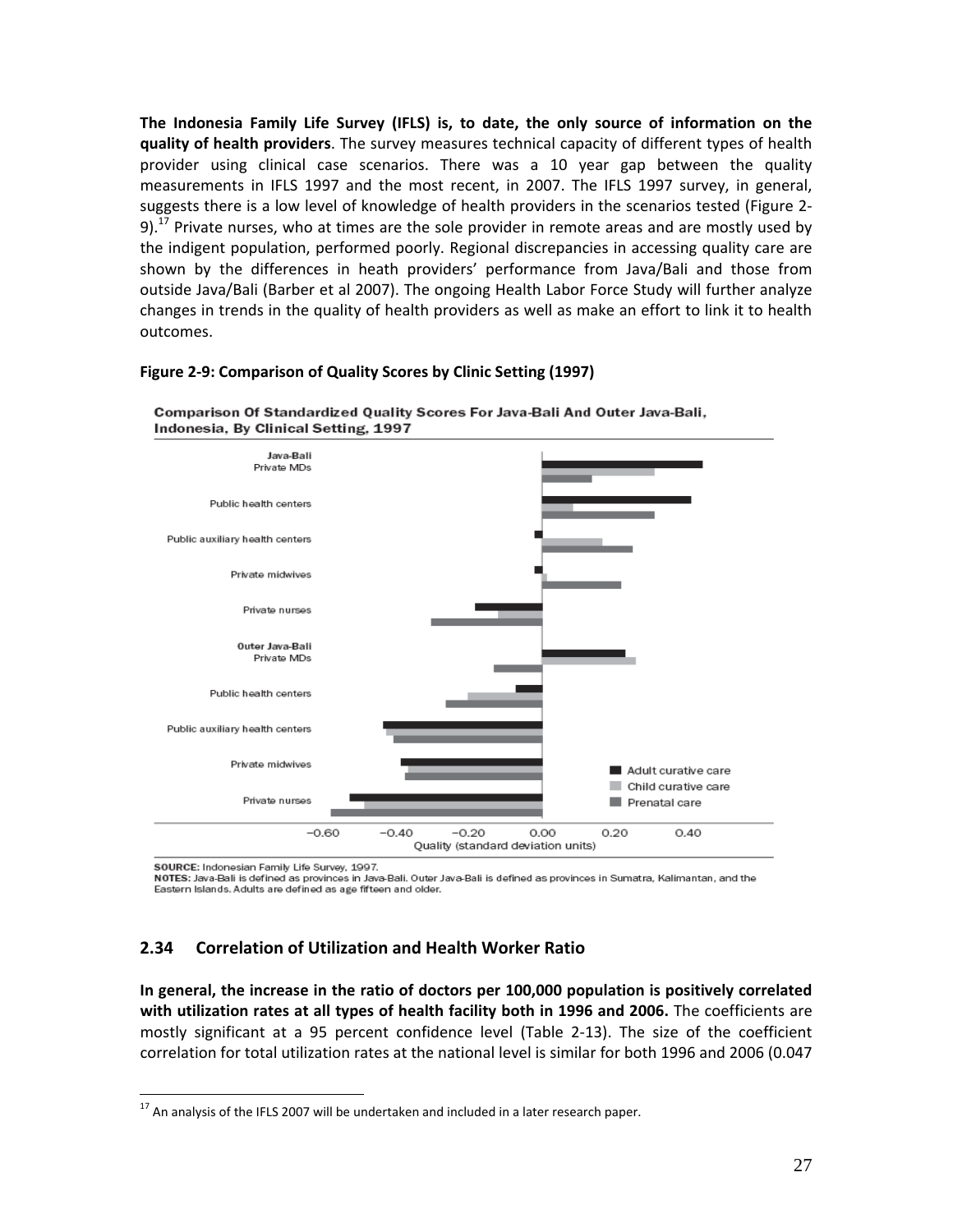**The Indonesia Family Life Survey (IFLS) is, to date, the only source of information on the quality of health providers**. The survey measures technical capacity of different types of health provider using clinical case scenarios. There was a 10 year gap between the quality measurements in IFLS 1997 and the most recent, in 2007. The IFLS 1997 survey, in general, suggests there is a low level of knowledge of health providers in the scenarios tested (Figure 2-9).[17] Private nurses, who at times are the sole provider in remote areas and are mostly used by the indigent population, performed poorly. Regional discrepancies in accessing quality care are shown by the differences in heath providers' performance from Java/Bali and those from outside Java/Bali (Barber et al 2007). The ongoing Health Labor Force Study will further analyze changes in trends in the quality of health providers as well as make an effort to link it to health outcomes.

**Figure 2-9: Comparison of Quality Scores by Clinic Setting (1997)**

**Comparison Of Standardized Quality Scores For Java-Bali And Outer Java-Bali, Indonesia, By Clinical Setting, 1997**

SOURCE: Indonesian Family Life Survey, 1997.
NOTES: Java-Bali is defined as provinces in Java-Bali. Outer Java-Bali is defined as provinces in Sumatra, Kalimantan, and the Eastern Islands. Adults are defined as age fifteen and older.

## 2.34 Correlation of Utilization and Health Worker Ratio

**In general, the increase in the ratio of doctors per 100,000 population is positively correlated with utilization rates at all types of health facility both in 1996 and 2006.** The coefficients are mostly significant at a 95 percent confidence level (Table 2-13). The size of the coefficient correlation for total utilization rates at the national level is similar for both 1996 and 2006 (0.047

[17] An analysis of the IFLS 2007 will be undertaken and included in a later research paper.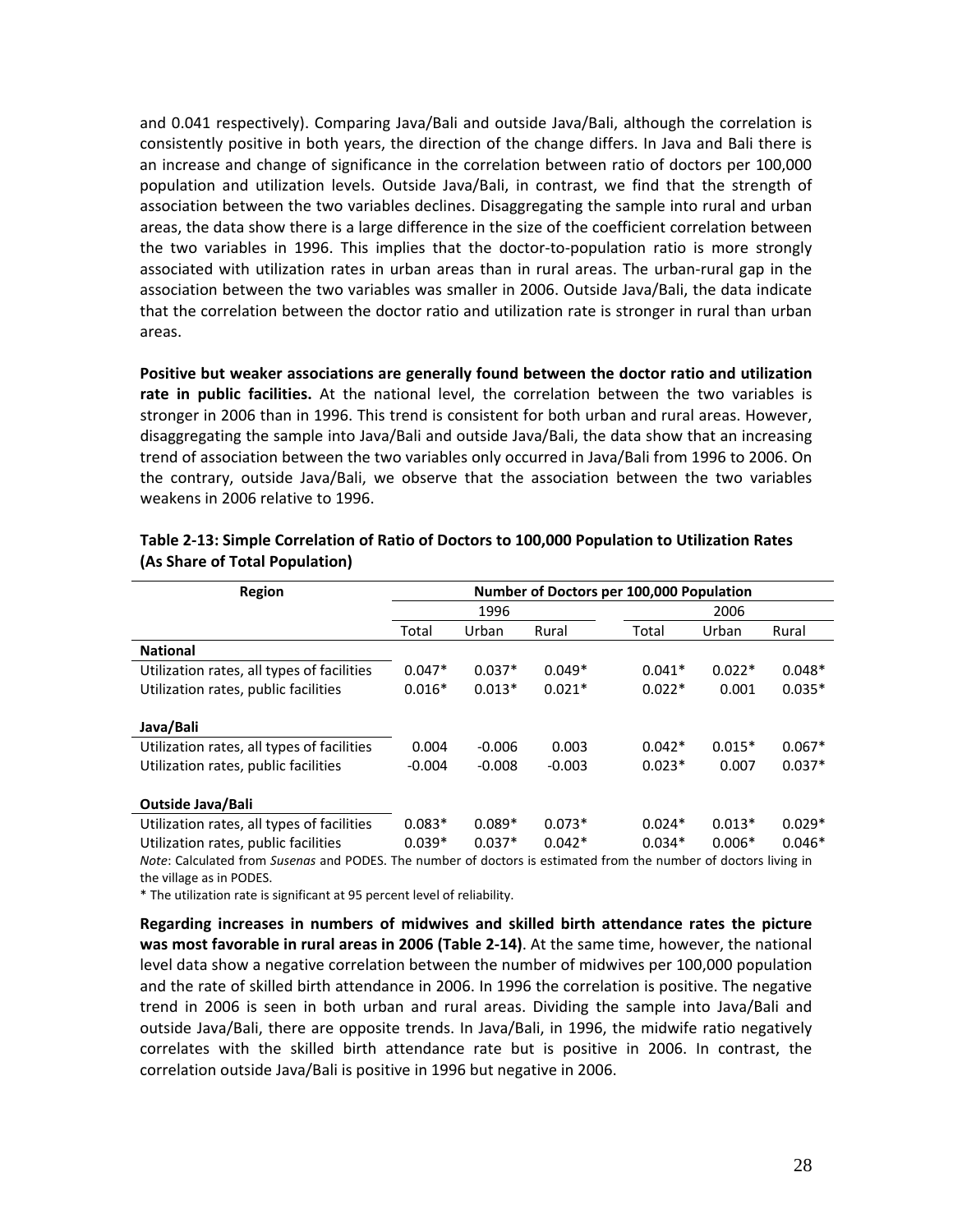and 0.041 respectively). Comparing Java/Bali and outside Java/Bali, although the correlation is consistently positive in both years, the direction of the change differs. In Java and Bali there is an increase and change of significance in the correlation between ratio of doctors per 100,000 population and utilization levels. Outside Java/Bali, in contrast, we find that the strength of association between the two variables declines. Disaggregating the sample into rural and urban areas, the data show there is a large difference in the size of the coefficient correlation between the two variables in 1996. This implies that the doctor-to-population ratio is more strongly associated with utilization rates in urban areas than in rural areas. The urban-rural gap in the association between the two variables was smaller in 2006. Outside Java/Bali, the data indicate that the correlation between the doctor ratio and utilization rate is stronger in rural than urban areas.

**Positive but weaker associations are generally found between the doctor ratio and utilization rate in public facilities.** At the national level, the correlation between the two variables is stronger in 2006 than in 1996. This trend is consistent for both urban and rural areas. However, disaggregating the sample into Java/Bali and outside Java/Bali, the data show that an increasing trend of association between the two variables only occurred in Java/Bali from 1996 to 2006. On the contrary, outside Java/Bali, we observe that the association between the two variables weakens in 2006 relative to 1996.

**Table 2-13: Simple Correlation of Ratio of Doctors to 100,000 Population to Utilization Rates (As Share of Total Population)**

| Region | Number of Doctors per 100,000 Population | | | | | |
|---|---|---|---|---|---|---|
| | 1996 | | | 2006 | | |
| | Total | Urban | Rural | Total | Urban | Rural |
| **National** | | | | | | |
| Utilization rates, all types of facilities | 0.047* | 0.037* | 0.049* | 0.041* | 0.022* | 0.048* |
| Utilization rates, public facilities | 0.016* | 0.013* | 0.021* | 0.022* | 0.001 | 0.035* |
| **Java/Bali** | | | | | | |
| Utilization rates, all types of facilities | 0.004 | -0.006 | 0.003 | 0.042* | 0.015* | 0.067* |
| Utilization rates, public facilities | -0.004 | -0.008 | -0.003 | 0.023* | 0.007 | 0.037* |
| **Outside Java/Bali** | | | | | | |
| Utilization rates, all types of facilities | 0.083* | 0.089* | 0.073* | 0.024* | 0.013* | 0.029* |
| Utilization rates, public facilities | 0.039* | 0.037* | 0.042* | 0.034* | 0.006* | 0.046* |

*Note*: Calculated from *Susenas* and PODES. The number of doctors is estimated from the number of doctors living in the village as in PODES.

* The utilization rate is significant at 95 percent level of reliability.

**Regarding increases in numbers of midwives and skilled birth attendance rates the picture was most favorable in rural areas in 2006 (Table 2-14)**. At the same time, however, the national level data show a negative correlation between the number of midwives per 100,000 population and the rate of skilled birth attendance in 2006. In 1996 the correlation is positive. The negative trend in 2006 is seen in both urban and rural areas. Dividing the sample into Java/Bali and outside Java/Bali, there are opposite trends. In Java/Bali, in 1996, the midwife ratio negatively correlates with the skilled birth attendance rate but is positive in 2006. In contrast, the correlation outside Java/Bali is positive in 1996 but negative in 2006.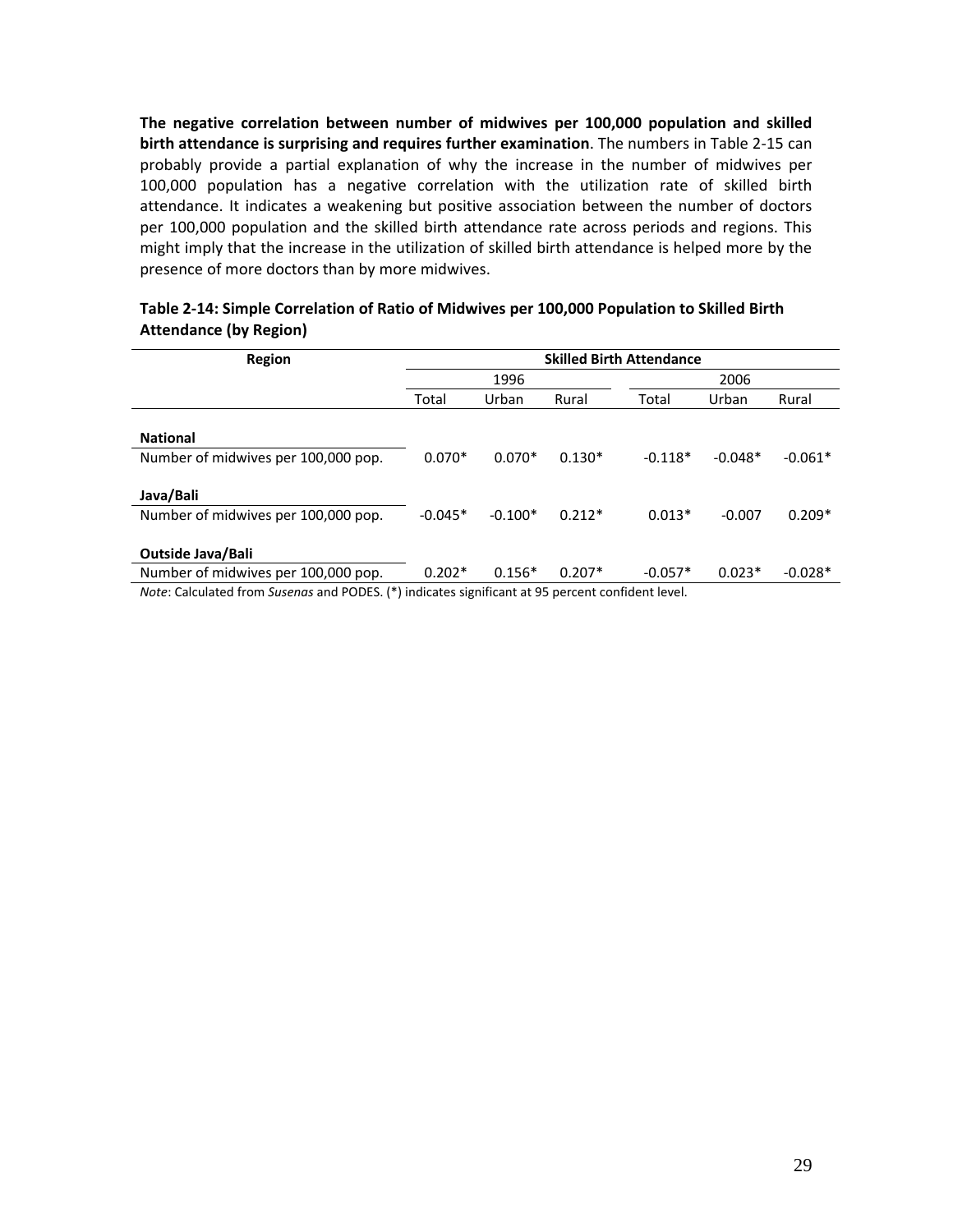**The negative correlation between number of midwives per 100,000 population and skilled birth attendance is surprising and requires further examination**. The numbers in Table 2-15 can probably provide a partial explanation of why the increase in the number of midwives per 100,000 population has a negative correlation with the utilization rate of skilled birth attendance. It indicates a weakening but positive association between the number of doctors per 100,000 population and the skilled birth attendance rate across periods and regions. This might imply that the increase in the utilization of skilled birth attendance is helped more by the presence of more doctors than by more midwives.

**Table 2-14: Simple Correlation of Ratio of Midwives per 100,000 Population to Skilled Birth Attendance (by Region)**

| Region | Skilled Birth Attendance | | | | | |
|---|---|---|---|---|---|---|
| | 1996 | | | 2006 | | |
| | Total | Urban | Rural | Total | Urban | Rural |
| **National** | | | | | | |
| Number of midwives per 100,000 pop. | 0.070* | 0.070* | 0.130* | -0.118* | -0.048* | -0.061* |
| **Java/Bali** | | | | | | |
| Number of midwives per 100,000 pop. | -0.045* | -0.100* | 0.212* | 0.013* | -0.007 | 0.209* |
| **Outside Java/Bali** | | | | | | |
| Number of midwives per 100,000 pop. | 0.202* | 0.156* | 0.207* | -0.057* | 0.023* | -0.028* |

*Note*: Calculated from *Susenas* and PODES. (*) indicates significant at 95 percent confident level.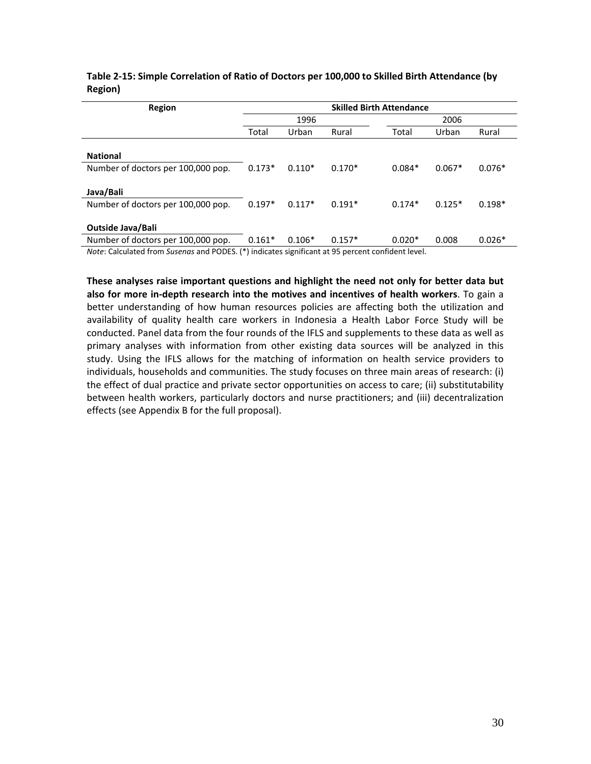**Table 2-15: Simple Correlation of Ratio of Doctors per 100,000 to Skilled Birth Attendance (by Region)**

| Region | Skilled Birth Attendance | | | | | |
|---|---|---|---|---|---|---|
| | 1996 | | | 2006 | | |
| | Total | Urban | Rural | Total | Urban | Rural |
| **National** | | | | | | |
| Number of doctors per 100,000 pop. | 0.173* | 0.110* | 0.170* | 0.084* | 0.067* | 0.076* |
| **Java/Bali** | | | | | | |
| Number of doctors per 100,000 pop. | 0.197* | 0.117* | 0.191* | 0.174* | 0.125* | 0.198* |
| **Outside Java/Bali** | | | | | | |
| Number of doctors per 100,000 pop. | 0.161* | 0.106* | 0.157* | 0.020* | 0.008 | 0.026* |

*Note*: Calculated from *Susenas* and PODES. (*) indicates significant at 95 percent confident level.

**These analyses raise important questions and highlight the need not only for better data but also for more in-depth research into the motives and incentives of health workers**. To gain a better understanding of how human resources policies are affecting both the utilization and availability of quality health care workers in Indonesia a Health Labor Force Study will be conducted. Panel data from the four rounds of the IFLS and supplements to these data as well as primary analyses with information from other existing data sources will be analyzed in this study. Using the IFLS allows for the matching of information on health service providers to individuals, households and communities. The study focuses on three main areas of research: (i) the effect of dual practice and private sector opportunities on access to care; (ii) substitutability between health workers, particularly doctors and nurse practitioners; and (iii) decentralization effects (see Appendix B for the full proposal).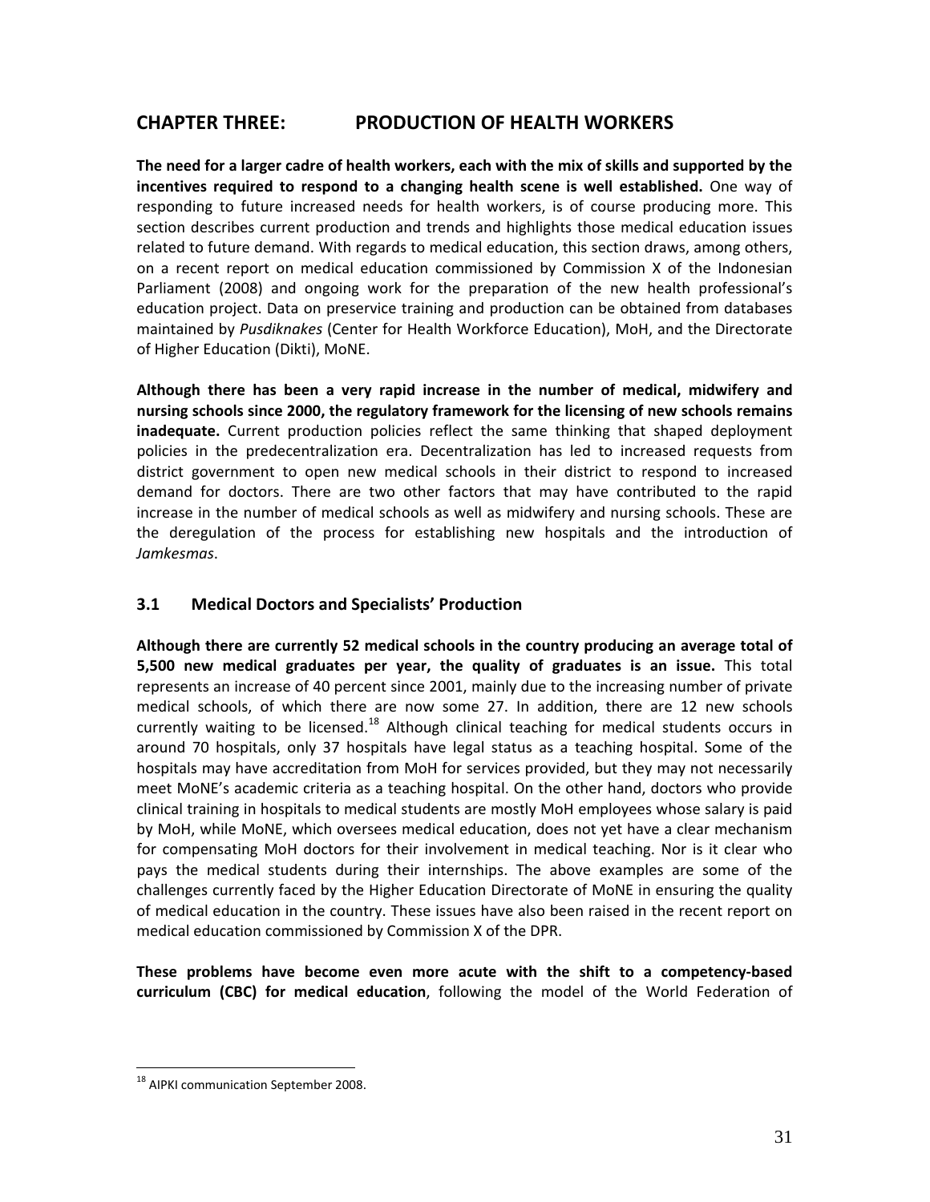# CHAPTER THREE: PRODUCTION OF HEALTH WORKERS

**The need for a larger cadre of health workers, each with the mix of skills and supported by the incentives required to respond to a changing health scene is well established.** One way of responding to future increased needs for health workers, is of course producing more. This section describes current production and trends and highlights those medical education issues related to future demand. With regards to medical education, this section draws, among others, on a recent report on medical education commissioned by Commission X of the Indonesian Parliament (2008) and ongoing work for the preparation of the new health professional's education project. Data on preservice training and production can be obtained from databases maintained by *Pusdiknakes* (Center for Health Workforce Education), MoH, and the Directorate of Higher Education (Dikti), MoNE.

**Although there has been a very rapid increase in the number of medical, midwifery and nursing schools since 2000, the regulatory framework for the licensing of new schools remains inadequate.** Current production policies reflect the same thinking that shaped deployment policies in the predecentralization era. Decentralization has led to increased requests from district government to open new medical schools in their district to respond to increased demand for doctors. There are two other factors that may have contributed to the rapid increase in the number of medical schools as well as midwifery and nursing schools. These are the deregulation of the process for establishing new hospitals and the introduction of *Jamkesmas*.

## 3.1 Medical Doctors and Specialists' Production

**Although there are currently 52 medical schools in the country producing an average total of 5,500 new medical graduates per year, the quality of graduates is an issue.** This total represents an increase of 40 percent since 2001, mainly due to the increasing number of private medical schools, of which there are now some 27. In addition, there are 12 new schools currently waiting to be licensed.[18] Although clinical teaching for medical students occurs in around 70 hospitals, only 37 hospitals have legal status as a teaching hospital. Some of the hospitals may have accreditation from MoH for services provided, but they may not necessarily meet MoNE's academic criteria as a teaching hospital. On the other hand, doctors who provide clinical training in hospitals to medical students are mostly MoH employees whose salary is paid by MoH, while MoNE, which oversees medical education, does not yet have a clear mechanism for compensating MoH doctors for their involvement in medical teaching. Nor is it clear who pays the medical students during their internships. The above examples are some of the challenges currently faced by the Higher Education Directorate of MoNE in ensuring the quality of medical education in the country. These issues have also been raised in the recent report on medical education commissioned by Commission X of the DPR.

**These problems have become even more acute with the shift to a competency-based curriculum (CBC) for medical education**, following the model of the World Federation of

[18] AIPKI communication September 2008.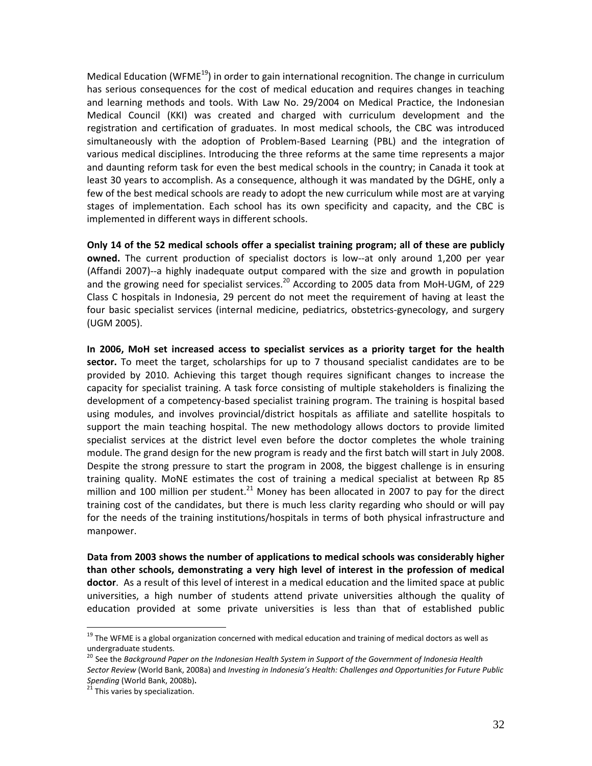Medical Education (WFME[19]) in order to gain international recognition. The change in curriculum has serious consequences for the cost of medical education and requires changes in teaching and learning methods and tools. With Law No. 29/2004 on Medical Practice, the Indonesian Medical Council (KKI) was created and charged with curriculum development and the registration and certification of graduates. In most medical schools, the CBC was introduced simultaneously with the adoption of Problem-Based Learning (PBL) and the integration of various medical disciplines. Introducing the three reforms at the same time represents a major and daunting reform task for even the best medical schools in the country; in Canada it took at least 30 years to accomplish. As a consequence, although it was mandated by the DGHE, only a few of the best medical schools are ready to adopt the new curriculum while most are at varying stages of implementation. Each school has its own specificity and capacity, and the CBC is implemented in different ways in different schools.

**Only 14 of the 52 medical schools offer a specialist training program; all of these are publicly owned.** The current production of specialist doctors is low--at only around 1,200 per year (Affandi 2007)--a highly inadequate output compared with the size and growth in population and the growing need for specialist services.[20] According to 2005 data from MoH-UGM, of 229 Class C hospitals in Indonesia, 29 percent do not meet the requirement of having at least the four basic specialist services (internal medicine, pediatrics, obstetrics-gynecology, and surgery (UGM 2005).

**In 2006, MoH set increased access to specialist services as a priority target for the health sector.** To meet the target, scholarships for up to 7 thousand specialist candidates are to be provided by 2010. Achieving this target though requires significant changes to increase the capacity for specialist training. A task force consisting of multiple stakeholders is finalizing the development of a competency-based specialist training program. The training is hospital based using modules, and involves provincial/district hospitals as affiliate and satellite hospitals to support the main teaching hospital. The new methodology allows doctors to provide limited specialist services at the district level even before the doctor completes the whole training module. The grand design for the new program is ready and the first batch will start in July 2008. Despite the strong pressure to start the program in 2008, the biggest challenge is in ensuring training quality. MoNE estimates the cost of training a medical specialist at between Rp 85 million and 100 million per student.[21] Money has been allocated in 2007 to pay for the direct training cost of the candidates, but there is much less clarity regarding who should or will pay for the needs of the training institutions/hospitals in terms of both physical infrastructure and manpower.

**Data from 2003 shows the number of applications to medical schools was considerably higher than other schools, demonstrating a very high level of interest in the profession of medical doctor**. As a result of this level of interest in a medical education and the limited space at public universities, a high number of students attend private universities although the quality of education provided at some private universities is less than that of established public

---

[19] The WFME is a global organization concerned with medical education and training of medical doctors as well as undergraduate students.

[20] See the *Background Paper on the Indonesian Health System in Support of the Government of Indonesia Health Sector Review* (World Bank, 2008a) and *Investing in Indonesia's Health: Challenges and Opportunities for Future Public Spending* (World Bank, 2008b).

[21] This varies by specialization.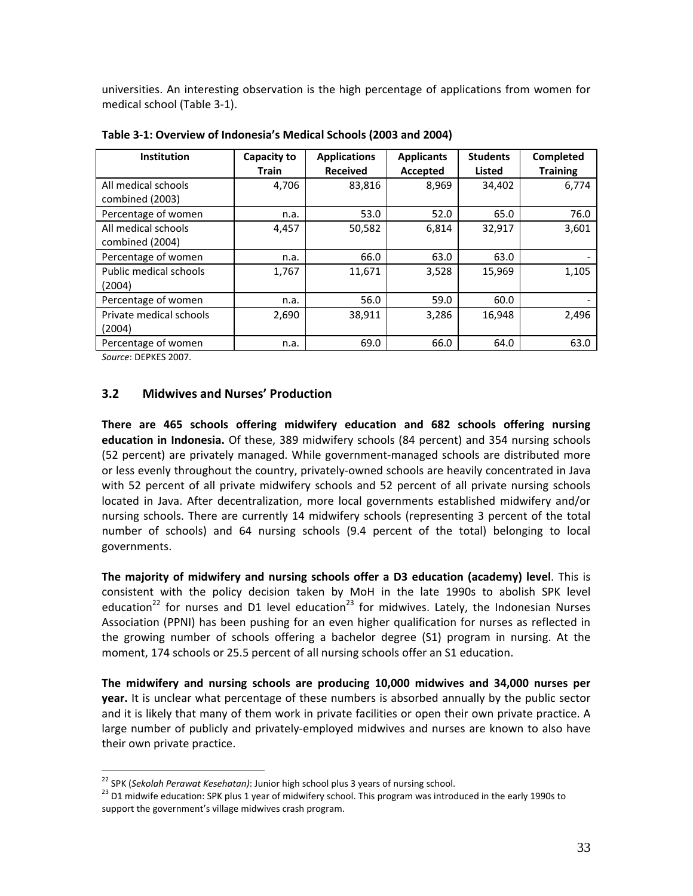universities. An interesting observation is the high percentage of applications from women for medical school (Table 3-1).

**Table 3-1: Overview of Indonesia's Medical Schools (2003 and 2004)**

| Institution | Capacity to Train | Applications Received | Applicants Accepted | Students Listed | Completed Training |
|---|---|---|---|---|---|
| All medical schools combined (2003) | 4,706 | 83,816 | 8,969 | 34,402 | 6,774 |
| Percentage of women | n.a. | 53.0 | 52.0 | 65.0 | 76.0 |
| All medical schools combined (2004) | 4,457 | 50,582 | 6,814 | 32,917 | 3,601 |
| Percentage of women | n.a. | 66.0 | 63.0 | 63.0 | - |
| Public medical schools (2004) | 1,767 | 11,671 | 3,528 | 15,969 | 1,105 |
| Percentage of women | n.a. | 56.0 | 59.0 | 60.0 | - |
| Private medical schools (2004) | 2,690 | 38,911 | 3,286 | 16,948 | 2,496 |
| Percentage of women | n.a. | 69.0 | 66.0 | 64.0 | 63.0 |

*Source*: DEPKES 2007.

## 3.2 Midwives and Nurses' Production

**There are 465 schools offering midwifery education and 682 schools offering nursing education in Indonesia.** Of these, 389 midwifery schools (84 percent) and 354 nursing schools (52 percent) are privately managed. While government-managed schools are distributed more or less evenly throughout the country, privately-owned schools are heavily concentrated in Java with 52 percent of all private midwifery schools and 52 percent of all private nursing schools located in Java. After decentralization, more local governments established midwifery and/or nursing schools. There are currently 14 midwifery schools (representing 3 percent of the total number of schools) and 64 nursing schools (9.4 percent of the total) belonging to local governments.

**The majority of midwifery and nursing schools offer a D3 education (academy) level**. This is consistent with the policy decision taken by MoH in the late 1990s to abolish SPK level education[22] for nurses and D1 level education[23] for midwives. Lately, the Indonesian Nurses Association (PPNI) has been pushing for an even higher qualification for nurses as reflected in the growing number of schools offering a bachelor degree (S1) program in nursing. At the moment, 174 schools or 25.5 percent of all nursing schools offer an S1 education.

**The midwifery and nursing schools are producing 10,000 midwives and 34,000 nurses per year.** It is unclear what percentage of these numbers is absorbed annually by the public sector and it is likely that many of them work in private facilities or open their own private practice. A large number of publicly and privately-employed midwives and nurses are known to also have their own private practice.

[22] SPK (*Sekolah Perawat Kesehatan)*: Junior high school plus 3 years of nursing school.

[23] D1 midwife education: SPK plus 1 year of midwifery school. This program was introduced in the early 1990s to support the government's village midwives crash program.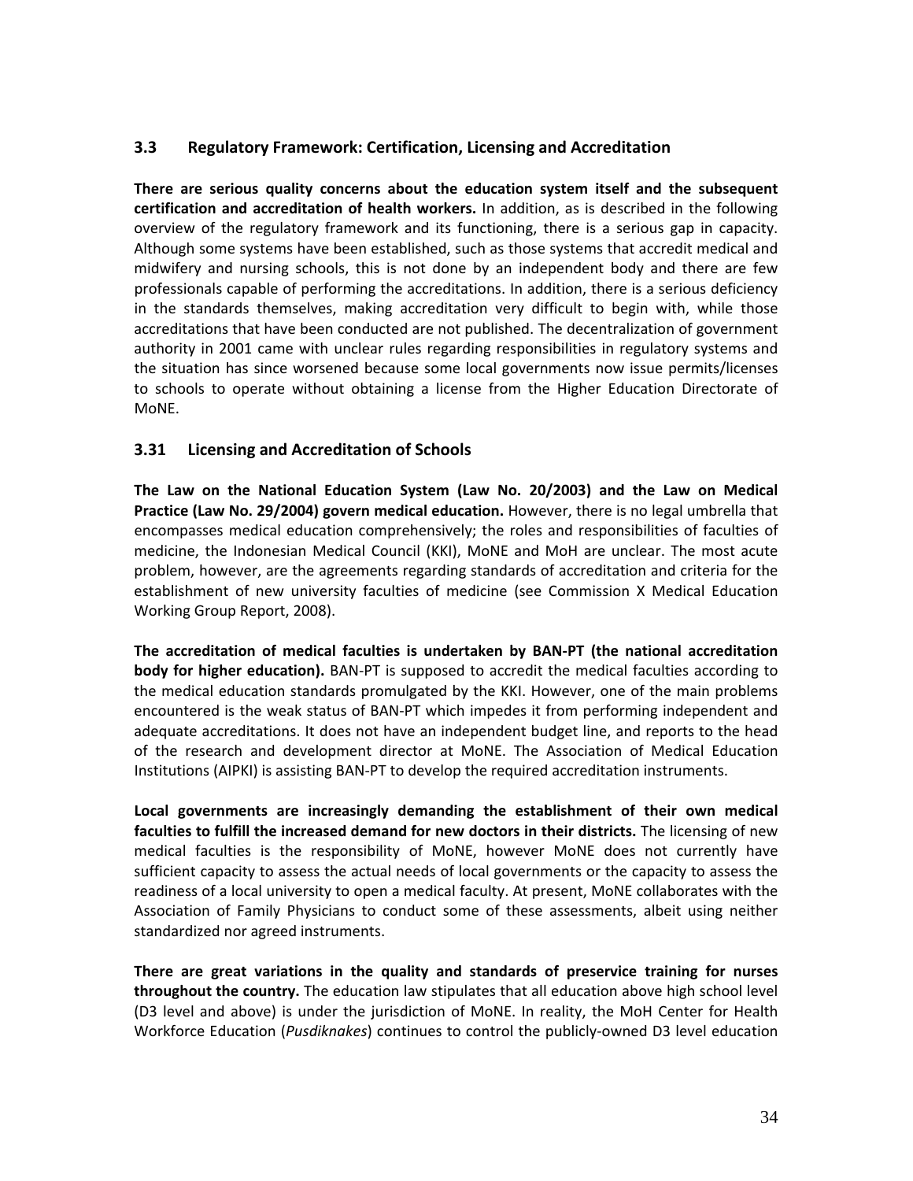## 3.3 Regulatory Framework: Certification, Licensing and Accreditation

**There are serious quality concerns about the education system itself and the subsequent certification and accreditation of health workers.** In addition, as is described in the following overview of the regulatory framework and its functioning, there is a serious gap in capacity. Although some systems have been established, such as those systems that accredit medical and midwifery and nursing schools, this is not done by an independent body and there are few professionals capable of performing the accreditations. In addition, there is a serious deficiency in the standards themselves, making accreditation very difficult to begin with, while those accreditations that have been conducted are not published. The decentralization of government authority in 2001 came with unclear rules regarding responsibilities in regulatory systems and the situation has since worsened because some local governments now issue permits/licenses to schools to operate without obtaining a license from the Higher Education Directorate of MoNE.

### 3.31 Licensing and Accreditation of Schools

**The Law on the National Education System (Law No. 20/2003) and the Law on Medical Practice (Law No. 29/2004) govern medical education.** However, there is no legal umbrella that encompasses medical education comprehensively; the roles and responsibilities of faculties of medicine, the Indonesian Medical Council (KKI), MoNE and MoH are unclear. The most acute problem, however, are the agreements regarding standards of accreditation and criteria for the establishment of new university faculties of medicine (see Commission X Medical Education Working Group Report, 2008).

**The accreditation of medical faculties is undertaken by BAN-PT (the national accreditation body for higher education).** BAN-PT is supposed to accredit the medical faculties according to the medical education standards promulgated by the KKI. However, one of the main problems encountered is the weak status of BAN-PT which impedes it from performing independent and adequate accreditations. It does not have an independent budget line, and reports to the head of the research and development director at MoNE. The Association of Medical Education Institutions (AIPKI) is assisting BAN-PT to develop the required accreditation instruments.

**Local governments are increasingly demanding the establishment of their own medical faculties to fulfill the increased demand for new doctors in their districts.** The licensing of new medical faculties is the responsibility of MoNE, however MoNE does not currently have sufficient capacity to assess the actual needs of local governments or the capacity to assess the readiness of a local university to open a medical faculty. At present, MoNE collaborates with the Association of Family Physicians to conduct some of these assessments, albeit using neither standardized nor agreed instruments.

**There are great variations in the quality and standards of preservice training for nurses throughout the country.** The education law stipulates that all education above high school level (D3 level and above) is under the jurisdiction of MoNE. In reality, the MoH Center for Health Workforce Education (*Pusdiknakes*) continues to control the publicly-owned D3 level education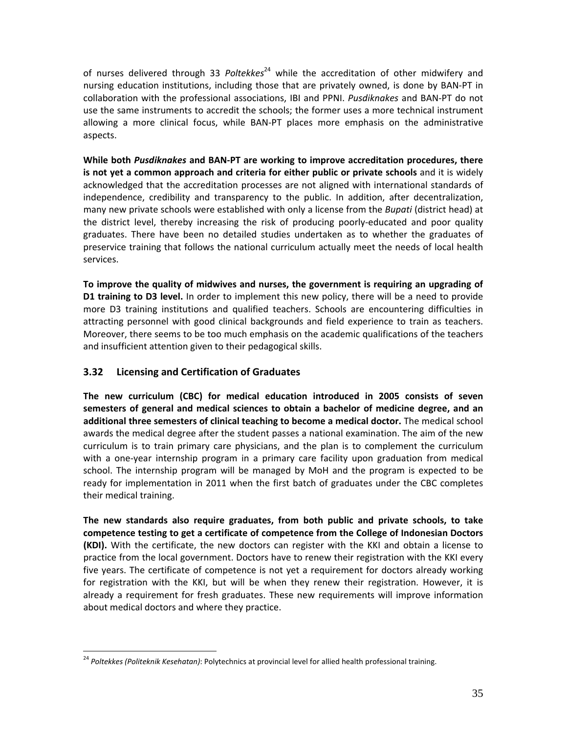of nurses delivered through 33 *Poltekkes*[24] while the accreditation of other midwifery and nursing education institutions, including those that are privately owned, is done by BAN-PT in collaboration with the professional associations, IBI and PPNI. *Pusdiknakes* and BAN-PT do not use the same instruments to accredit the schools; the former uses a more technical instrument allowing a more clinical focus, while BAN-PT places more emphasis on the administrative aspects.

**While both *Pusdiknakes* and BAN-PT are working to improve accreditation procedures, there is not yet a common approach and criteria for either public or private schools** and it is widely acknowledged that the accreditation processes are not aligned with international standards of independence, credibility and transparency to the public. In addition, after decentralization, many new private schools were established with only a license from the *Bupati* (district head) at the district level, thereby increasing the risk of producing poorly-educated and poor quality graduates. There have been no detailed studies undertaken as to whether the graduates of preservice training that follows the national curriculum actually meet the needs of local health services.

**To improve the quality of midwives and nurses, the government is requiring an upgrading of D1 training to D3 level.** In order to implement this new policy, there will be a need to provide more D3 training institutions and qualified teachers. Schools are encountering difficulties in attracting personnel with good clinical backgrounds and field experience to train as teachers. Moreover, there seems to be too much emphasis on the academic qualifications of the teachers and insufficient attention given to their pedagogical skills.

## 3.32 Licensing and Certification of Graduates

**The new curriculum (CBC) for medical education introduced in 2005 consists of seven semesters of general and medical sciences to obtain a bachelor of medicine degree, and an additional three semesters of clinical teaching to become a medical doctor.** The medical school awards the medical degree after the student passes a national examination. The aim of the new curriculum is to train primary care physicians, and the plan is to complement the curriculum with a one-year internship program in a primary care facility upon graduation from medical school. The internship program will be managed by MoH and the program is expected to be ready for implementation in 2011 when the first batch of graduates under the CBC completes their medical training.

**The new standards also require graduates, from both public and private schools, to take competence testing to get a certificate of competence from the College of Indonesian Doctors (KDI).** With the certificate, the new doctors can register with the KKI and obtain a license to practice from the local government. Doctors have to renew their registration with the KKI every five years. The certificate of competence is not yet a requirement for doctors already working for registration with the KKI, but will be when they renew their registration. However, it is already a requirement for fresh graduates. These new requirements will improve information about medical doctors and where they practice.

---

[24] *Poltekkes (Politeknik Kesehatan)*: Polytechnics at provincial level for allied health professional training.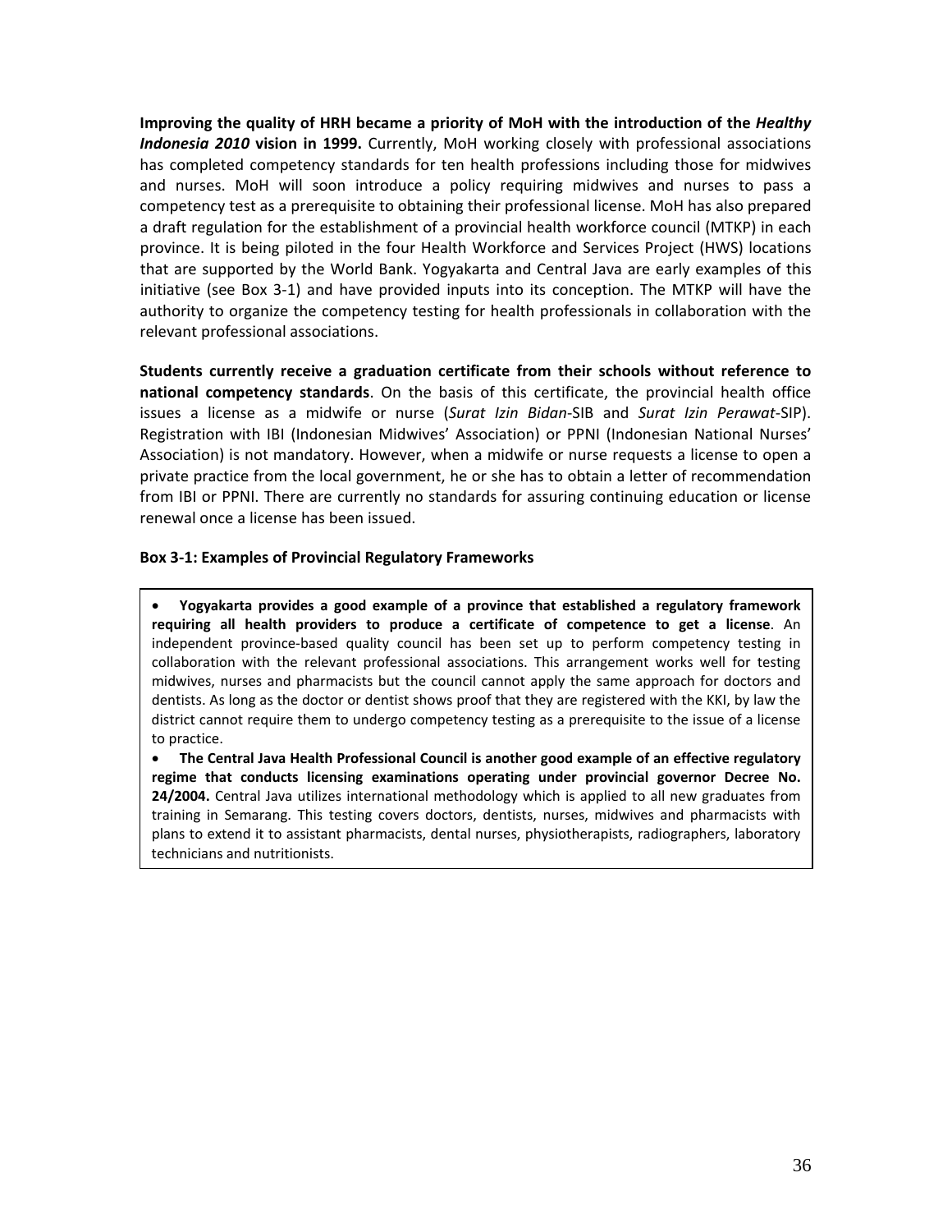**Improving the quality of HRH became a priority of MoH with the introduction of the *Healthy Indonesia 2010* vision in 1999.** Currently, MoH working closely with professional associations has completed competency standards for ten health professions including those for midwives and nurses. MoH will soon introduce a policy requiring midwives and nurses to pass a competency test as a prerequisite to obtaining their professional license. MoH has also prepared a draft regulation for the establishment of a provincial health workforce council (MTKP) in each province. It is being piloted in the four Health Workforce and Services Project (HWS) locations that are supported by the World Bank. Yogyakarta and Central Java are early examples of this initiative (see Box 3-1) and have provided inputs into its conception. The MTKP will have the authority to organize the competency testing for health professionals in collaboration with the relevant professional associations.

**Students currently receive a graduation certificate from their schools without reference to national competency standards**. On the basis of this certificate, the provincial health office issues a license as a midwife or nurse (*Surat Izin Bidan*-SIB and *Surat Izin Perawat*-SIP). Registration with IBI (Indonesian Midwives' Association) or PPNI (Indonesian National Nurses' Association) is not mandatory. However, when a midwife or nurse requests a license to open a private practice from the local government, he or she has to obtain a letter of recommendation from IBI or PPNI. There are currently no standards for assuring continuing education or license renewal once a license has been issued.

**Box 3-1: Examples of Provincial Regulatory Frameworks**

- **Yogyakarta provides a good example of a province that established a regulatory framework requiring all health providers to produce a certificate of competence to get a license**. An independent province-based quality council has been set up to perform competency testing in collaboration with the relevant professional associations. This arrangement works well for testing midwives, nurses and pharmacists but the council cannot apply the same approach for doctors and dentists. As long as the doctor or dentist shows proof that they are registered with the KKI, by law the district cannot require them to undergo competency testing as a prerequisite to the issue of a license to practice.
- **The Central Java Health Professional Council is another good example of an effective regulatory regime that conducts licensing examinations operating under provincial governor Decree No. 24/2004.** Central Java utilizes international methodology which is applied to all new graduates from training in Semarang. This testing covers doctors, dentists, nurses, midwives and pharmacists with plans to extend it to assistant pharmacists, dental nurses, physiotherapists, radiographers, laboratory technicians and nutritionists.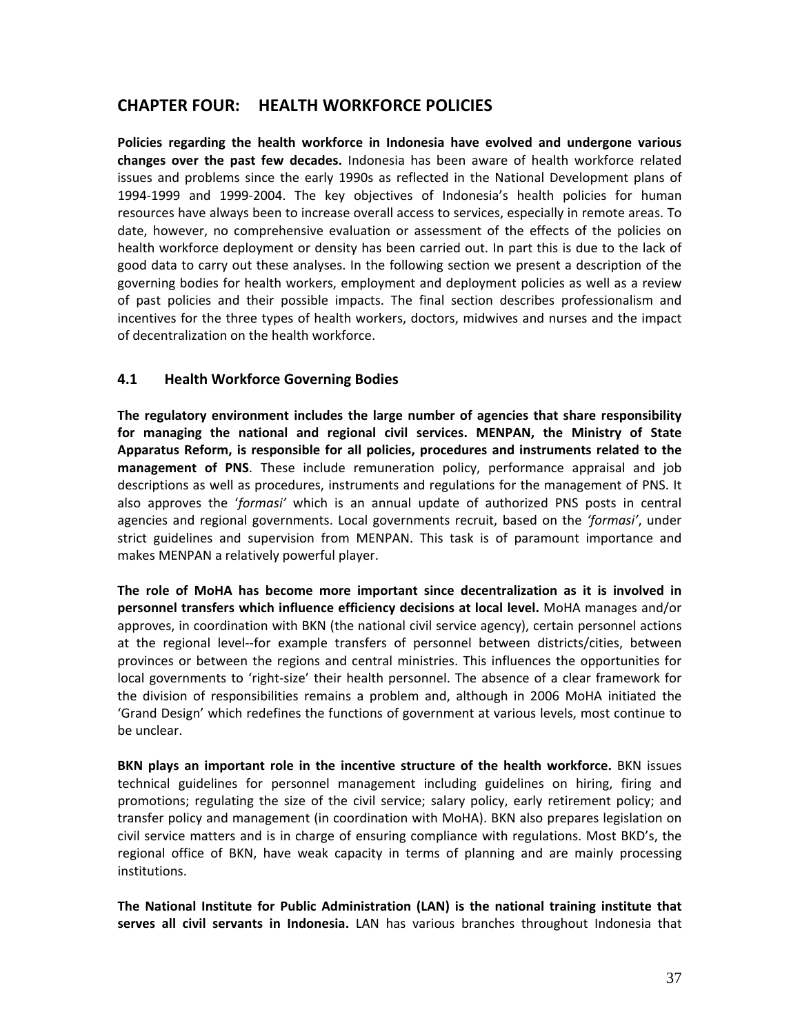# CHAPTER FOUR: HEALTH WORKFORCE POLICIES

**Policies regarding the health workforce in Indonesia have evolved and undergone various changes over the past few decades.** Indonesia has been aware of health workforce related issues and problems since the early 1990s as reflected in the National Development plans of 1994-1999 and 1999-2004. The key objectives of Indonesia's health policies for human resources have always been to increase overall access to services, especially in remote areas. To date, however, no comprehensive evaluation or assessment of the effects of the policies on health workforce deployment or density has been carried out. In part this is due to the lack of good data to carry out these analyses. In the following section we present a description of the governing bodies for health workers, employment and deployment policies as well as a review of past policies and their possible impacts. The final section describes professionalism and incentives for the three types of health workers, doctors, midwives and nurses and the impact of decentralization on the health workforce.

## 4.1 Health Workforce Governing Bodies

**The regulatory environment includes the large number of agencies that share responsibility for managing the national and regional civil services. MENPAN, the Ministry of State Apparatus Reform, is responsible for all policies, procedures and instruments related to the management of PNS**. These include remuneration policy, performance appraisal and job descriptions as well as procedures, instruments and regulations for the management of PNS. It also approves the '*formasi'* which is an annual update of authorized PNS posts in central agencies and regional governments. Local governments recruit, based on the *'formasi'*, under strict guidelines and supervision from MENPAN. This task is of paramount importance and makes MENPAN a relatively powerful player.

**The role of MoHA has become more important since decentralization as it is involved in personnel transfers which influence efficiency decisions at local level.** MoHA manages and/or approves, in coordination with BKN (the national civil service agency), certain personnel actions at the regional level--for example transfers of personnel between districts/cities, between provinces or between the regions and central ministries. This influences the opportunities for local governments to 'right-size' their health personnel. The absence of a clear framework for the division of responsibilities remains a problem and, although in 2006 MoHA initiated the 'Grand Design' which redefines the functions of government at various levels, most continue to be unclear.

**BKN plays an important role in the incentive structure of the health workforce.** BKN issues technical guidelines for personnel management including guidelines on hiring, firing and promotions; regulating the size of the civil service; salary policy, early retirement policy; and transfer policy and management (in coordination with MoHA). BKN also prepares legislation on civil service matters and is in charge of ensuring compliance with regulations. Most BKD's, the regional office of BKN, have weak capacity in terms of planning and are mainly processing institutions.

**The National Institute for Public Administration (LAN) is the national training institute that serves all civil servants in Indonesia.** LAN has various branches throughout Indonesia that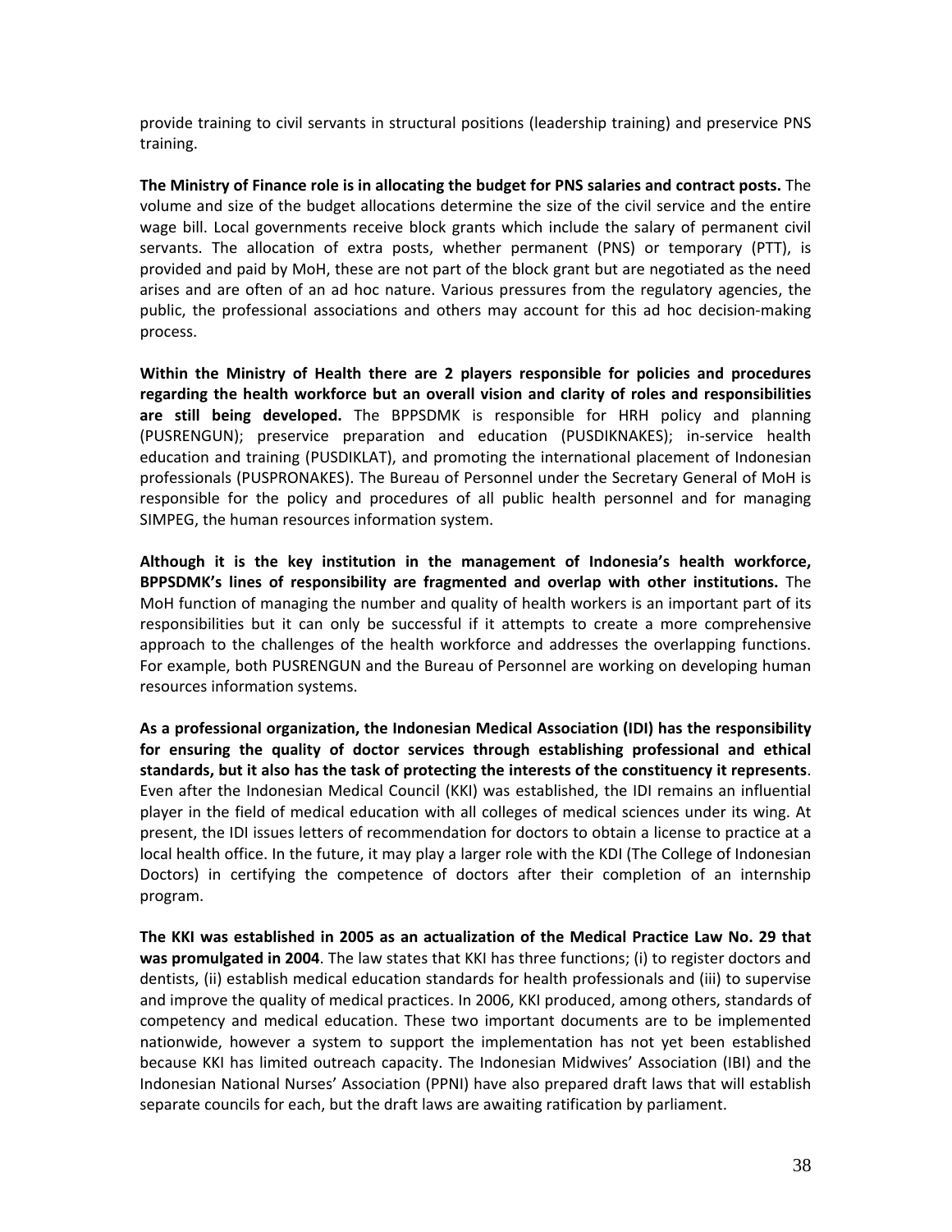provide training to civil servants in structural positions (leadership training) and preservice PNS training.

**The Ministry of Finance role is in allocating the budget for PNS salaries and contract posts.** The volume and size of the budget allocations determine the size of the civil service and the entire wage bill. Local governments receive block grants which include the salary of permanent civil servants. The allocation of extra posts, whether permanent (PNS) or temporary (PTT), is provided and paid by MoH, these are not part of the block grant but are negotiated as the need arises and are often of an ad hoc nature. Various pressures from the regulatory agencies, the public, the professional associations and others may account for this ad hoc decision-making process.

**Within the Ministry of Health there are 2 players responsible for policies and procedures regarding the health workforce but an overall vision and clarity of roles and responsibilities are still being developed.** The BPPSDMK is responsible for HRH policy and planning (PUSRENGUN); preservice preparation and education (PUSDIKNAKES); in-service health education and training (PUSDIKLAT), and promoting the international placement of Indonesian professionals (PUSPRONAKES). The Bureau of Personnel under the Secretary General of MoH is responsible for the policy and procedures of all public health personnel and for managing SIMPEG, the human resources information system.

**Although it is the key institution in the management of Indonesia's health workforce, BPPSDMK's lines of responsibility are fragmented and overlap with other institutions.** The MoH function of managing the number and quality of health workers is an important part of its responsibilities but it can only be successful if it attempts to create a more comprehensive approach to the challenges of the health workforce and addresses the overlapping functions. For example, both PUSRENGUN and the Bureau of Personnel are working on developing human resources information systems.

**As a professional organization, the Indonesian Medical Association (IDI) has the responsibility for ensuring the quality of doctor services through establishing professional and ethical standards, but it also has the task of protecting the interests of the constituency it represents**. Even after the Indonesian Medical Council (KKI) was established, the IDI remains an influential player in the field of medical education with all colleges of medical sciences under its wing. At present, the IDI issues letters of recommendation for doctors to obtain a license to practice at a local health office. In the future, it may play a larger role with the KDI (The College of Indonesian Doctors) in certifying the competence of doctors after their completion of an internship program.

**The KKI was established in 2005 as an actualization of the Medical Practice Law No. 29 that was promulgated in 2004**. The law states that KKI has three functions; (i) to register doctors and dentists, (ii) establish medical education standards for health professionals and (iii) to supervise and improve the quality of medical practices. In 2006, KKI produced, among others, standards of competency and medical education. These two important documents has are to be implemented nationwide, however a system to support the implementation has not yet been established because KKI has limited outreach capacity. The Indonesian Midwives' Association (IBI) and the Indonesian National Nurses' Association (PPNI) have also prepared draft laws that will establish separate councils for each, but the draft laws are awaiting ratification by parliament.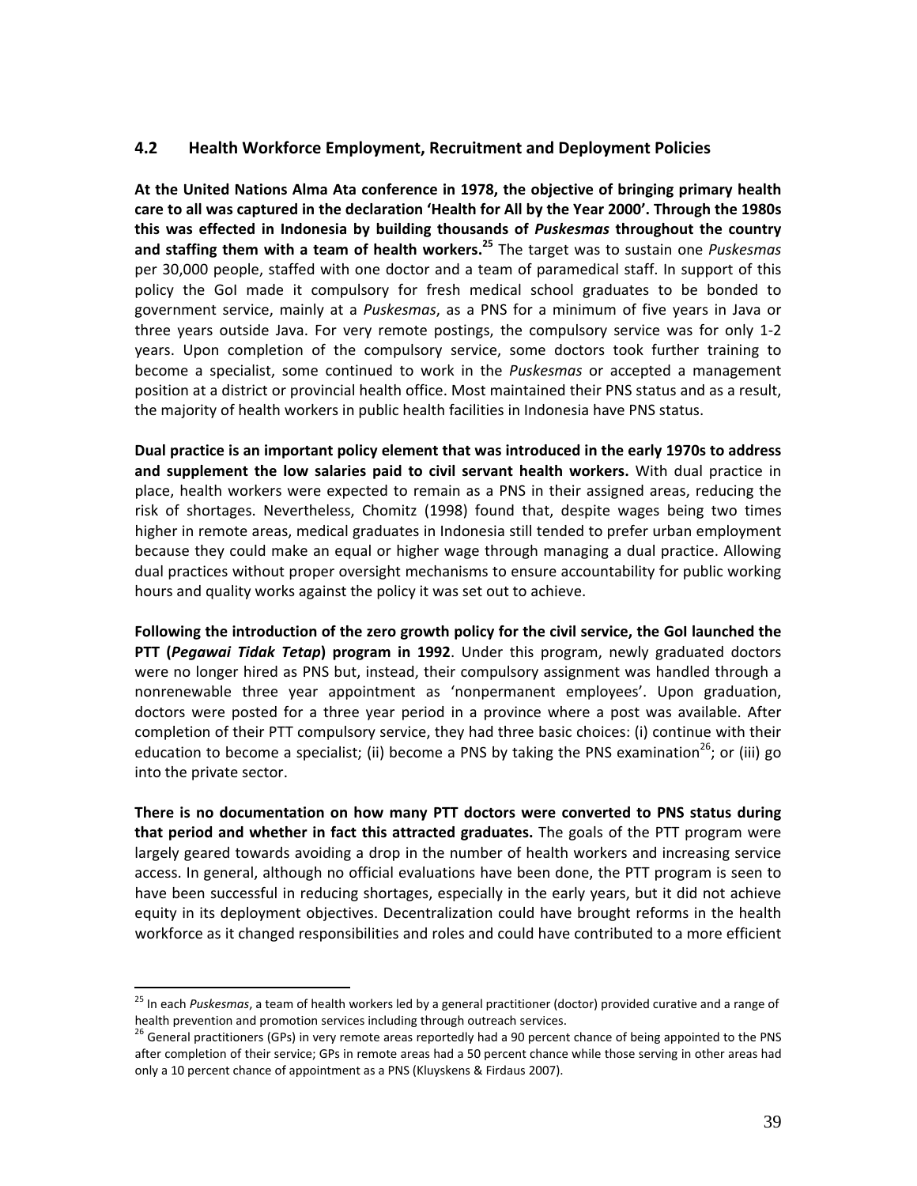## 4.2 Health Workforce Employment, Recruitment and Deployment Policies

**At the United Nations Alma Ata conference in 1978, the objective of bringing primary health care to all was captured in the declaration 'Health for All by the Year 2000'. Through the 1980s this was effected in Indonesia by building thousands of *Puskesmas* throughout the country and staffing them with a team of health workers.**[25] The target was to sustain one *Puskesmas* per 30,000 people, staffed with one doctor and a team of paramedical staff. In support of this policy the GoI made it compulsory for fresh medical school graduates to be bonded to government service, mainly at a *Puskesmas*, as a PNS for a minimum of five years in Java or three years outside Java. For very remote postings, the compulsory service was for only 1-2 years. Upon completion of the compulsory service, some doctors took further training to become a specialist, some continued to work in the *Puskesmas* or accepted a management position at a district or provincial health office. Most maintained their PNS status and as a result, the majority of health workers in public health facilities in Indonesia have PNS status.

**Dual practice is an important policy element that was introduced in the early 1970s to address and supplement the low salaries paid to civil servant health workers.** With dual practice in place, health workers were expected to remain as a PNS in their assigned areas, reducing the risk of shortages. Nevertheless, Chomitz (1998) found that, despite wages being two times higher in remote areas, medical graduates in Indonesia still tended to prefer urban employment because they could make an equal or higher wage through managing a dual practice. Allowing dual practices without proper oversight mechanisms to ensure accountability for public working hours and quality works against the policy it was set out to achieve.

**Following the introduction of the zero growth policy for the civil service, the GoI launched the PTT (*Pegawai Tidak Tetap*) program in 1992**. Under this program, newly graduated doctors were no longer hired as PNS but, instead, their compulsory assignment was handled through a nonrenewable three year appointment as 'nonpermanent employees'. Upon graduation, doctors were posted for a three year period in a province where a post was available. After completion of their PTT compulsory service, they had three basic choices: (i) continue with their education to become a specialist; (ii) become a PNS by taking the PNS examination[26]; or (iii) go into the private sector.

**There is no documentation on how many PTT doctors were converted to PNS status during that period and whether in fact this attracted graduates.** The goals of the PTT program were largely geared towards avoiding a drop in the number of health workers and increasing service access. In general, although no official evaluations have been done, the PTT program is seen to have been successful in reducing shortages, especially in the early years, but it did not achieve equity in its deployment objectives. Decentralization could have brought reforms in the health workforce as it changed responsibilities and roles and could have contributed to a more efficient

---

[25] In each *Puskesmas*, a team of health workers led by a general practitioner (doctor) provided curative and a range of health prevention and promotion services including through outreach services.

[26] General practitioners (GPs) in very remote areas reportedly had a 90 percent chance of being appointed to the PNS after completion of their service; GPs in remote areas had a 50 percent chance while those serving in other areas had only a 10 percent chance of appointment as a PNS (Kluyskens & Firdaus 2007).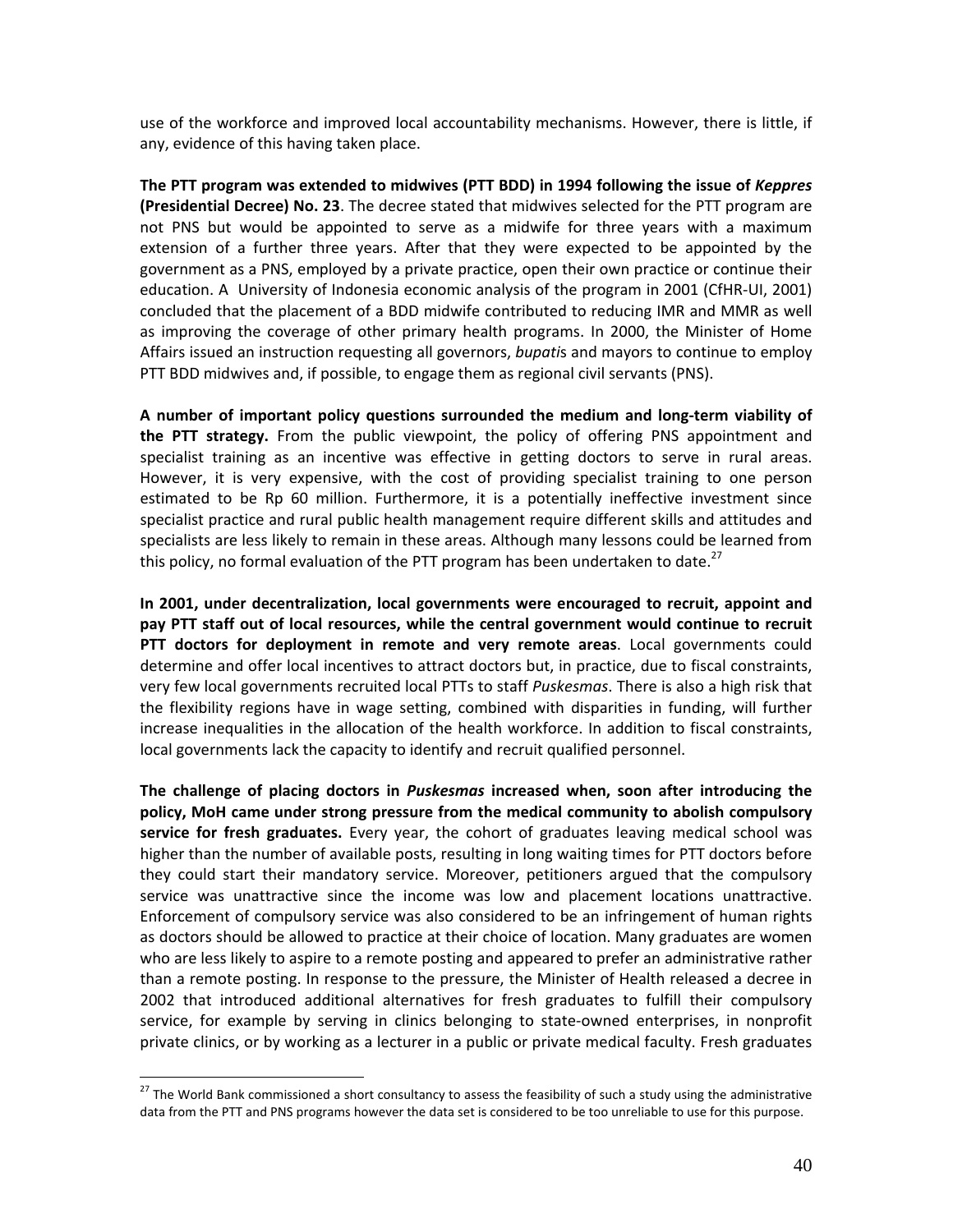use of the workforce and improved local accountability mechanisms. However, there is little, if any, evidence of this having taken place.

**The PTT program was extended to midwives (PTT BDD) in 1994 following the issue of *Keppres* (Presidential Decree) No. 23**. The decree stated that midwives selected for the PTT program are not PNS but would be appointed to serve as a midwife for three years with a maximum extension of a further three years. After that they were expected to be appointed by the government as a PNS, employed by a private practice, open their own practice or continue their education. A University of Indonesia economic analysis of the program in 2001 (CfHR-UI, 2001) concluded that the placement of a BDD midwife contributed to reducing IMR and MMR as well as improving the coverage of other primary health programs. In 2000, the Minister of Home Affairs issued an instruction requesting all governors, *bupati*s and mayors to continue to employ PTT BDD midwives and, if possible, to engage them as regional civil servants (PNS).

**A number of important policy questions surrounded the medium and long-term viability of the PTT strategy.** From the public viewpoint, the policy of offering PNS appointment and specialist training as an incentive was effective in getting doctors to serve in rural areas. However, it is very expensive, with the cost of providing specialist training to one person estimated to be Rp 60 million. Furthermore, it is a potentially ineffective investment since specialist practice and rural public health management require different skills and attitudes and specialists are less likely to remain in these areas. Although many lessons could be learned from this policy, no formal evaluation of the PTT program has been undertaken to date.[27]

**In 2001, under decentralization, local governments were encouraged to recruit, appoint and pay PTT staff out of local resources, while the central government would continue to recruit PTT doctors for deployment in remote and very remote areas**. Local governments could determine and offer local incentives to attract doctors but, in practice, due to fiscal constraints, very few local governments recruited local PTTs to staff *Puskesmas*. There is also a high risk that the flexibility regions have in wage setting, combined with disparities in funding, will further increase inequalities in the allocation of the health workforce. In addition to fiscal constraints, local governments lack the capacity to identify and recruit qualified personnel.

**The challenge of placing doctors in *Puskesmas* increased when, soon after introducing the policy, MoH came under strong pressure from the medical community to abolish compulsory service for fresh graduates.** Every year, the cohort of graduates leaving medical school was higher than the number of available posts, resulting in long waiting times for PTT doctors before they could start their mandatory service. Moreover, petitioners argued that the compulsory service was unattractive since the income was low and placement locations unattractive. Enforcement of compulsory service was also considered to be an infringement of human rights as doctors should be allowed to practice at their choice of location. Many graduates are women who are less likely to aspire to a remote posting and appeared to prefer an administrative rather than a remote posting. In response to the pressure, the Minister of Health released a decree in 2002 that introduced additional alternatives for fresh graduates to fulfill their compulsory service, for example by serving in clinics belonging to state-owned enterprises, in nonprofit private clinics, or by working as a lecturer in a public or private medical faculty. Fresh graduates

---

[27] The World Bank commissioned a short consultancy to assess the feasibility of such a study using the administrative data from the PTT and PNS programs however the data set is considered to be too unreliable to use for this purpose.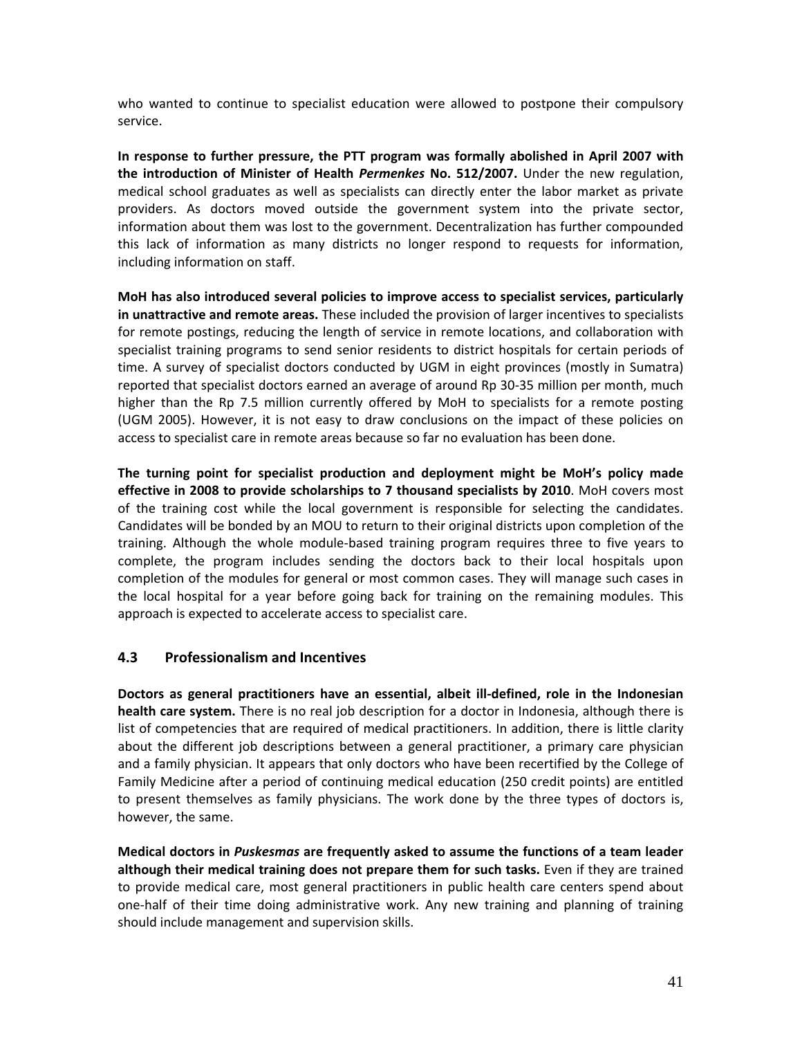who wanted to continue to specialist education were allowed to postpone their compulsory service.

**In response to further pressure, the PTT program was formally abolished in April 2007 with the introduction of Minister of Health *Permenkes* No. 512/2007.** Under the new regulation, medical school graduates as well as specialists can directly enter the labor market as private providers. As doctors moved outside the government system into the private sector, information about them was lost to the government. Decentralization has further compounded this lack of information as many districts no longer respond to requests for information, including information on staff.

**MoH has also introduced several policies to improve access to specialist services, particularly in unattractive and remote areas.** These included the provision of larger incentives to specialists for remote postings, reducing the length of service in remote locations, and collaboration with specialist training programs to send senior residents to district hospitals for certain periods of time. A survey of specialist doctors conducted by UGM in eight provinces (mostly in Sumatra) reported that specialist doctors earned an average of around Rp 30-35 million per month, much higher than the Rp 7.5 million currently offered by MoH to specialists for a remote posting (UGM 2005). However, it is not easy to draw conclusions on the impact of these policies on access to specialist care in remote areas because so far no evaluation has been done.

**The turning point for specialist production and deployment might be MoH's policy made effective in 2008 to provide scholarships to 7 thousand specialists by 2010**. MoH covers most of the training cost while the local government is responsible for selecting the candidates. Candidates will be bonded by an MOU to return to their original districts upon completion of the training. Although the whole module-based training program requires three to five years to complete, the program includes sending the doctors back to their local hospitals upon completion of the modules for general or most common cases. They will manage such cases in the local hospital for a year before going back for training on the remaining modules. This approach is expected to accelerate access to specialist care.

### 4.3 Professionalism and Incentives

**Doctors as general practitioners have an essential, albeit ill-defined, role in the Indonesian health care system.** There is no real job description for a doctor in Indonesia, although there is list of competencies that are required of medical practitioners. In addition, there is little clarity about the different job descriptions between a general practitioner, a primary care physician and a family physician. It appears that only doctors who have been recertified by the College of Family Medicine after a period of continuing medical education (250 credit points) are entitled to present themselves as family physicians. The work done by the three types of doctors is, however, the same.

**Medical doctors in *Puskesmas* are frequently asked to assume the functions of a team leader although their medical training does not prepare them for such tasks.** Even if they are trained to provide medical care, most general practitioners in public health care centers spend about one-half of their time doing administrative work. Any new training and planning of training should include management and supervision skills.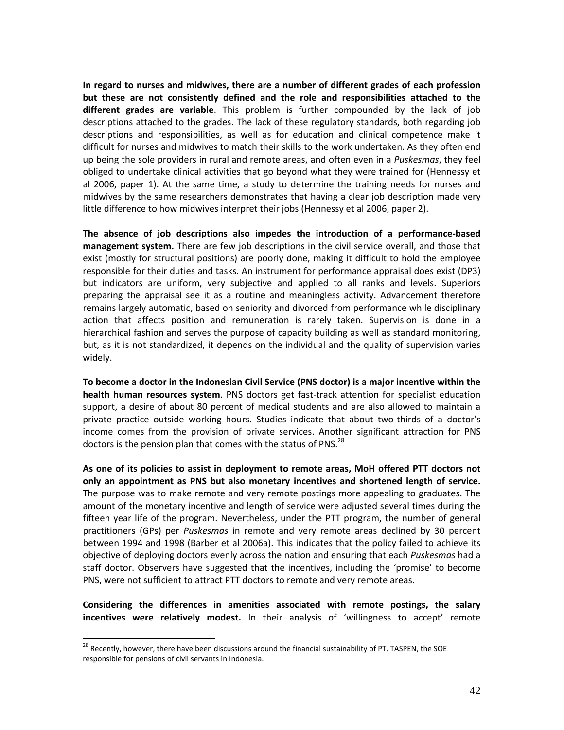**In regard to nurses and midwives, there are a number of different grades of each profession but these are not consistently defined and the role and responsibilities attached to the different grades are variable**. This problem is further compounded by the lack of job descriptions attached to the grades. The lack of these regulatory standards, both regarding job descriptions and responsibilities, as well as for education and clinical competence make it difficult for nurses and midwives to match their skills to the work undertaken. As they often end up being the sole providers in rural and remote areas, and often even in a *Puskesmas*, they feel obliged to undertake clinical activities that go beyond what they were trained for (Hennessy et al 2006, paper 1). At the same time, a study to determine the training needs for nurses and midwives by the same researchers demonstrates that having a clear job description made very little difference to how midwives interpret their jobs (Hennessy et al 2006, paper 2).

**The absence of job descriptions also impedes the introduction of a performance-based management system.** There are few job descriptions in the civil service overall, and those that exist (mostly for structural positions) are poorly done, making it difficult to hold the employee responsible for their duties and tasks. An instrument for performance appraisal does exist (DP3) but indicators are uniform, very subjective and applied to all ranks and levels. Superiors preparing the appraisal see it as a routine and meaningless activity. Advancement therefore remains largely automatic, based on seniority and divorced from performance while disciplinary action that affects position and remuneration is rarely taken. Supervision is done in a hierarchical fashion and serves the purpose of capacity building as well as standard monitoring, but, as it is not standardized, it depends on the individual and the quality of supervision varies widely.

**To become a doctor in the Indonesian Civil Service (PNS doctor) is a major incentive within the health human resources system**. PNS doctors get fast-track attention for specialist education support, a desire of about 80 percent of medical students and are also allowed to maintain a private practice outside working hours. Studies indicate that about two-thirds of a doctor's income comes from the provision of private services. Another significant attraction for PNS doctors is the pension plan that comes with the status of PNS.[28]

**As one of its policies to assist in deployment to remote areas, MoH offered PTT doctors not only an appointment as PNS but also monetary incentives and shortened length of service.** The purpose was to make remote and very remote postings more appealing to graduates. The amount of the monetary incentive and length of service were adjusted several times during the fifteen year life of the program. Nevertheless, under the PTT program, the number of general practitioners (GPs) per *Puskesmas* in remote and very remote areas declined by 30 percent between 1994 and 1998 (Barber et al 2006a). This indicates that the policy failed to achieve its objective of deploying doctors evenly across the nation and ensuring that each *Puskesmas* had a staff doctor. Observers have suggested that the incentives, including the 'promise' to become PNS, were not sufficient to attract PTT doctors to remote and very remote areas.

**Considering the differences in amenities associated with remote postings, the salary incentives were relatively modest.** In their analysis of 'willingness to accept' remote

[28] Recently, however, there have been discussions around the financial sustainability of PT. TASPEN, the SOE responsible for pensions of civil servants in Indonesia.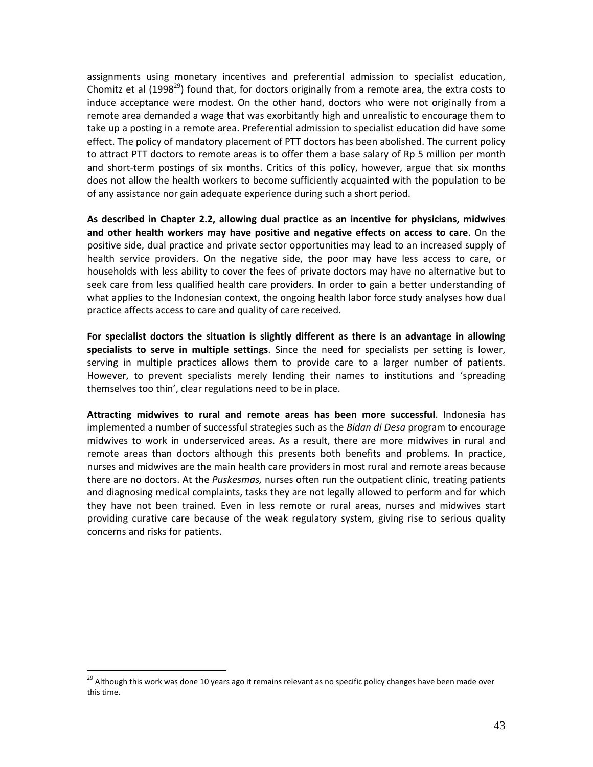assignments using monetary incentives and preferential admission to specialist education, Chomitz et al (1998[29]) found that, for doctors originally from a remote area, the extra costs to induce acceptance were modest. On the other hand, doctors who were not originally from a remote area demanded a wage that was exorbitantly high and unrealistic to encourage them to take up a posting in a remote area. Preferential admission to specialist education did have some effect. The policy of mandatory placement of PTT doctors has been abolished. The current policy to attract PTT doctors to remote areas is to offer them a base salary of Rp 5 million per month and short-term postings of six months. Critics of this policy, however, argue that six months does not allow the health workers to become sufficiently acquainted with the population to be of any assistance nor gain adequate experience during such a short period.

**As described in Chapter 2.2, allowing dual practice as an incentive for physicians, midwives and other health workers may have positive and negative effects on access to care**. On the positive side, dual practice and private sector opportunities may lead to an increased supply of health service providers. On the negative side, the poor may have less access to care, or households with less ability to cover the fees of private doctors may have no alternative but to seek care from less qualified health care providers. In order to gain a better understanding of what applies to the Indonesian context, the ongoing health labor force study analyses how dual practice affects access to care and quality of care received.

**For specialist doctors the situation is slightly different as there is an advantage in allowing specialists to serve in multiple settings**. Since the need for specialists per setting is lower, serving in multiple practices allows them to provide care to a larger number of patients. However, to prevent specialists merely lending their names to institutions and 'spreading themselves too thin', clear regulations need to be in place.

**Attracting midwives to rural and remote areas has been more successful**. Indonesia has implemented a number of successful strategies such as the *Bidan di Desa* program to encourage midwives to work in underserviced areas. As a result, there are more midwives in rural and remote areas than doctors although this presents both benefits and problems. In practice, nurses and midwives are the main health care providers in most rural and remote areas because there are no doctors. At the *Puskesmas,* nurses often run the outpatient clinic, treating patients and diagnosing medical complaints, tasks they are not legally allowed to perform and for which they have not been trained. Even in less remote or rural areas, nurses and midwives start providing curative care because of the weak regulatory system, giving rise to serious quality concerns and risks for patients.

[29] Although this work was done 10 years ago it remains relevant as no specific policy changes have been made over this time.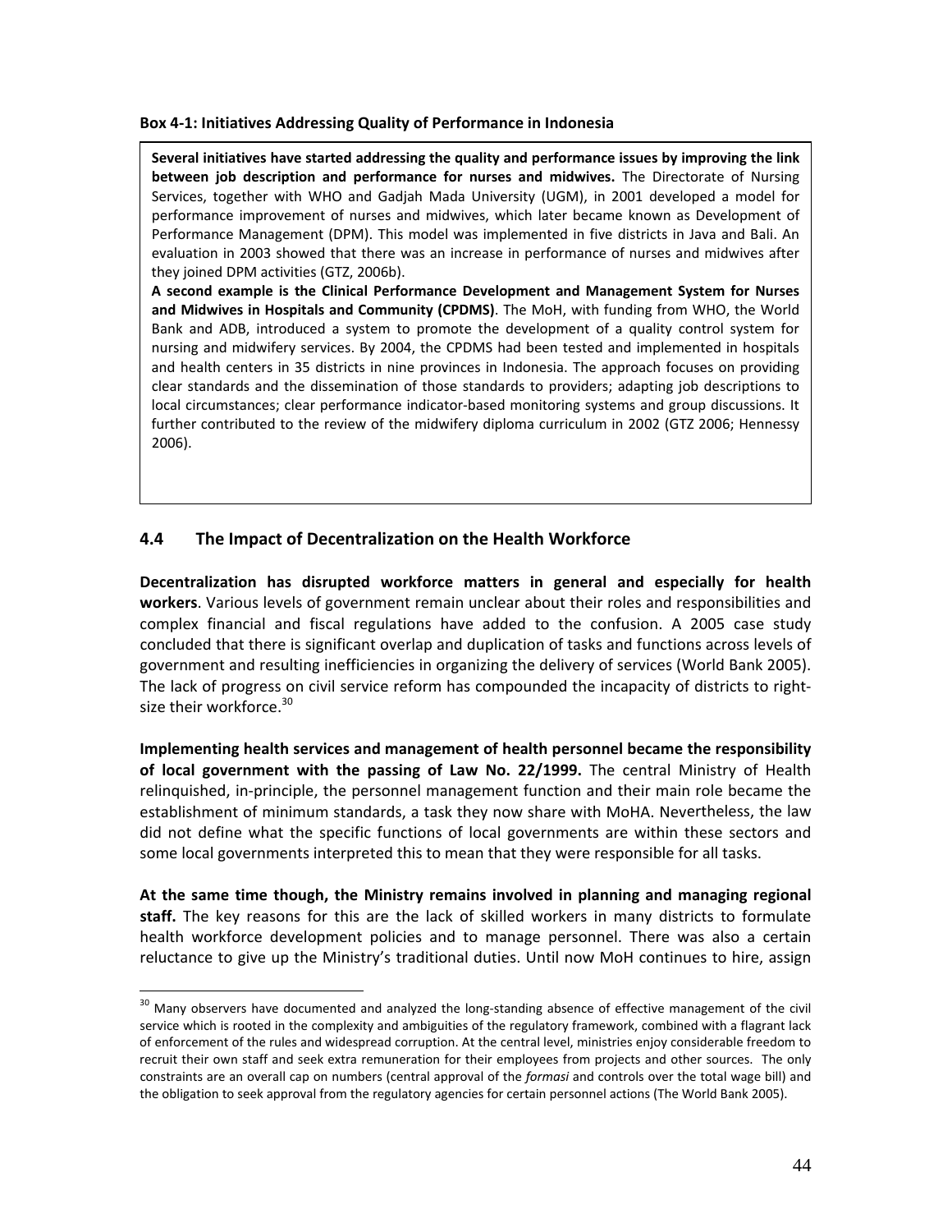**Box 4-1: Initiatives Addressing Quality of Performance in Indonesia**

**Several initiatives have started addressing the quality and performance issues by improving the link between job description and performance for nurses and midwives.** The Directorate of Nursing Services, together with WHO and Gadjah Mada University (UGM), in 2001 developed a model for performance improvement of nurses and midwives, which later became known as Development of Performance Management (DPM). This model was implemented in five districts in Java and Bali. An evaluation in 2003 showed that there was an increase in performance of nurses and midwives after they joined DPM activities (GTZ, 2006b).

**A second example is the Clinical Performance Development and Management System for Nurses and Midwives in Hospitals and Community (CPDMS)**. The MoH, with funding from WHO, the World Bank and ADB, introduced a system to promote the development of a quality control system for nursing and midwifery services. By 2004, the CPDMS had been tested and implemented in hospitals and health centers in 35 districts in nine provinces in Indonesia. The approach focuses on providing clear standards and the dissemination of those standards to providers; adapting job descriptions to local circumstances; clear performance indicator-based monitoring systems and group discussions. It further contributed to the review of the midwifery diploma curriculum in 2002 (GTZ 2006; Hennessy 2006).

## 4.4 The Impact of Decentralization on the Health Workforce

**Decentralization has disrupted workforce matters in general and especially for health workers**. Various levels of government remain unclear about their roles and responsibilities and complex financial and fiscal regulations have added to the confusion. A 2005 case study concluded that there is significant overlap and duplication of tasks and functions across levels of government and resulting inefficiencies in organizing the delivery of services (World Bank 2005). The lack of progress on civil service reform has compounded the incapacity of districts to right-size their workforce.[30]

**Implementing health services and management of health personnel became the responsibility of local government with the passing of Law No. 22/1999.** The central Ministry of Health relinquished, in-principle, the personnel management function and their main role became the establishment of minimum standards, a task they now share with MoHA. Nevertheless, the law did not define what the specific functions of local governments are within these sectors and some local governments interpreted this to mean that they were responsible for all tasks.

**At the same time though, the Ministry remains involved in planning and managing regional staff.** The key reasons for this are the lack of skilled workers in many districts to formulate health workforce development policies and to manage personnel. There was also a certain reluctance to give up the Ministry's traditional duties. Until now MoH continues to hire, assign

---

[30] Many observers have documented and analyzed the long-standing absence of effective management of the civil service which is rooted in the complexity and ambiguities of the regulatory framework, combined with a flagrant lack of enforcement of the rules and widespread corruption. At the central level, ministries enjoy considerable freedom to recruit their own staff and seek extra remuneration for their employees from projects and other sources. The only constraints are an overall cap on numbers (central approval of the *formasi* and controls over the total wage bill) and the obligation to seek approval from the regulatory agencies for certain personnel actions (The World Bank 2005).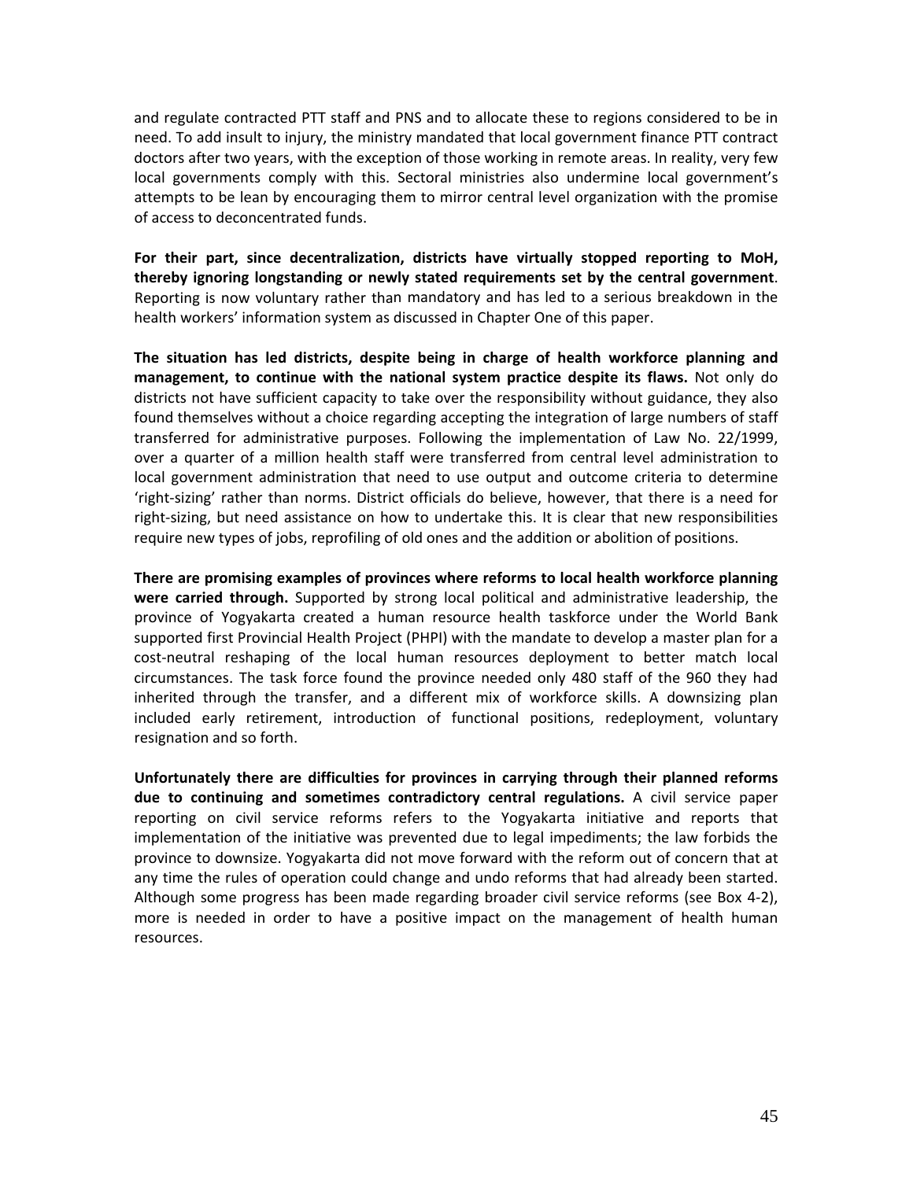and regulate contracted PTT staff and PNS and to allocate these to regions considered to be in need. To add insult to injury, the ministry mandated that local government finance PTT contract doctors after two years, with the exception of those working in remote areas. In reality, very few local governments comply with this. Sectoral ministries also undermine local government's attempts to be lean by encouraging them to mirror central level organization with the promise of access to deconcentrated funds.

**For their part, since decentralization, districts have virtually stopped reporting to MoH, thereby ignoring longstanding or newly stated requirements set by the central government**. Reporting is now voluntary rather than mandatory and has led to a serious breakdown in the health workers' information system as discussed in Chapter One of this paper.

**The situation has led districts, despite being in charge of health workforce planning and management, to continue with the national system practice despite its flaws.** Not only do districts not have sufficient capacity to take over the responsibility without guidance, they also found themselves without a choice regarding accepting the integration of large numbers of staff transferred for administrative purposes. Following the implementation of Law No. 22/1999, over a quarter of a million health staff were transferred from central level administration to local government administration that need to use output and outcome criteria to determine 'right-sizing' rather than norms. District officials do believe, however, that there is a need for right-sizing, but need assistance on how to undertake this. It is clear that new responsibilities require new types of jobs, reprofiling of old ones and the addition or abolition of positions.

**There are promising examples of provinces where reforms to local health workforce planning were carried through.** Supported by strong local political and administrative leadership, the province of Yogyakarta created a human resource health taskforce under the World Bank supported first Provincial Health Project (PHPI) with the mandate to develop a master plan for a cost-neutral reshaping of the local human resources deployment to better match local circumstances. The task force found the province needed only 480 staff of the 960 they had inherited through the transfer, and a different mix of workforce skills. A downsizing plan included early retirement, introduction of functional positions, redeployment, voluntary resignation and so forth.

**Unfortunately there are difficulties for provinces in carrying through their planned reforms due to continuing and sometimes contradictory central regulations.** A civil service paper reporting on civil service reforms refers to the Yogyakarta initiative and reports that implementation of the initiative was prevented due to legal impediments; the law forbids the province to downsize. Yogyakarta did not move forward with the reform out of concern that at any time the rules of operation could change and undo reforms that had already been started. Although some progress has been made regarding broader civil service reforms (see Box 4-2), more is needed in order to have a positive impact on the management of health human resources.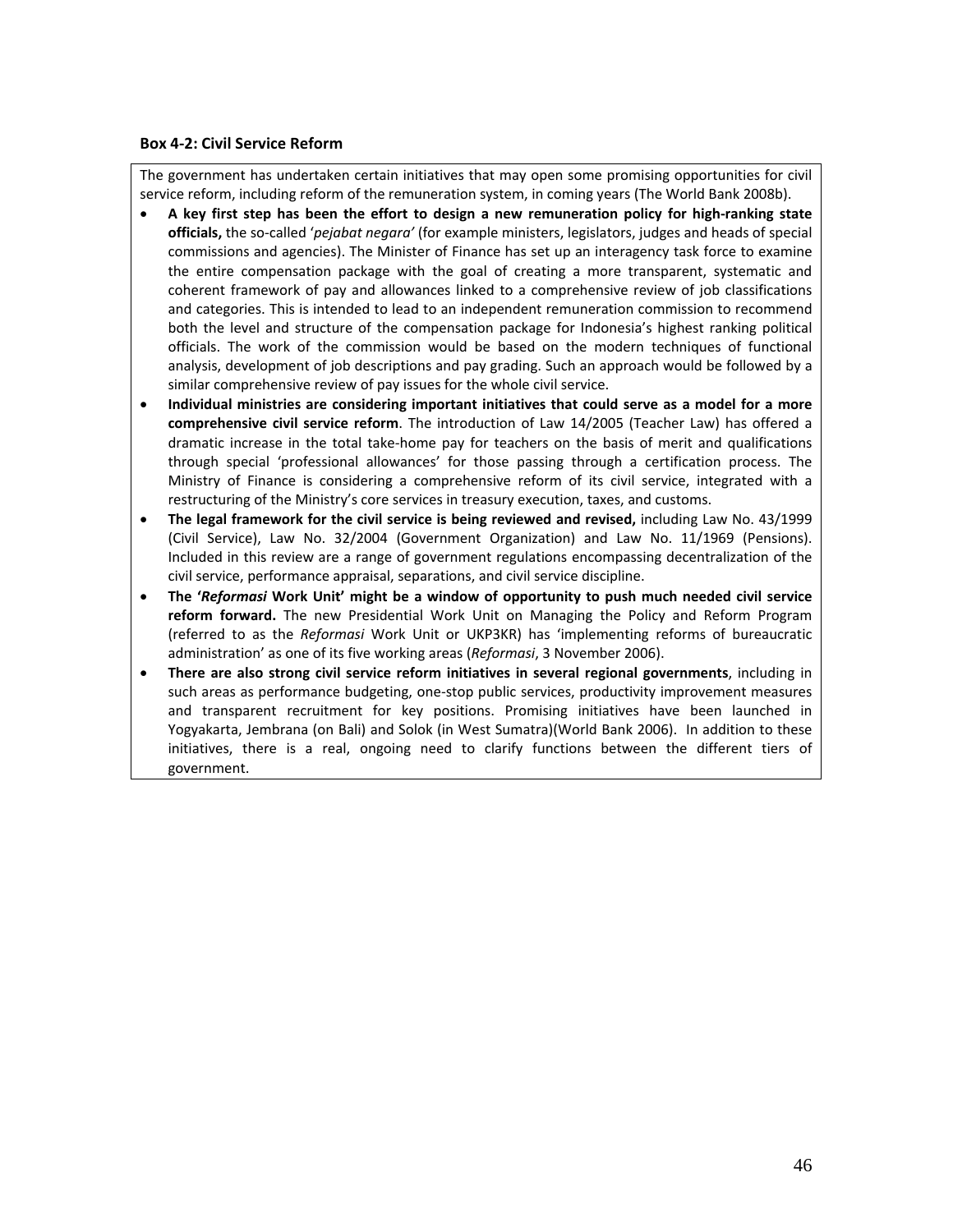### Box 4-2: Civil Service Reform

The government has undertaken certain initiatives that may open some promising opportunities for civil service reform, including reform of the remuneration system, in coming years (The World Bank 2008b).

- **A key first step has been the effort to design a new remuneration policy for high-ranking state officials,** the so-called '*pejabat negara'* (for example ministers, legislators, judges and heads of special commissions and agencies). The Minister of Finance has set up an interagency task force to examine the entire compensation package with the goal of creating a more transparent, systematic and coherent framework of pay and allowances linked to a comprehensive review of job classifications and categories. This is intended to lead to an independent remuneration commission to recommend both the level and structure of the compensation package for Indonesia's highest ranking political officials. The work of the commission would be based on the modern techniques of functional analysis, development of job descriptions and pay grading. Such an approach would be followed by a similar comprehensive review of pay issues for the whole civil service.
- **Individual ministries are considering important initiatives that could serve as a model for a more comprehensive civil service reform**. The introduction of Law 14/2005 (Teacher Law) has offered a dramatic increase in the total take-home pay for teachers on the basis of merit and qualifications through special 'professional allowances' for those passing through a certification process. The Ministry of Finance is considering a comprehensive reform of its civil service, integrated with a restructuring of the Ministry's core services in treasury execution, taxes, and customs.
- **The legal framework for the civil service is being reviewed and revised,** including Law No. 43/1999 (Civil Service), Law No. 32/2004 (Government Organization) and Law No. 11/1969 (Pensions). Included in this review are a range of government regulations encompassing decentralization of the civil service, performance appraisal, separations, and civil service discipline.
- **The '*Reformasi* Work Unit' might be a window of opportunity to push much needed civil service reform forward.** The new Presidential Work Unit on Managing the Policy and Reform Program (referred to as the *Reformasi* Work Unit or UKP3KR) has 'implementing reforms of bureaucratic administration' as one of its five working areas (*Reformasi*, 3 November 2006).
- **There are also strong civil service reform initiatives in several regional governments**, including in such areas as performance budgeting, one-stop public services, productivity improvement measures and transparent recruitment for key positions. Promising initiatives have been launched in Yogyakarta, Jembrana (on Bali) and Solok (in West Sumatra)(World Bank 2006). In addition to these initiatives, there is a real, ongoing need to clarify functions between the different tiers of government.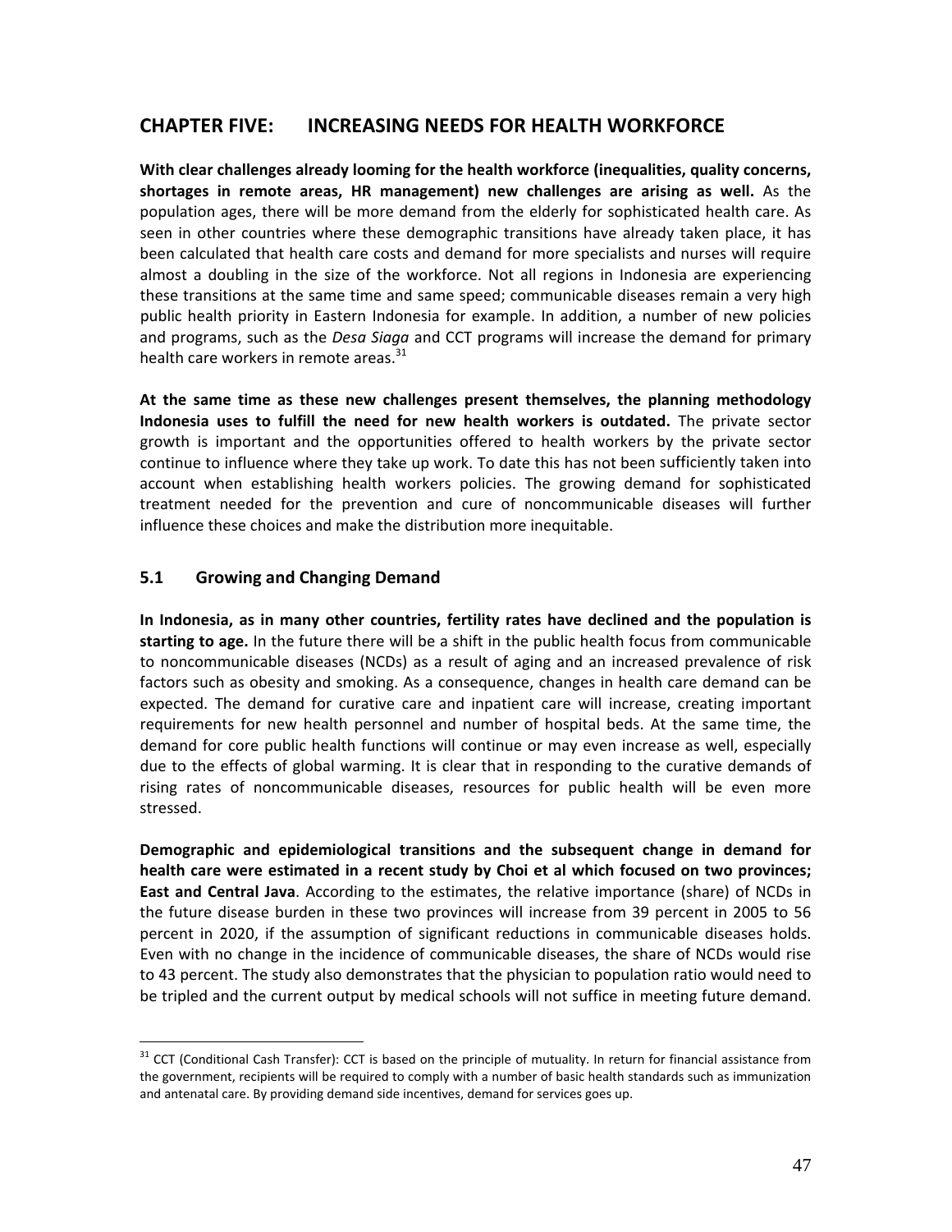## CHAPTER FIVE: INCREASING NEEDS FOR HEALTH WORKFORCE

**With clear challenges already looming for the health workforce (inequalities, quality concerns, shortages in remote areas, HR management) new challenges are arising as well.** As the population ages, there will be more demand from the elderly for sophisticated health care. As seen in other countries where these demographic transitions have already taken place, it has been calculated that health care costs and demand for more specialists and nurses will require almost a doubling in the size of the workforce. Not all regions in Indonesia are experiencing these transitions at the same time and same speed; communicable diseases remain a very high public health priority in Eastern Indonesia for example. In addition, a number of new policies and programs, such as the *Desa Siaga* and CCT programs will increase the demand for primary health care workers in remote areas.[31]

**At the same time as these new challenges present themselves, the planning methodology Indonesia uses to fulfill the need for new health workers is outdated.** The private sector growth is important and the opportunities offered to health workers by the private sector continue to influence where they take up work. To date this has not been sufficiently taken into account when establishing health workers policies. The growing demand for sophisticated treatment needed for the prevention and cure of noncommunicable diseases will further influence these choices and make the distribution more inequitable.

### 5.1 Growing and Changing Demand

**In Indonesia, as in many other countries, fertility rates have declined and the population is starting to age.** In the future there will be a shift in the public health focus from communicable to noncommunicable diseases (NCDs) as a result of aging and an increased prevalence of risk factors such as obesity and smoking. As a consequence, changes in health care demand can be expected. The demand for curative care and inpatient care will increase, creating important requirements for new health personnel and number of hospital beds. At the same time, the demand for core public health functions will continue or may even increase as well, especially due to the effects of global warming. It is clear that in responding to the curative demands of rising rates of noncommunicable diseases, resources for public health will be even more stressed.

**Demographic and epidemiological transitions and the subsequent change in demand for health care were estimated in a recent study by Choi et al which focused on two provinces; East and Central Java**. According to the estimates, the relative importance (share) of NCDs in the future disease burden in these two provinces will increase from 39 percent in 2005 to 56 percent in 2020, if the assumption of significant reductions in communicable diseases holds. Even with no change in the incidence of communicable diseases, the share of NCDs would rise to 43 percent. The study also demonstrates that the physician to population ratio would need to be tripled and the current output by medical schools will not suffice in meeting future demand.

---

[31] CCT (Conditional Cash Transfer): CCT is based on the principle of mutuality. In return for financial assistance from the government, recipients will be required to comply with a number of basic health standards such as immunization and antenatal care. By providing demand side incentives, demand for services goes up.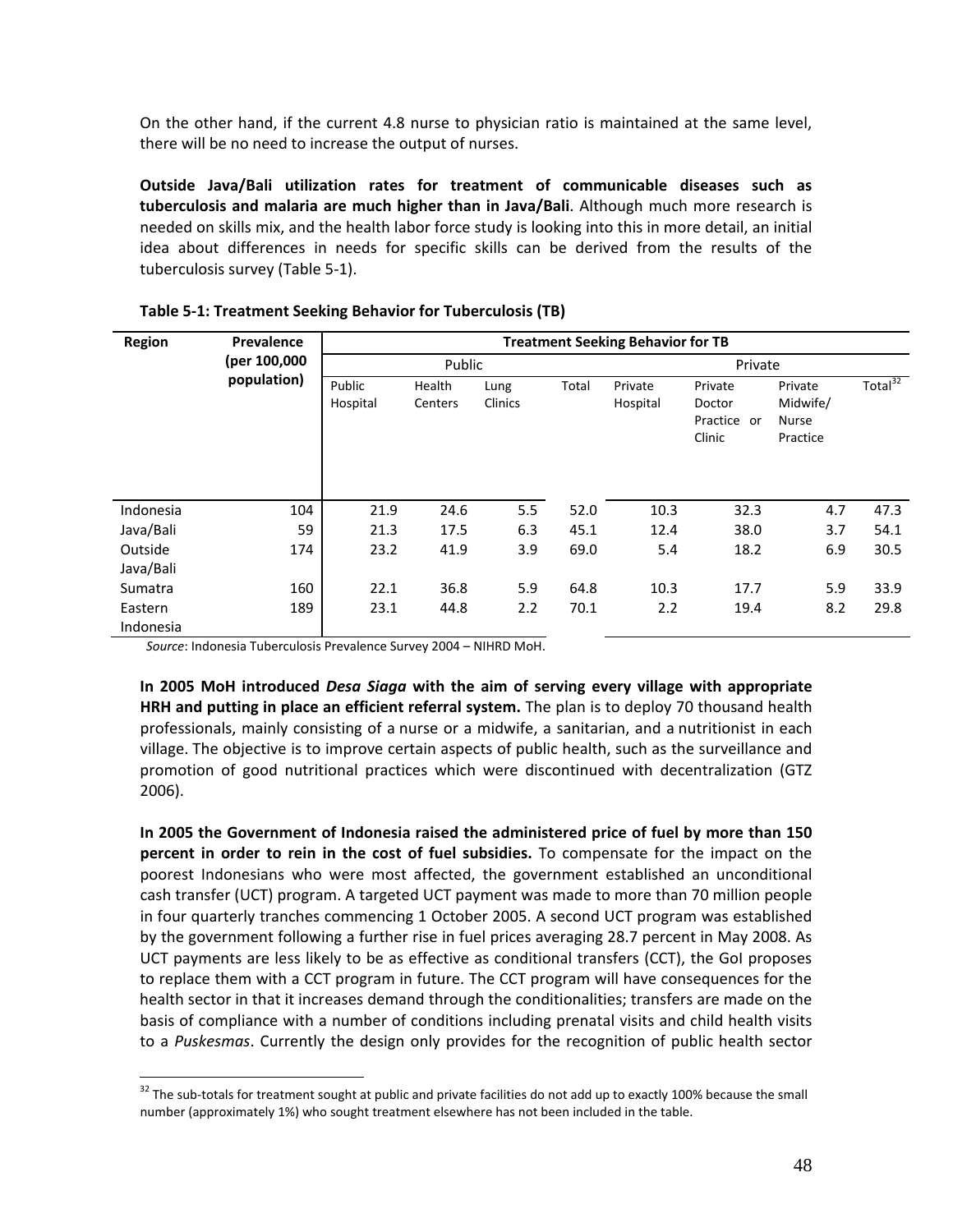On the other hand, if the current 4.8 nurse to physician ratio is maintained at the same level, there will be no need to increase the output of nurses.

**Outside Java/Bali utilization rates for treatment of communicable diseases such as tuberculosis and malaria are much higher than in Java/Bali**. Although much more research is needed on skills mix, and the health labor force study is looking into this in more detail, an initial idea about differences in needs for specific skills can be derived from the results of the tuberculosis survey (Table 5-1).

**Table 5-1: Treatment Seeking Behavior for Tuberculosis (TB)**

| Region | Prevalence (per 100,000 population) | Treatment Seeking Behavior for TB | | | | | | | |
|---|---|---|---|---|---|---|---|---|---|
| | | Public | | | | Private | | | |
| | | Public Hospital | Health Centers | Lung Clinics | Total | Private Hospital | Private Doctor Practice or Clinic | Private Midwife/ Nurse Practice | Total[32] |
| Indonesia | 104 | 21.9 | 24.6 | 5.5 | 52.0 | 10.3 | 32.3 | 4.7 | 47.3 |
| Java/Bali | 59 | 21.3 | 17.5 | 6.3 | 45.1 | 12.4 | 38.0 | 3.7 | 54.1 |
| Outside Java/Bali | 174 | 23.2 | 41.9 | 3.9 | 69.0 | 5.4 | 18.2 | 6.9 | 30.5 |
| Sumatra | 160 | 22.1 | 36.8 | 5.9 | 64.8 | 10.3 | 17.7 | 5.9 | 33.9 |
| Eastern Indonesia | 189 | 23.1 | 44.8 | 2.2 | 70.1 | 2.2 | 19.4 | 8.2 | 29.8 |

*Source*: Indonesia Tuberculosis Prevalence Survey 2004 – NIHRD MoH.

**In 2005 MoH introduced *Desa Siaga* with the aim of serving every village with appropriate HRH and putting in place an efficient referral system.** The plan is to deploy 70 thousand health professionals, mainly consisting of a nurse or a midwife, a sanitarian, and a nutritionist in each village. The objective is to improve certain aspects of public health, such as the surveillance and promotion of good nutritional practices which were discontinued with decentralization (GTZ 2006).

**In 2005 the Government of Indonesia raised the administered price of fuel by more than 150 percent in order to rein in the cost of fuel subsidies.** To compensate for the impact on the poorest Indonesians who were most affected, the government established an unconditional cash transfer (UCT) program. A targeted UCT payment was made to more than 70 million people in four quarterly tranches commencing 1 October 2005. A second UCT program was established by the government following a further rise in fuel prices averaging 28.7 percent in May 2008. As UCT payments are less likely to be as effective as conditional transfers (CCT), the GoI proposes to replace them with a CCT program in future. The CCT program will have consequences for the health sector in that it increases demand through the conditionalities; transfers are made on the basis of compliance with a number of conditions including prenatal visits and child health visits to a *Puskesmas*. Currently the design only provides for the recognition of public health sector

[32] The sub-totals for treatment sought at public and private facilities do not add up to exactly 100% because the small number (approximately 1%) who sought treatment elsewhere has not been included in the table.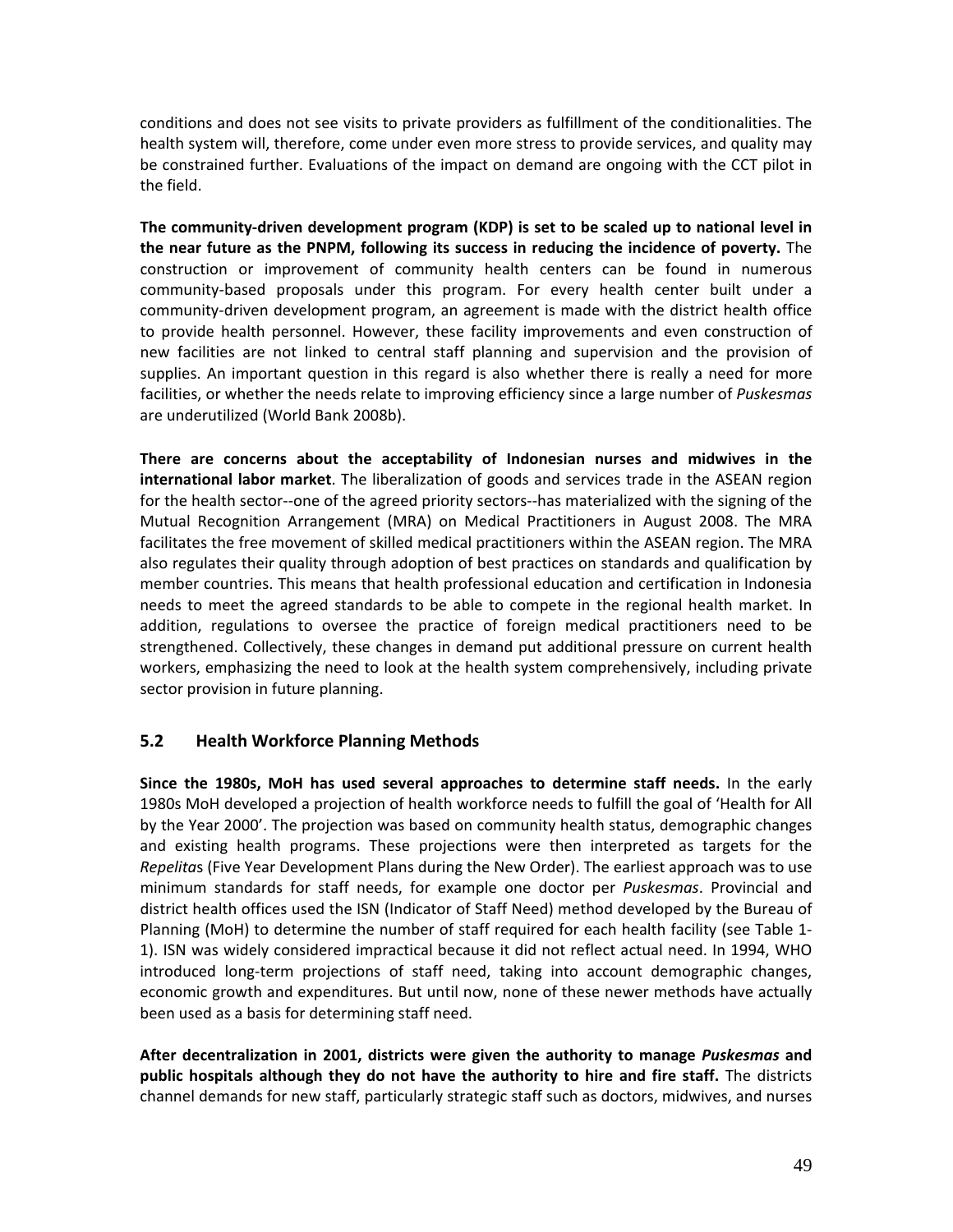conditions and does not see visits to private providers as fulfillment of the conditionalities. The health system will, therefore, come under even more stress to provide services, and quality may be constrained further. Evaluations of the impact on demand are ongoing with the CCT pilot in the field.

**The community-driven development program (KDP) is set to be scaled up to national level in the near future as the PNPM, following its success in reducing the incidence of poverty.** The construction or improvement of community health centers can be found in numerous community-based proposals under this program. For every health center built under a community-driven development program, an agreement is made with the district health office to provide health personnel. However, these facility improvements and even construction of new facilities are not linked to central staff planning and supervision and the provision of supplies. An important question in this regard is also whether there is really a need for more facilities, or whether the needs relate to improving efficiency since a large number of *Puskesmas* are underutilized (World Bank 2008b).

**There are concerns about the acceptability of Indonesian nurses and midwives in the international labor market**. The liberalization of goods and services trade in the ASEAN region for the health sector--one of the agreed priority sectors--has materialized with the signing of the Mutual Recognition Arrangement (MRA) on Medical Practitioners in August 2008. The MRA facilitates the free movement of skilled medical practitioners within the ASEAN region. The MRA also regulates their quality through adoption of best practices on standards and qualification by member countries. This means that health professional education and certification in Indonesia needs to meet the agreed standards to be able to compete in the regional health market. In addition, regulations to oversee the practice of foreign medical practitioners need to be strengthened. Collectively, these changes in demand put additional pressure on current health workers, emphasizing the need to look at the health system comprehensively, including private sector provision in future planning.

## 5.2 Health Workforce Planning Methods

**Since the 1980s, MoH has used several approaches to determine staff needs.** In the early 1980s MoH developed a projection of health workforce needs to fulfill the goal of 'Health for All by the Year 2000'. The projection was based on community health status, demographic changes and existing health programs. These projections were then interpreted as targets for the *Repelita*s (Five Year Development Plans during the New Order). The earliest approach was to use minimum standards for staff needs, for example one doctor per *Puskesmas*. Provincial and district health offices used the ISN (Indicator of Staff Need) method developed by the Bureau of Planning (MoH) to determine the number of staff required for each health facility (see Table 1-1). ISN was widely considered impractical because it did not reflect actual need. In 1994, WHO introduced long-term projections of staff need, taking into account demographic changes, economic growth and expenditures. But until now, none of these newer methods have actually been used as a basis for determining staff need.

**After decentralization in 2001, districts were given the authority to manage *Puskesmas* and public hospitals although they do not have the authority to hire and fire staff.** The districts channel demands for new staff, particularly strategic staff such as doctors, midwives, and nurses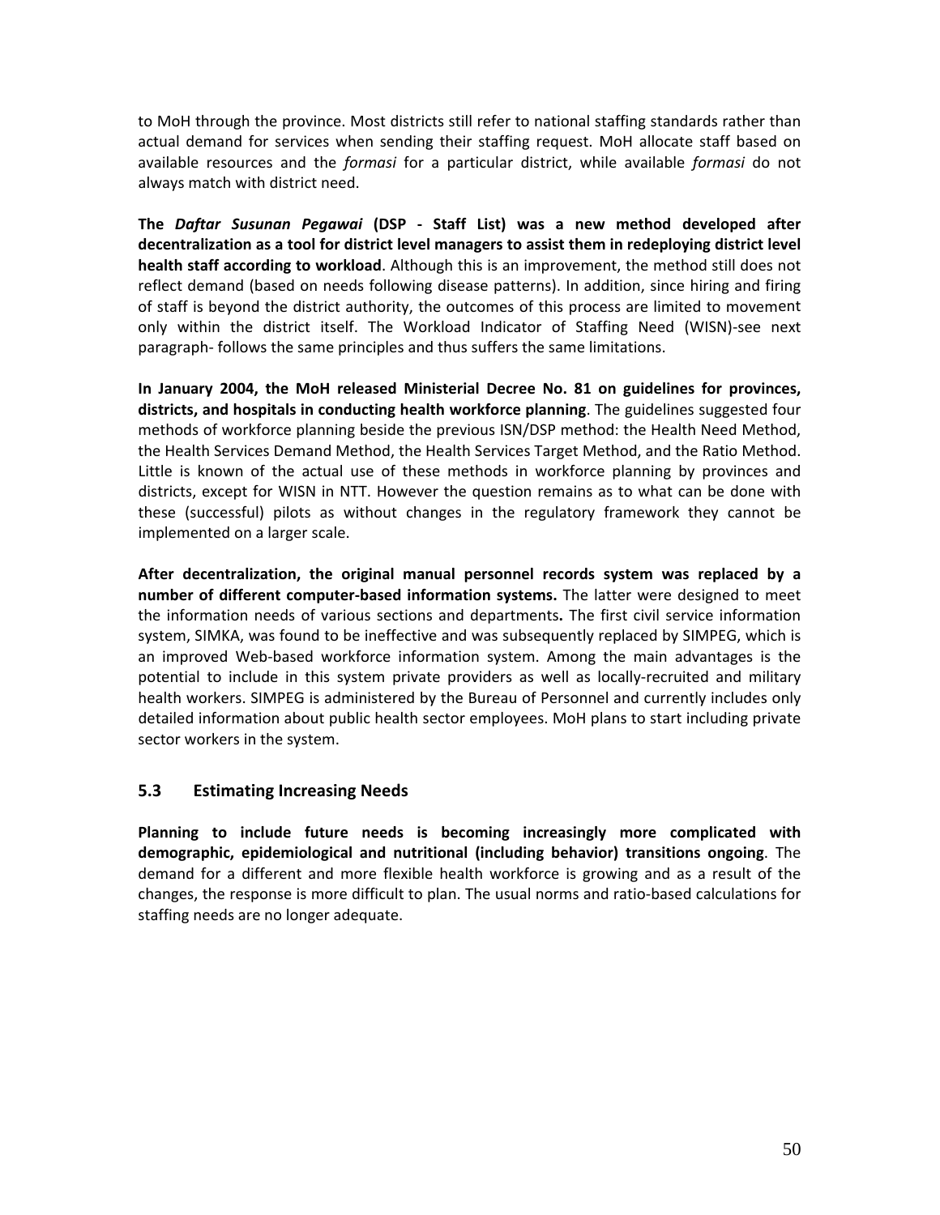to MoH through the province. Most districts still refer to national staffing standards rather than actual demand for services when sending their staffing request. MoH allocate staff based on available resources and the *formasi* for a particular district, while available *formasi* do not always match with district need.

**The *Daftar Susunan Pegawai* (DSP - Staff List) was a new method developed after decentralization as a tool for district level managers to assist them in redeploying district level health staff according to workload**. Although this is an improvement, the method still does not reflect demand (based on needs following disease patterns). In addition, since hiring and firing of staff is beyond the district authority, the outcomes of this process are limited to movement only within the district itself. The Workload Indicator of Staffing Need (WISN)-see next paragraph- follows the same principles and thus suffers the same limitations.

**In January 2004, the MoH released Ministerial Decree No. 81 on guidelines for provinces, districts, and hospitals in conducting health workforce planning**. The guidelines suggested four methods of workforce planning beside the previous ISN/DSP method: the Health Need Method, the Health Services Demand Method, the Health Services Target Method, and the Ratio Method. Little is known of the actual use of these methods in workforce planning by provinces and districts, except for WISN in NTT. However the question remains as to what can be done with these (successful) pilots as without changes in the regulatory framework they cannot be implemented on a larger scale.

**After decentralization, the original manual personnel records system was replaced by a number of different computer-based information systems.** The latter were designed to meet the information needs of various sections and departments**.** The first civil service information system, SIMKA, was found to be ineffective and was subsequently replaced by SIMPEG, which is an improved Web-based workforce information system. Among the main advantages is the potential to include in this system private providers as well as locally-recruited and military health workers. SIMPEG is administered by the Bureau of Personnel and currently includes only detailed information about public health sector employees. MoH plans to start including private sector workers in the system.

## 5.3 Estimating Increasing Needs

**Planning to include future needs is becoming increasingly more complicated with demographic, epidemiological and nutritional (including behavior) transitions ongoing**. The demand for a different and more flexible health workforce is growing and as a result of the changes, the response is more difficult to plan. The usual norms and ratio-based calculations for staffing needs are no longer adequate.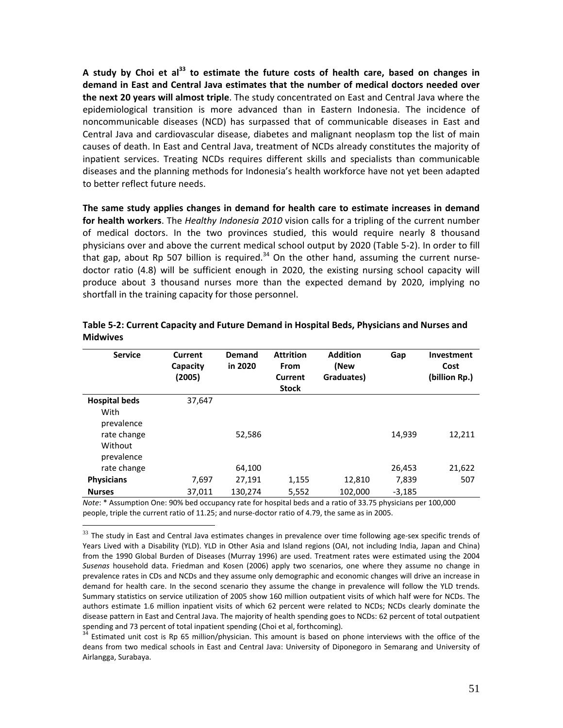**A study by Choi et al[33] to estimate the future costs of health care, based on changes in demand in East and Central Java estimates that the number of medical doctors needed over the next 20 years will almost triple**. The study concentrated on East and Central Java where the epidemiological transition is more advanced than in Eastern Indonesia. The incidence of noncommunicable diseases (NCD) has surpassed that of communicable diseases in East and Central Java and cardiovascular disease, diabetes and malignant neoplasm top the list of main causes of death. In East and Central Java, treatment of NCDs already constitutes the majority of inpatient services. Treating NCDs requires different skills and specialists than communicable diseases and the planning methods for Indonesia's health workforce have not yet been adapted to better reflect future needs.

**The same study applies changes in demand for health care to estimate increases in demand for health workers**. The *Healthy Indonesia 2010* vision calls for a tripling of the current number of medical doctors. In the two provinces studied, this would require nearly 8 thousand physicians over and above the current medical school output by 2020 (Table 5-2). In order to fill that gap, about Rp 507 billion is required.[34] On the other hand, assuming the current nurse-doctor ratio (4.8) will be sufficient enough in 2020, the existing nursing school capacity will produce about 3 thousand nurses more than the expected demand by 2020, implying no shortfall in the training capacity for those personnel.

**Table 5-2: Current Capacity and Future Demand in Hospital Beds, Physicians and Nurses and Midwives**

| Service | Current Capacity (2005) | Demand in 2020 | Attrition From Current Stock | Addition (New Graduates) | Gap | Investment Cost (billion Rp.) |
|---|---|---|---|---|---|---|
| **Hospital beds** | 37,647 | | | | | |
| With prevalence rate change | | 52,586 | | | 14,939 | 12,211 |
| Without prevalence rate change | | 64,100 | | | 26,453 | 21,622 |
| **Physicians** | 7,697 | 27,191 | 1,155 | 12,810 | 7,839 | 507 |
| **Nurses** | 37,011 | 130,274 | 5,552 | 102,000 | -3,185 | |

*Note*: * Assumption One: 90% bed occupancy rate for hospital beds and a ratio of 33.75 physicians per 100,000 people, triple the current ratio of 11.25; and nurse-doctor ratio of 4.79, the same as in 2005.

---

[33] The study in East and Central Java estimates changes in prevalence over time following age-sex specific trends of Years Lived with a Disability (YLD). YLD in Other Asia and Island regions (OAI, not including India, Japan and China) from the 1990 Global Burden of Diseases (Murray 1996) are used. Treatment rates were estimated using the 2004 *Susenas* household data. Friedman and Kosen (2006) apply two scenarios, one where they assume no change in prevalence rates in CDs and NCDs and they assume only demographic and economic changes will drive an increase in demand for health care. In the second scenario they assume the change in prevalence will follow the YLD trends. Summary statistics on service utilization of 2005 show 160 million outpatient visits of which half were for NCDs. The authors estimate 1.6 million inpatient visits of which 62 percent were related to NCDs; NCDs clearly dominate the disease pattern in East and Central Java. The majority of health spending goes to NCDs: 62 percent of total outpatient spending and 73 percent of total inpatient spending (Choi et al, forthcoming).

[34] Estimated unit cost is Rp 65 million/physician. This amount is based on phone interviews with the office of the deans from two medical schools in East and Central Java: University of Diponegoro in Semarang and University of Airlangga, Surabaya.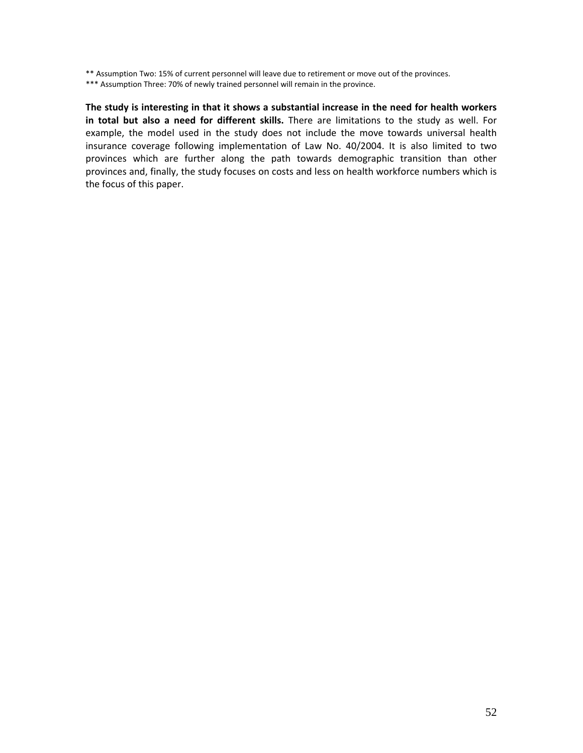** Assumption Two: 15% of current personnel will leave due to retirement or move out of the provinces.
*** Assumption Three: 70% of newly trained personnel will remain in the province.

**The study is interesting in that it shows a substantial increase in the need for health workers in total but also a need for different skills.** There are limitations to the study as well. For example, the model used in the study does not include the move towards universal health insurance coverage following implementation of Law No. 40/2004. It is also limited to two provinces which are further along the path towards demographic transition than other provinces and, finally, the study focuses on costs and less on health workforce numbers which is the focus of this paper.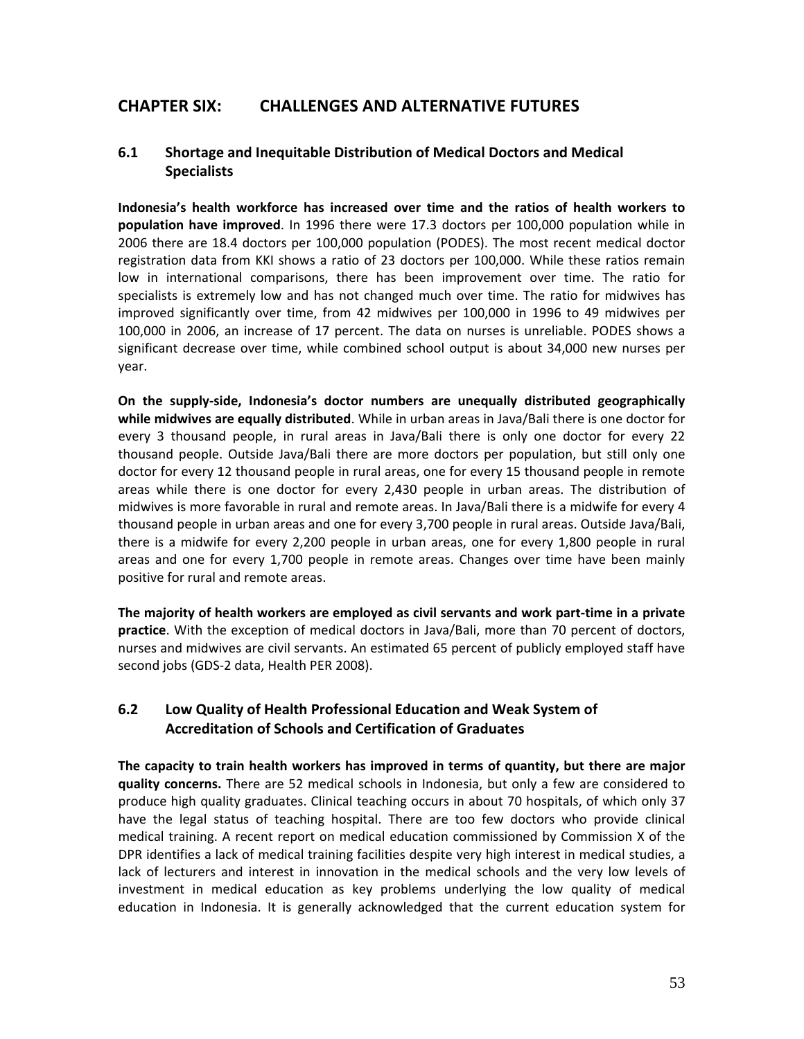# CHAPTER SIX: CHALLENGES AND ALTERNATIVE FUTURES

## 6.1 Shortage and Inequitable Distribution of Medical Doctors and Medical Specialists

**Indonesia's health workforce has increased over time and the ratios of health workers to population have improved**. In 1996 there were 17.3 doctors per 100,000 population while in 2006 there are 18.4 doctors per 100,000 population (PODES). The most recent medical doctor registration data from KKI shows a ratio of 23 doctors per 100,000. While these ratios remain low in international comparisons, there has been improvement over time. The ratio for specialists is extremely low and has not changed much over time. The ratio for midwives has improved significantly over time, from 42 midwives per 100,000 in 1996 to 49 midwives per 100,000 in 2006, an increase of 17 percent. The data on nurses is unreliable. PODES shows a significant decrease over time, while combined school output is about 34,000 new nurses per year.

**On the supply-side, Indonesia's doctor numbers are unequally distributed geographically while midwives are equally distributed**. While in urban areas in Java/Bali there is one doctor for every 3 thousand people, in rural areas in Java/Bali there is only one doctor for every 22 thousand people. Outside Java/Bali there are more doctors per population, but still only one doctor for every 12 thousand people in rural areas, one for every 15 thousand people in remote areas while there is one doctor for every 2,430 people in urban areas. The distribution of midwives is more favorable in rural and remote areas. In Java/Bali there is a midwife for every 4 thousand people in urban areas and one for every 3,700 people in rural areas. Outside Java/Bali, there is a midwife for every 2,200 people in urban areas, one for every 1,800 people in rural areas and one for every 1,700 people in remote areas. Changes over time have been mainly positive for rural and remote areas.

**The majority of health workers are employed as civil servants and work part-time in a private practice**. With the exception of medical doctors in Java/Bali, more than 70 percent of doctors, nurses and midwives are civil servants. An estimated 65 percent of publicly employed staff have second jobs (GDS-2 data, Health PER 2008).

## 6.2 Low Quality of Health Professional Education and Weak System of Accreditation of Schools and Certification of Graduates

**The capacity to train health workers has improved in terms of quantity, but there are major quality concerns.** There are 52 medical schools in Indonesia, but only a few are considered to produce high quality graduates. Clinical teaching occurs in about 70 hospitals, of which only 37 have the legal status of teaching hospital. There are too few doctors who provide clinical medical training. A recent report on medical education commissioned by Commission X of the DPR identifies a lack of medical training facilities despite very high interest in medical studies, a lack of lecturers and interest in innovation in the medical schools and the very low levels of investment in medical education as key problems underlying the low quality of medical education in Indonesia. It is generally acknowledged that the current education system for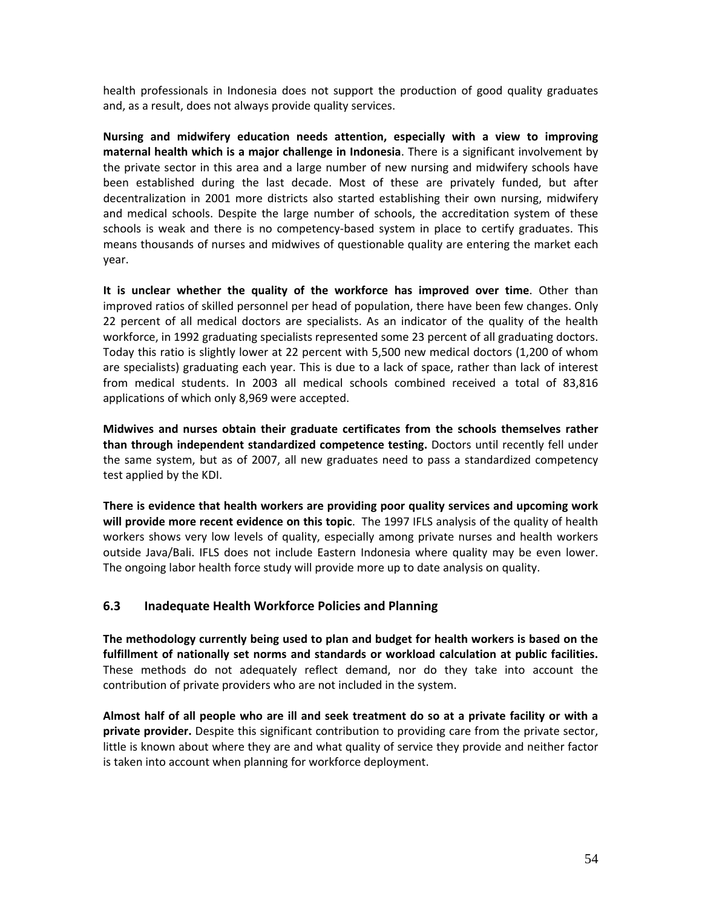health professionals in Indonesia does not support the production of good quality graduates and, as a result, does not always provide quality services.

**Nursing and midwifery education needs attention, especially with a view to improving maternal health which is a major challenge in Indonesia**. There is a significant involvement by the private sector in this area and a large number of new nursing and midwifery schools have been established during the last decade. Most of these are privately funded, but after decentralization in 2001 more districts also started establishing their own nursing, midwifery and medical schools. Despite the large number of schools, the accreditation system of these schools is weak and there is no competency-based system in place to certify graduates. This means thousands of nurses and midwives of questionable quality are entering the market each year.

**It is unclear whether the quality of the workforce has improved over time**. Other than improved ratios of skilled personnel per head of population, there have been few changes. Only 22 percent of all medical doctors are specialists. As an indicator of the quality of the health workforce, in 1992 graduating specialists represented some 23 percent of all graduating doctors. Today this ratio is slightly lower at 22 percent with 5,500 new medical doctors (1,200 of whom are specialists) graduating each year. This is due to a lack of space, rather than lack of interest from medical students. In 2003 all medical schools combined received a total of 83,816 applications of which only 8,969 were accepted.

**Midwives and nurses obtain their graduate certificates from the schools themselves rather than through independent standardized competence testing.** Doctors until recently fell under the same system, but as of 2007, all new graduates need to pass a standardized competency test applied by the KDI.

**There is evidence that health workers are providing poor quality services and upcoming work will provide more recent evidence on this topic**. The 1997 IFLS analysis of the quality of health workers shows very low levels of quality, especially among private nurses and health workers outside Java/Bali. IFLS does not include Eastern Indonesia where quality may be even lower. The ongoing labor health force study will provide more up to date analysis on quality.

## 6.3 Inadequate Health Workforce Policies and Planning

**The methodology currently being used to plan and budget for health workers is based on the fulfillment of nationally set norms and standards or workload calculation at public facilities.** These methods do not adequately reflect demand, nor do they take into account the contribution of private providers who are not included in the system.

**Almost half of all people who are ill and seek treatment do so at a private facility or with a private provider.** Despite this significant contribution to providing care from the private sector, little is known about where they are and what quality of service they provide and neither factor is taken into account when planning for workforce deployment.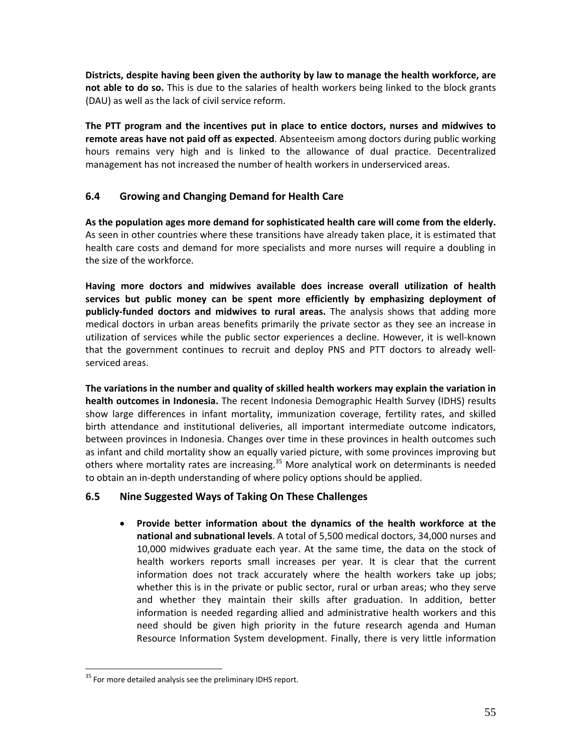**Districts, despite having been given the authority by law to manage the health workforce, are not able to do so.** This is due to the salaries of health workers being linked to the block grants (DAU) as well as the lack of civil service reform.

**The PTT program and the incentives put in place to entice doctors, nurses and midwives to remote areas have not paid off as expected**. Absenteeism among doctors during public working hours remains very high and is linked to the allowance of dual practice. Decentralized management has not increased the number of health workers in underserviced areas.

## 6.4 Growing and Changing Demand for Health Care

**As the population ages more demand for sophisticated health care will come from the elderly.** As seen in other countries where these transitions have already taken place, it is estimated that health care costs and demand for more specialists and more nurses will require a doubling in the size of the workforce.

**Having more doctors and midwives available does increase overall utilization of health services but public money can be spent more efficiently by emphasizing deployment of publicly-funded doctors and midwives to rural areas.** The analysis shows that adding more medical doctors in urban areas benefits primarily the private sector as they see an increase in utilization of services while the public sector experiences a decline. However, it is well-known that the government continues to recruit and deploy PNS and PTT doctors to already well-serviced areas.

**The variations in the number and quality of skilled health workers may explain the variation in health outcomes in Indonesia.** The recent Indonesia Demographic Health Survey (IDHS) results show large differences in infant mortality, immunization coverage, fertility rates, and skilled birth attendance and institutional deliveries, all important intermediate outcome indicators, between provinces in Indonesia. Changes over time in these provinces in health outcomes such as infant and child mortality show an equally varied picture, with some provinces improving but others where mortality rates are increasing.[35] More analytical work on determinants is needed to obtain an in-depth understanding of where policy options should be applied.

## 6.5 Nine Suggested Ways of Taking On These Challenges

- **Provide better information about the dynamics of the health workforce at the national and subnational levels**. A total of 5,500 medical doctors, 34,000 nurses and 10,000 midwives graduate each year. At the same time, the data on the stock of health workers reports small increases per year. It is clear that the current information does not track accurately where the health workers take up jobs; whether this is in the private or public sector, rural or urban areas; who they serve and whether they maintain their skills after graduation. In addition, better information is needed regarding allied and administrative health workers and this need should be given high priority in the future research agenda and Human Resource Information System development. Finally, there is very little information

[35] For more detailed analysis see the preliminary IDHS report.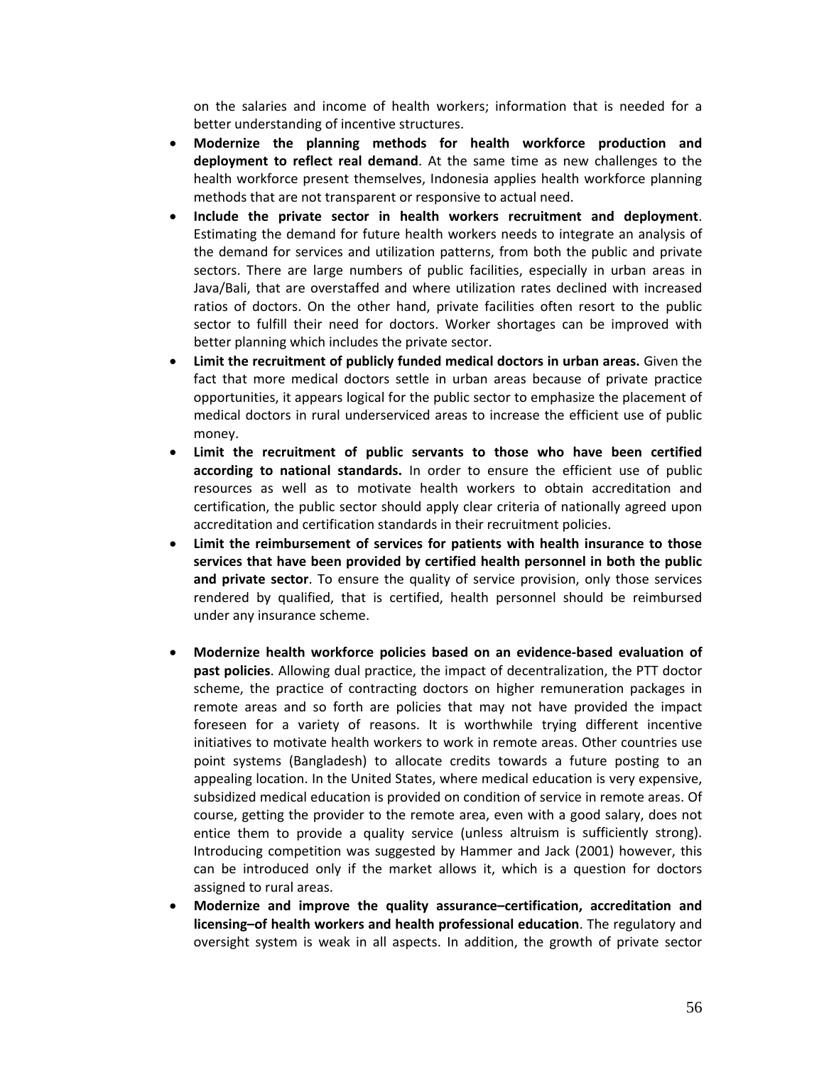on the salaries and income of health workers; information that is needed for a better understanding of incentive structures.

- **Modernize the planning methods for health workforce production and deployment to reflect real demand**. At the same time as new challenges to the health workforce present themselves, Indonesia applies health workforce planning methods that are not transparent or responsive to actual need.
- **Include the private sector in health workers recruitment and deployment**. Estimating the demand for future health workers needs to integrate an analysis of the demand for services and utilization patterns, from both the public and private sectors. There are large numbers of public facilities, especially in urban areas in Java/Bali, that are overstaffed and where utilization rates declined with increased ratios of doctors. On the other hand, private facilities often resort to the public sector to fulfill their need for doctors. Worker shortages can be improved with better planning which includes the private sector.
- **Limit the recruitment of publicly funded medical doctors in urban areas.** Given the fact that more medical doctors settle in urban areas because of private practice opportunities, it appears logical for the public sector to emphasize the placement of medical doctors in rural underserviced areas to increase the efficient use of public money.
- **Limit the recruitment of public servants to those who have been certified according to national standards.** In order to ensure the efficient use of public resources as well as to motivate health workers to obtain accreditation and certification, the public sector should apply clear criteria of nationally agreed upon accreditation and certification standards in their recruitment policies.
- **Limit the reimbursement of services for patients with health insurance to those services that have been provided by certified health personnel in both the public and private sector**. To ensure the quality of service provision, only those services rendered by qualified, that is certified, health personnel should be reimbursed under any insurance scheme.
- **Modernize health workforce policies based on an evidence-based evaluation of past policies**. Allowing dual practice, the impact of decentralization, the PTT doctor scheme, the practice of contracting doctors on higher remuneration packages in remote areas and so forth are policies that may not have provided the impact foreseen for a variety of reasons. It is worthwhile trying different incentive initiatives to motivate health workers to work in remote areas. Other countries use point systems (Bangladesh) to allocate credits towards a future posting to an appealing location. In the United States, where medical education is very expensive, subsidized medical education is provided on condition of service in remote areas. Of course, getting the provider to the remote area, even with a good salary, does not entice them to provide a quality service (unless altruism is sufficiently strong). Introducing competition was suggested by Hammer and Jack (2001) however, this can be introduced only if the market allows it, which is a question for doctors assigned to rural areas.
- **Modernize and improve the quality assurance–certification, accreditation and licensing–of health workers and health professional education**. The regulatory and oversight system is weak in all aspects. In addition, the growth of private sector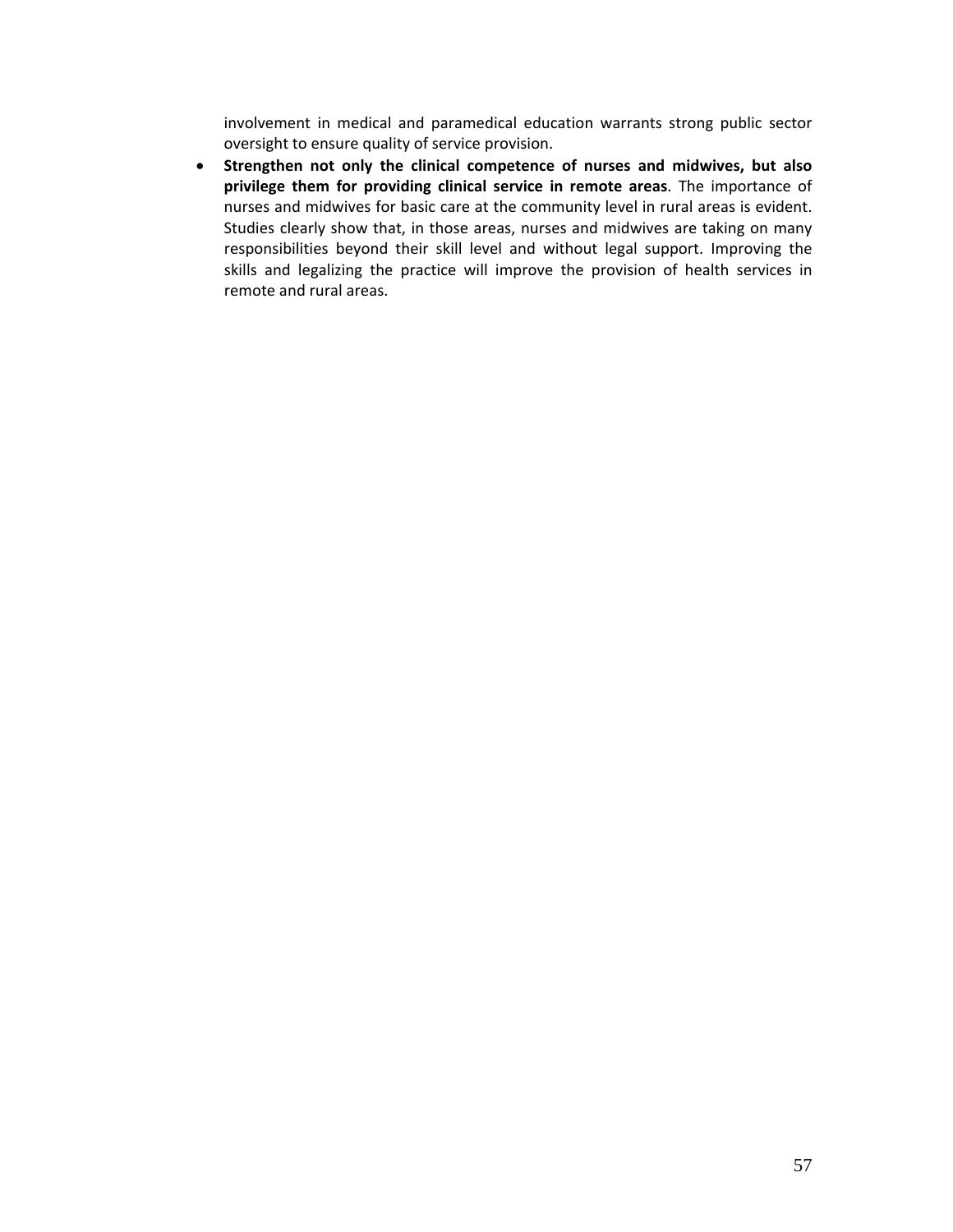involvement in medical and paramedical education warrants strong public sector oversight to ensure quality of service provision.

- **Strengthen not only the clinical competence of nurses and midwives, but also privilege them for providing clinical service in remote areas**. The importance of nurses and midwives for basic care at the community level in rural areas is evident. Studies clearly show that, in those areas, nurses and midwives are taking on many responsibilities beyond their skill level and without legal support. Improving the skills and legalizing the practice will improve the provision of health services in remote and rural areas.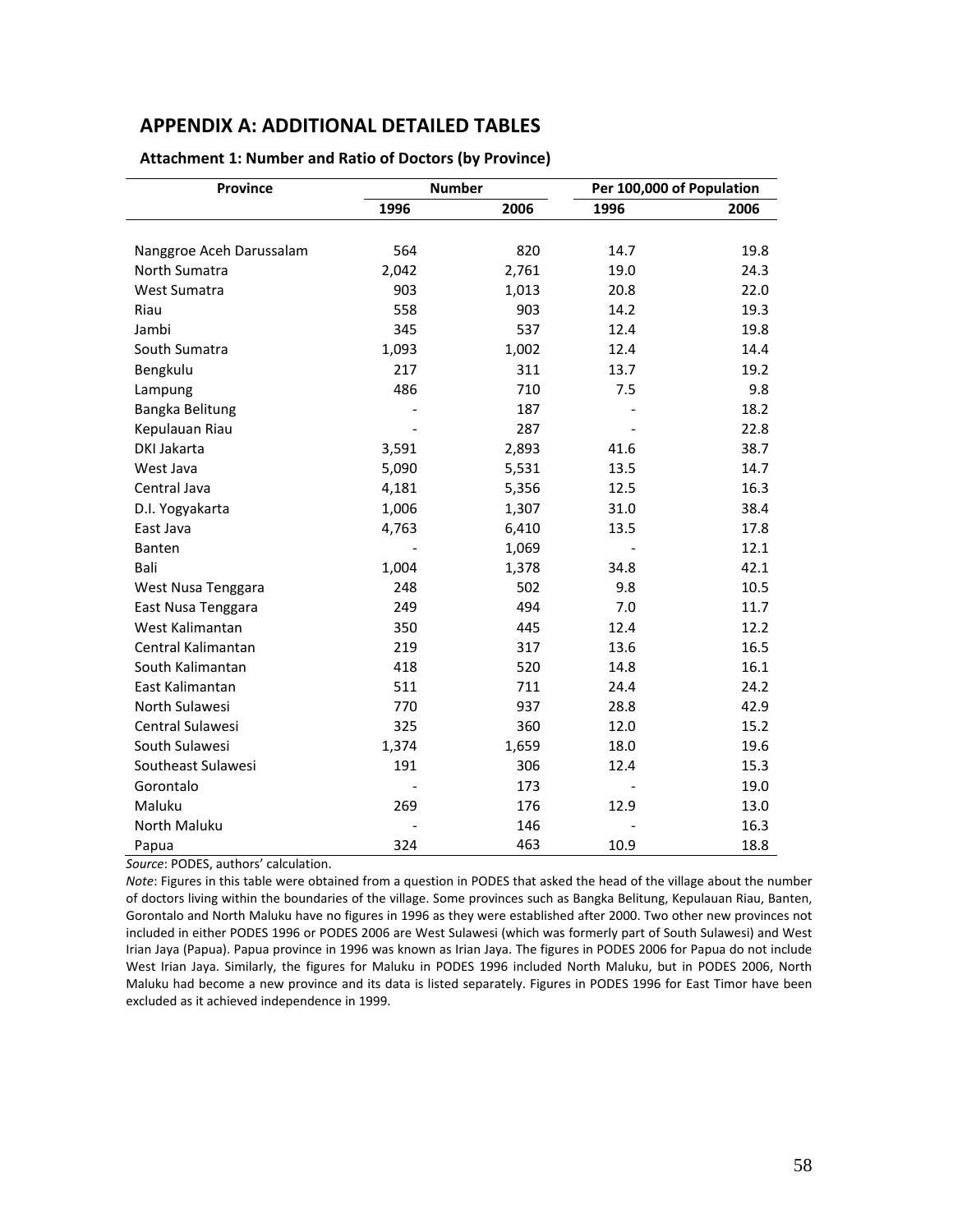# APPENDIX A: ADDITIONAL DETAILED TABLES

**Attachment 1: Number and Ratio of Doctors (by Province)**

| Province | Number | | Per 100,000 of Population | |
|---|---|---|---|---|
| | 1996 | 2006 | 1996 | 2006 |
| Nanggroe Aceh Darussalam | 564 | 820 | 14.7 | 19.8 |
| North Sumatra | 2,042 | 2,761 | 19.0 | 24.3 |
| West Sumatra | 903 | 1,013 | 20.8 | 22.0 |
| Riau | 558 | 903 | 14.2 | 19.3 |
| Jambi | 345 | 537 | 12.4 | 19.8 |
| South Sumatra | 1,093 | 1,002 | 12.4 | 14.4 |
| Bengkulu | 217 | 311 | 13.7 | 19.2 |
| Lampung | 486 | 710 | 7.5 | 9.8 |
| Bangka Belitung | - | 187 | - | 18.2 |
| Kepulauan Riau | - | 287 | - | 22.8 |
| DKI Jakarta | 3,591 | 2,893 | 41.6 | 38.7 |
| West Java | 5,090 | 5,531 | 13.5 | 14.7 |
| Central Java | 4,181 | 5,356 | 12.5 | 16.3 |
| D.I. Yogyakarta | 1,006 | 1,307 | 31.0 | 38.4 |
| East Java | 4,763 | 6,410 | 13.5 | 17.8 |
| Banten | - | 1,069 | - | 12.1 |
| Bali | 1,004 | 1,378 | 34.8 | 42.1 |
| West Nusa Tenggara | 248 | 502 | 9.8 | 10.5 |
| East Nusa Tenggara | 249 | 494 | 7.0 | 11.7 |
| West Kalimantan | 350 | 445 | 12.4 | 12.2 |
| Central Kalimantan | 219 | 317 | 13.6 | 16.5 |
| South Kalimantan | 418 | 520 | 14.8 | 16.1 |
| East Kalimantan | 511 | 711 | 24.4 | 24.2 |
| North Sulawesi | 770 | 937 | 28.8 | 42.9 |
| Central Sulawesi | 325 | 360 | 12.0 | 15.2 |
| South Sulawesi | 1,374 | 1,659 | 18.0 | 19.6 |
| Southeast Sulawesi | 191 | 306 | 12.4 | 15.3 |
| Gorontalo | - | 173 | - | 19.0 |
| Maluku | 269 | 176 | 12.9 | 13.0 |
| North Maluku | - | 146 | - | 16.3 |
| Papua | 324 | 463 | 10.9 | 18.8 |

*Source*: PODES, authors' calculation.

*Note*: Figures in this table were obtained from a question in PODES that asked the head of the village about the number of doctors living within the boundaries of the village. Some provinces such as Bangka Belitung, Kepulauan Riau, Banten, Gorontalo and North Maluku have no figures in 1996 as they were established after 2000. Two other new provinces not included in either PODES 1996 or PODES 2006 are West Sulawesi (which was formerly part of South Sulawesi) and West Irian Jaya (Papua). Papua province in 1996 was known as Irian Jaya. The figures in PODES 2006 for Papua do not include West Irian Jaya. Similarly, the figures for Maluku in PODES 1996 included North Maluku, but in PODES 2006, North Maluku had become a new province and its data is listed separately. Figures in PODES 1996 for East Timor have been excluded as it achieved independence in 1999.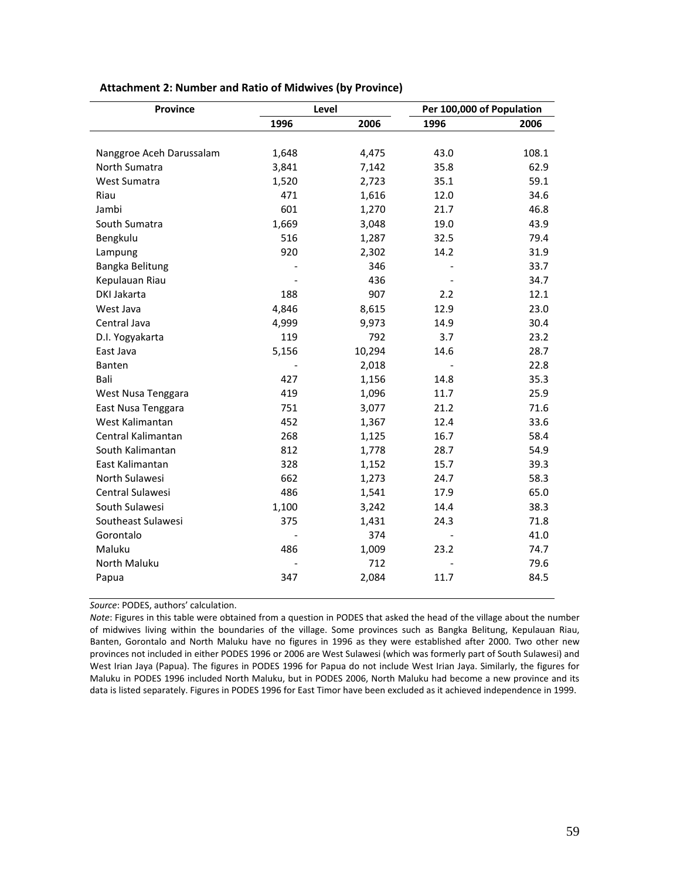**Attachment 2: Number and Ratio of Midwives (by Province)**

| Province | Level | | Per 100,000 of Population | |
|---|---|---|---|---|
| | 1996 | 2006 | 1996 | 2006 |
| Nanggroe Aceh Darussalam | 1,648 | 4,475 | 43.0 | 108.1 |
| North Sumatra | 3,841 | 7,142 | 35.8 | 62.9 |
| West Sumatra | 1,520 | 2,723 | 35.1 | 59.1 |
| Riau | 471 | 1,616 | 12.0 | 34.6 |
| Jambi | 601 | 1,270 | 21.7 | 46.8 |
| South Sumatra | 1,669 | 3,048 | 19.0 | 43.9 |
| Bengkulu | 516 | 1,287 | 32.5 | 79.4 |
| Lampung | 920 | 2,302 | 14.2 | 31.9 |
| Bangka Belitung | - | 346 | - | 33.7 |
| Kepulauan Riau | - | 436 | - | 34.7 |
| DKI Jakarta | 188 | 907 | 2.2 | 12.1 |
| West Java | 4,846 | 8,615 | 12.9 | 23.0 |
| Central Java | 4,999 | 9,973 | 14.9 | 30.4 |
| D.I. Yogyakarta | 119 | 792 | 3.7 | 23.2 |
| East Java | 5,156 | 10,294 | 14.6 | 28.7 |
| Banten | - | 2,018 | - | 22.8 |
| Bali | 427 | 1,156 | 14.8 | 35.3 |
| West Nusa Tenggara | 419 | 1,096 | 11.7 | 25.9 |
| East Nusa Tenggara | 751 | 3,077 | 21.2 | 71.6 |
| West Kalimantan | 452 | 1,367 | 12.4 | 33.6 |
| Central Kalimantan | 268 | 1,125 | 16.7 | 58.4 |
| South Kalimantan | 812 | 1,778 | 28.7 | 54.9 |
| East Kalimantan | 328 | 1,152 | 15.7 | 39.3 |
| North Sulawesi | 662 | 1,273 | 24.7 | 58.3 |
| Central Sulawesi | 486 | 1,541 | 17.9 | 65.0 |
| South Sulawesi | 1,100 | 3,242 | 14.4 | 38.3 |
| Southeast Sulawesi | 375 | 1,431 | 24.3 | 71.8 |
| Gorontalo | - | 374 | - | 41.0 |
| Maluku | 486 | 1,009 | 23.2 | 74.7 |
| North Maluku | - | 712 | - | 79.6 |
| Papua | 347 | 2,084 | 11.7 | 84.5 |

*Source*: PODES, authors' calculation.

*Note*: Figures in this table were obtained from a question in PODES that asked the head of the village about the number of midwives living within the boundaries of the village. Some provinces such as Bangka Belitung, Kepulauan Riau, Banten, Gorontalo and North Maluku have no figures in 1996 as they were established after 2000. Two other new provinces not included in either PODES 1996 or 2006 are West Sulawesi (which was formerly part of South Sulawesi) and West Irian Jaya (Papua). The figures in PODES 1996 for Papua do not include West Irian Jaya. Similarly, the figures for Maluku in PODES 1996 included North Maluku, but in PODES 2006, North Maluku had become a new province and its data is listed separately. Figures in PODES 1996 for East Timor have been excluded as it achieved independence in 1999.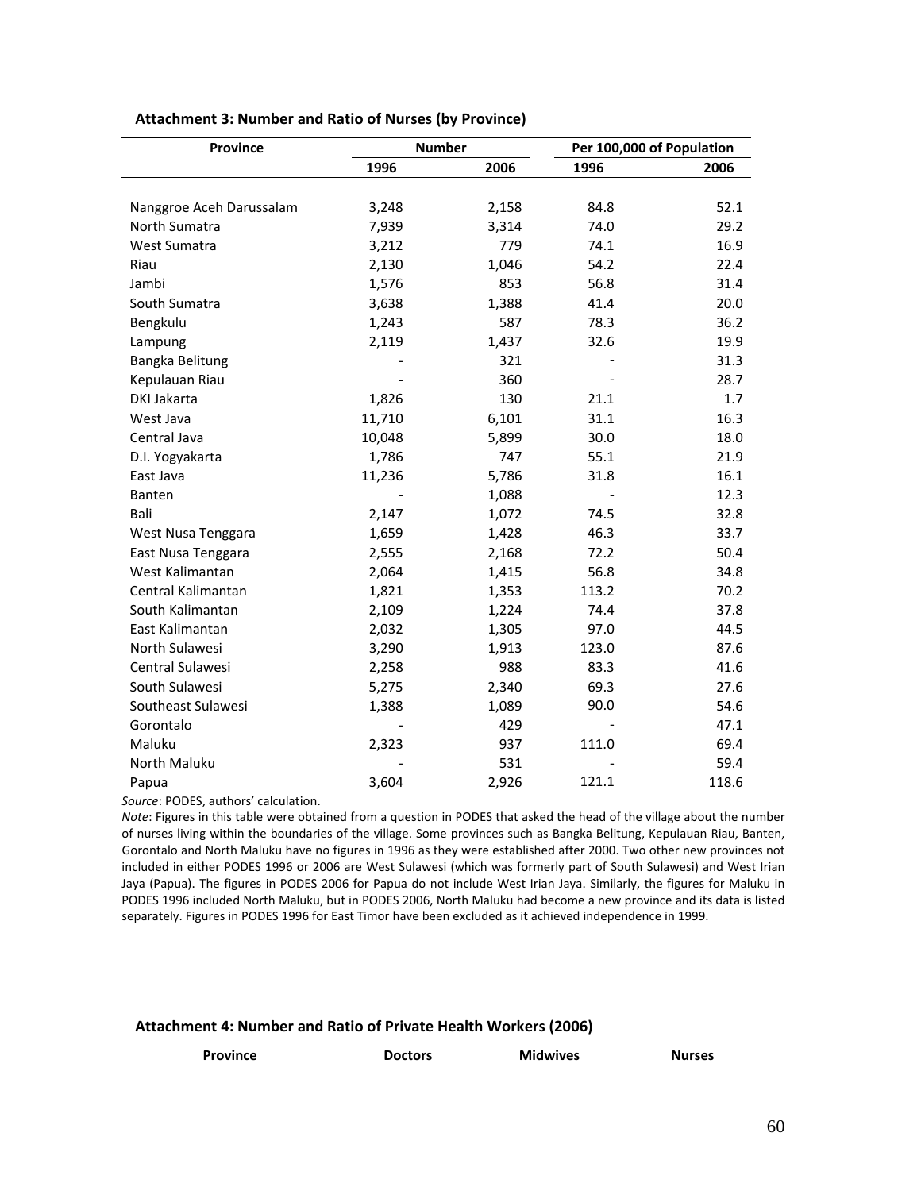**Attachment 3: Number and Ratio of Nurses (by Province)**

| Province | Number | | Per 100,000 of Population | |
|---|---|---|---|---|
| | 1996 | 2006 | 1996 | 2006 |
| Nanggroe Aceh Darussalam | 3,248 | 2,158 | 84.8 | 52.1 |
| North Sumatra | 7,939 | 3,314 | 74.0 | 29.2 |
| West Sumatra | 3,212 | 779 | 74.1 | 16.9 |
| Riau | 2,130 | 1,046 | 54.2 | 22.4 |
| Jambi | 1,576 | 853 | 56.8 | 31.4 |
| South Sumatra | 3,638 | 1,388 | 41.4 | 20.0 |
| Bengkulu | 1,243 | 587 | 78.3 | 36.2 |
| Lampung | 2,119 | 1,437 | 32.6 | 19.9 |
| Bangka Belitung | - | 321 | - | 31.3 |
| Kepulauan Riau | - | 360 | - | 28.7 |
| DKI Jakarta | 1,826 | 130 | 21.1 | 1.7 |
| West Java | 11,710 | 6,101 | 31.1 | 16.3 |
| Central Java | 10,048 | 5,899 | 30.0 | 18.0 |
| D.I. Yogyakarta | 1,786 | 747 | 55.1 | 21.9 |
| East Java | 11,236 | 5,786 | 31.8 | 16.1 |
| Banten | - | 1,088 | - | 12.3 |
| Bali | 2,147 | 1,072 | 74.5 | 32.8 |
| West Nusa Tenggara | 1,659 | 1,428 | 46.3 | 33.7 |
| East Nusa Tenggara | 2,555 | 2,168 | 72.2 | 50.4 |
| West Kalimantan | 2,064 | 1,415 | 56.8 | 34.8 |
| Central Kalimantan | 1,821 | 1,353 | 113.2 | 70.2 |
| South Kalimantan | 2,109 | 1,224 | 74.4 | 37.8 |
| East Kalimantan | 2,032 | 1,305 | 97.0 | 44.5 |
| North Sulawesi | 3,290 | 1,913 | 123.0 | 87.6 |
| Central Sulawesi | 2,258 | 988 | 83.3 | 41.6 |
| South Sulawesi | 5,275 | 2,340 | 69.3 | 27.6 |
| Southeast Sulawesi | 1,388 | 1,089 | 90.0 | 54.6 |
| Gorontalo | - | 429 | - | 47.1 |
| Maluku | 2,323 | 937 | 111.0 | 69.4 |
| North Maluku | - | 531 | - | 59.4 |
| Papua | 3,604 | 2,926 | 121.1 | 118.6 |

*Source*: PODES, authors' calculation.

*Note*: Figures in this table were obtained from a question in PODES that asked the head of the village about the number of nurses living within the boundaries of the village. Some provinces such as Bangka Belitung, Kepulauan Riau, Banten, Gorontalo and North Maluku have no figures in 1996 as they were established after 2000. Two other new provinces not included in either PODES 1996 or 2006 are West Sulawesi (which was formerly part of South Sulawesi) and West Irian Jaya (Papua). The figures in PODES 2006 for Papua do not include West Irian Jaya. Similarly, the figures for Maluku in PODES 1996 included North Maluku, but in PODES 2006, North Maluku had become a new province and its data is listed separately. Figures in PODES 1996 for East Timor have been excluded as it achieved independence in 1999.

**Attachment 4: Number and Ratio of Private Health Workers (2006)**

| Province | Doctors | Midwives | Nurses |
|---|---|---|---|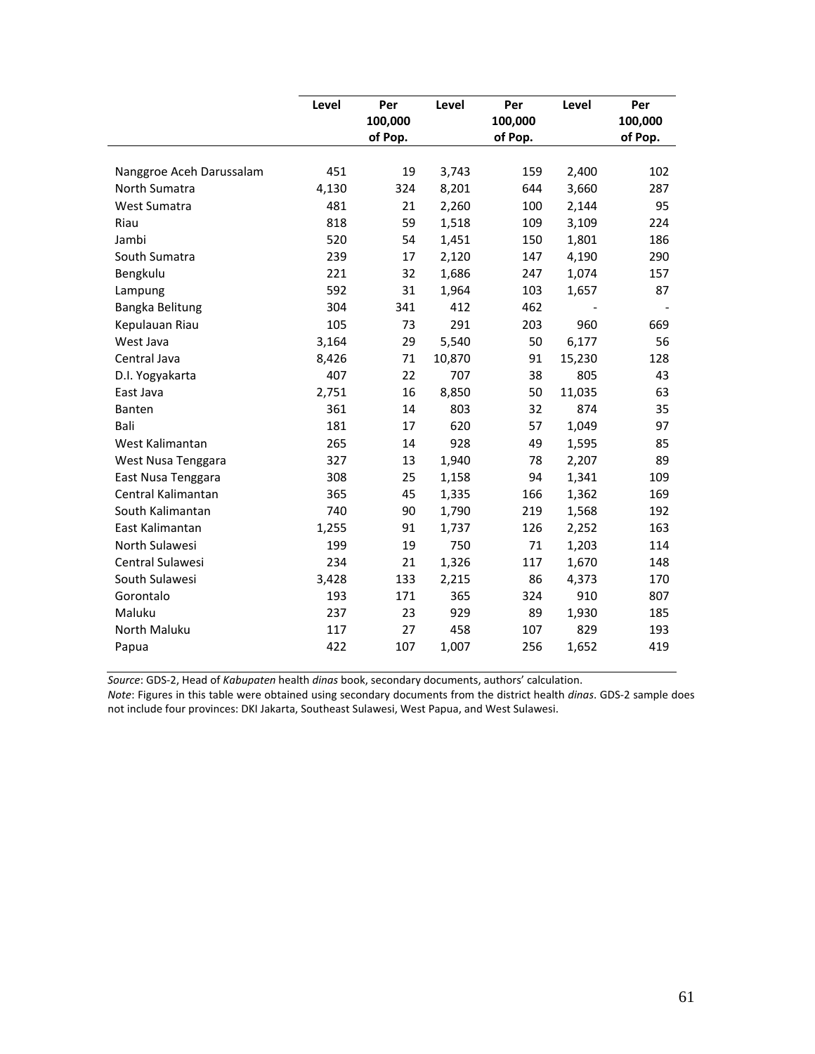| | Level | Per 100,000 of Pop. | Level | Per 100,000 of Pop. | Level | Per 100,000 of Pop. |
|---|---|---|---|---|---|---|
| Nanggroe Aceh Darussalam | 451 | 19 | 3,743 | 159 | 2,400 | 102 |
| North Sumatra | 4,130 | 324 | 8,201 | 644 | 3,660 | 287 |
| West Sumatra | 481 | 21 | 2,260 | 100 | 2,144 | 95 |
| Riau | 818 | 59 | 1,518 | 109 | 3,109 | 224 |
| Jambi | 520 | 54 | 1,451 | 150 | 1,801 | 186 |
| South Sumatra | 239 | 17 | 2,120 | 147 | 4,190 | 290 |
| Bengkulu | 221 | 32 | 1,686 | 247 | 1,074 | 157 |
| Lampung | 592 | 31 | 1,964 | 103 | 1,657 | 87 |
| Bangka Belitung | 304 | 341 | 412 | 462 | - | - |
| Kepulauan Riau | 105 | 73 | 291 | 203 | 960 | 669 |
| West Java | 3,164 | 29 | 5,540 | 50 | 6,177 | 56 |
| Central Java | 8,426 | 71 | 10,870 | 91 | 15,230 | 128 |
| D.I. Yogyakarta | 407 | 22 | 707 | 38 | 805 | 43 |
| East Java | 2,751 | 16 | 8,850 | 50 | 11,035 | 63 |
| Banten | 361 | 14 | 803 | 32 | 874 | 35 |
| Bali | 181 | 17 | 620 | 57 | 1,049 | 97 |
| West Kalimantan | 265 | 14 | 928 | 49 | 1,595 | 85 |
| West Nusa Tenggara | 327 | 13 | 1,940 | 78 | 2,207 | 89 |
| East Nusa Tenggara | 308 | 25 | 1,158 | 94 | 1,341 | 109 |
| Central Kalimantan | 365 | 45 | 1,335 | 166 | 1,362 | 169 |
| South Kalimantan | 740 | 90 | 1,790 | 219 | 1,568 | 192 |
| East Kalimantan | 1,255 | 91 | 1,737 | 126 | 2,252 | 163 |
| North Sulawesi | 199 | 19 | 750 | 71 | 1,203 | 114 |
| Central Sulawesi | 234 | 21 | 1,326 | 117 | 1,670 | 148 |
| South Sulawesi | 3,428 | 133 | 2,215 | 86 | 4,373 | 170 |
| Gorontalo | 193 | 171 | 365 | 324 | 910 | 807 |
| Maluku | 237 | 23 | 929 | 89 | 1,930 | 185 |
| North Maluku | 117 | 27 | 458 | 107 | 829 | 193 |
| Papua | 422 | 107 | 1,007 | 256 | 1,652 | 419 |

*Source*: GDS-2, Head of *Kabupaten* health *dinas* book, secondary documents, authors' calculation.

*Note*: Figures in this table were obtained using secondary documents from the district health *dinas*. GDS-2 sample does not include four provinces: DKI Jakarta, Southeast Sulawesi, West Papua, and West Sulawesi.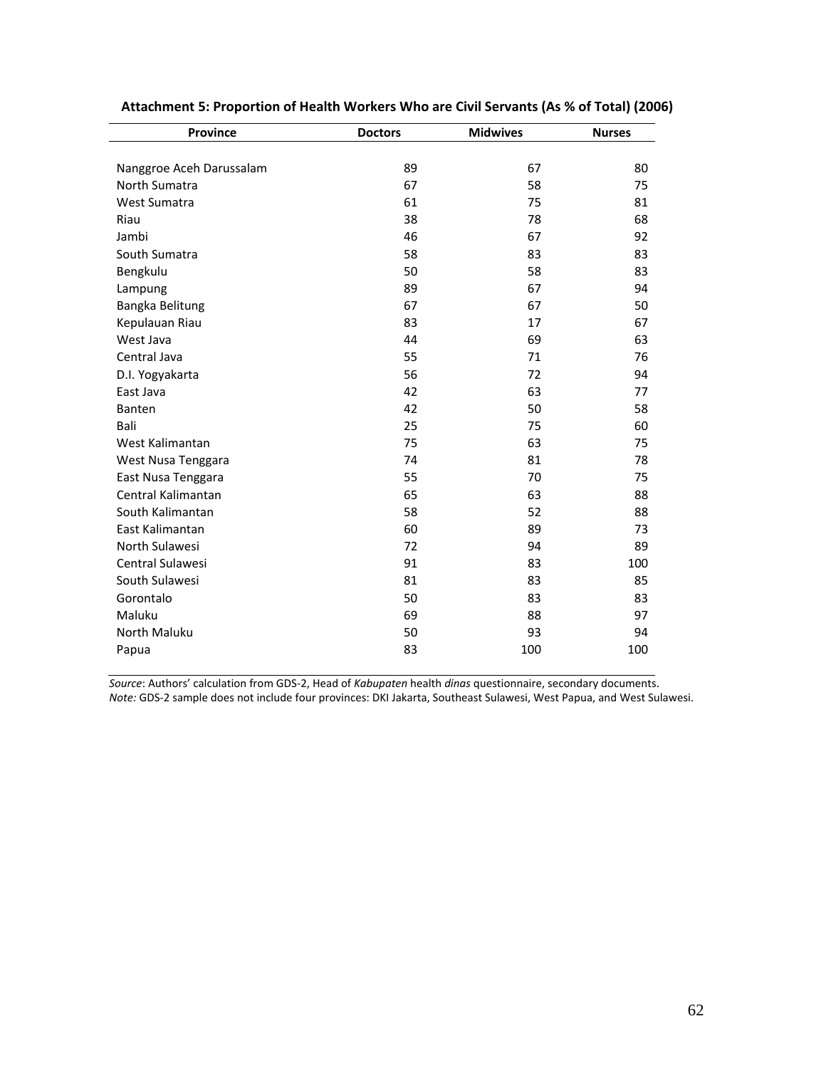**Attachment 5: Proportion of Health Workers Who are Civil Servants (As % of Total) (2006)**

| Province | Doctors | Midwives | Nurses |
|---|---|---|---|
| Nanggroe Aceh Darussalam | 89 | 67 | 80 |
| North Sumatra | 67 | 58 | 75 |
| West Sumatra | 61 | 75 | 81 |
| Riau | 38 | 78 | 68 |
| Jambi | 46 | 67 | 92 |
| South Sumatra | 58 | 83 | 83 |
| Bengkulu | 50 | 58 | 83 |
| Lampung | 89 | 67 | 94 |
| Bangka Belitung | 67 | 67 | 50 |
| Kepulauan Riau | 83 | 17 | 67 |
| West Java | 44 | 69 | 63 |
| Central Java | 55 | 71 | 76 |
| D.I. Yogyakarta | 56 | 72 | 94 |
| East Java | 42 | 63 | 77 |
| Banten | 42 | 50 | 58 |
| Bali | 25 | 75 | 60 |
| West Kalimantan | 75 | 63 | 75 |
| West Nusa Tenggara | 74 | 81 | 78 |
| East Nusa Tenggara | 55 | 70 | 75 |
| Central Kalimantan | 65 | 63 | 88 |
| South Kalimantan | 58 | 52 | 88 |
| East Kalimantan | 60 | 89 | 73 |
| North Sulawesi | 72 | 94 | 89 |
| Central Sulawesi | 91 | 83 | 100 |
| South Sulawesi | 81 | 83 | 85 |
| Gorontalo | 50 | 83 | 83 |
| Maluku | 69 | 88 | 97 |
| North Maluku | 50 | 93 | 94 |
| Papua | 83 | 100 | 100 |

*Source*: Authors' calculation from GDS-2, Head of *Kabupaten* health *dinas* questionnaire, secondary documents.
*Note:* GDS-2 sample does not include four provinces: DKI Jakarta, Southeast Sulawesi, West Papua, and West Sulawesi.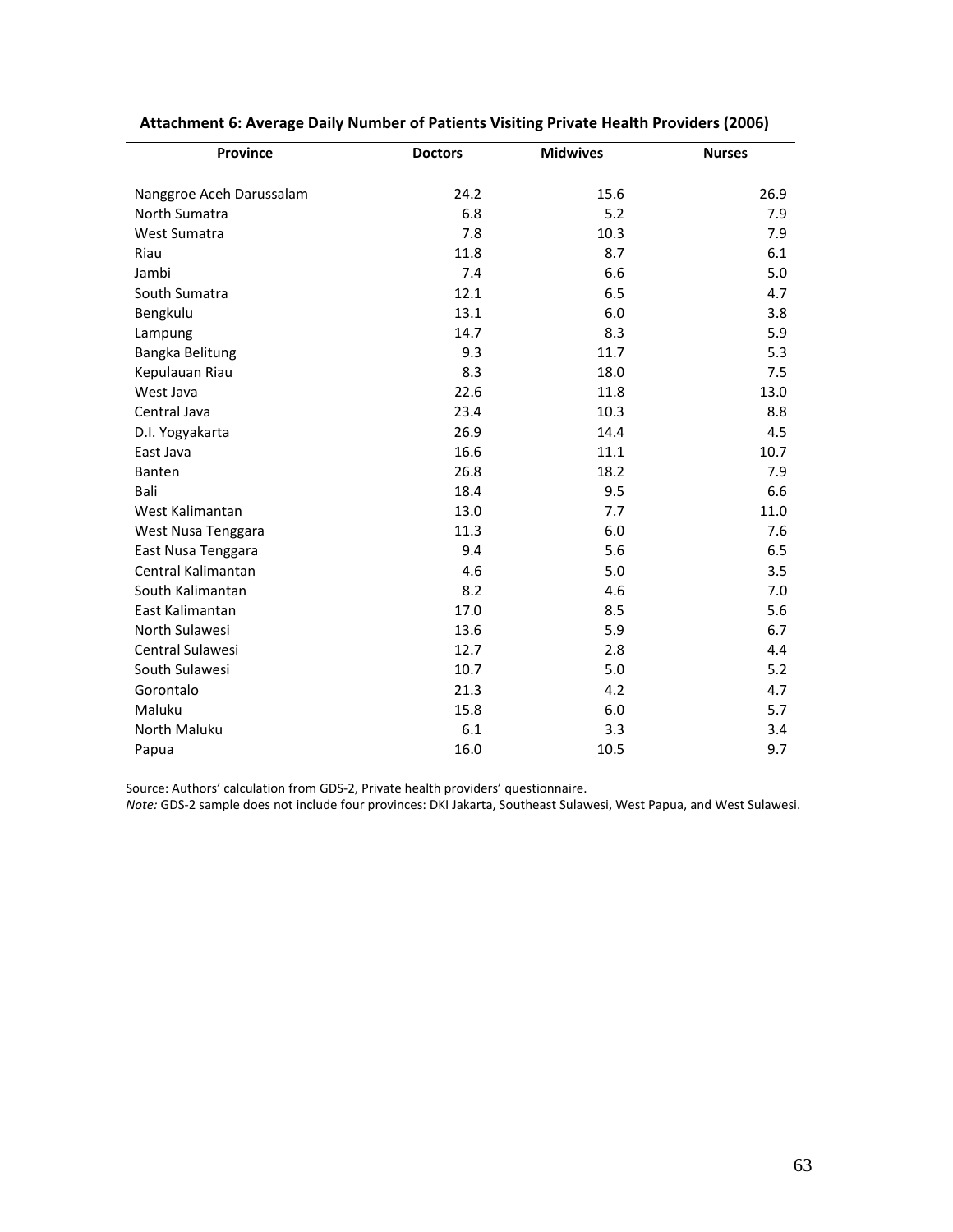**Attachment 6: Average Daily Number of Patients Visiting Private Health Providers (2006)**

| Province | Doctors | Midwives | Nurses |
|---|---|---|---|
| Nanggroe Aceh Darussalam | 24.2 | 15.6 | 26.9 |
| North Sumatra | 6.8 | 5.2 | 7.9 |
| West Sumatra | 7.8 | 10.3 | 7.9 |
| Riau | 11.8 | 8.7 | 6.1 |
| Jambi | 7.4 | 6.6 | 5.0 |
| South Sumatra | 12.1 | 6.5 | 4.7 |
| Bengkulu | 13.1 | 6.0 | 3.8 |
| Lampung | 14.7 | 8.3 | 5.9 |
| Bangka Belitung | 9.3 | 11.7 | 5.3 |
| Kepulauan Riau | 8.3 | 18.0 | 7.5 |
| West Java | 22.6 | 11.8 | 13.0 |
| Central Java | 23.4 | 10.3 | 8.8 |
| D.I. Yogyakarta | 26.9 | 14.4 | 4.5 |
| East Java | 16.6 | 11.1 | 10.7 |
| Banten | 26.8 | 18.2 | 7.9 |
| Bali | 18.4 | 9.5 | 6.6 |
| West Kalimantan | 13.0 | 7.7 | 11.0 |
| West Nusa Tenggara | 11.3 | 6.0 | 7.6 |
| East Nusa Tenggara | 9.4 | 5.6 | 6.5 |
| Central Kalimantan | 4.6 | 5.0 | 3.5 |
| South Kalimantan | 8.2 | 4.6 | 7.0 |
| East Kalimantan | 17.0 | 8.5 | 5.6 |
| North Sulawesi | 13.6 | 5.9 | 6.7 |
| Central Sulawesi | 12.7 | 2.8 | 4.4 |
| South Sulawesi | 10.7 | 5.0 | 5.2 |
| Gorontalo | 21.3 | 4.2 | 4.7 |
| Maluku | 15.8 | 6.0 | 5.7 |
| North Maluku | 6.1 | 3.3 | 3.4 |
| Papua | 16.0 | 10.5 | 9.7 |

Source: Authors' calculation from GDS-2, Private health providers' questionnaire.

*Note:* GDS-2 sample does not include four provinces: DKI Jakarta, Southeast Sulawesi, West Papua, and West Sulawesi.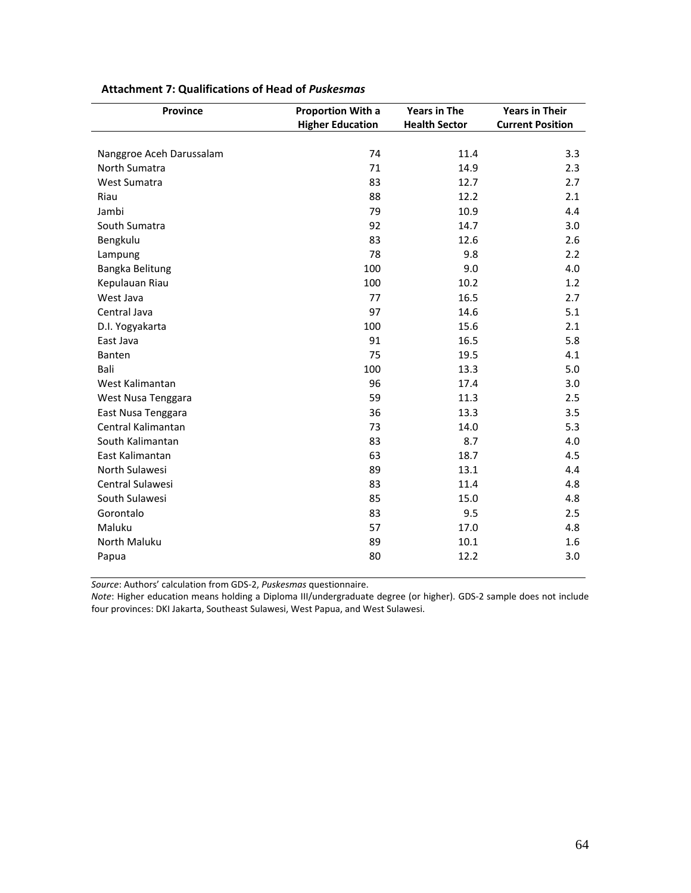**Attachment 7: Qualifications of Head of *Puskesmas***

| Province | Proportion With a Higher Education | Years in The Health Sector | Years in Their Current Position |
|---|---|---|---|
| Nanggroe Aceh Darussalam | 74 | 11.4 | 3.3 |
| North Sumatra | 71 | 14.9 | 2.3 |
| West Sumatra | 83 | 12.7 | 2.7 |
| Riau | 88 | 12.2 | 2.1 |
| Jambi | 79 | 10.9 | 4.4 |
| South Sumatra | 92 | 14.7 | 3.0 |
| Bengkulu | 83 | 12.6 | 2.6 |
| Lampung | 78 | 9.8 | 2.2 |
| Bangka Belitung | 100 | 9.0 | 4.0 |
| Kepulauan Riau | 100 | 10.2 | 1.2 |
| West Java | 77 | 16.5 | 2.7 |
| Central Java | 97 | 14.6 | 5.1 |
| D.I. Yogyakarta | 100 | 15.6 | 2.1 |
| East Java | 91 | 16.5 | 5.8 |
| Banten | 75 | 19.5 | 4.1 |
| Bali | 100 | 13.3 | 5.0 |
| West Kalimantan | 96 | 17.4 | 3.0 |
| West Nusa Tenggara | 59 | 11.3 | 2.5 |
| East Nusa Tenggara | 36 | 13.3 | 3.5 |
| Central Kalimantan | 73 | 14.0 | 5.3 |
| South Kalimantan | 83 | 8.7 | 4.0 |
| East Kalimantan | 63 | 18.7 | 4.5 |
| North Sulawesi | 89 | 13.1 | 4.4 |
| Central Sulawesi | 83 | 11.4 | 4.8 |
| South Sulawesi | 85 | 15.0 | 4.8 |
| Gorontalo | 83 | 9.5 | 2.5 |
| Maluku | 57 | 17.0 | 4.8 |
| North Maluku | 89 | 10.1 | 1.6 |
| Papua | 80 | 12.2 | 3.0 |

*Source*: Authors' calculation from GDS-2, *Puskesmas* questionnaire.
*Note*: Higher education means holding a Diploma III/undergraduate degree (or higher). GDS-2 sample does not include four provinces: DKI Jakarta, Southeast Sulawesi, West Papua, and West Sulawesi.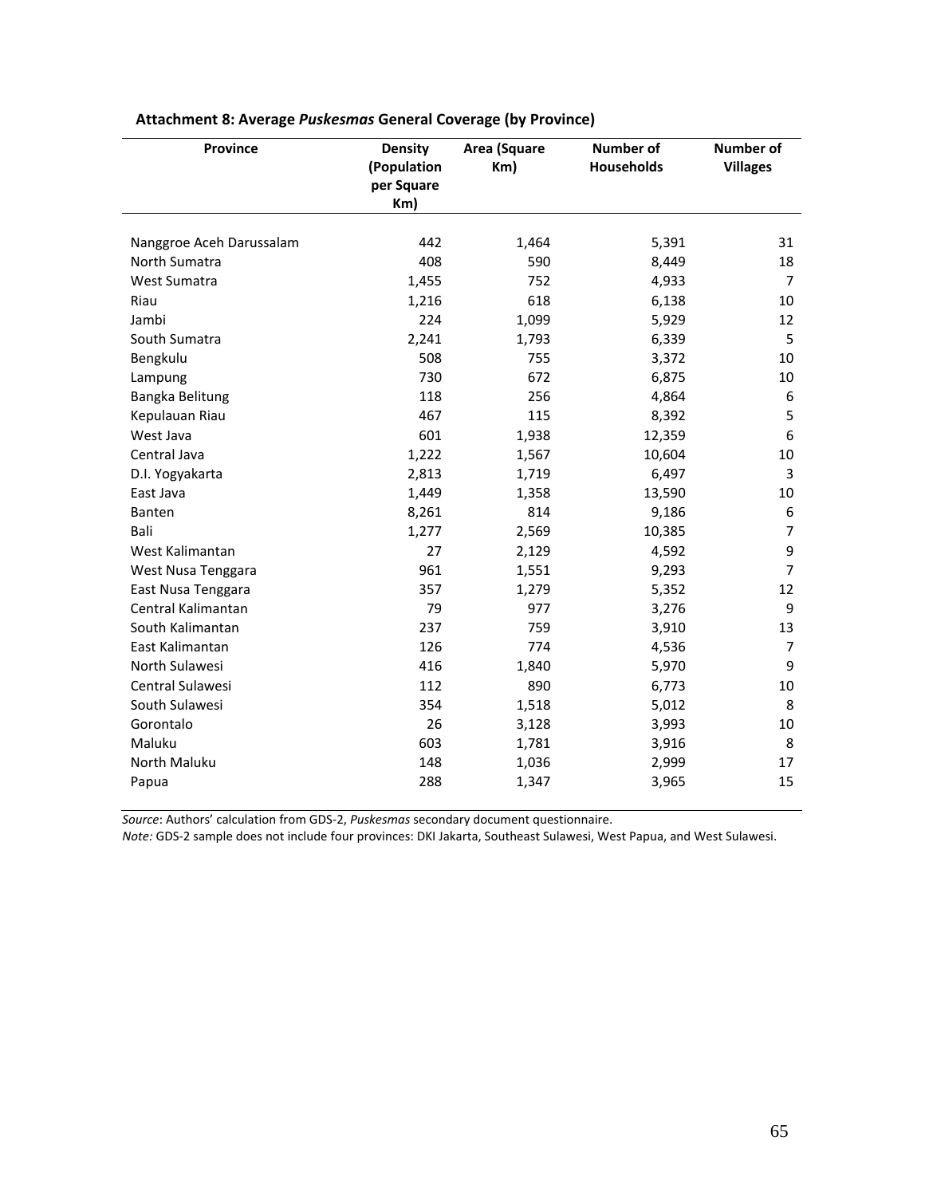**Attachment 8: Average *Puskesmas* General Coverage (by Province)**

| Province | Density (Population per Square Km) | Area (Square Km) | Number of Households | Number of Villages |
|---|---|---|---|---|
| Nanggroe Aceh Darussalam | 442 | 1,464 | 5,391 | 31 |
| North Sumatra | 408 | 590 | 8,449 | 18 |
| West Sumatra | 1,455 | 752 | 4,933 | 7 |
| Riau | 1,216 | 618 | 6,138 | 10 |
| Jambi | 224 | 1,099 | 5,929 | 12 |
| South Sumatra | 2,241 | 1,793 | 6,339 | 5 |
| Bengkulu | 508 | 755 | 3,372 | 10 |
| Lampung | 730 | 672 | 6,875 | 10 |
| Bangka Belitung | 118 | 256 | 4,864 | 6 |
| Kepulauan Riau | 467 | 115 | 8,392 | 5 |
| West Java | 601 | 1,938 | 12,359 | 6 |
| Central Java | 1,222 | 1,567 | 10,604 | 10 |
| D.I. Yogyakarta | 2,813 | 1,719 | 6,497 | 3 |
| East Java | 1,449 | 1,358 | 13,590 | 10 |
| Banten | 8,261 | 814 | 9,186 | 6 |
| Bali | 1,277 | 2,569 | 10,385 | 7 |
| West Kalimantan | 27 | 2,129 | 4,592 | 9 |
| West Nusa Tenggara | 961 | 1,551 | 9,293 | 7 |
| East Nusa Tenggara | 357 | 1,279 | 5,352 | 12 |
| Central Kalimantan | 79 | 977 | 3,276 | 9 |
| South Kalimantan | 237 | 759 | 3,910 | 13 |
| East Kalimantan | 126 | 774 | 4,536 | 7 |
| North Sulawesi | 416 | 1,840 | 5,970 | 9 |
| Central Sulawesi | 112 | 890 | 6,773 | 10 |
| South Sulawesi | 354 | 1,518 | 5,012 | 8 |
| Gorontalo | 26 | 3,128 | 3,993 | 10 |
| Maluku | 603 | 1,781 | 3,916 | 8 |
| North Maluku | 148 | 1,036 | 2,999 | 17 |
| Papua | 288 | 1,347 | 3,965 | 15 |

*Source*: Authors' calculation from GDS-2, *Puskesmas* secondary document questionnaire.
*Note:* GDS-2 sample does not include four provinces: DKI Jakarta, Southeast Sulawesi, West Papua, and West Sulawesi.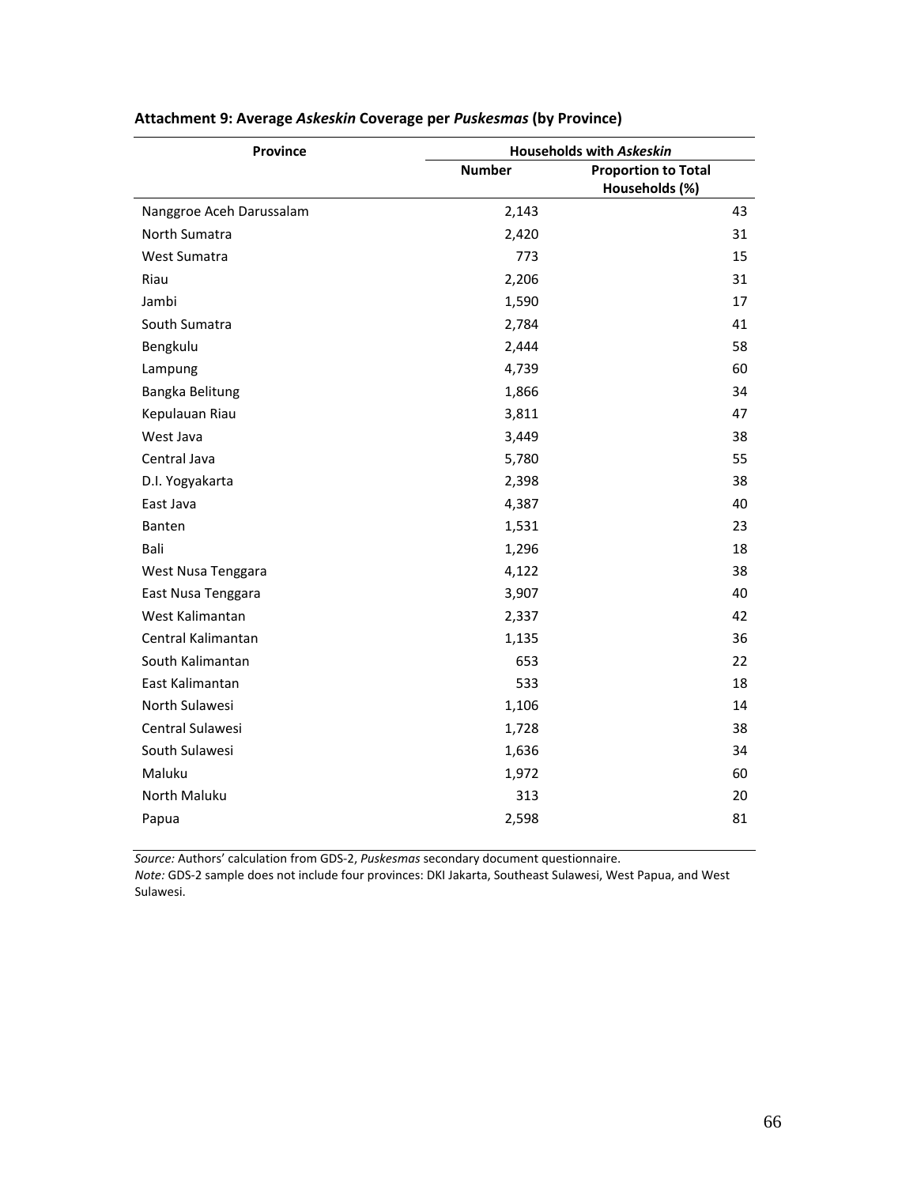**Attachment 9: Average *Askeskin* Coverage per *Puskesmas* (by Province)**

| Province | Households with *Askeskin* | |
|---|---|---|
| | Number | Proportion to Total Households (%) |
| Nanggroe Aceh Darussalam | 2,143 | 43 |
| North Sumatra | 2,420 | 31 |
| West Sumatra | 773 | 15 |
| Riau | 2,206 | 31 |
| Jambi | 1,590 | 17 |
| South Sumatra | 2,784 | 41 |
| Bengkulu | 2,444 | 58 |
| Lampung | 4,739 | 60 |
| Bangka Belitung | 1,866 | 34 |
| Kepulauan Riau | 3,811 | 47 |
| West Java | 3,449 | 38 |
| Central Java | 5,780 | 55 |
| D.I. Yogyakarta | 2,398 | 38 |
| East Java | 4,387 | 40 |
| Banten | 1,531 | 23 |
| Bali | 1,296 | 18 |
| West Nusa Tenggara | 4,122 | 38 |
| East Nusa Tenggara | 3,907 | 40 |
| West Kalimantan | 2,337 | 42 |
| Central Kalimantan | 1,135 | 36 |
| South Kalimantan | 653 | 22 |
| East Kalimantan | 533 | 18 |
| North Sulawesi | 1,106 | 14 |
| Central Sulawesi | 1,728 | 38 |
| South Sulawesi | 1,636 | 34 |
| Maluku | 1,972 | 60 |
| North Maluku | 313 | 20 |
| Papua | 2,598 | 81 |

*Source:* Authors' calculation from GDS-2, *Puskesmas* secondary document questionnaire.
*Note:* GDS-2 sample does not include four provinces: DKI Jakarta, Southeast Sulawesi, West Papua, and West Sulawesi.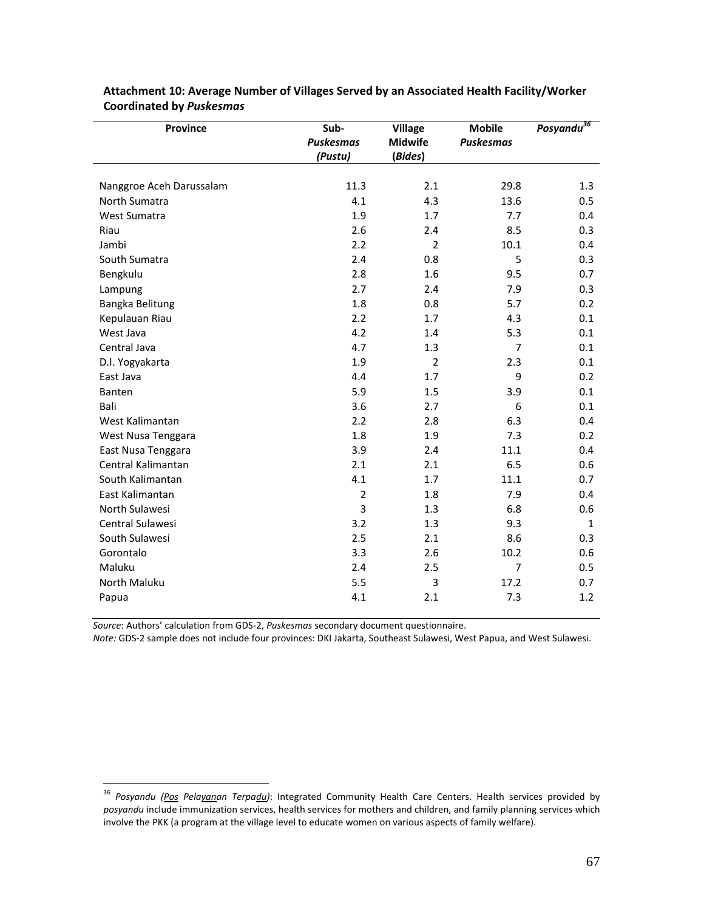**Attachment 10: Average Number of Villages Served by an Associated Health Facility/Worker Coordinated by *Puskesmas***

| Province | Sub-*Puskesmas* (*Pustu*) | Village Midwife (*Bides*) | Mobile *Puskesmas* | *Posyandu*[36] |
|---|---|---|---|---|
| Nanggroe Aceh Darussalam | 11.3 | 2.1 | 29.8 | 1.3 |
| North Sumatra | 4.1 | 4.3 | 13.6 | 0.5 |
| West Sumatra | 1.9 | 1.7 | 7.7 | 0.4 |
| Riau | 2.6 | 2.4 | 8.5 | 0.3 |
| Jambi | 2.2 | 2 | 10.1 | 0.4 |
| South Sumatra | 2.4 | 0.8 | 5 | 0.3 |
| Bengkulu | 2.8 | 1.6 | 9.5 | 0.7 |
| Lampung | 2.7 | 2.4 | 7.9 | 0.3 |
| Bangka Belitung | 1.8 | 0.8 | 5.7 | 0.2 |
| Kepulauan Riau | 2.2 | 1.7 | 4.3 | 0.1 |
| West Java | 4.2 | 1.4 | 5.3 | 0.1 |
| Central Java | 4.7 | 1.3 | 7 | 0.1 |
| D.I. Yogyakarta | 1.9 | 2 | 2.3 | 0.1 |
| East Java | 4.4 | 1.7 | 9 | 0.2 |
| Banten | 5.9 | 1.5 | 3.9 | 0.1 |
| Bali | 3.6 | 2.7 | 6 | 0.1 |
| West Kalimantan | 2.2 | 2.8 | 6.3 | 0.4 |
| West Nusa Tenggara | 1.8 | 1.9 | 7.3 | 0.2 |
| East Nusa Tenggara | 3.9 | 2.4 | 11.1 | 0.4 |
| Central Kalimantan | 2.1 | 2.1 | 6.5 | 0.6 |
| South Kalimantan | 4.1 | 1.7 | 11.1 | 0.7 |
| East Kalimantan | 2 | 1.8 | 7.9 | 0.4 |
| North Sulawesi | 3 | 1.3 | 6.8 | 0.6 |
| Central Sulawesi | 3.2 | 1.3 | 9.3 | 1 |
| South Sulawesi | 2.5 | 2.1 | 8.6 | 0.3 |
| Gorontalo | 3.3 | 2.6 | 10.2 | 0.6 |
| Maluku | 2.4 | 2.5 | 7 | 0.5 |
| North Maluku | 5.5 | 3 | 17.2 | 0.7 |
| Papua | 4.1 | 2.1 | 7.3 | 1.2 |

*Source*: Authors' calculation from GDS-2, *Puskesmas* secondary document questionnaire.
*Note:* GDS-2 sample does not include four provinces: DKI Jakarta, Southeast Sulawesi, West Papua, and West Sulawesi.

[36] *Posyandu (Pos Pelayanan Terpadu)*: Integrated Community Health Care Centers. Health services provided by *posyandu* include immunization services, health services for mothers and children, and family planning services which involve the PKK (a program at the village level to educate women on various aspects of family welfare).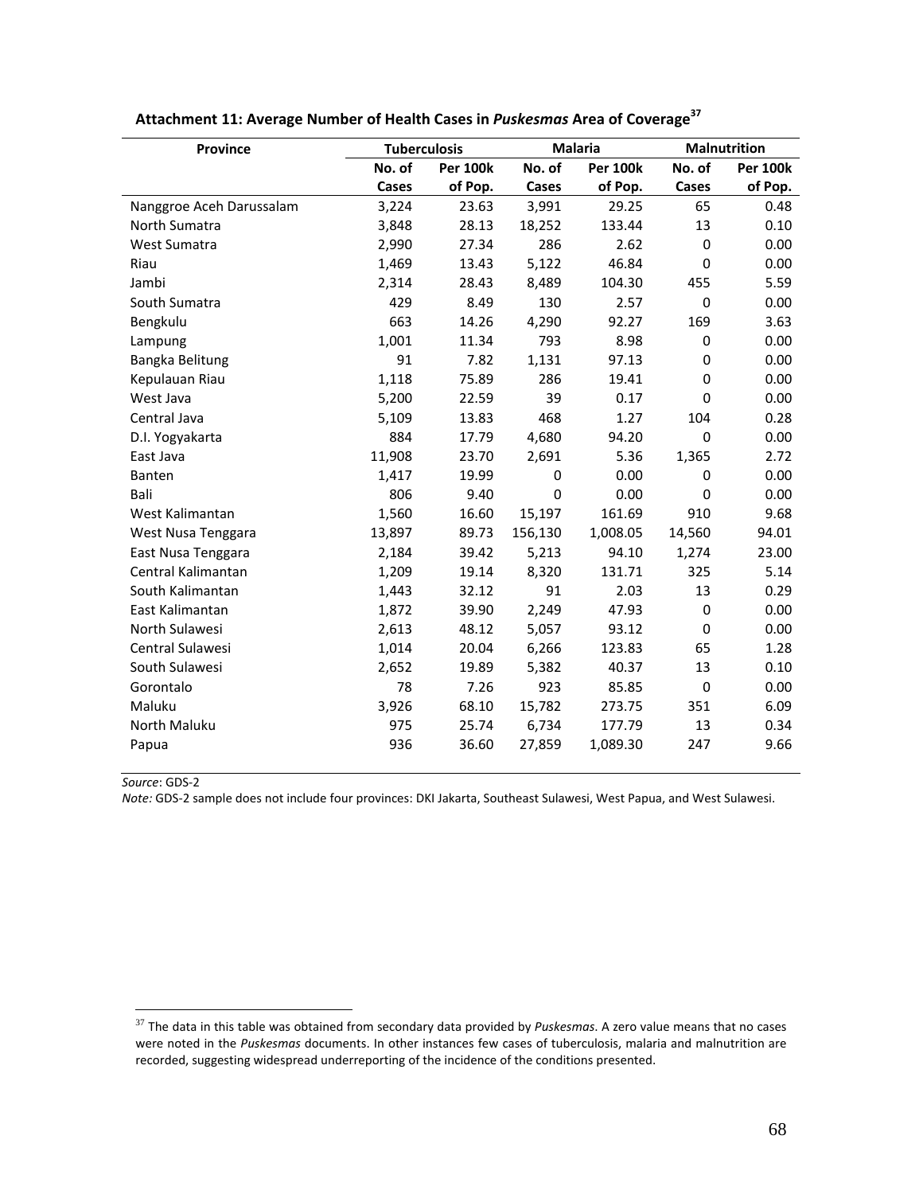### Attachment 11: Average Number of Health Cases in *Puskesmas* Area of Coverage[37]

| Province | Tuberculosis | | Malaria | | Malnutrition | |
|---|---|---|---|---|---|---|
| | No. of Cases | Per 100k of Pop. | No. of Cases | Per 100k of Pop. | No. of Cases | Per 100k of Pop. |
| Nanggroe Aceh Darussalam | 3,224 | 23.63 | 3,991 | 29.25 | 65 | 0.48 |
| North Sumatra | 3,848 | 28.13 | 18,252 | 133.44 | 13 | 0.10 |
| West Sumatra | 2,990 | 27.34 | 286 | 2.62 | 0 | 0.00 |
| Riau | 1,469 | 13.43 | 5,122 | 46.84 | 0 | 0.00 |
| Jambi | 2,314 | 28.43 | 8,489 | 104.30 | 455 | 5.59 |
| South Sumatra | 429 | 8.49 | 130 | 2.57 | 0 | 0.00 |
| Bengkulu | 663 | 14.26 | 4,290 | 92.27 | 169 | 3.63 |
| Lampung | 1,001 | 11.34 | 793 | 8.98 | 0 | 0.00 |
| Bangka Belitung | 91 | 7.82 | 1,131 | 97.13 | 0 | 0.00 |
| Kepulauan Riau | 1,118 | 75.89 | 286 | 19.41 | 0 | 0.00 |
| West Java | 5,200 | 22.59 | 39 | 0.17 | 0 | 0.00 |
| Central Java | 5,109 | 13.83 | 468 | 1.27 | 104 | 0.28 |
| D.I. Yogyakarta | 884 | 17.79 | 4,680 | 94.20 | 0 | 0.00 |
| East Java | 11,908 | 23.70 | 2,691 | 5.36 | 1,365 | 2.72 |
| Banten | 1,417 | 19.99 | 0 | 0.00 | 0 | 0.00 |
| Bali | 806 | 9.40 | 0 | 0.00 | 0 | 0.00 |
| West Kalimantan | 1,560 | 16.60 | 15,197 | 161.69 | 910 | 9.68 |
| West Nusa Tenggara | 13,897 | 89.73 | 156,130 | 1,008.05 | 14,560 | 94.01 |
| East Nusa Tenggara | 2,184 | 39.42 | 5,213 | 94.10 | 1,274 | 23.00 |
| Central Kalimantan | 1,209 | 19.14 | 8,320 | 131.71 | 325 | 5.14 |
| South Kalimantan | 1,443 | 32.12 | 91 | 2.03 | 13 | 0.29 |
| East Kalimantan | 1,872 | 39.90 | 2,249 | 47.93 | 0 | 0.00 |
| North Sulawesi | 2,613 | 48.12 | 5,057 | 93.12 | 0 | 0.00 |
| Central Sulawesi | 1,014 | 20.04 | 6,266 | 123.83 | 65 | 1.28 |
| South Sulawesi | 2,652 | 19.89 | 5,382 | 40.37 | 13 | 0.10 |
| Gorontalo | 78 | 7.26 | 923 | 85.85 | 0 | 0.00 |
| Maluku | 3,926 | 68.10 | 15,782 | 273.75 | 351 | 6.09 |
| North Maluku | 975 | 25.74 | 6,734 | 177.79 | 13 | 0.34 |
| Papua | 936 | 36.60 | 27,859 | 1,089.30 | 247 | 9.66 |

*Source*: GDS-2

*Note:* GDS-2 sample does not include four provinces: DKI Jakarta, Southeast Sulawesi, West Papua, and West Sulawesi.

[37] The data in this table was obtained from secondary data provided by *Puskesmas*. A zero value means that no cases were noted in the *Puskesmas* documents. In other instances few cases of tuberculosis, malaria and malnutrition are recorded, suggesting widespread underreporting of the incidence of the conditions presented.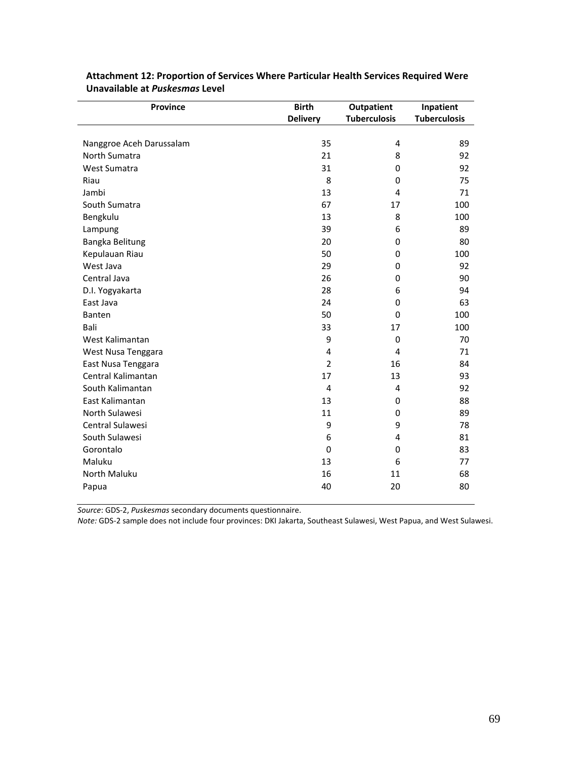**Attachment 12: Proportion of Services Where Particular Health Services Required Were Unavailable at *Puskesmas* Level**

| Province | Birth Delivery | Outpatient Tuberculosis | Inpatient Tuberculosis |
|---|---|---|---|
| Nanggroe Aceh Darussalam | 35 | 4 | 89 |
| North Sumatra | 21 | 8 | 92 |
| West Sumatra | 31 | 0 | 92 |
| Riau | 8 | 0 | 75 |
| Jambi | 13 | 4 | 71 |
| South Sumatra | 67 | 17 | 100 |
| Bengkulu | 13 | 8 | 100 |
| Lampung | 39 | 6 | 89 |
| Bangka Belitung | 20 | 0 | 80 |
| Kepulauan Riau | 50 | 0 | 100 |
| West Java | 29 | 0 | 92 |
| Central Java | 26 | 0 | 90 |
| D.I. Yogyakarta | 28 | 6 | 94 |
| East Java | 24 | 0 | 63 |
| Banten | 50 | 0 | 100 |
| Bali | 33 | 17 | 100 |
| West Kalimantan | 9 | 0 | 70 |
| West Nusa Tenggara | 4 | 4 | 71 |
| East Nusa Tenggara | 2 | 16 | 84 |
| Central Kalimantan | 17 | 13 | 93 |
| South Kalimantan | 4 | 4 | 92 |
| East Kalimantan | 13 | 0 | 88 |
| North Sulawesi | 11 | 0 | 89 |
| Central Sulawesi | 9 | 9 | 78 |
| South Sulawesi | 6 | 4 | 81 |
| Gorontalo | 0 | 0 | 83 |
| Maluku | 13 | 6 | 77 |
| North Maluku | 16 | 11 | 68 |
| Papua | 40 | 20 | 80 |

*Source*: GDS-2, *Puskesmas* secondary documents questionnaire.

*Note:* GDS-2 sample does not include four provinces: DKI Jakarta, Southeast Sulawesi, West Papua, and West Sulawesi.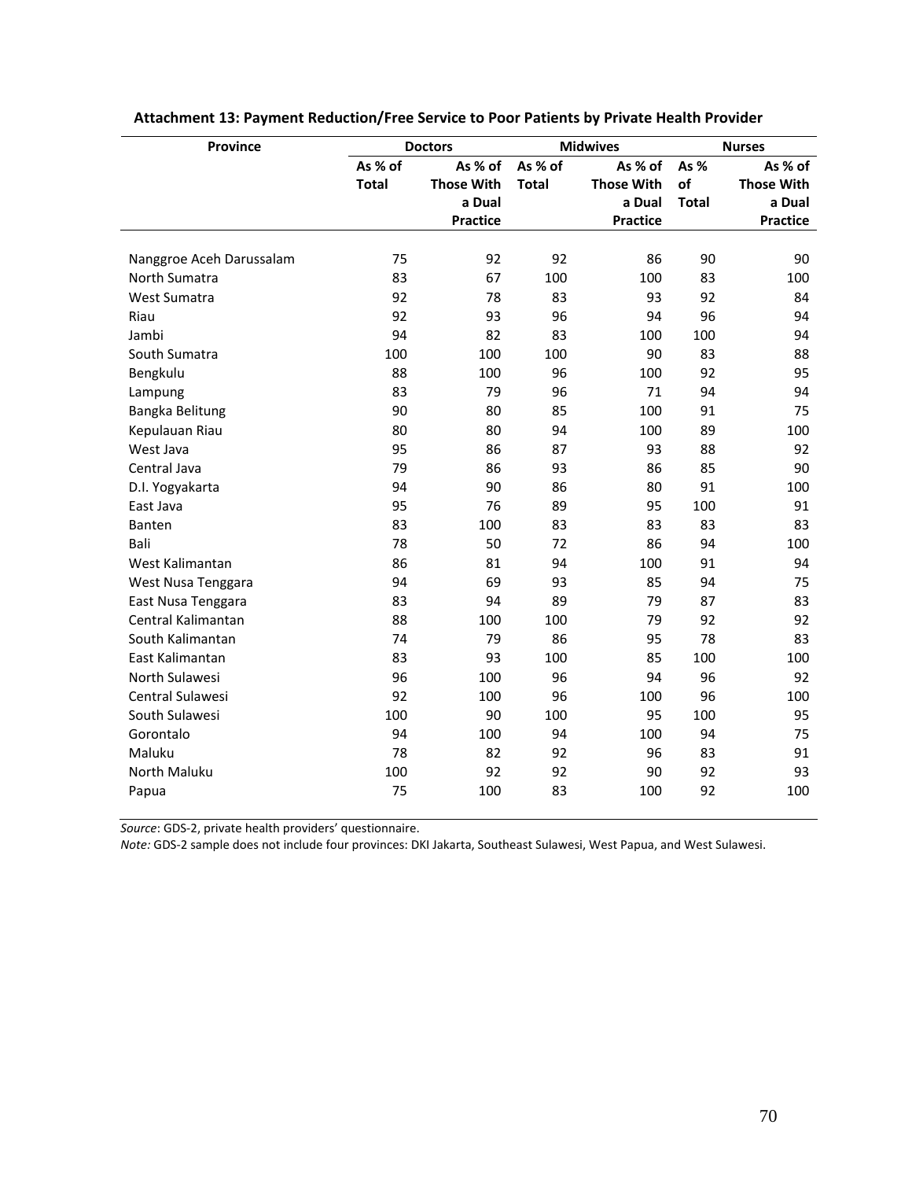**Attachment 13: Payment Reduction/Free Service to Poor Patients by Private Health Provider**

| Province | Doctors | | Midwives | | Nurses | |
|---|---|---|---|---|---|---|
| | As % of Total | As % of Those With a Dual Practice | As % of Total | As % of Those With a Dual Practice | As % of Total | As % of Those With a Dual Practice |
| Nanggroe Aceh Darussalam | 75 | 92 | 92 | 86 | 90 | 90 |
| North Sumatra | 83 | 67 | 100 | 100 | 83 | 100 |
| West Sumatra | 92 | 78 | 83 | 93 | 92 | 84 |
| Riau | 92 | 93 | 96 | 94 | 96 | 94 |
| Jambi | 94 | 82 | 83 | 100 | 100 | 94 |
| South Sumatra | 100 | 100 | 100 | 90 | 83 | 88 |
| Bengkulu | 88 | 100 | 96 | 100 | 92 | 95 |
| Lampung | 83 | 79 | 96 | 71 | 94 | 94 |
| Bangka Belitung | 90 | 80 | 85 | 100 | 91 | 75 |
| Kepulauan Riau | 80 | 80 | 94 | 100 | 89 | 100 |
| West Java | 95 | 86 | 87 | 93 | 88 | 92 |
| Central Java | 79 | 86 | 93 | 86 | 85 | 90 |
| D.I. Yogyakarta | 94 | 90 | 86 | 80 | 91 | 100 |
| East Java | 95 | 76 | 89 | 95 | 100 | 91 |
| Banten | 83 | 100 | 83 | 83 | 83 | 83 |
| Bali | 78 | 50 | 72 | 86 | 94 | 100 |
| West Kalimantan | 86 | 81 | 94 | 100 | 91 | 94 |
| West Nusa Tenggara | 94 | 69 | 93 | 85 | 94 | 75 |
| East Nusa Tenggara | 83 | 94 | 89 | 79 | 87 | 83 |
| Central Kalimantan | 88 | 100 | 100 | 79 | 92 | 92 |
| South Kalimantan | 74 | 79 | 86 | 95 | 78 | 83 |
| East Kalimantan | 83 | 93 | 100 | 85 | 100 | 100 |
| North Sulawesi | 96 | 100 | 96 | 94 | 96 | 92 |
| Central Sulawesi | 92 | 100 | 96 | 100 | 96 | 100 |
| South Sulawesi | 100 | 90 | 100 | 95 | 100 | 95 |
| Gorontalo | 94 | 100 | 94 | 100 | 94 | 75 |
| Maluku | 78 | 82 | 92 | 96 | 83 | 91 |
| North Maluku | 100 | 92 | 92 | 90 | 92 | 93 |
| Papua | 75 | 100 | 83 | 100 | 92 | 100 |

*Source*: GDS-2, private health providers' questionnaire.

*Note:* GDS-2 sample does not include four provinces: DKI Jakarta, Southeast Sulawesi, West Papua, and West Sulawesi.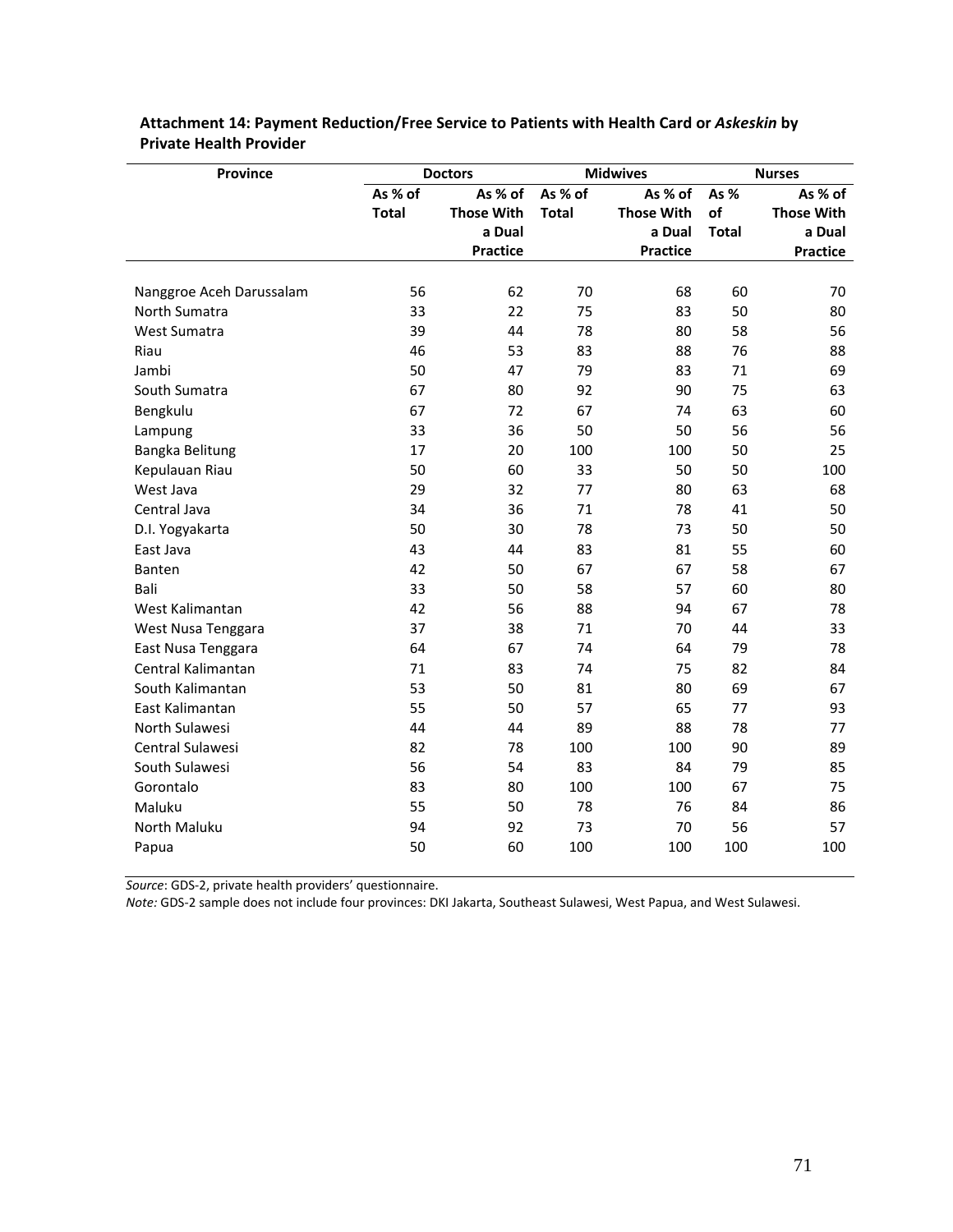**Attachment 14: Payment Reduction/Free Service to Patients with Health Card or *Askeskin* by Private Health Provider**

| Province | Doctors | | Midwives | | Nurses | |
|---|---|---|---|---|---|---|
| | As % of Total | As % of Those With a Dual Practice | As % of Total | As % of Those With a Dual Practice | As % of Total | As % of Those With a Dual Practice |
| Nanggroe Aceh Darussalam | 56 | 62 | 70 | 68 | 60 | 70 |
| North Sumatra | 33 | 22 | 75 | 83 | 50 | 80 |
| West Sumatra | 39 | 44 | 78 | 80 | 58 | 56 |
| Riau | 46 | 53 | 83 | 88 | 76 | 88 |
| Jambi | 50 | 47 | 79 | 83 | 71 | 69 |
| South Sumatra | 67 | 80 | 92 | 90 | 75 | 63 |
| Bengkulu | 67 | 72 | 67 | 74 | 63 | 60 |
| Lampung | 33 | 36 | 50 | 50 | 56 | 56 |
| Bangka Belitung | 17 | 20 | 100 | 100 | 50 | 25 |
| Kepulauan Riau | 50 | 60 | 33 | 50 | 50 | 100 |
| West Java | 29 | 32 | 77 | 80 | 63 | 68 |
| Central Java | 34 | 36 | 71 | 78 | 41 | 50 |
| D.I. Yogyakarta | 50 | 30 | 78 | 73 | 50 | 50 |
| East Java | 43 | 44 | 83 | 81 | 55 | 60 |
| Banten | 42 | 50 | 67 | 67 | 58 | 67 |
| Bali | 33 | 50 | 58 | 57 | 60 | 80 |
| West Kalimantan | 42 | 56 | 88 | 94 | 67 | 78 |
| West Nusa Tenggara | 37 | 38 | 71 | 70 | 44 | 33 |
| East Nusa Tenggara | 64 | 67 | 74 | 64 | 79 | 78 |
| Central Kalimantan | 71 | 83 | 74 | 75 | 82 | 84 |
| South Kalimantan | 53 | 50 | 81 | 80 | 69 | 67 |
| East Kalimantan | 55 | 50 | 57 | 65 | 77 | 93 |
| North Sulawesi | 44 | 44 | 89 | 88 | 78 | 77 |
| Central Sulawesi | 82 | 78 | 100 | 100 | 90 | 89 |
| South Sulawesi | 56 | 54 | 83 | 84 | 79 | 85 |
| Gorontalo | 83 | 80 | 100 | 100 | 67 | 75 |
| Maluku | 55 | 50 | 78 | 76 | 84 | 86 |
| North Maluku | 94 | 92 | 73 | 70 | 56 | 57 |
| Papua | 50 | 60 | 100 | 100 | 100 | 100 |

*Source*: GDS-2, private health providers' questionnaire.
*Note:* GDS-2 sample does not include four provinces: DKI Jakarta, Southeast Sulawesi, West Papua, and West Sulawesi.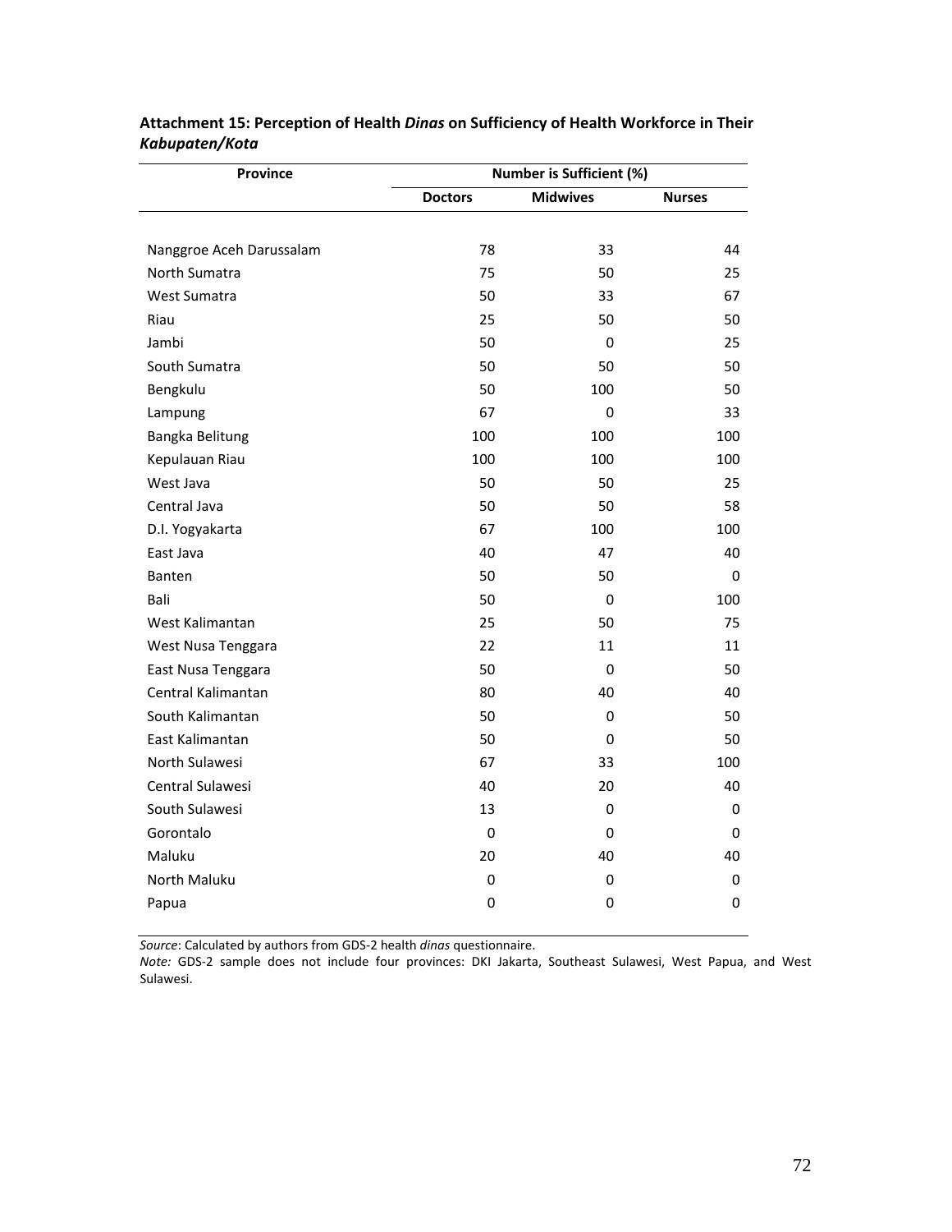**Attachment 15: Perception of Health *Dinas* on Sufficiency of Health Workforce in Their *Kabupaten/Kota***

| Province | Number is Sufficient (%) | | |
|---|---|---|---|
| | Doctors | Midwives | Nurses |
| Nanggroe Aceh Darussalam | 78 | 33 | 44 |
| North Sumatra | 75 | 50 | 25 |
| West Sumatra | 50 | 33 | 67 |
| Riau | 25 | 50 | 50 |
| Jambi | 50 | 0 | 25 |
| South Sumatra | 50 | 50 | 50 |
| Bengkulu | 50 | 100 | 50 |
| Lampung | 67 | 0 | 33 |
| Bangka Belitung | 100 | 100 | 100 |
| Kepulauan Riau | 100 | 100 | 100 |
| West Java | 50 | 50 | 25 |
| Central Java | 50 | 50 | 58 |
| D.I. Yogyakarta | 67 | 100 | 100 |
| East Java | 40 | 47 | 40 |
| Banten | 50 | 50 | 0 |
| Bali | 50 | 0 | 100 |
| West Kalimantan | 25 | 50 | 75 |
| West Nusa Tenggara | 22 | 11 | 11 |
| East Nusa Tenggara | 50 | 0 | 50 |
| Central Kalimantan | 80 | 40 | 40 |
| South Kalimantan | 50 | 0 | 50 |
| East Kalimantan | 50 | 0 | 50 |
| North Sulawesi | 67 | 33 | 100 |
| Central Sulawesi | 40 | 20 | 40 |
| South Sulawesi | 13 | 0 | 0 |
| Gorontalo | 0 | 0 | 0 |
| Maluku | 20 | 40 | 40 |
| North Maluku | 0 | 0 | 0 |
| Papua | 0 | 0 | 0 |

*Source*: Calculated by authors from GDS-2 health *dinas* questionnaire.
*Note:* GDS-2 sample does not include four provinces: DKI Jakarta, Southeast Sulawesi, West Papua, and West Sulawesi.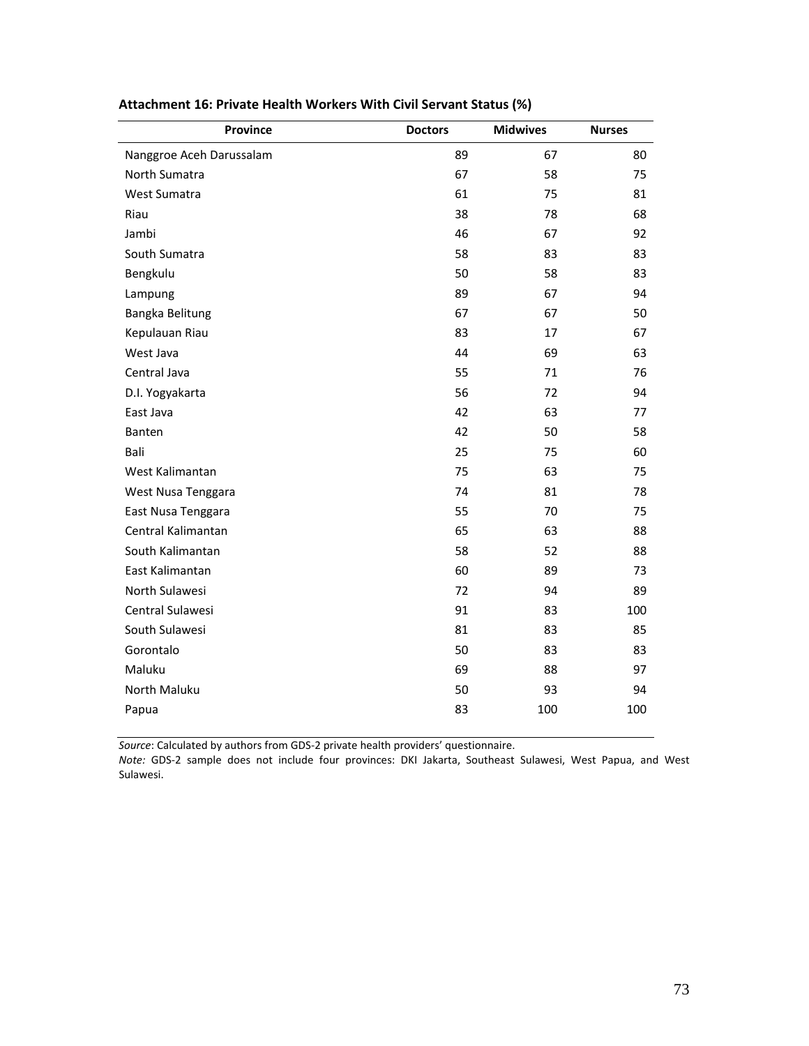**Attachment 16: Private Health Workers With Civil Servant Status (%)**

| Province | Doctors | Midwives | Nurses |
|---|---|---|---|
| Nanggroe Aceh Darussalam | 89 | 67 | 80 |
| North Sumatra | 67 | 58 | 75 |
| West Sumatra | 61 | 75 | 81 |
| Riau | 38 | 78 | 68 |
| Jambi | 46 | 67 | 92 |
| South Sumatra | 58 | 83 | 83 |
| Bengkulu | 50 | 58 | 83 |
| Lampung | 89 | 67 | 94 |
| Bangka Belitung | 67 | 67 | 50 |
| Kepulauan Riau | 83 | 17 | 67 |
| West Java | 44 | 69 | 63 |
| Central Java | 55 | 71 | 76 |
| D.I. Yogyakarta | 56 | 72 | 94 |
| East Java | 42 | 63 | 77 |
| Banten | 42 | 50 | 58 |
| Bali | 25 | 75 | 60 |
| West Kalimantan | 75 | 63 | 75 |
| West Nusa Tenggara | 74 | 81 | 78 |
| East Nusa Tenggara | 55 | 70 | 75 |
| Central Kalimantan | 65 | 63 | 88 |
| South Kalimantan | 58 | 52 | 88 |
| East Kalimantan | 60 | 89 | 73 |
| North Sulawesi | 72 | 94 | 89 |
| Central Sulawesi | 91 | 83 | 100 |
| South Sulawesi | 81 | 83 | 85 |
| Gorontalo | 50 | 83 | 83 |
| Maluku | 69 | 88 | 97 |
| North Maluku | 50 | 93 | 94 |
| Papua | 83 | 100 | 100 |

*Source*: Calculated by authors from GDS-2 private health providers' questionnaire.
*Note:* GDS-2 sample does not include four provinces: DKI Jakarta, Southeast Sulawesi, West Papua, and West Sulawesi.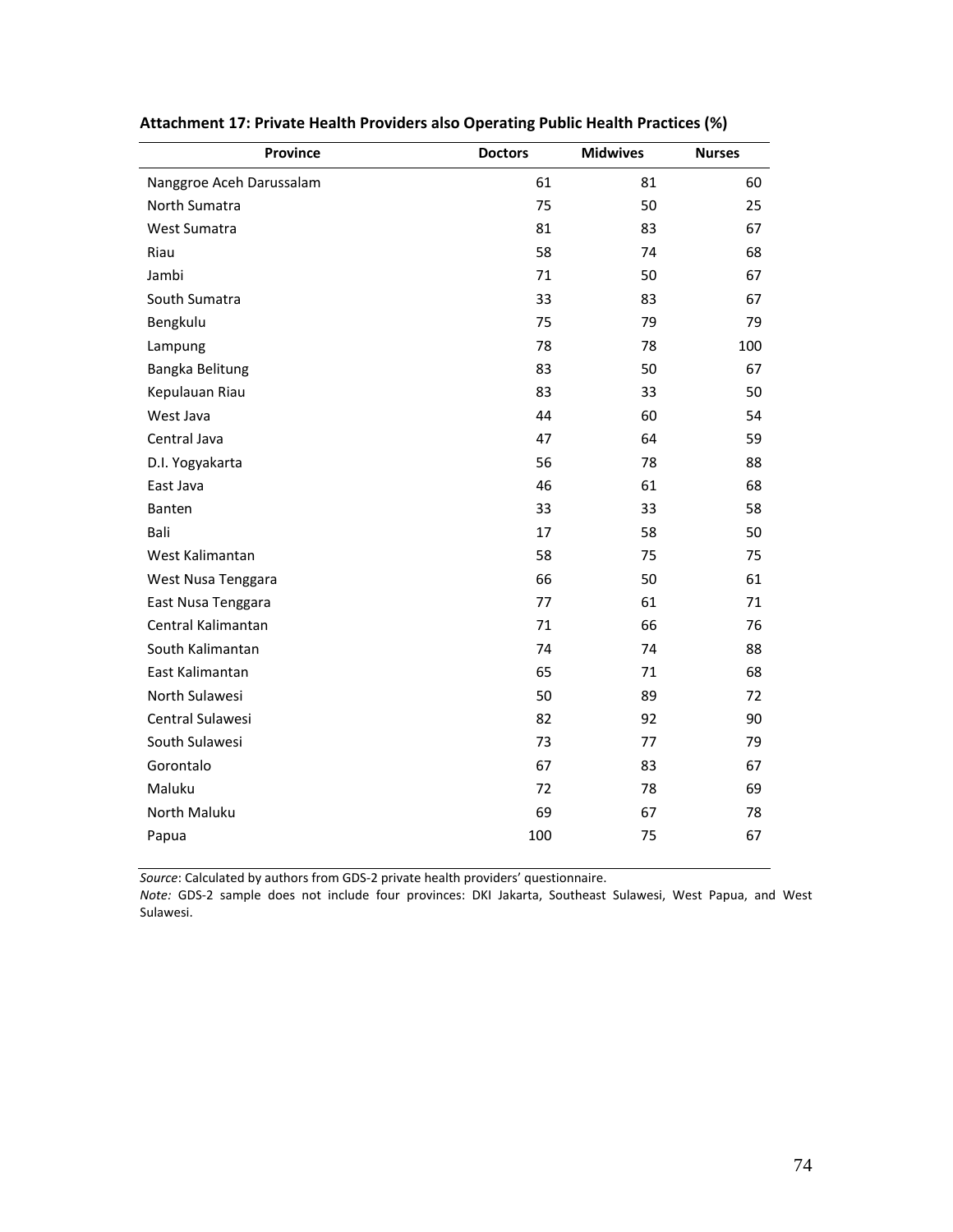**Attachment 17: Private Health Providers also Operating Public Health Practices (%)**

| Province | Doctors | Midwives | Nurses |
|---|---|---|---|
| Nanggroe Aceh Darussalam | 61 | 81 | 60 |
| North Sumatra | 75 | 50 | 25 |
| West Sumatra | 81 | 83 | 67 |
| Riau | 58 | 74 | 68 |
| Jambi | 71 | 50 | 67 |
| South Sumatra | 33 | 83 | 67 |
| Bengkulu | 75 | 79 | 79 |
| Lampung | 78 | 78 | 100 |
| Bangka Belitung | 83 | 50 | 67 |
| Kepulauan Riau | 83 | 33 | 50 |
| West Java | 44 | 60 | 54 |
| Central Java | 47 | 64 | 59 |
| D.I. Yogyakarta | 56 | 78 | 88 |
| East Java | 46 | 61 | 68 |
| Banten | 33 | 33 | 58 |
| Bali | 17 | 58 | 50 |
| West Kalimantan | 58 | 75 | 75 |
| West Nusa Tenggara | 66 | 50 | 61 |
| East Nusa Tenggara | 77 | 61 | 71 |
| Central Kalimantan | 71 | 66 | 76 |
| South Kalimantan | 74 | 74 | 88 |
| East Kalimantan | 65 | 71 | 68 |
| North Sulawesi | 50 | 89 | 72 |
| Central Sulawesi | 82 | 92 | 90 |
| South Sulawesi | 73 | 77 | 79 |
| Gorontalo | 67 | 83 | 67 |
| Maluku | 72 | 78 | 69 |
| North Maluku | 69 | 67 | 78 |
| Papua | 100 | 75 | 67 |

*Source*: Calculated by authors from GDS-2 private health providers' questionnaire.
*Note:* GDS-2 sample does not include four provinces: DKI Jakarta, Southeast Sulawesi, West Papua, and West Sulawesi.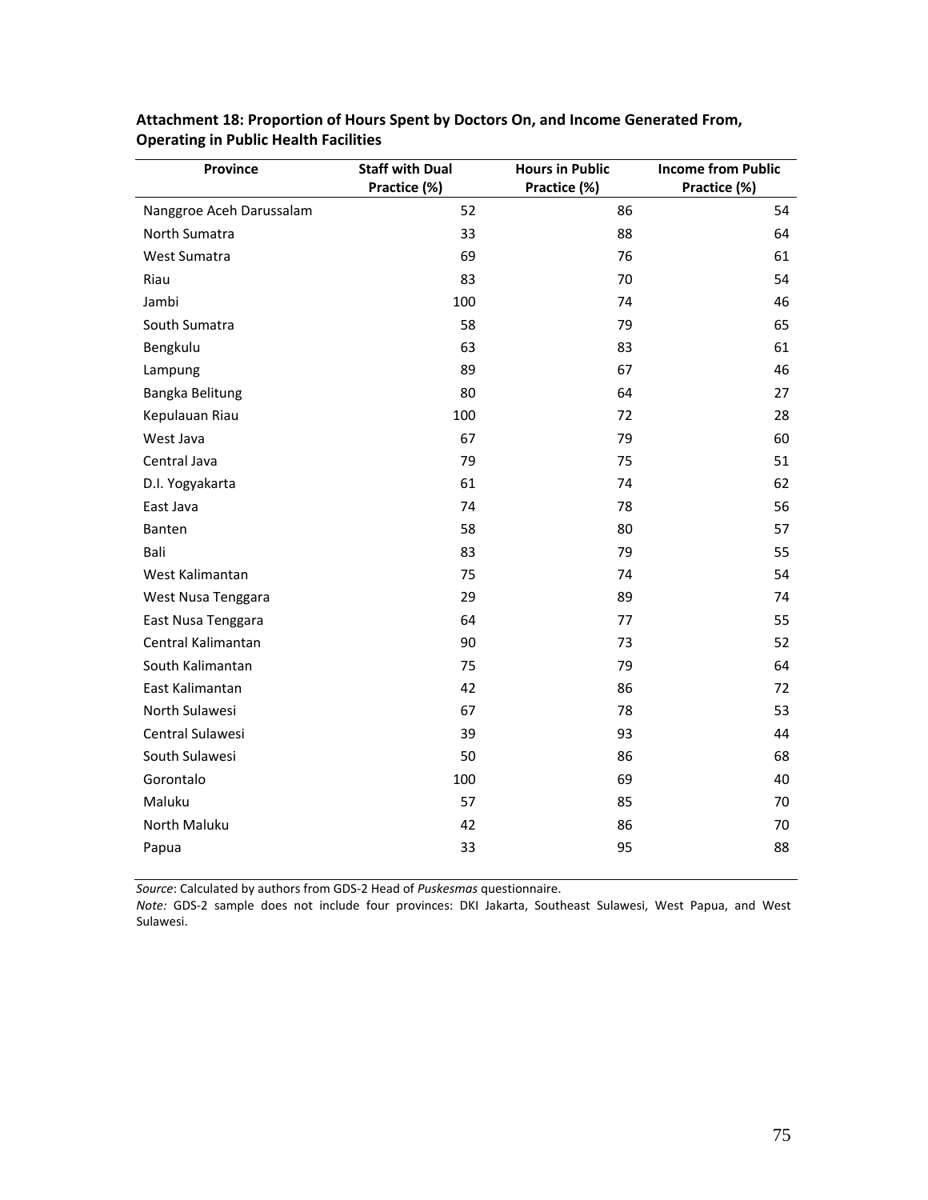**Attachment 18: Proportion of Hours Spent by Doctors On, and Income Generated From, Operating in Public Health Facilities**

| Province | Staff with Dual Practice (%) | Hours in Public Practice (%) | Income from Public Practice (%) |
|---|---|---|---|
| Nanggroe Aceh Darussalam | 52 | 86 | 54 |
| North Sumatra | 33 | 88 | 64 |
| West Sumatra | 69 | 76 | 61 |
| Riau | 83 | 70 | 54 |
| Jambi | 100 | 74 | 46 |
| South Sumatra | 58 | 79 | 65 |
| Bengkulu | 63 | 83 | 61 |
| Lampung | 89 | 67 | 46 |
| Bangka Belitung | 80 | 64 | 27 |
| Kepulauan Riau | 100 | 72 | 28 |
| West Java | 67 | 79 | 60 |
| Central Java | 79 | 75 | 51 |
| D.I. Yogyakarta | 61 | 74 | 62 |
| East Java | 74 | 78 | 56 |
| Banten | 58 | 80 | 57 |
| Bali | 83 | 79 | 55 |
| West Kalimantan | 75 | 74 | 54 |
| West Nusa Tenggara | 29 | 89 | 74 |
| East Nusa Tenggara | 64 | 77 | 55 |
| Central Kalimantan | 90 | 73 | 52 |
| South Kalimantan | 75 | 79 | 64 |
| East Kalimantan | 42 | 86 | 72 |
| North Sulawesi | 67 | 78 | 53 |
| Central Sulawesi | 39 | 93 | 44 |
| South Sulawesi | 50 | 86 | 68 |
| Gorontalo | 100 | 69 | 40 |
| Maluku | 57 | 85 | 70 |
| North Maluku | 42 | 86 | 70 |
| Papua | 33 | 95 | 88 |

*Source*: Calculated by authors from GDS-2 Head of *Puskesmas* questionnaire.
*Note:* GDS-2 sample does not include four provinces: DKI Jakarta, Southeast Sulawesi, West Papua, and West Sulawesi.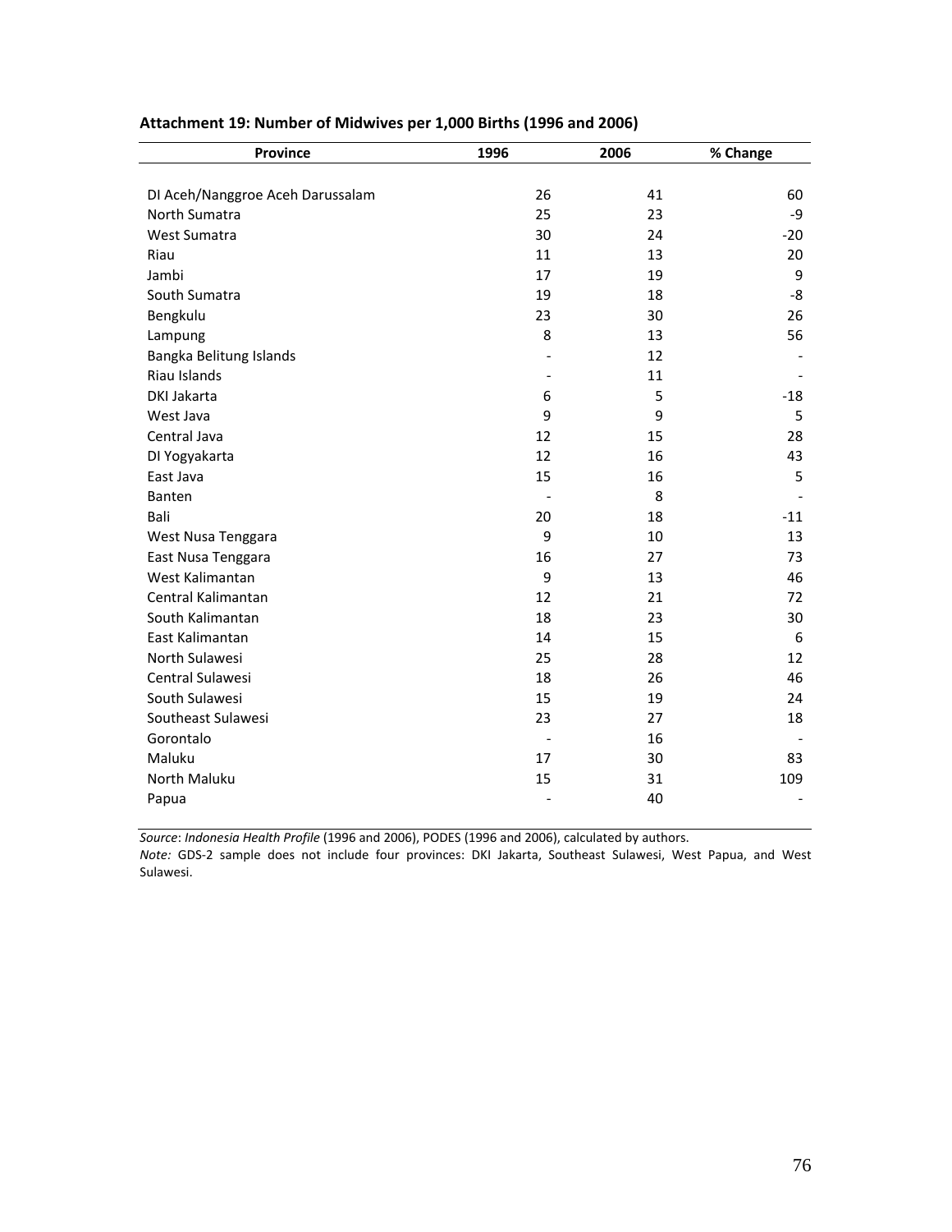**Attachment 19: Number of Midwives per 1,000 Births (1996 and 2006)**

| Province | 1996 | 2006 | % Change |
|---|---|---|---|
| DI Aceh/Nanggroe Aceh Darussalam | 26 | 41 | 60 |
| North Sumatra | 25 | 23 | -9 |
| West Sumatra | 30 | 24 | -20 |
| Riau | 11 | 13 | 20 |
| Jambi | 17 | 19 | 9 |
| South Sumatra | 19 | 18 | -8 |
| Bengkulu | 23 | 30 | 26 |
| Lampung | 8 | 13 | 56 |
| Bangka Belitung Islands | - | 12 | - |
| Riau Islands | - | 11 | - |
| DKI Jakarta | 6 | 5 | -18 |
| West Java | 9 | 9 | 5 |
| Central Java | 12 | 15 | 28 |
| DI Yogyakarta | 12 | 16 | 43 |
| East Java | 15 | 16 | 5 |
| Banten | - | 8 | - |
| Bali | 20 | 18 | -11 |
| West Nusa Tenggara | 9 | 10 | 13 |
| East Nusa Tenggara | 16 | 27 | 73 |
| West Kalimantan | 9 | 13 | 46 |
| Central Kalimantan | 12 | 21 | 72 |
| South Kalimantan | 18 | 23 | 30 |
| East Kalimantan | 14 | 15 | 6 |
| North Sulawesi | 25 | 28 | 12 |
| Central Sulawesi | 18 | 26 | 46 |
| South Sulawesi | 15 | 19 | 24 |
| Southeast Sulawesi | 23 | 27 | 18 |
| Gorontalo | - | 16 | - |
| Maluku | 17 | 30 | 83 |
| North Maluku | 15 | 31 | 109 |
| Papua | - | 40 | - |

*Source*: *Indonesia Health Profile* (1996 and 2006), PODES (1996 and 2006), calculated by authors.

*Note:* GDS-2 sample does not include four provinces: DKI Jakarta, Southeast Sulawesi, West Papua, and West Sulawesi.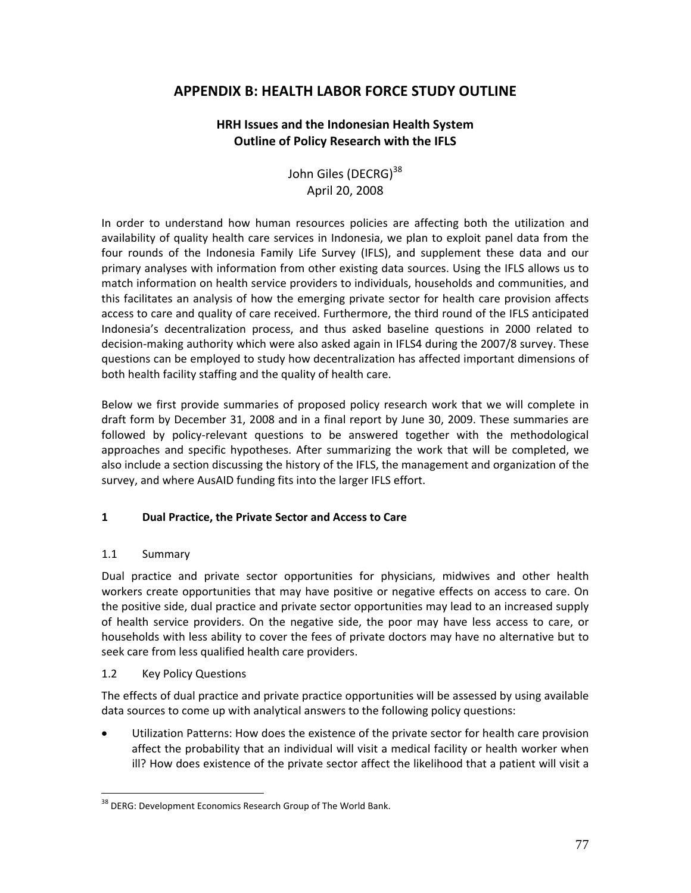# APPENDIX B: HEALTH LABOR FORCE STUDY OUTLINE

## HRH Issues and the Indonesian Health System
## Outline of Policy Research with the IFLS

John Giles (DECRG)[38]
April 20, 2008

In order to understand how human resources policies are affecting both the utilization and availability of quality health care services in Indonesia, we plan to exploit panel data from the four rounds of the Indonesia Family Life Survey (IFLS), and supplement these data and our primary analyses with information from other existing data sources. Using the IFLS allows us to match information on health service providers to individuals, households and communities, and this facilitates an analysis of how the emerging private sector for health care provision affects access to care and quality of care received. Furthermore, the third round of the IFLS anticipated Indonesia's decentralization process, and thus asked baseline questions in 2000 related to decision-making authority which were also asked again in IFLS4 during the 2007/8 survey. These questions can be employed to study how decentralization has affected important dimensions of both health facility staffing and the quality of health care.

Below we first provide summaries of proposed policy research work that we will complete in draft form by December 31, 2008 and in a final report by June 30, 2009. These summaries are followed by policy-relevant questions to be answered together with the methodological approaches and specific hypotheses. After summarizing the work that will be completed, we also include a section discussing the history of the IFLS, the management and organization of the survey, and where AusAID funding fits into the larger IFLS effort.

### 1 Dual Practice, the Private Sector and Access to Care

#### 1.1 Summary

Dual practice and private sector opportunities for physicians, midwives and other health workers create opportunities that may have positive or negative effects on access to care. On the positive side, dual practice and private sector opportunities may lead to an increased supply of health service providers. On the negative side, the poor may have less access to care, or households with less ability to cover the fees of private doctors may have no alternative but to seek care from less qualified health care providers.

#### 1.2 Key Policy Questions

The effects of dual practice and private practice opportunities will be assessed by using available data sources to come up with analytical answers to the following policy questions:

- Utilization Patterns: How does the existence of the private sector for health care provision affect the probability that an individual will visit a medical facility or health worker when ill? How does existence of the private sector affect the likelihood that a patient will visit a

[38] DERG: Development Economics Research Group of The World Bank.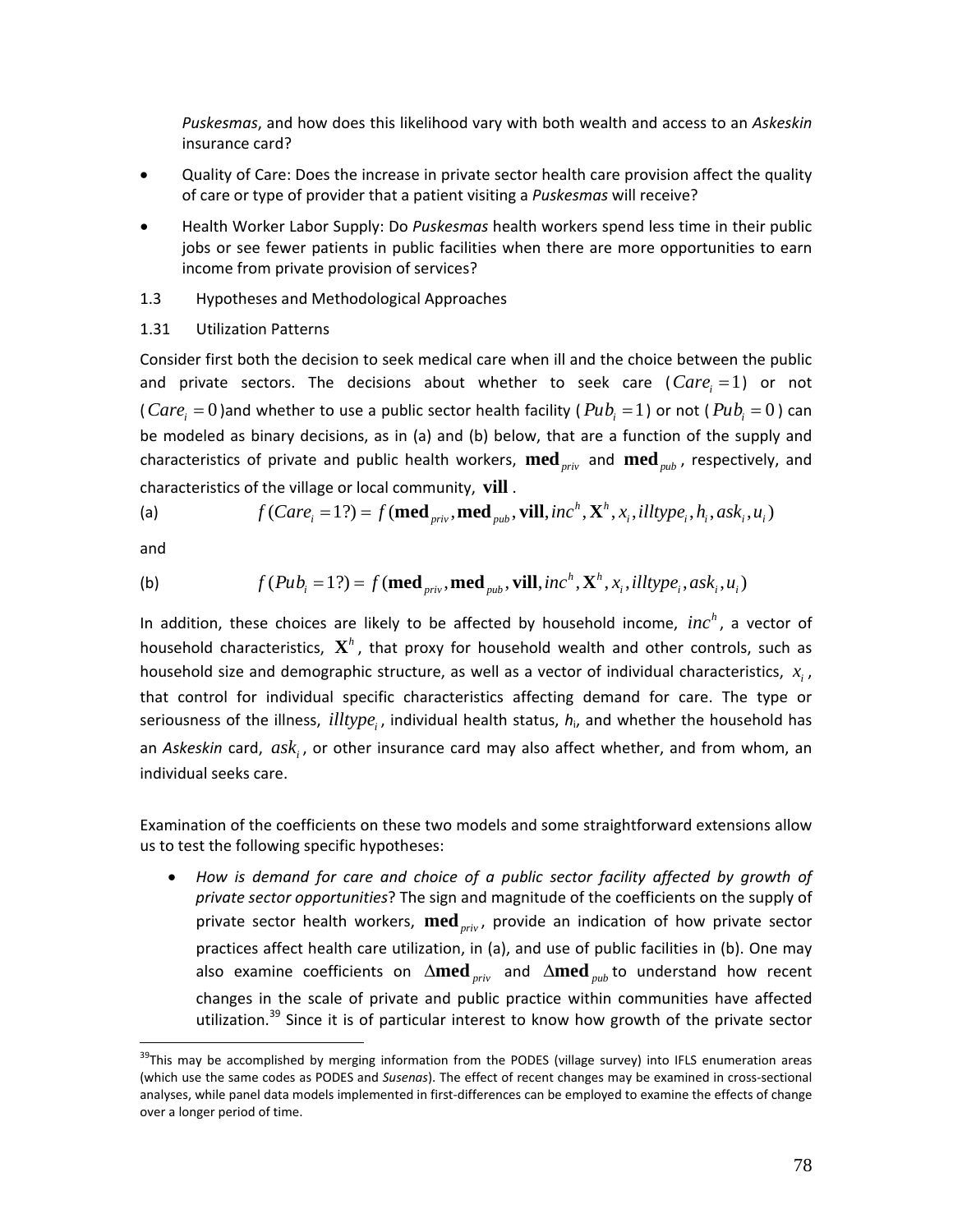*Puskesmas*, and how does this likelihood vary with both wealth and access to an *Askeskin* insurance card?

- Quality of Care: Does the increase in private sector health care provision affect the quality of care or type of provider that a patient visiting a *Puskesmas* will receive?
- Health Worker Labor Supply: Do *Puskesmas* health workers spend less time in their public jobs or see fewer patients in public facilities when there are more opportunities to earn income from private provision of services?

### 1.3 Hypotheses and Methodological Approaches

#### 1.31 Utilization Patterns

Consider first both the decision to seek medical care when ill and the choice between the public and private sectors. The decisions about whether to seek care ($Care_i = 1$) or not ($Care_i = 0$) and whether to use a public sector health facility ($Pub_i = 1$) or not ($Pub_i = 0$) can be modeled as binary decisions, as in (a) and (b) below, that are a function of the supply and characteristics of private and public health workers, $\mathbf{med}_{priv}$ and $\mathbf{med}_{pub}$, respectively, and characteristics of the village or local community, $\mathbf{vill}$.

(a) $$f(Care_i = 1?) = f(\mathbf{med}_{priv}, \mathbf{med}_{pub}, \mathbf{vill}, inc^h, \mathbf{X}^h, x_i, illtype_i, h_i, ask_i, u_i)$$

and

(b) $$f(Pub_i = 1?) = f(\mathbf{med}_{priv}, \mathbf{med}_{pub}, \mathbf{vill}, inc^h, \mathbf{X}^h, x_i, illtype_i, ask_i, u_i)$$

In addition, these choices are likely to be affected by household income, $inc^h$, a vector of household characteristics, $\mathbf{X}^h$, that proxy for household wealth and other controls, such as household size and demographic structure, as well as a vector of individual characteristics, $x_i$, that control for individual specific characteristics affecting demand for care. The type or seriousness of the illness, $illtype_i$, individual health status, $h_i$, and whether the household has an *Askeskin* card, $ask_i$, or other insurance card may also affect whether, and from whom, an individual seeks care.

Examination of the coefficients on these two models and some straightforward extensions allow us to test the following specific hypotheses:

- *How is demand for care and choice of a public sector facility affected by growth of private sector opportunities*? The sign and magnitude of the coefficients on the supply of private sector health workers, $\mathbf{med}_{priv}$, provide an indication of how private sector practices affect health care utilization, in (a), and use of public facilities in (b). One may also examine coefficients on $\Delta\mathbf{med}_{priv}$ and $\Delta\mathbf{med}_{pub}$ to understand how recent changes in the scale of private and public practice within communities have affected utilization.[39] Since it is of particular interest to know how growth of the private sector

[39] This may be accomplished by merging information from the PODES (village survey) into IFLS enumeration areas (which use the same codes as PODES and *Susenas*). The effect of recent changes may be examined in cross-sectional analyses, while panel data models implemented in first-differences can be employed to examine the effects of change over a longer period of time.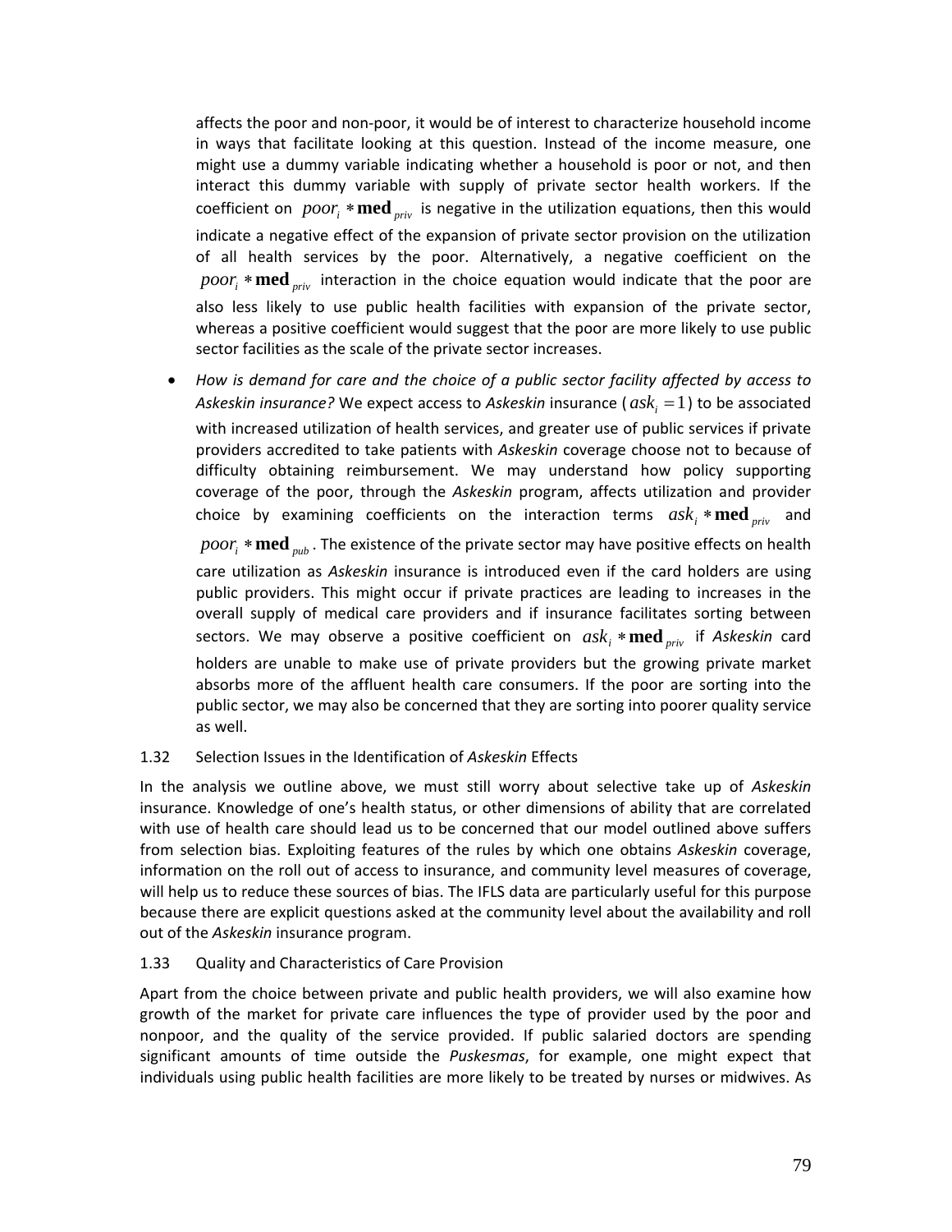affects the poor and non-poor, it would be of interest to characterize household income in ways that facilitate looking at this question. Instead of the income measure, one might use a dummy variable indicating whether a household is poor or not, and then interact this dummy variable with supply of private sector health workers. If the coefficient on $poor_i * \mathbf{med}_{priv}$ is negative in the utilization equations, then this would indicate a negative effect of the expansion of private sector provision on the utilization of all health services by the poor. Alternatively, a negative coefficient on the $poor_i * \mathbf{med}_{priv}$ interaction in the choice equation would indicate that the poor are also less likely to use public health facilities with expansion of the private sector, whereas a positive coefficient would suggest that the poor are more likely to use public sector facilities as the scale of the private sector increases.

- *How is demand for care and the choice of a public sector facility affected by access to Askeskin insurance?* We expect access to *Askeskin* insurance ($ask_i = 1$) to be associated with increased utilization of health services, and greater use of public services if private providers accredited to take patients with *Askeskin* coverage choose not to because of difficulty obtaining reimbursement. We may understand how policy supporting coverage of the poor, through the *Askeskin* program, affects utilization and provider choice by examining coefficients on the interaction terms $ask_i * \mathbf{med}_{priv}$ and $poor_i * \mathbf{med}_{pub}$. The existence of the private sector may have positive effects on health care utilization as *Askeskin* insurance is introduced even if the card holders are using public providers. This might occur if private practices are leading to increases in the overall supply of medical care providers and if insurance facilitates sorting between sectors. We may observe a positive coefficient on $ask_i * \mathbf{med}_{priv}$ if *Askeskin* card holders are unable to make use of private providers but the growing private market absorbs more of the affluent health care consumers. If the poor are sorting into the public sector, we may also be concerned that they are sorting into poorer quality service as well.

### 1.32 Selection Issues in the Identification of *Askeskin* Effects

In the analysis we outline above, we must still worry about selective take up of *Askeskin* insurance. Knowledge of one's health status, or other dimensions of ability that are correlated with use of health care should lead us to be concerned that our model outlined above suffers from selection bias. Exploiting features of the rules by which one obtains *Askeskin* coverage, information on the roll out of access to insurance, and community level measures of coverage, will help us to reduce these sources of bias. The IFLS data are particularly useful for this purpose because there are explicit questions asked at the community level about the availability and roll out of the *Askeskin* insurance program.

### 1.33 Quality and Characteristics of Care Provision

Apart from the choice between private and public health providers, we will also examine how growth of the market for private care influences the type of provider used by the poor and nonpoor, and the quality of the service provided. If public salaried doctors are spending significant amounts of time outside the *Puskesmas*, for example, one might expect that individuals using public health facilities are more likely to be treated by nurses or midwives. As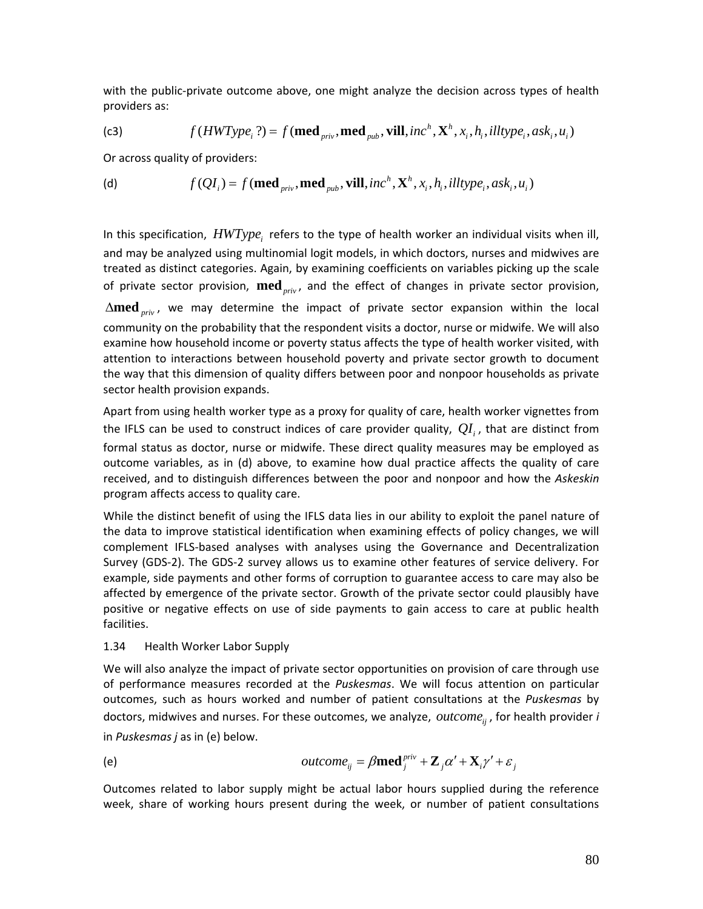with the public-private outcome above, one might analyze the decision across types of health providers as:

(c3) $$f(HWType_i ?) = f(\mathbf{med}_{priv}, \mathbf{med}_{pub}, \mathbf{vill}, inc^h, \mathbf{X}^h, x_i, h_i, illtype_i, ask_i, u_i)$$

Or across quality of providers:

(d) $$f(QI_i) = f(\mathbf{med}_{priv}, \mathbf{med}_{pub}, \mathbf{vill}, inc^h, \mathbf{X}^h, x_i, h_i, illtype_i, ask_i, u_i)$$

In this specification, $HWType_i$ refers to the type of health worker an individual visits when ill, and may be analyzed using multinomial logit models, in which doctors, nurses and midwives are treated as distinct categories. Again, by examining coefficients on variables picking up the scale of private sector provision, $\mathbf{med}_{priv}$, and the effect of changes in private sector provision, $\Delta\mathbf{med}_{priv}$, we may determine the impact of private sector expansion within the local community on the probability that the respondent visits a doctor, nurse or midwife. We will also examine how household income or poverty status affects the type of health worker visited, with attention to interactions between household poverty and private sector growth to document the way that this dimension of quality differs between poor and nonpoor households as private sector health provision expands.

Apart from using health worker type as a proxy for quality of care, health worker vignettes from the IFLS can be used to construct indices of care provider quality, $QI_i$, that are distinct from formal status as doctor, nurse or midwife. These direct quality measures may be employed as outcome variables, as in (d) above, to examine how dual practice affects the quality of care received, and to distinguish differences between the poor and nonpoor and how the *Askeskin* program affects access to quality care.

While the distinct benefit of using the IFLS data lies in our ability to exploit the panel nature of the data to improve statistical identification when examining effects of policy changes, we will complement IFLS-based analyses with analyses using the Governance and Decentralization Survey (GDS-2). The GDS-2 survey allows us to examine other features of service delivery. For example, side payments and other forms of corruption to guarantee access to care may also be affected by emergence of the private sector. Growth of the private sector could plausibly have positive or negative effects on use of side payments to gain access to care at public health facilities.

1.34 Health Worker Labor Supply

We will also analyze the impact of private sector opportunities on provision of care through use of performance measures recorded at the *Puskesmas*. We will focus attention on particular outcomes, such as hours worked and number of patient consultations at the *Puskesmas* by doctors, midwives and nurses. For these outcomes, we analyze, $outcome_{ij}$, for health provider *i* in *Puskesmas j* as in (e) below.

(e) $$outcome_{ij} = \beta\mathbf{med}_j^{priv} + \mathbf{Z}_j\alpha' + \mathbf{X}_i\gamma' + \varepsilon_j$$

Outcomes related to labor supply might be actual labor hours supplied during the reference week, share of working hours present during the week, or number of patient consultations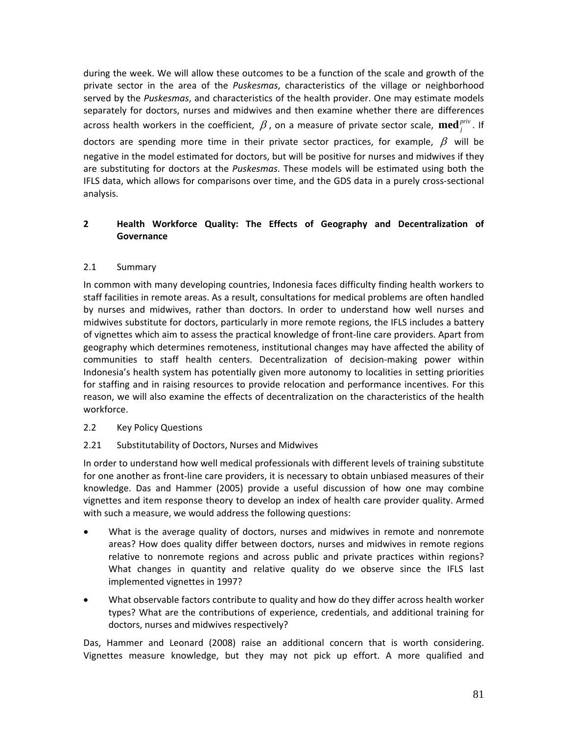during the week. We will allow these outcomes to be a function of the scale and growth of the private sector in the area of the *Puskesmas*, characteristics of the village or neighborhood served by the *Puskesmas*, and characteristics of the health provider. One may estimate models separately for doctors, nurses and midwives and then examine whether there are differences across health workers in the coefficient, $\beta$, on a measure of private sector scale, $\mathbf{med}_j^{priv}$. If doctors are spending more time in their private sector practices, for example, $\beta$ will be negative in the model estimated for doctors, but will be positive for nurses and midwives if they are substituting for doctors at the *Puskesmas*. These models will be estimated using both the IFLS data, which allows for comparisons over time, and the GDS data in a purely cross-sectional analysis.

## 2 Health Workforce Quality: The Effects of Geography and Decentralization of Governance

### 2.1 Summary

In common with many developing countries, Indonesia faces difficulty finding health workers to staff facilities in remote areas. As a result, consultations for medical problems are often handled by nurses and midwives, rather than doctors. In order to understand how well nurses and midwives substitute for doctors, particularly in more remote regions, the IFLS includes a battery of vignettes which aim to assess the practical knowledge of front-line care providers. Apart from geography which determines remoteness, institutional changes may have affected the ability of communities to staff health centers. Decentralization of decision-making power within Indonesia's health system has potentially given more autonomy to localities in setting priorities for staffing and in raising resources to provide relocation and performance incentives. For this reason, we will also examine the effects of decentralization on the characteristics of the health workforce.

### 2.2 Key Policy Questions

#### 2.21 Substitutability of Doctors, Nurses and Midwives

In order to understand how well medical professionals with different levels of training substitute for one another as front-line care providers, it is necessary to obtain unbiased measures of their knowledge. Das and Hammer (2005) provide a useful discussion of how one may combine vignettes and item response theory to develop an index of health care provider quality. Armed with such a measure, we would address the following questions:

- What is the average quality of doctors, nurses and midwives in remote and nonremote areas? How does quality differ between doctors, nurses and midwives in remote regions relative to nonremote regions and across public and private practices within regions? What changes in quantity and relative quality do we observe since the IFLS last implemented vignettes in 1997?
- What observable factors contribute to quality and how do they differ across health worker types? What are the contributions of experience, credentials, and additional training for doctors, nurses and midwives respectively?

Das, Hammer and Leonard (2008) raise an additional concern that is worth considering. Vignettes measure knowledge, but they may not pick up effort. A more qualified and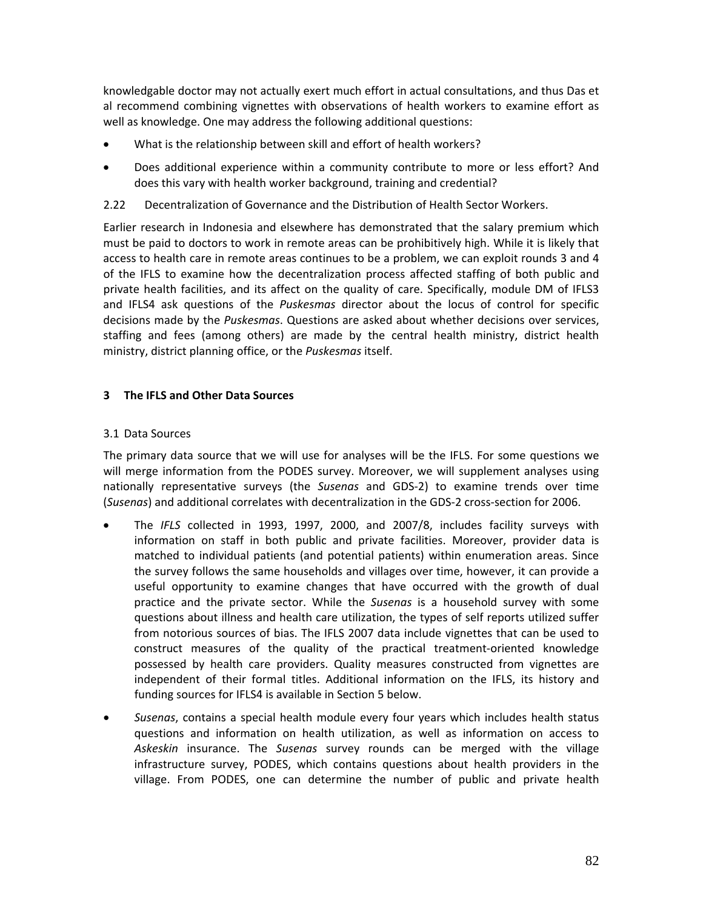knowledgable doctor may not actually exert much effort in actual consultations, and thus Das et al recommend combining vignettes with observations of health workers to examine effort as well as knowledge. One may address the following additional questions:

- What is the relationship between skill and effort of health workers?
- Does additional experience within a community contribute to more or less effort? And does this vary with health worker background, training and credential?

2.22 Decentralization of Governance and the Distribution of Health Sector Workers.

Earlier research in Indonesia and elsewhere has demonstrated that the salary premium which must be paid to doctors to work in remote areas can be prohibitively high. While it is likely that access to health care in remote areas continues to be a problem, we can exploit rounds 3 and 4 of the IFLS to examine how the decentralization process affected staffing of both public and private health facilities, and its affect on the quality of care. Specifically, module DM of IFLS3 and IFLS4 ask questions of the *Puskesmas* director about the locus of control for specific decisions made by the *Puskesmas*. Questions are asked about whether decisions over services, staffing and fees (among others) are made by the central health ministry, district health ministry, district planning office, or the *Puskesmas* itself.

## 3 The IFLS and Other Data Sources

### 3.1 Data Sources

The primary data source that we will use for analyses will be the IFLS. For some questions we will merge information from the PODES survey. Moreover, we will supplement analyses using nationally representative surveys (the *Susenas* and GDS-2) to examine trends over time (*Susenas*) and additional correlates with decentralization in the GDS-2 cross-section for 2006.

- The *IFLS* collected in 1993, 1997, 2000, and 2007/8, includes facility surveys with information on staff in both public and private facilities. Moreover, provider data is matched to individual patients (and potential patients) within enumeration areas. Since the survey follows the same households and villages over time, however, it can provide a useful opportunity to examine changes that have occurred with the growth of dual practice and the private sector. While the *Susenas* is a household survey with some questions about illness and health care utilization, the types of self reports utilized suffer from notorious sources of bias. The IFLS 2007 data include vignettes that can be used to construct measures of the quality of the practical treatment-oriented knowledge possessed by health care providers. Quality measures constructed from vignettes are independent of their formal titles. Additional information on the IFLS, its history and funding sources for IFLS4 is available in Section 5 below.
- *Susenas*, contains a special health module every four years which includes health status questions and information on health utilization, as well as information on access to *Askeskin* insurance. The *Susenas* survey rounds can be merged with the village infrastructure survey, PODES, which contains questions about health providers in the village. From PODES, one can determine the number of public and private health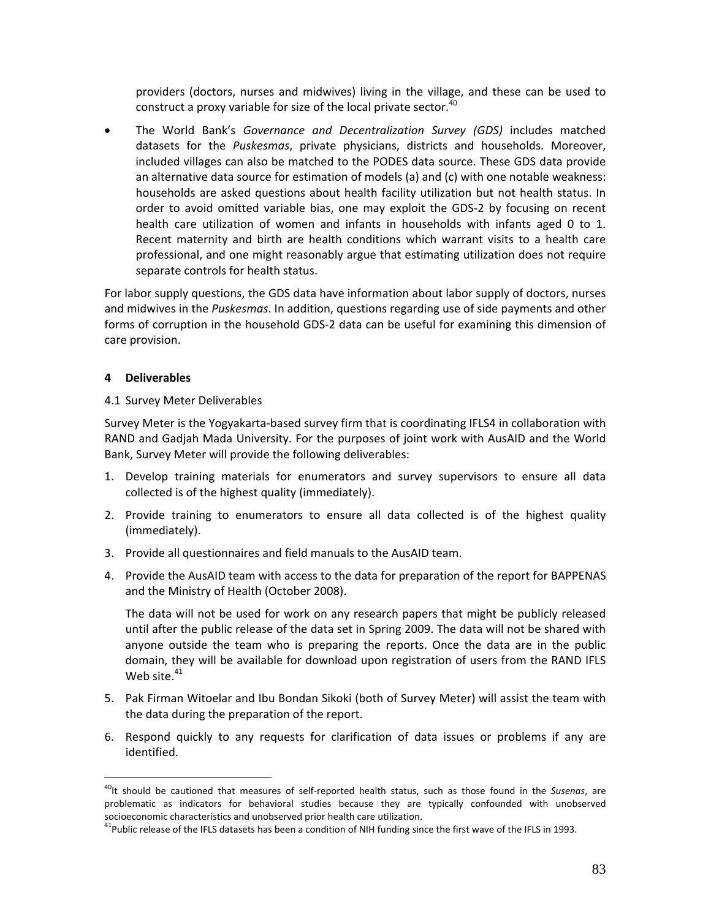providers (doctors, nurses and midwives) living in the village, and these can be used to construct a proxy variable for size of the local private sector.[40]

- The World Bank's *Governance and Decentralization Survey (GDS)* includes matched datasets for the *Puskesmas*, private physicians, districts and households. Moreover, included villages can also be matched to the PODES data source. These GDS data provide an alternative data source for estimation of models (a) and (c) with one notable weakness: households are asked questions about health facility utilization but not health status. In order to avoid omitted variable bias, one may exploit the GDS-2 by focusing on recent health care utilization of women and infants in households with infants aged 0 to 1. Recent maternity and birth are health conditions which warrant visits to a health care professional, and one might reasonably argue that estimating utilization does not require separate controls for health status.

For labor supply questions, the GDS data have information about labor supply of doctors, nurses and midwives in the *Puskesmas*. In addition, questions regarding use of side payments and other forms of corruption in the household GDS-2 data can be useful for examining this dimension of care provision.

## 4 Deliverables

### 4.1 Survey Meter Deliverables

Survey Meter is the Yogyakarta-based survey firm that is coordinating IFLS4 in collaboration with RAND and Gadjah Mada University. For the purposes of joint work with AusAID and the World Bank, Survey Meter will provide the following deliverables:

1. Develop training materials for enumerators and survey supervisors to ensure all data collected is of the highest quality (immediately).
2. Provide training to enumerators to ensure all data collected is of the highest quality (immediately).
3. Provide all questionnaires and field manuals to the AusAID team.
4. Provide the AusAID team with access to the data for preparation of the report for BAPPENAS and the Ministry of Health (October 2008).

   The data will not be used for work on any research papers that might be publicly released until after the public release of the data set in Spring 2009. The data will not be shared with anyone outside the team who is preparing the reports. Once the data are in the public domain, they will be available for download upon registration of users from the RAND IFLS Web site.[41]

5. Pak Firman Witoelar and Ibu Bondan Sikoki (both of Survey Meter) will assist the team with the data during the preparation of the report.
6. Respond quickly to any requests for clarification of data issues or problems if any are identified.

---

[40] It should be cautioned that measures of self-reported health status, such as those found in the *Susenas*, are problematic as indicators for behavioral studies because they are typically confounded with unobserved socioeconomic characteristics and unobserved prior health care utilization.

[41] Public release of the IFLS datasets has been a condition of NIH funding since the first wave of the IFLS in 1993.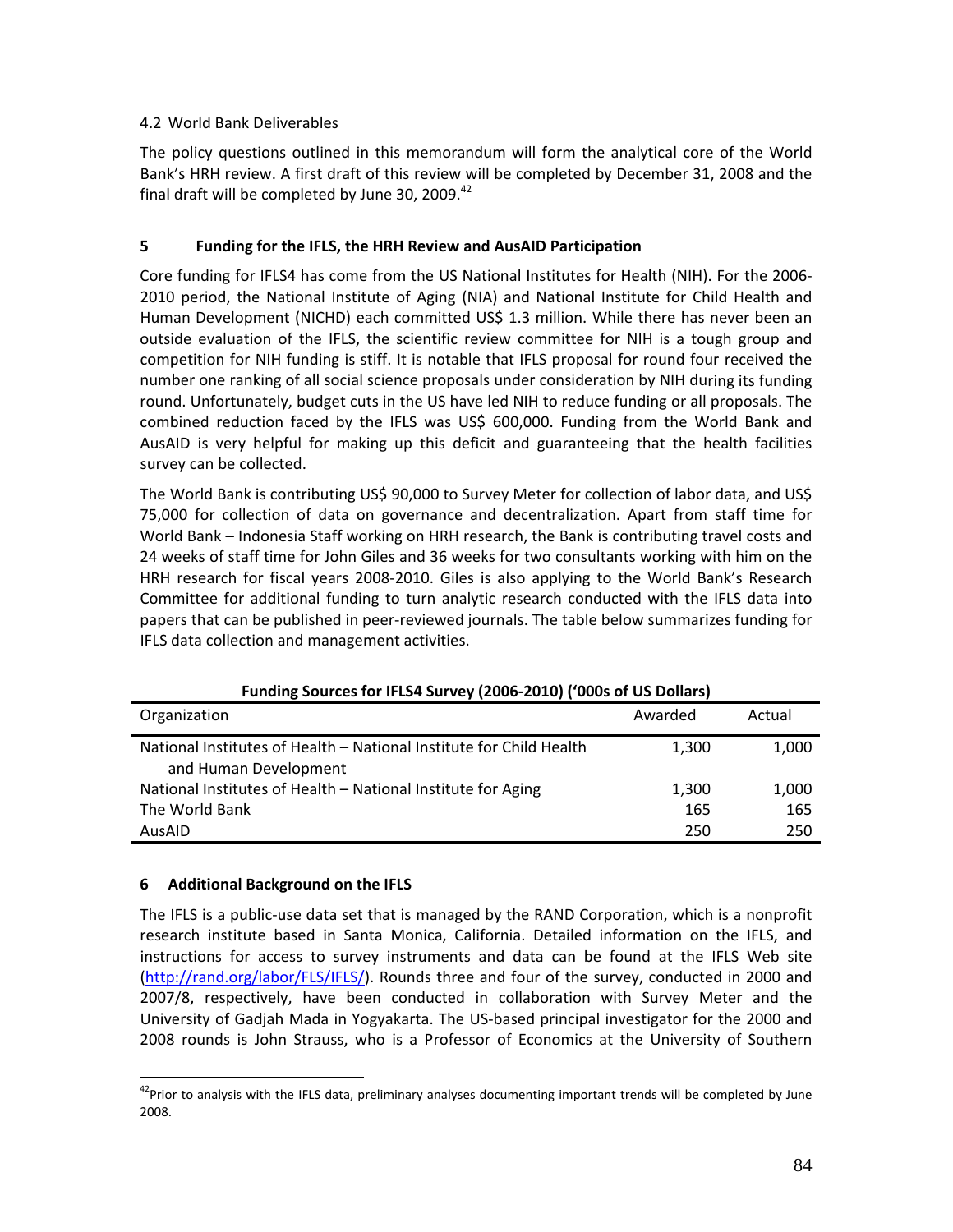4.2 World Bank Deliverables

The policy questions outlined in this memorandum will form the analytical core of the World Bank's HRH review. A first draft of this review will be completed by December 31, 2008 and the final draft will be completed by June 30, 2009.[42]

## 5 Funding for the IFLS, the HRH Review and AusAID Participation

Core funding for IFLS4 has come from the US National Institutes for Health (NIH). For the 2006-2010 period, the National Institute of Aging (NIA) and National Institute for Child Health and Human Development (NICHD) each committed US$ 1.3 million. While there has never been an outside evaluation of the IFLS, the scientific review committee for NIH is a tough group and competition for NIH funding is stiff. It is notable that IFLS proposal for round four received the number one ranking of all social science proposals under consideration by NIH during its funding round. Unfortunately, budget cuts in the US have led NIH to reduce funding or all proposals. The combined reduction faced by the IFLS was US$ 600,000. Funding from the World Bank and AusAID is very helpful for making up this deficit and guaranteeing that the health facilities survey can be collected.

The World Bank is contributing US$ 90,000 to Survey Meter for collection of labor data, and US$ 75,000 for collection of data on governance and decentralization. Apart from staff time for World Bank – Indonesia Staff working on HRH research, the Bank is contributing travel costs and 24 weeks of staff time for John Giles and 36 weeks for two consultants working with him on the HRH research for fiscal years 2008-2010. Giles is also applying to the World Bank's Research Committee for additional funding to turn analytic research conducted with the IFLS data into papers that can be published in peer-reviewed journals. The table below summarizes funding for IFLS data collection and management activities.

**Funding Sources for IFLS4 Survey (2006-2010) ('000s of US Dollars)**

| Organization | Awarded | Actual |
|---|---|---|
| National Institutes of Health – National Institute for Child Health and Human Development | 1,300 | 1,000 |
| National Institutes of Health – National Institute for Aging | 1,300 | 1,000 |
| The World Bank | 165 | 165 |
| AusAID | 250 | 250 |

## 6 Additional Background on the IFLS

The IFLS is a public-use data set that is managed by the RAND Corporation, which is a nonprofit research institute based in Santa Monica, California. Detailed information on the IFLS, and instructions for access to survey instruments and data can be found at the IFLS Web site (http://rand.org/labor/FLS/IFLS/). Rounds three and four of the survey, conducted in 2000 and 2007/8, respectively, have been conducted in collaboration with Survey Meter and the University of Gadjah Mada in Yogyakarta. The US-based principal investigator for the 2000 and 2008 rounds is John Strauss, who is a Professor of Economics at the University of Southern

[42] Prior to analysis with the IFLS data, preliminary analyses documenting important trends will be completed by June 2008.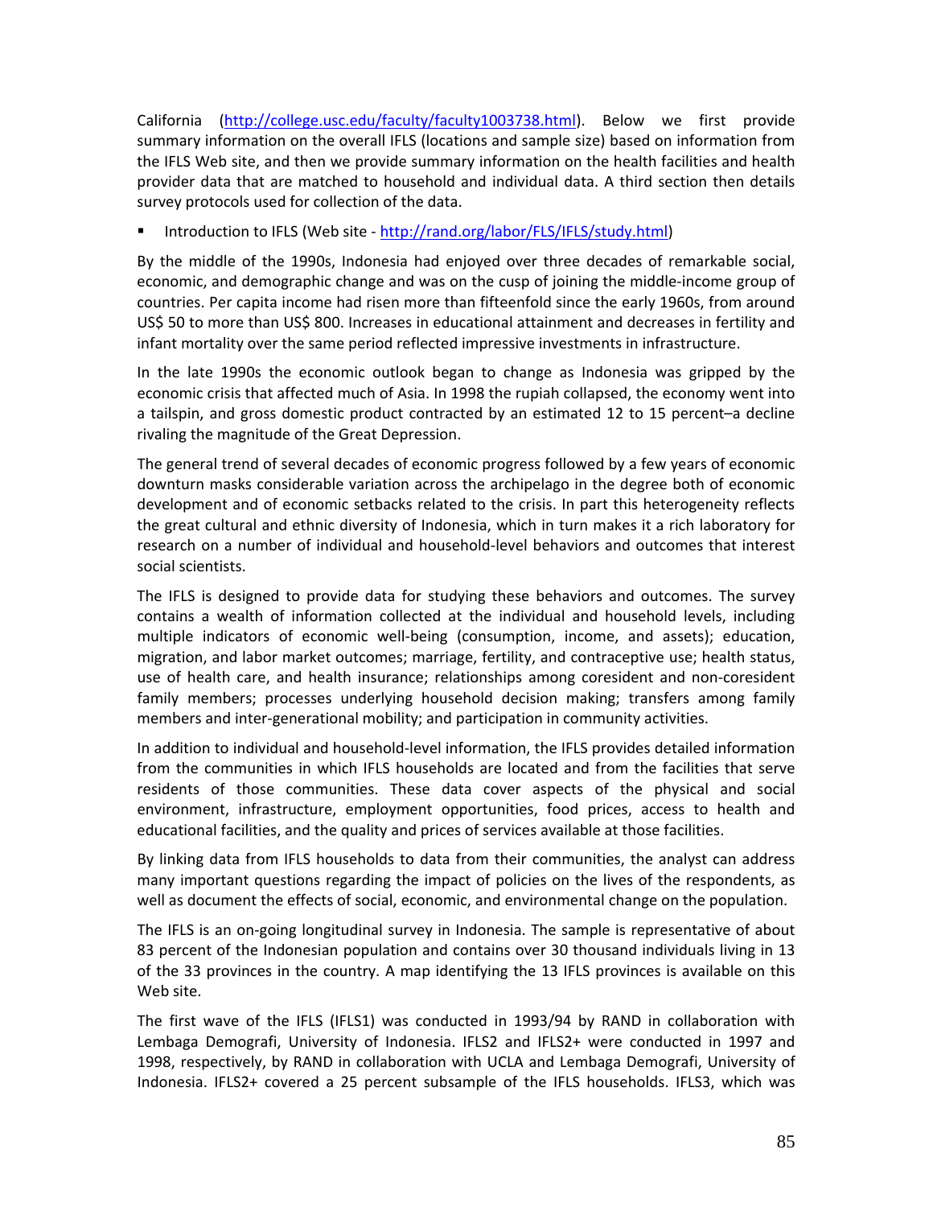California (http://college.usc.edu/faculty/faculty1003738.html). Below we first provide summary information on the overall IFLS (locations and sample size) based on information from the IFLS Web site, and then we provide summary information on the health facilities and health provider data that are matched to household and individual data. A third section then details survey protocols used for collection of the data.

- Introduction to IFLS (Web site - http://rand.org/labor/FLS/IFLS/study.html)

By the middle of the 1990s, Indonesia had enjoyed over three decades of remarkable social, economic, and demographic change and was on the cusp of joining the middle-income group of countries. Per capita income had risen more than fifteenfold since the early 1960s, from around US$ 50 to more than US$ 800. Increases in educational attainment and decreases in fertility and infant mortality over the same period reflected impressive investments in infrastructure.

In the late 1990s the economic outlook began to change as Indonesia was gripped by the economic crisis that affected much of Asia. In 1998 the rupiah collapsed, the economy went into a tailspin, and gross domestic product contracted by an estimated 12 to 15 percent–a decline rivaling the magnitude of the Great Depression.

The general trend of several decades of economic progress followed by a few years of economic downturn masks considerable variation across the archipelago in the degree both of economic development and of economic setbacks related to the crisis. In part this heterogeneity reflects the great cultural and ethnic diversity of Indonesia, which in turn makes it a rich laboratory for research on a number of individual and household-level behaviors and outcomes that interest social scientists.

The IFLS is designed to provide data for studying these behaviors and outcomes. The survey contains a wealth of information collected at the individual and household levels, including multiple indicators of economic well-being (consumption, income, and assets); education, migration, and labor market outcomes; marriage, fertility, and contraceptive use; health status, use of health care, and health insurance; relationships among coresident and non-coresident family members; processes underlying household decision making; transfers among family members and inter-generational mobility; and participation in community activities.

In addition to individual and household-level information, the IFLS provides detailed information from the communities in which IFLS households are located and from the facilities that serve residents of those communities. These data cover aspects of the physical and social environment, infrastructure, employment opportunities, food prices, access to health and educational facilities, and the quality and prices of services available at those facilities.

By linking data from IFLS households to data from their communities, the analyst can address many important questions regarding the impact of policies on the lives of the respondents, as well as document the effects of social, economic, and environmental change on the population.

The IFLS is an on-going longitudinal survey in Indonesia. The sample is representative of about 83 percent of the Indonesian population and contains over 30 thousand individuals living in 13 of the 33 provinces in the country. A map identifying the 13 IFLS provinces is available on this Web site.

The first wave of the IFLS (IFLS1) was conducted in 1993/94 by RAND in collaboration with Lembaga Demografi, University of Indonesia. IFLS2 and IFLS2+ were conducted in 1997 and 1998, respectively, by RAND in collaboration with UCLA and Lembaga Demografi, University of Indonesia. IFLS2+ covered a 25 percent subsample of the IFLS households. IFLS3, which was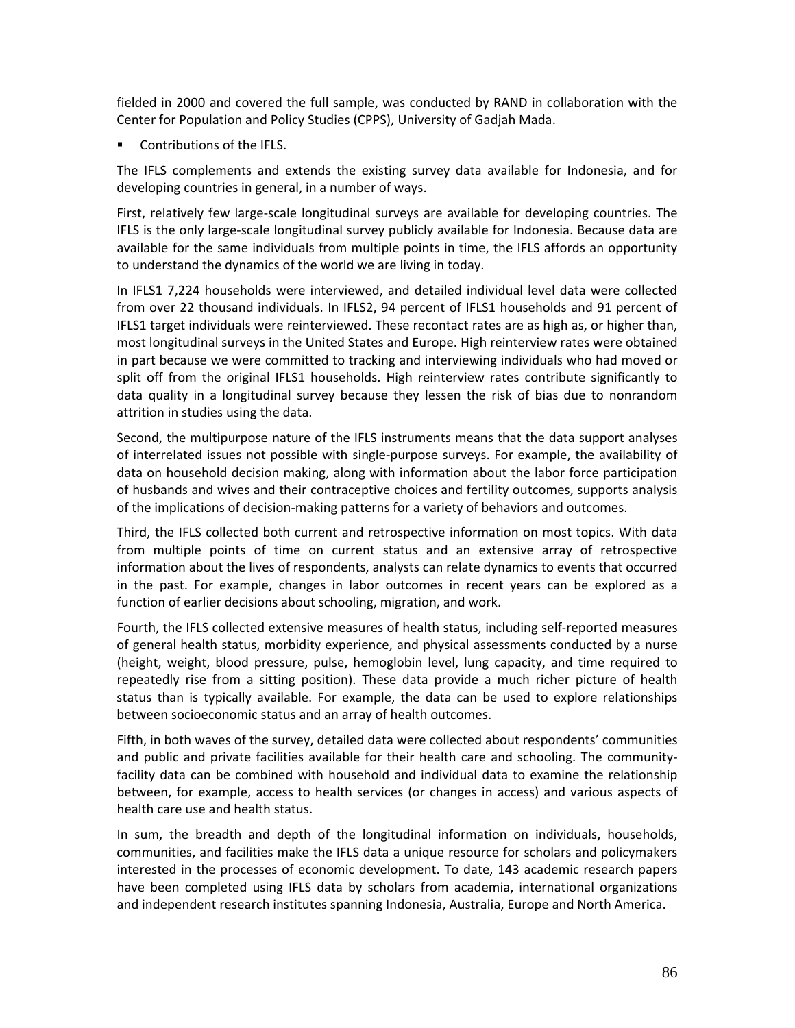fielded in 2000 and covered the full sample, was conducted by RAND in collaboration with the Center for Population and Policy Studies (CPPS), University of Gadjah Mada.

- Contributions of the IFLS.

The IFLS complements and extends the existing survey data available for Indonesia, and for developing countries in general, in a number of ways.

First, relatively few large-scale longitudinal surveys are available for developing countries. The IFLS is the only large-scale longitudinal survey publicly available for Indonesia. Because data are available for the same individuals from multiple points in time, the IFLS affords an opportunity to understand the dynamics of the world we are living in today.

In IFLS1 7,224 households were interviewed, and detailed individual level data were collected from over 22 thousand individuals. In IFLS2, 94 percent of IFLS1 households and 91 percent of IFLS1 target individuals were reinterviewed. These recontact rates are as high as, or higher than, most longitudinal surveys in the United States and Europe. High reinterview rates were obtained in part because we were committed to tracking and interviewing individuals who had moved or split off from the original IFLS1 households. High reinterview rates contribute significantly to data quality in a longitudinal survey because they lessen the risk of bias due to nonrandom attrition in studies using the data.

Second, the multipurpose nature of the IFLS instruments means that the data support analyses of interrelated issues not possible with single-purpose surveys. For example, the availability of data on household decision making, along with information about the labor force participation of husbands and wives and their contraceptive choices and fertility outcomes, supports analysis of the implications of decision-making patterns for a variety of behaviors and outcomes.

Third, the IFLS collected both current and retrospective information on most topics. With data from multiple points of time on current status and an extensive array of retrospective information about the lives of respondents, analysts can relate dynamics to events that occurred in the past. For example, changes in labor outcomes in recent years can be explored as a function of earlier decisions about schooling, migration, and work.

Fourth, the IFLS collected extensive measures of health status, including self-reported measures of general health status, morbidity experience, and physical assessments conducted by a nurse (height, weight, blood pressure, pulse, hemoglobin level, lung capacity, and time required to repeatedly rise from a sitting position). These data provide a much richer picture of health status than is typically available. For example, the data can be used to explore relationships between socioeconomic status and an array of health outcomes.

Fifth, in both waves of the survey, detailed data were collected about respondents' communities and public and private facilities available for their health care and schooling. The community-facility data can be combined with household and individual data to examine the relationship between, for example, access to health services (or changes in access) and various aspects of health care use and health status.

In sum, the breadth and depth of the longitudinal information on individuals, households, communities, and facilities make the IFLS data a unique resource for scholars and policymakers interested in the processes of economic development. To date, 143 academic research papers have been completed using IFLS data by scholars from academia, international organizations and independent research institutes spanning Indonesia, Australia, Europe and North America.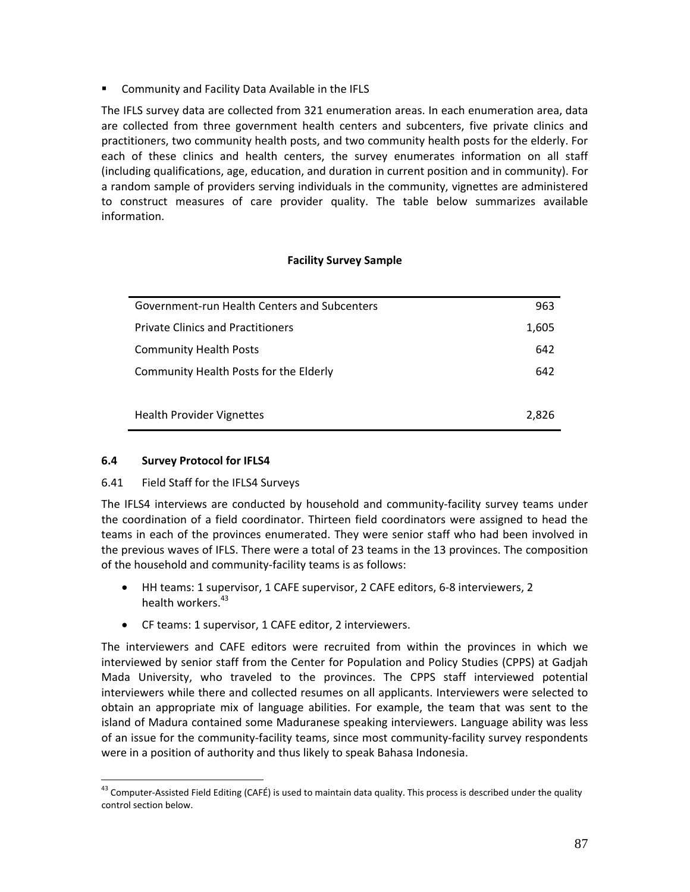- Community and Facility Data Available in the IFLS

The IFLS survey data are collected from 321 enumeration areas. In each enumeration area, data are collected from three government health centers and subcenters, five private clinics and practitioners, two community health posts, and two community health posts for the elderly. For each of these clinics and health centers, the survey enumerates information on all staff (including qualifications, age, education, and duration in current position and in community). For a random sample of providers serving individuals in the community, vignettes are administered to construct measures of care provider quality. The table below summarizes available information.

**Facility Survey Sample**

| | |
|---|---:|
| Government-run Health Centers and Subcenters | 963 |
| Private Clinics and Practitioners | 1,605 |
| Community Health Posts | 642 |
| Community Health Posts for the Elderly | 642 |
| | |
| Health Provider Vignettes | 2,826 |

### 6.4 Survey Protocol for IFLS4

6.41 Field Staff for the IFLS4 Surveys

The IFLS4 interviews are conducted by household and community-facility survey teams under the coordination of a field coordinator. Thirteen field coordinators were assigned to head the teams in each of the provinces enumerated. They were senior staff who had been involved in the previous waves of IFLS. There were a total of 23 teams in the 13 provinces. The composition of the household and community-facility teams is as follows:

- HH teams: 1 supervisor, 1 CAFE supervisor, 2 CAFE editors, 6-8 interviewers, 2 health workers.[43]
- CF teams: 1 supervisor, 1 CAFE editor, 2 interviewers.

The interviewers and CAFE editors were recruited from within the provinces in which we interviewed by senior staff from the Center for Population and Policy Studies (CPPS) at Gadjah Mada University, who traveled to the provinces. The CPPS staff interviewed potential interviewers while there and collected resumes on all applicants. Interviewers were selected to obtain an appropriate mix of language abilities. For example, the team that was sent to the island of Madura contained some Maduranese speaking interviewers. Language ability was less of an issue for the community-facility teams, since most community-facility survey respondents were in a position of authority and thus likely to speak Bahasa Indonesia.

[43] Computer-Assisted Field Editing (CAFÉ) is used to maintain data quality. This process is described under the quality control section below.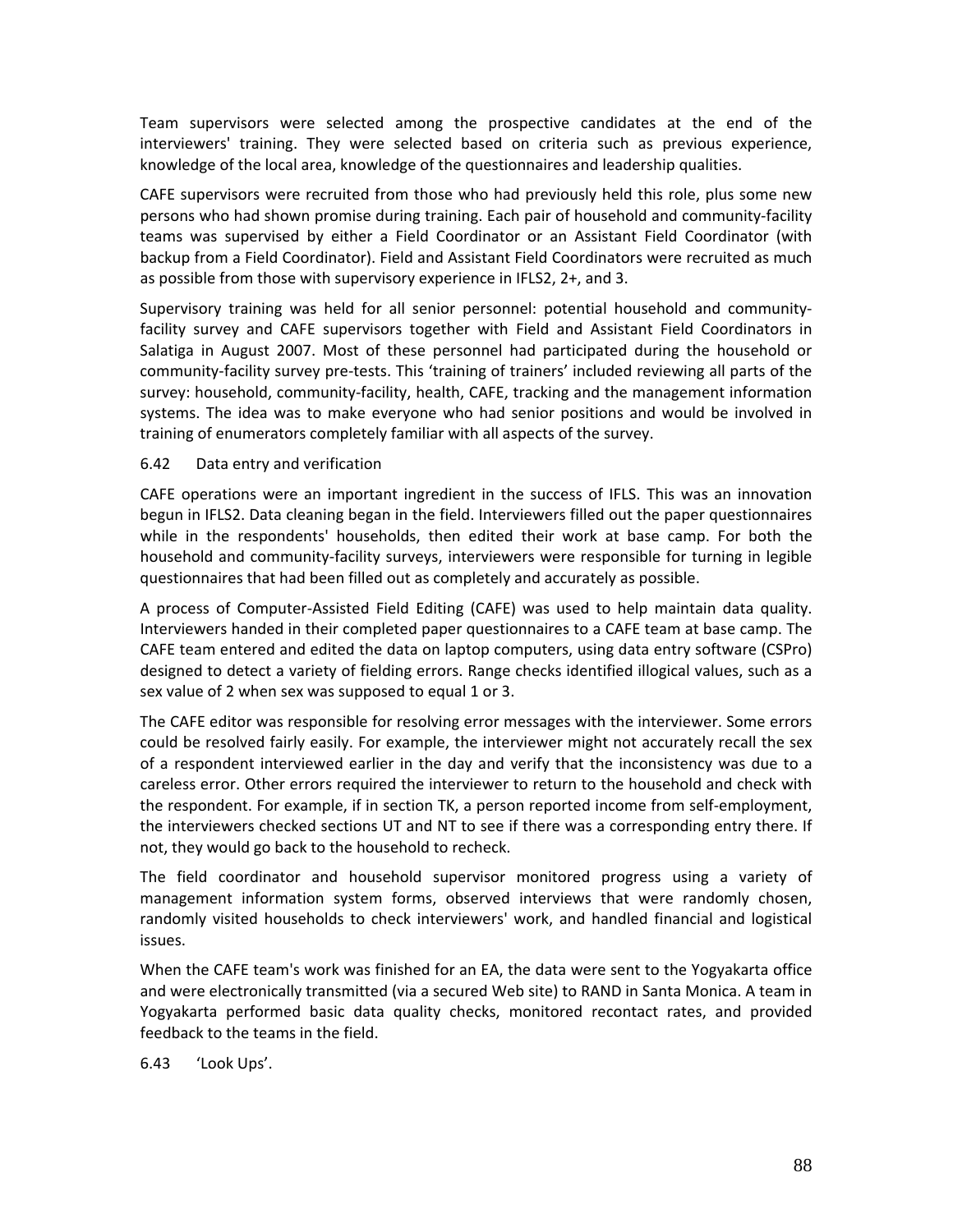Team supervisors were selected among the prospective candidates at the end of the interviewers' training. They were selected based on criteria such as previous experience, knowledge of the local area, knowledge of the questionnaires and leadership qualities.

CAFE supervisors were recruited from those who had previously held this role, plus some new persons who had shown promise during training. Each pair of household and community-facility teams was supervised by either a Field Coordinator or an Assistant Field Coordinator (with backup from a Field Coordinator). Field and Assistant Field Coordinators were recruited as much as possible from those with supervisory experience in IFLS2, 2+, and 3.

Supervisory training was held for all senior personnel: potential household and community-facility survey and CAFE supervisors together with Field and Assistant Field Coordinators in Salatiga in August 2007. Most of these personnel had participated during the household or community-facility survey pre-tests. This 'training of trainers' included reviewing all parts of the survey: household, community-facility, health, CAFE, tracking and the management information systems. The idea was to make everyone who had senior positions and would be involved in training of enumerators completely familiar with all aspects of the survey.

### 6.42 Data entry and verification

CAFE operations were an important ingredient in the success of IFLS. This was an innovation begun in IFLS2. Data cleaning began in the field. Interviewers filled out the paper questionnaires while in the respondents' households, then edited their work at base camp. For both the household and community-facility surveys, interviewers were responsible for turning in legible questionnaires that had been filled out as completely and accurately as possible.

A process of Computer-Assisted Field Editing (CAFE) was used to help maintain data quality. Interviewers handed in their completed paper questionnaires to a CAFE team at base camp. The CAFE team entered and edited the data on laptop computers, using data entry software (CSPro) designed to detect a variety of fielding errors. Range checks identified illogical values, such as a sex value of 2 when sex was supposed to equal 1 or 3.

The CAFE editor was responsible for resolving error messages with the interviewer. Some errors could be resolved fairly easily. For example, the interviewer might not accurately recall the sex of a respondent interviewed earlier in the day and verify that the inconsistency was due to a careless error. Other errors required the interviewer to return to the household and check with the respondent. For example, if in section TK, a person reported income from self-employment, the interviewers checked sections UT and NT to see if there was a corresponding entry there. If not, they would go back to the household to recheck.

The field coordinator and household supervisor monitored progress using a variety of management information system forms, observed interviews that were randomly chosen, randomly visited households to check interviewers' work, and handled financial and logistical issues.

When the CAFE team's work was finished for an EA, the data were sent to the Yogyakarta office and were electronically transmitted (via a secured Web site) to RAND in Santa Monica. A team in Yogyakarta performed basic data quality checks, monitored recontact rates, and provided feedback to the teams in the field.

### 6.43 'Look Ups'.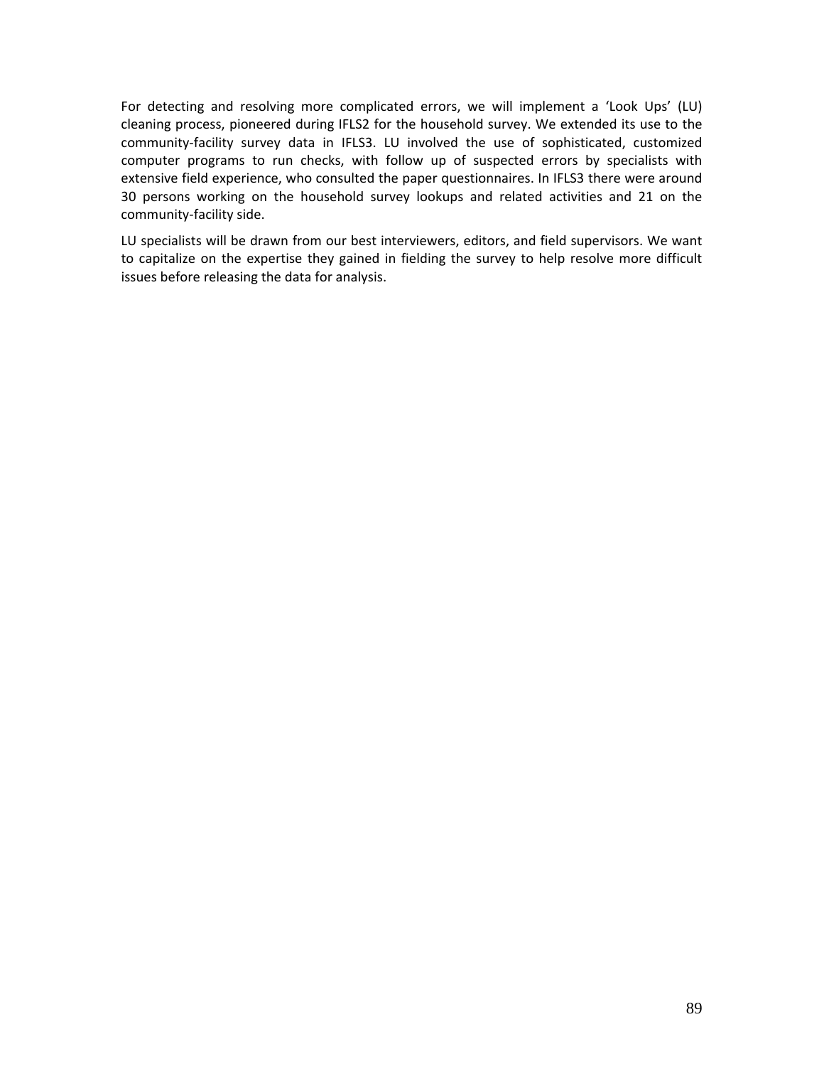For detecting and resolving more complicated errors, we will implement a 'Look Ups' (LU) cleaning process, pioneered during IFLS2 for the household survey. We extended its use to the community-facility survey data in IFLS3. LU involved the use of sophisticated, customized computer programs to run checks, with follow up of suspected errors by specialists with extensive field experience, who consulted the paper questionnaires. In IFLS3 there were around 30 persons working on the household survey lookups and related activities and 21 on the community-facility side.

LU specialists will be drawn from our best interviewers, editors, and field supervisors. We want to capitalize on the expertise they gained in fielding the survey to help resolve more difficult issues before releasing the data for analysis.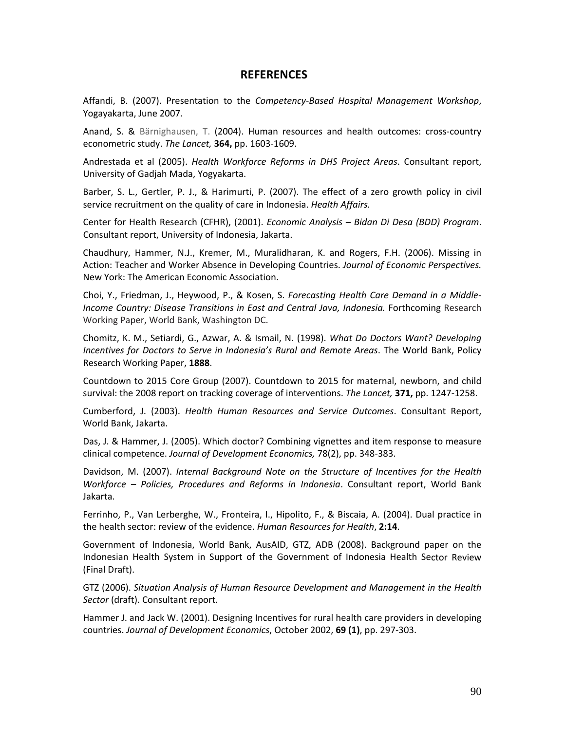# REFERENCES

Affandi, B. (2007). Presentation to the *Competency-Based Hospital Management Workshop*, Yogayakarta, June 2007.

Anand, S. & Bärnighausen, T. (2004). Human resources and health outcomes: cross-country econometric study. *The Lancet,* **364,** pp. 1603-1609.

Andrestada et al (2005). *Health Workforce Reforms in DHS Project Areas*. Consultant report, University of Gadjah Mada, Yogyakarta.

Barber, S. L., Gertler, P. J., & Harimurti, P. (2007). The effect of a zero growth policy in civil service recruitment on the quality of care in Indonesia. *Health Affairs.*

Center for Health Research (CFHR), (2001). *Economic Analysis – Bidan Di Desa (BDD) Program*. Consultant report, University of Indonesia, Jakarta.

Chaudhury, Hammer, N.J., Kremer, M., Muralidharan, K. and Rogers, F.H. (2006). Missing in Action: Teacher and Worker Absence in Developing Countries. *Journal of Economic Perspectives.* New York: The American Economic Association.

Choi, Y., Friedman, J., Heywood, P., & Kosen, S. *Forecasting Health Care Demand in a Middle-Income Country: Disease Transitions in East and Central Java, Indonesia.* Forthcoming Research Working Paper, World Bank, Washington DC.

Chomitz, K. M., Setiardi, G., Azwar, A. & Ismail, N. (1998). *What Do Doctors Want? Developing Incentives for Doctors to Serve in Indonesia's Rural and Remote Areas*. The World Bank, Policy Research Working Paper, **1888**.

Countdown to 2015 Core Group (2007). Countdown to 2015 for maternal, newborn, and child survival: the 2008 report on tracking coverage of interventions. *The Lancet,* **371,** pp. 1247-1258.

Cumberford, J. (2003). *Health Human Resources and Service Outcomes*. Consultant Report, World Bank, Jakarta.

Das, J. & Hammer, J. (2005). Which doctor? Combining vignettes and item response to measure clinical competence. *Journal of Development Economics,* 78(2), pp. 348-383.

Davidson, M. (2007). *Internal Background Note on the Structure of Incentives for the Health Workforce – Policies, Procedures and Reforms in Indonesia*. Consultant report, World Bank Jakarta.

Ferrinho, P., Van Lerberghe, W., Fronteira, I., Hipolito, F., & Biscaia, A. (2004). Dual practice in the health sector: review of the evidence. *Human Resources for Health*, **2:14**.

Government of Indonesia, World Bank, AusAID, GTZ, ADB (2008). Background paper on the Indonesian Health System in Support of the Government of Indonesia Health Sector Review (Final Draft).

GTZ (2006). *Situation Analysis of Human Resource Development and Management in the Health Sector* (draft). Consultant report.

Hammer J. and Jack W. (2001). Designing Incentives for rural health care providers in developing countries. *Journal of Development Economics*, October 2002, **69 (1)**, pp. 297-303.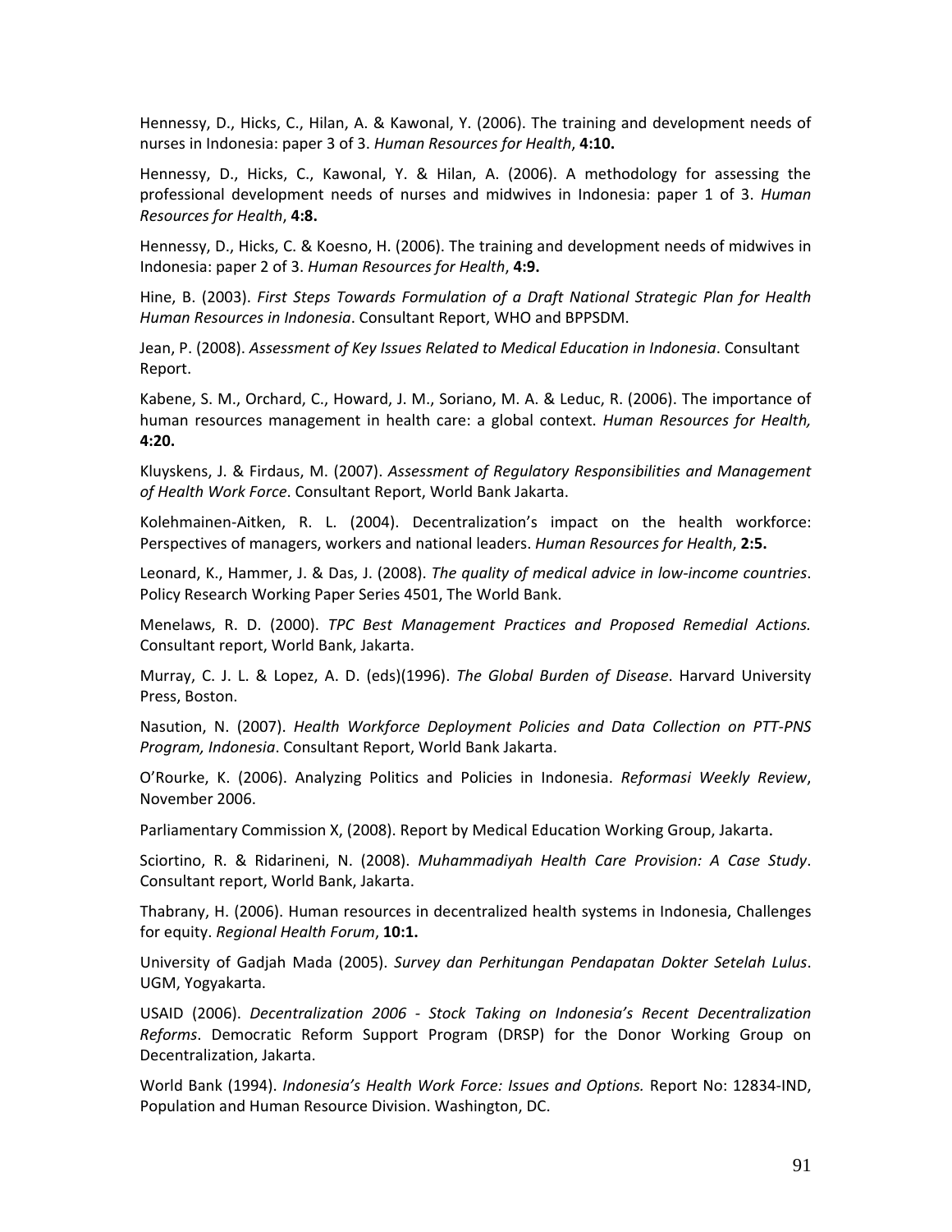Hennessy, D., Hicks, C., Hilan, A. & Kawonal, Y. (2006). The training and development needs of nurses in Indonesia: paper 3 of 3. *Human Resources for Health*, **4:10.**

Hennessy, D., Hicks, C., Kawonal, Y. & Hilan, A. (2006). A methodology for assessing the professional development needs of nurses and midwives in Indonesia: paper 1 of 3. *Human Resources for Health*, **4:8.**

Hennessy, D., Hicks, C. & Koesno, H. (2006). The training and development needs of midwives in Indonesia: paper 2 of 3. *Human Resources for Health*, **4:9.**

Hine, B. (2003). *First Steps Towards Formulation of a Draft National Strategic Plan for Health Human Resources in Indonesia*. Consultant Report, WHO and BPPSDM.

Jean, P. (2008). *Assessment of Key Issues Related to Medical Education in Indonesia*. Consultant Report.

Kabene, S. M., Orchard, C., Howard, J. M., Soriano, M. A. & Leduc, R. (2006). The importance of human resources management in health care: a global context. *Human Resources for Health,* **4:20.**

Kluyskens, J. & Firdaus, M. (2007). *Assessment of Regulatory Responsibilities and Management of Health Work Force*. Consultant Report, World Bank Jakarta.

Kolehmainen-Aitken, R. L. (2004). Decentralization's impact on the health workforce: Perspectives of managers, workers and national leaders. *Human Resources for Health*, **2:5.**

Leonard, K., Hammer, J. & Das, J. (2008). *The quality of medical advice in low-income countries*. Policy Research Working Paper Series 4501, The World Bank.

Menelaws, R. D. (2000). *TPC Best Management Practices and Proposed Remedial Actions.* Consultant report, World Bank, Jakarta.

Murray, C. J. L. & Lopez, A. D. (eds)(1996). *The Global Burden of Disease*. Harvard University Press, Boston.

Nasution, N. (2007). *Health Workforce Deployment Policies and Data Collection on PTT-PNS Program, Indonesia*. Consultant Report, World Bank Jakarta.

O'Rourke, K. (2006). Analyzing Politics and Policies in Indonesia. *Reformasi Weekly Review*, November 2006.

Parliamentary Commission X, (2008). Report by Medical Education Working Group, Jakarta.

Sciortino, R. & Ridarineni, N. (2008). *Muhammadiyah Health Care Provision: A Case Study*. Consultant report, World Bank, Jakarta.

Thabrany, H. (2006). Human resources in decentralized health systems in Indonesia, Challenges for equity. *Regional Health Forum*, **10:1.**

University of Gadjah Mada (2005). *Survey dan Perhitungan Pendapatan Dokter Setelah Lulus*. UGM, Yogyakarta.

USAID (2006). *Decentralization 2006 - Stock Taking on Indonesia's Recent Decentralization Reforms*. Democratic Reform Support Program (DRSP) for the Donor Working Group on Decentralization, Jakarta.

World Bank (1994). *Indonesia's Health Work Force: Issues and Options.* Report No: 12834-IND, Population and Human Resource Division. Washington, DC.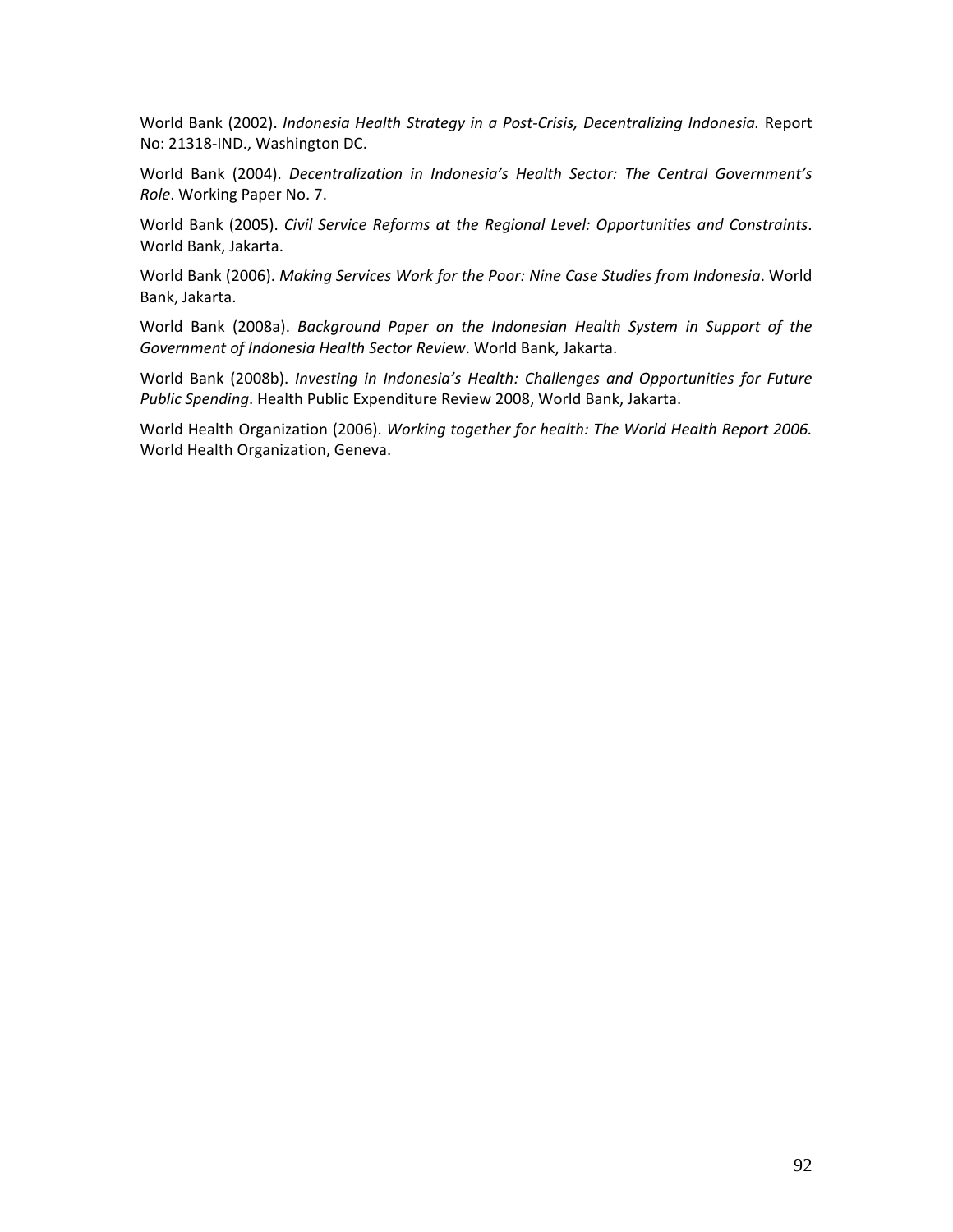World Bank (2002). *Indonesia Health Strategy in a Post-Crisis, Decentralizing Indonesia.* Report No: 21318-IND., Washington DC.

World Bank (2004). *Decentralization in Indonesia's Health Sector: The Central Government's Role*. Working Paper No. 7.

World Bank (2005). *Civil Service Reforms at the Regional Level: Opportunities and Constraints*. World Bank, Jakarta.

World Bank (2006). *Making Services Work for the Poor: Nine Case Studies from Indonesia*. World Bank, Jakarta.

World Bank (2008a). *Background Paper on the Indonesian Health System in Support of the Government of Indonesia Health Sector Review*. World Bank, Jakarta.

World Bank (2008b). *Investing in Indonesia's Health: Challenges and Opportunities for Future Public Spending*. Health Public Expenditure Review 2008, World Bank, Jakarta.

World Health Organization (2006). *Working together for health: The World Health Report 2006.* World Health Organization, Geneva.